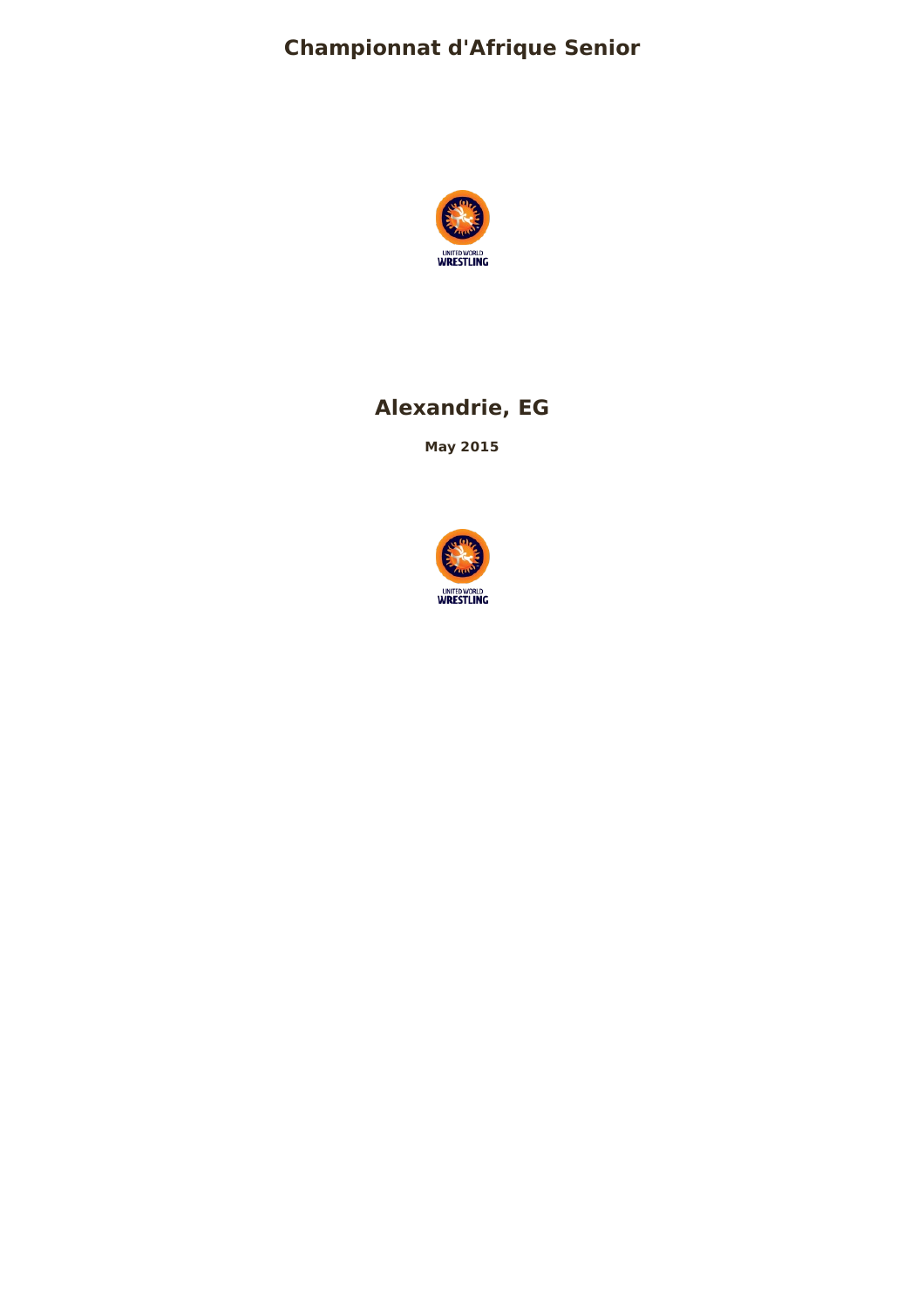# Championnat d'Afrique Senior

## Alexandrie, EG

**May 2015**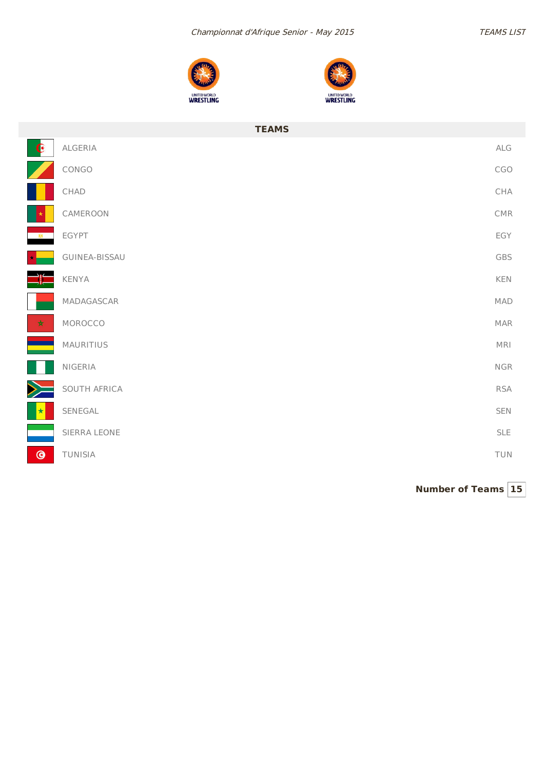## TEAMS

| Team | Code |
|---|---|
| ALGERIA | ALG |
| CONGO | CGO |
| CHAD | CHA |
| CAMEROON | CMR |
| EGYPT | EGY |
| GUINEA-BISSAU | GBS |
| KENYA | KEN |
| MADAGASCAR | MAD |
| MOROCCO | MAR |
| MAURITIUS | MRI |
| NIGERIA | NGR |
| SOUTH AFRICA | RSA |
| SENEGAL | SEN |
| SIERRA LEONE | SLE |
| TUNISIA | TUN |

**Number of Teams** 15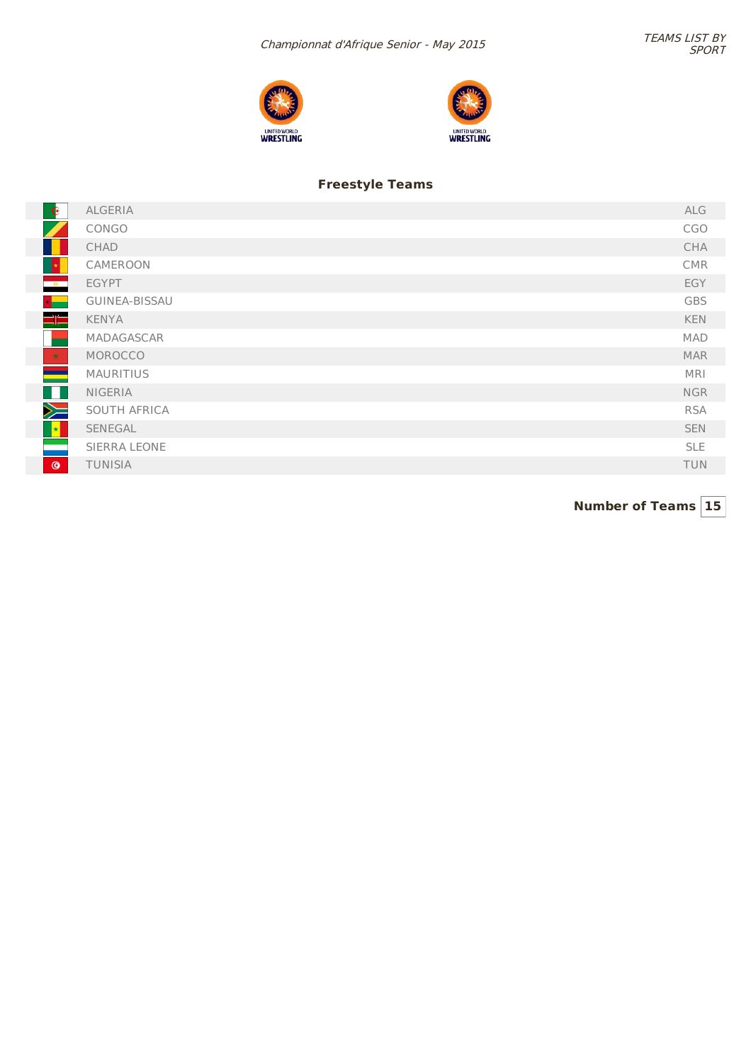*Championnat d'Afrique Senior - May 2015*

*TEAMS LIST BY SPORT*

## Freestyle Teams

| Team | Code |
|---|---|
| ALGERIA | ALG |
| CONGO | CGO |
| CHAD | CHA |
| CAMEROON | CMR |
| EGYPT | EGY |
| GUINEA-BISSAU | GBS |
| KENYA | KEN |
| MADAGASCAR | MAD |
| MOROCCO | MAR |
| MAURITIUS | MRI |
| NIGERIA | NGR |
| SOUTH AFRICA | RSA |
| SENEGAL | SEN |
| SIERRA LEONE | SLE |
| TUNISIA | TUN |

**Number of Teams** **15**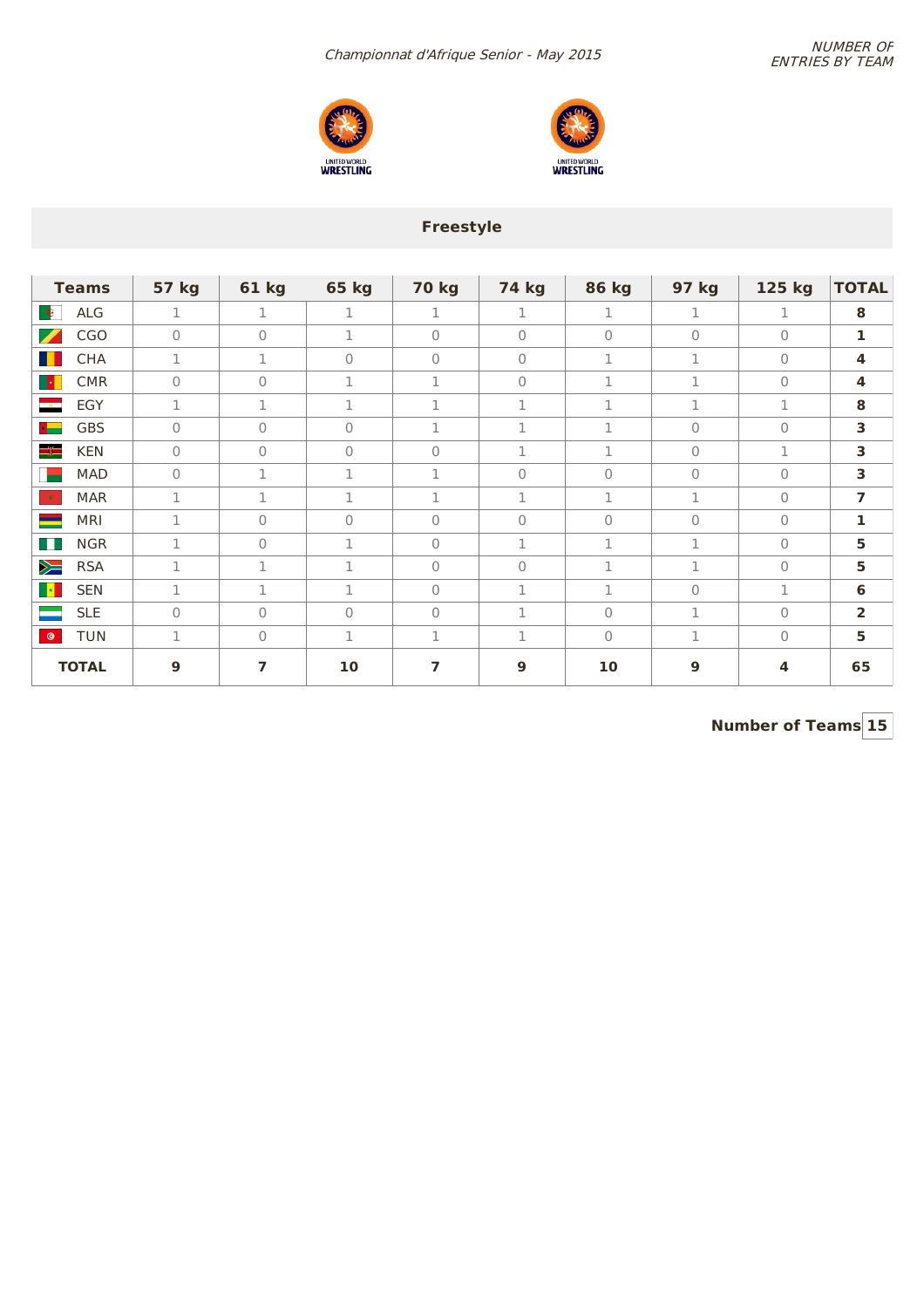*Championnat d'Afrique Senior - May 2015*

*NUMBER OF ENTRIES BY TEAM*

## Freestyle

| Teams | 57 kg | 61 kg | 65 kg | 70 kg | 74 kg | 86 kg | 97 kg | 125 kg | TOTAL |
|---|---|---|---|---|---|---|---|---|---|
| ALG | 1 | 1 | 1 | 1 | 1 | 1 | 1 | 1 | **8** |
| CGO | 0 | 0 | 1 | 0 | 0 | 0 | 0 | 0 | **1** |
| CHA | 1 | 1 | 0 | 0 | 0 | 1 | 1 | 0 | **4** |
| CMR | 0 | 0 | 1 | 1 | 0 | 1 | 1 | 0 | **4** |
| EGY | 1 | 1 | 1 | 1 | 1 | 1 | 1 | 1 | **8** |
| GBS | 0 | 0 | 0 | 1 | 1 | 1 | 0 | 0 | **3** |
| KEN | 0 | 0 | 0 | 0 | 1 | 1 | 0 | 1 | **3** |
| MAD | 0 | 1 | 1 | 1 | 0 | 0 | 0 | 0 | **3** |
| MAR | 1 | 1 | 1 | 1 | 1 | 1 | 1 | 0 | **7** |
| MRI | 1 | 0 | 0 | 0 | 0 | 0 | 0 | 0 | **1** |
| NGR | 1 | 0 | 1 | 0 | 1 | 1 | 1 | 0 | **5** |
| RSA | 1 | 1 | 1 | 0 | 0 | 1 | 1 | 0 | **5** |
| SEN | 1 | 1 | 1 | 0 | 1 | 1 | 0 | 1 | **6** |
| SLE | 0 | 0 | 0 | 0 | 1 | 0 | 1 | 0 | **2** |
| TUN | 1 | 0 | 1 | 1 | 1 | 0 | 1 | 0 | **5** |
| **TOTAL** | **9** | **7** | **10** | **7** | **9** | **10** | **9** | **4** | **65** |

**Number of Teams** **15**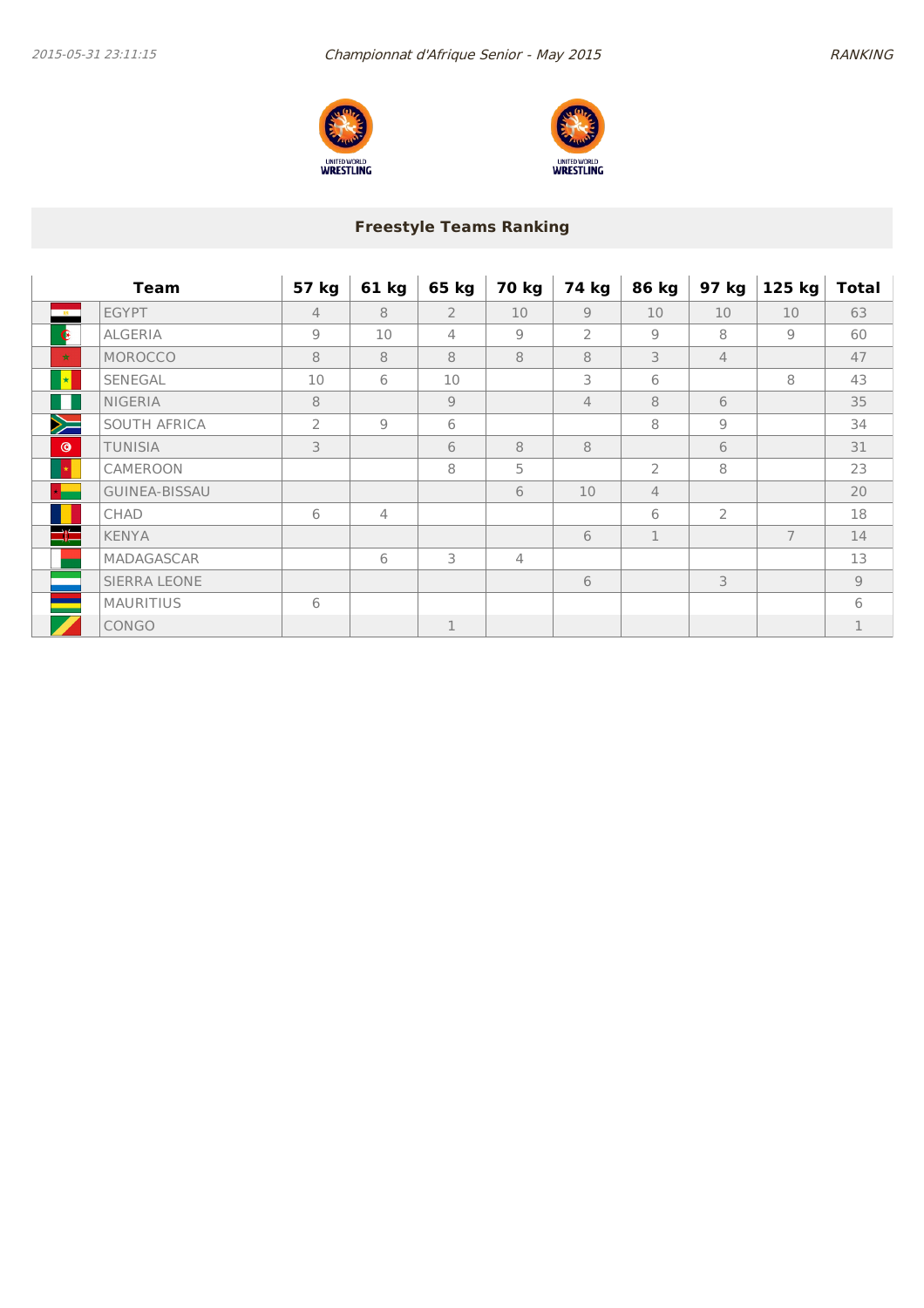## Freestyle Teams Ranking

| Team | 57 kg | 61 kg | 65 kg | 70 kg | 74 kg | 86 kg | 97 kg | 125 kg | Total |
|---|---|---|---|---|---|---|---|---|---|
| EGYPT | 4 | 8 | 2 | 10 | 9 | 10 | 10 | 10 | 63 |
| ALGERIA | 9 | 10 | 4 | 9 | 2 | 9 | 8 | 9 | 60 |
| MOROCCO | 8 | 8 | 8 | 8 | 8 | 3 | 4 | | 47 |
| SENEGAL | 10 | 6 | 10 | | 3 | 6 | | 8 | 43 |
| NIGERIA | 8 | | 9 | | 4 | 8 | 6 | | 35 |
| SOUTH AFRICA | 2 | 9 | 6 | | | 8 | 9 | | 34 |
| TUNISIA | 3 | | 6 | 8 | 8 | | 6 | | 31 |
| CAMEROON | | | 8 | 5 | | 2 | 8 | | 23 |
| GUINEA-BISSAU | | | | 6 | 10 | 4 | | | 20 |
| CHAD | 6 | 4 | | | | 6 | 2 | | 18 |
| KENYA | | | | | 6 | 1 | | 7 | 14 |
| MADAGASCAR | | 6 | 3 | 4 | | | | | 13 |
| SIERRA LEONE | | | | | 6 | | 3 | | 9 |
| MAURITIUS | 6 | | | | | | | | 6 |
| CONGO | | | 1 | | | | | | 1 |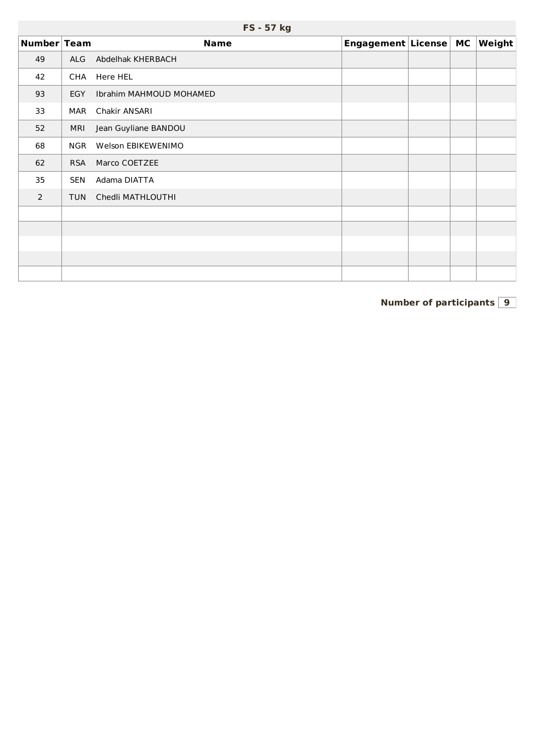## FS - 57 kg

| Number | Team | Name | Engagement | License | MC | Weight |
|---|---|---|---|---|---|---|
| 49 | ALG | Abdelhak KHERBACH | | | | |
| 42 | CHA | Here HEL | | | | |
| 93 | EGY | Ibrahim MAHMOUD MOHAMED | | | | |
| 33 | MAR | Chakir ANSARI | | | | |
| 52 | MRI | Jean Guyliane BANDOU | | | | |
| 68 | NGR | Welson EBIKEWENIMO | | | | |
| 62 | RSA | Marco COETZEE | | | | |
| 35 | SEN | Adama DIATTA | | | | |
| 2 | TUN | Chedli MATHLOUTHI | | | | |
| | | | | | | |
| | | | | | | |
| | | | | | | |
| | | | | | | |
| | | | | | | |

**Number of participants** 9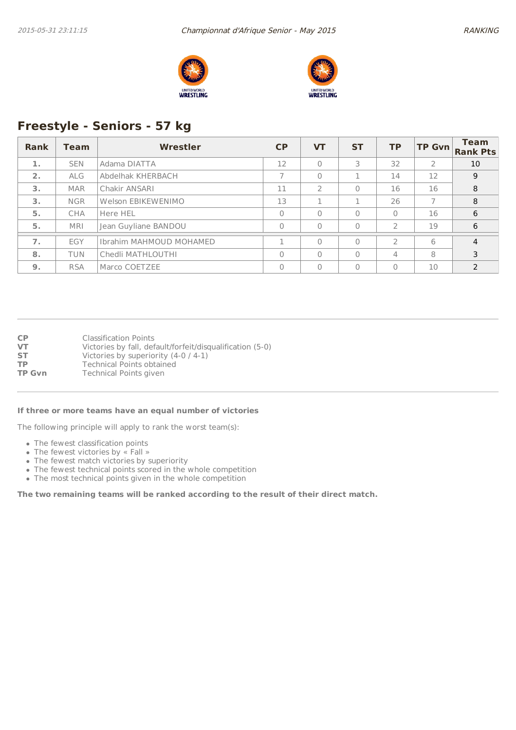## Freestyle - Seniors - 57 kg

| Rank | Team | Wrestler | CP | VT | ST | TP | TP Gvn | Team Rank Pts |
|---|---|---|---|---|---|---|---|---|
| 1. | SEN | Adama DIATTA | 12 | 0 | 3 | 32 | 2 | 10 |
| 2. | ALG | Abdelhak KHERBACH | 7 | 0 | 1 | 14 | 12 | 9 |
| 3. | MAR | Chakir ANSARI | 11 | 2 | 0 | 16 | 16 | 8 |
| 3. | NGR | Welson EBIKEWENIMO | 13 | 1 | 1 | 26 | 7 | 8 |
| 5. | CHA | Here HEL | 0 | 0 | 0 | 0 | 16 | 6 |
| 5. | MRI | Jean Guyliane BANDOU | 0 | 0 | 0 | 2 | 19 | 6 |
| 7. | EGY | Ibrahim MAHMOUD MOHAMED | 1 | 0 | 0 | 2 | 6 | 4 |
| 8. | TUN | Chedli MATHLOUTHI | 0 | 0 | 0 | 4 | 8 | 3 |
| 9. | RSA | Marco COETZEE | 0 | 0 | 0 | 0 | 10 | 2 |

**CP** Classification Points
**VT** Victories by fall, default/forfeit/disqualification (5-0)
**ST** Victories by superiority (4-0 / 4-1)
**TP** Technical Points obtained
**TP Gvn** Technical Points given

**If three or more teams have an equal number of victories**

The following principle will apply to rank the worst team(s):

- The fewest classification points
- The fewest victories by « Fall »
- The fewest match victories by superiority
- The fewest technical points scored in the whole competition
- The most technical points given in the whole competition

**The two remaining teams will be ranked according to the result of their direct match.**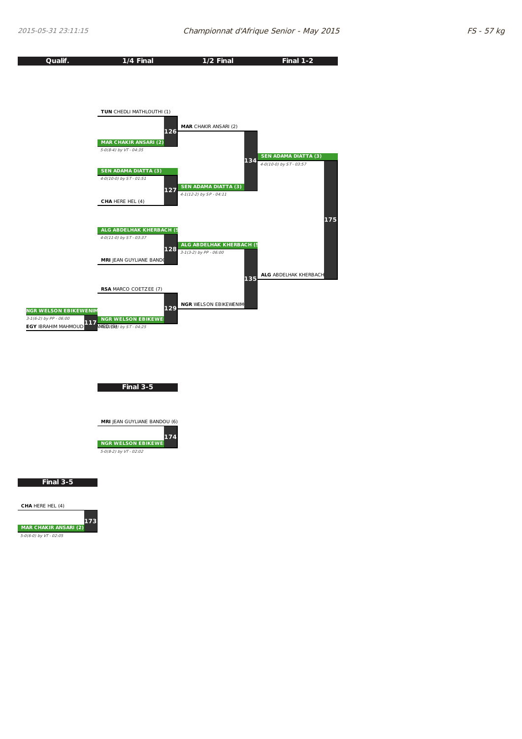2015-05-31 23:11:15 — Championnat d'Afrique Senior - May 2015 — FS - 57 kg

| Qualif. | 1/4 Final | 1/2 Final | Final 1-2 |
|---|---|---|---|

**Qualif.**

- Bout 117: **NGR WELSON EBIKEWENIM** def. **EGY** IBRAHIM MAHMOUD AMED (9) — *3-1(6-2) by PP - 06:00*

**1/4 Final**

- Bout 126: **TUN** CHEDLI MATHLOUTHI (1) vs **MAR CHAKIR ANSARI (2)** — winner MAR CHAKIR ANSARI (2) — *5-0(8-4) by VT - 04:35*
- Bout 127: **SEN ADAMA DIATTA (3)** vs **CHA** HERE HEL (4) — winner SEN ADAMA DIATTA (3) — *4-0(10-0) by ST - 01:51*
- Bout 128: **ALG ABDELHAK KHERBACH (5** vs **MRI** JEAN GUYLIANE BANDO — winner ALG ABDELHAK KHERBACH — *4-0(11-0) by ST - 03:37*
- Bout 129: **RSA** MARCO COETZEE (7) vs **NGR WELSON EBIKEWE** — winner NGR WELSON EBIKEWENIM — *…) by ST - 04:25*

**1/2 Final**

- Bout 134: **MAR** CHAKIR ANSARI (2) vs **SEN ADAMA DIATTA (3)** — winner SEN ADAMA DIATTA (3) — *4-1(12-2) by SP - 04:11*
- Bout 135: **ALG ABDELHAK KHERBACH (5** vs **NGR** WELSON EBIKEWENIM — winner ALG ABDELHAK KHERBACH — *3-1(3-2) by PP - 06:00*

**Final 1-2**

- Bout 175: **SEN ADAMA DIATTA (3)** vs **ALG** ABDELHAK KHERBACH — winner SEN ADAMA DIATTA (3) — *4-0(10-0) by ST - 03:57*

## Final 3-5

- Bout 174: **MRI** JEAN GUYLIANE BANDOU (6) vs **NGR WELSON EBIKEWE** — winner NGR WELSON EBIKEWENIM — *5-0(8-2) by VT - 02:02*

## Final 3-5

- Bout 173: **CHA** HERE HEL (4) vs **MAR CHAKIR ANSARI (2)** — winner MAR CHAKIR ANSARI (2) — *5-0(6-0) by VT - 02:05*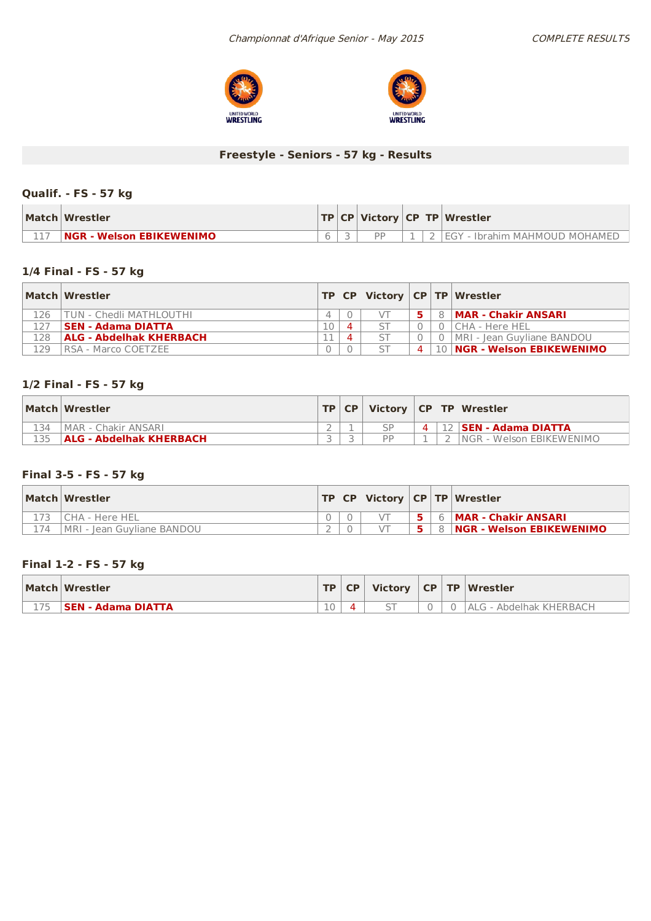## Freestyle - Seniors - 57 kg - Results

### Qualif. - FS - 57 kg

| Match | Wrestler | TP | CP | Victory | CP | TP | Wrestler |
|---|---|---|---|---|---|---|---|
| 117 | **NGR - Welson EBIKEWENIMO** | 6 | 3 | PP | 1 | 2 | EGY - Ibrahim MAHMOUD MOHAMED |

### 1/4 Final - FS - 57 kg

| Match | Wrestler | TP | CP | Victory | CP | TP | Wrestler |
|---|---|---|---|---|---|---|---|
| 126 | TUN - Chedli MATHLOUTHI | 4 | 0 | VT | 5 | 8 | **MAR - Chakir ANSARI** |
| 127 | **SEN - Adama DIATTA** | 10 | 4 | ST | 0 | 0 | CHA - Here HEL |
| 128 | **ALG - Abdelhak KHERBACH** | 11 | 4 | ST | 0 | 0 | MRI - Jean Guyliane BANDOU |
| 129 | RSA - Marco COETZEE | 0 | 0 | ST | 4 | 10 | **NGR - Welson EBIKEWENIMO** |

### 1/2 Final - FS - 57 kg

| Match | Wrestler | TP | CP | Victory | CP | TP | Wrestler |
|---|---|---|---|---|---|---|---|
| 134 | MAR - Chakir ANSARI | 2 | 1 | SP | 4 | 12 | **SEN - Adama DIATTA** |
| 135 | **ALG - Abdelhak KHERBACH** | 3 | 3 | PP | 1 | 2 | NGR - Welson EBIKEWENIMO |

### Final 3-5 - FS - 57 kg

| Match | Wrestler | TP | CP | Victory | CP | TP | Wrestler |
|---|---|---|---|---|---|---|---|
| 173 | CHA - Here HEL | 0 | 0 | VT | 5 | 6 | **MAR - Chakir ANSARI** |
| 174 | MRI - Jean Guyliane BANDOU | 2 | 0 | VT | 5 | 8 | **NGR - Welson EBIKEWENIMO** |

### Final 1-2 - FS - 57 kg

| Match | Wrestler | TP | CP | Victory | CP | TP | Wrestler |
|---|---|---|---|---|---|---|---|
| 175 | **SEN - Adama DIATTA** | 10 | 4 | ST | 0 | 0 | ALG - Abdelhak KHERBACH |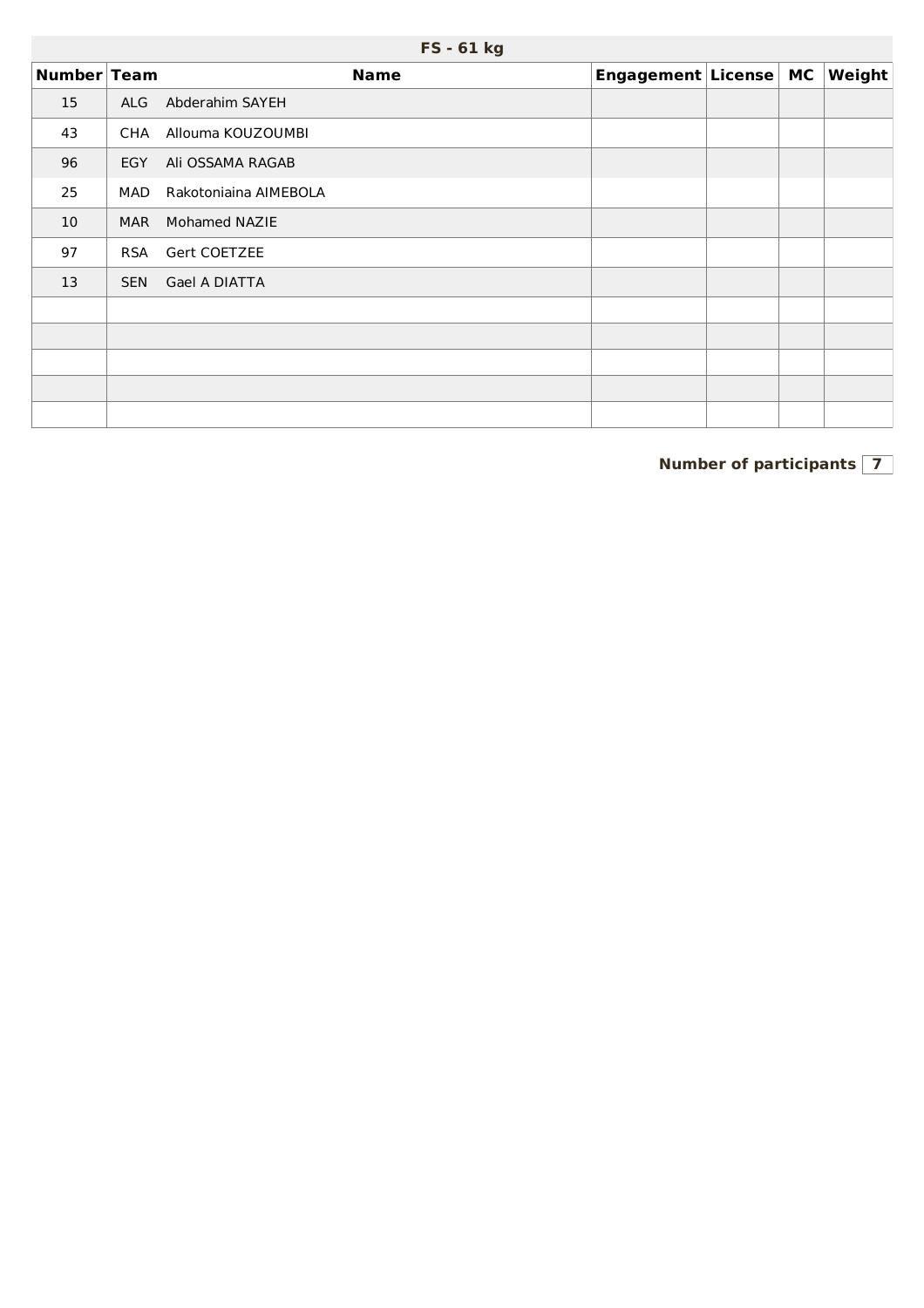**FS - 61 kg**

| Number | Team | Name | Engagement | License | MC | Weight |
|---|---|---|---|---|---|---|
| 15 | ALG | Abderahim SAYEH | | | | |
| 43 | CHA | Allouma KOUZOUMBI | | | | |
| 96 | EGY | Ali OSSAMA RAGAB | | | | |
| 25 | MAD | Rakotoniaina AIMEBOLA | | | | |
| 10 | MAR | Mohamed NAZIE | | | | |
| 97 | RSA | Gert COETZEE | | | | |
| 13 | SEN | Gael A DIATTA | | | | |
| | | | | | | |
| | | | | | | |
| | | | | | | |
| | | | | | | |
| | | | | | | |

**Number of participants** 7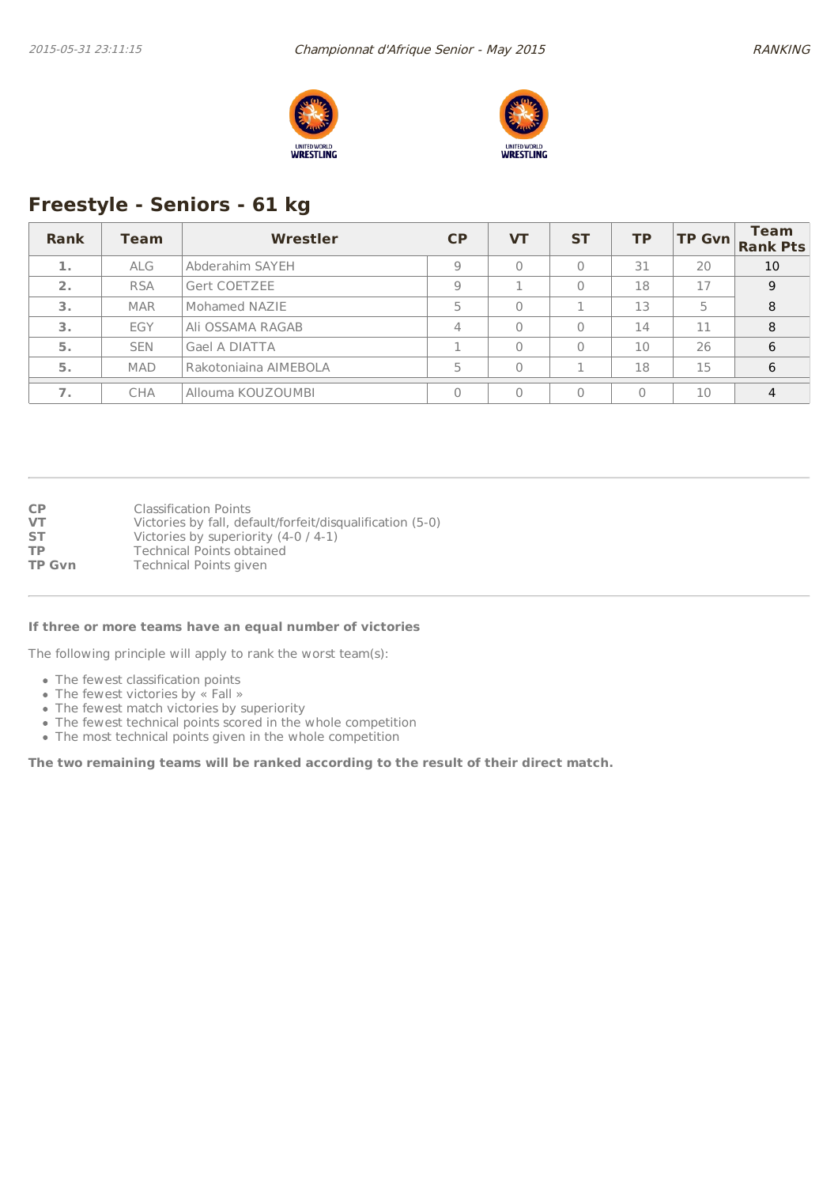## Freestyle - Seniors - 61 kg

| Rank | Team | Wrestler | CP | VT | ST | TP | TP Gvn | Team Rank Pts |
|---|---|---|---|---|---|---|---|---|
| 1. | ALG | Abderahim SAYEH | 9 | 0 | 0 | 31 | 20 | 10 |
| 2. | RSA | Gert COETZEE | 9 | 1 | 0 | 18 | 17 | 9 |
| 3. | MAR | Mohamed NAZIE | 5 | 0 | 1 | 13 | 5 | 8 |
| 3. | EGY | Ali OSSAMA RAGAB | 4 | 0 | 0 | 14 | 11 | 8 |
| 5. | SEN | Gael A DIATTA | 1 | 0 | 0 | 10 | 26 | 6 |
| 5. | MAD | Rakotoniaina AIMEBOLA | 5 | 0 | 1 | 18 | 15 | 6 |
| 7. | CHA | Allouma KOUZOUMBI | 0 | 0 | 0 | 0 | 10 | 4 |

**CP** Classification Points
**VT** Victories by fall, default/forfeit/disqualification (5-0)
**ST** Victories by superiority (4-0 / 4-1)
**TP** Technical Points obtained
**TP Gvn** Technical Points given

**If three or more teams have an equal number of victories**

The following principle will apply to rank the worst team(s):

- The fewest classification points
- The fewest victories by « Fall »
- The fewest match victories by superiority
- The fewest technical points scored in the whole competition
- The most technical points given in the whole competition

**The two remaining teams will be ranked according to the result of their direct match.**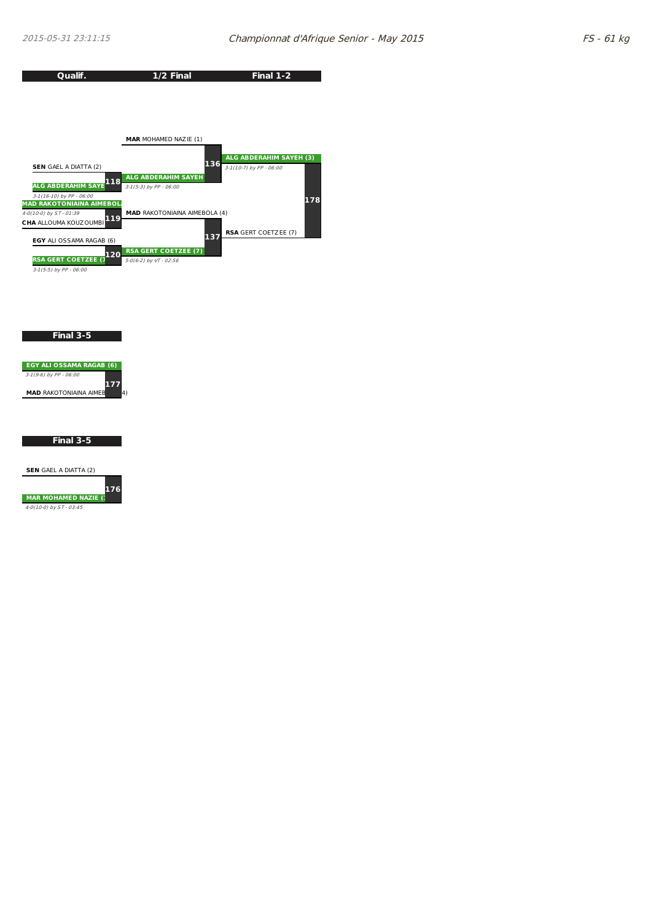# Championnat d'Afrique Senior - May 2015

FS - 61 kg

## Qualif. | 1/2 Final | Final 1-2

**Qualif.**

- Match 118: **SEN** GAEL A DIATTA (2) vs **ALG ABDERAHIM SAYE** — winner ALG ABDERAHIM SAYEH — *3-1(16-10) by PP - 06:00*
- Match 119: **MAD RAKOTONIAINA AIMEBOL** vs **CHA** ALLOUMA KOUZOUMBI — winner MAD RAKOTONIAINA AIMEBOLA — *4-0(10-0) by ST - 01:39*
- Match 120: **EGY** ALI OSSAMA RAGAB (6) vs **RSA GERT COETZEE (7)** — winner RSA GERT COETZEE — *3-1(5-5) by PP - 06:00*

**1/2 Final**

- Match 136: **MAR** MOHAMED NAZIE (1) vs **ALG ABDERAHIM SAYEH** — winner ALG ABDERAHIM SAYEH — *3-1(5-3) by PP - 06:00*
- Match 137: **MAD** RAKOTONIAINA AIMEBOLA (4) vs **RSA GERT COETZEE (7)** — winner RSA GERT COETZEE — *5-0(6-2) by VT - 02:56*

**Final 1-2**

- Match 178: **ALG ABDERAHIM SAYEH (3)** vs **RSA** GERT COETZEE (7) — winner ALG ABDERAHIM SAYEH (3) — *3-1(10-7) by PP - 06:00*

## Final 3-5

- Match 177: **EGY ALI OSSAMA RAGAB (6)** vs **MAD** RAKOTONIAINA AIMEBOLA (4) — winner EGY ALI OSSAMA RAGAB (6) — *3-1(9-6) by PP - 06:00*

## Final 3-5

- Match 176: **SEN** GAEL A DIATTA (2) vs **MAR MOHAMED NAZIE (1)** — winner MAR MOHAMED NAZIE (1) — *4-0(10-0) by ST - 03:45*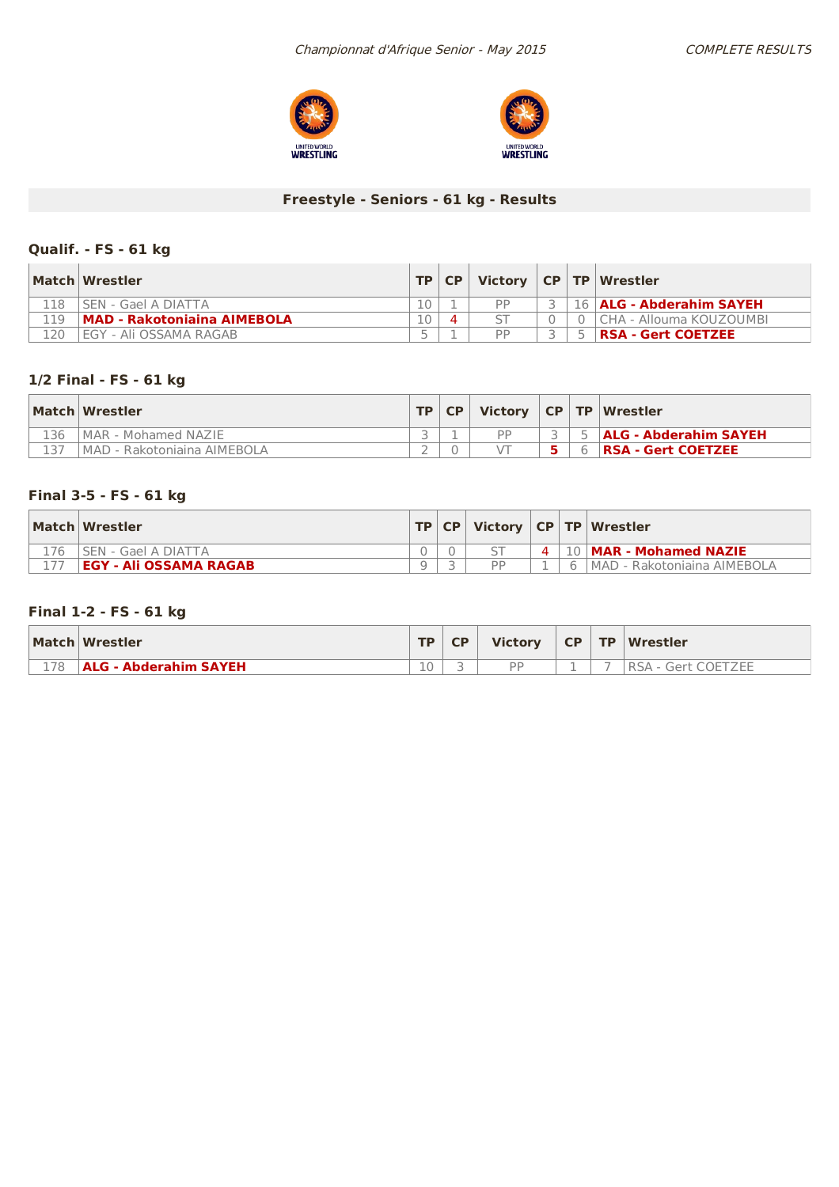## Freestyle - Seniors - 61 kg - Results

### Qualif. - FS - 61 kg

| Match | Wrestler | TP | CP | Victory | CP | TP | Wrestler |
|---|---|---|---|---|---|---|---|
| 118 | SEN - Gael A DIATTA | 10 | 1 | PP | 3 | 16 | **ALG - Abderahim SAYEH** |
| 119 | **MAD - Rakotoniaina AIMEBOLA** | 10 | 4 | ST | 0 | 0 | CHA - Allouma KOUZOUMBI |
| 120 | EGY - Ali OSSAMA RAGAB | 5 | 1 | PP | 3 | 5 | **RSA - Gert COETZEE** |

### 1/2 Final - FS - 61 kg

| Match | Wrestler | TP | CP | Victory | CP | TP | Wrestler |
|---|---|---|---|---|---|---|---|
| 136 | MAR - Mohamed NAZIE | 3 | 1 | PP | 3 | 5 | **ALG - Abderahim SAYEH** |
| 137 | MAD - Rakotoniaina AIMEBOLA | 2 | 0 | VT | 5 | 6 | **RSA - Gert COETZEE** |

### Final 3-5 - FS - 61 kg

| Match | Wrestler | TP | CP | Victory | CP | TP | Wrestler |
|---|---|---|---|---|---|---|---|
| 176 | SEN - Gael A DIATTA | 0 | 0 | ST | 4 | 10 | **MAR - Mohamed NAZIE** |
| 177 | **EGY - Ali OSSAMA RAGAB** | 9 | 3 | PP | 1 | 6 | MAD - Rakotoniaina AIMEBOLA |

### Final 1-2 - FS - 61 kg

| Match | Wrestler | TP | CP | Victory | CP | TP | Wrestler |
|---|---|---|---|---|---|---|---|
| 178 | **ALG - Abderahim SAYEH** | 10 | 3 | PP | 1 | 7 | RSA - Gert COETZEE |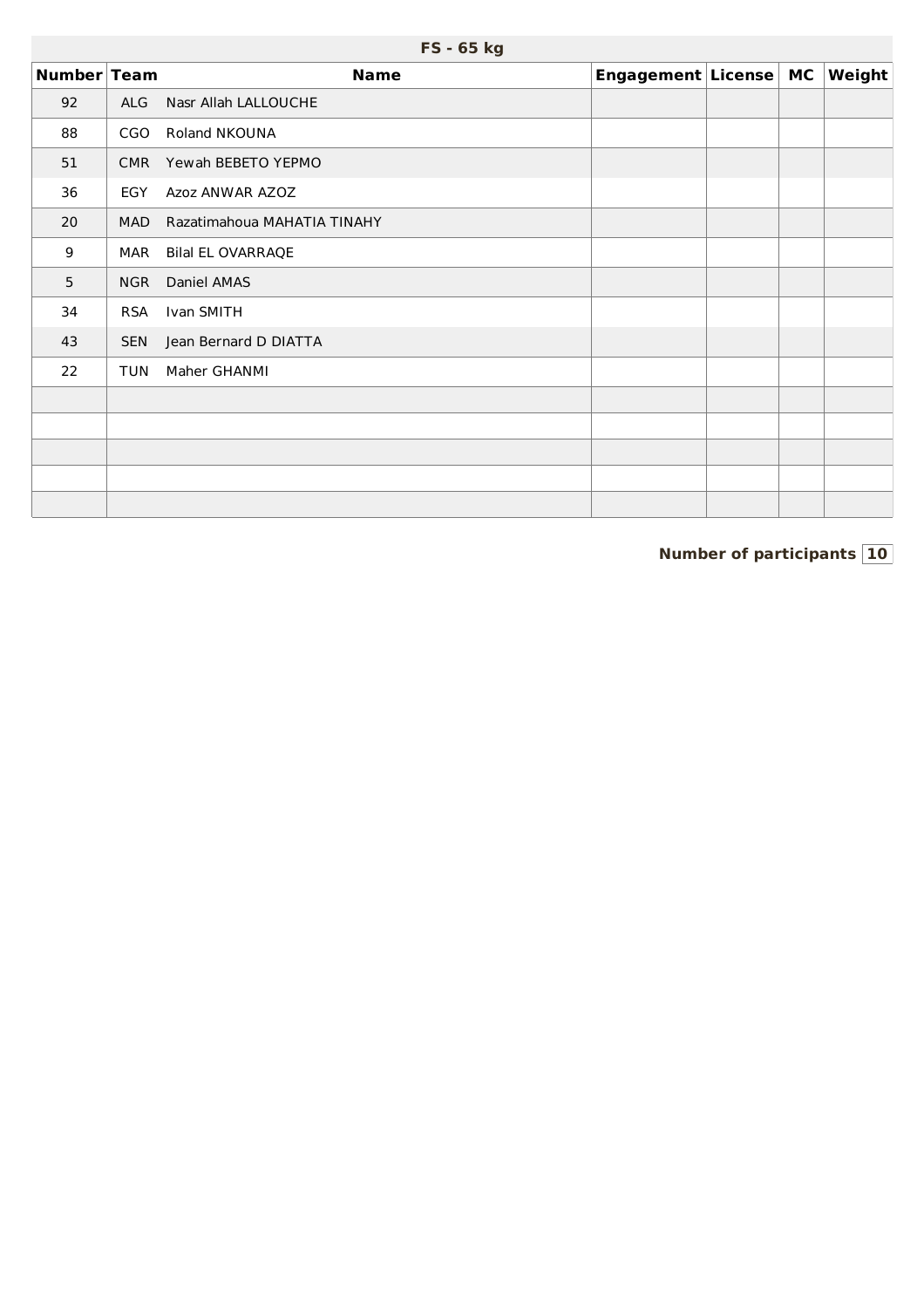| FS - 65 kg | | | | | | |
|---|---|---|---|---|---|---|
| **Number** | **Team** | **Name** | **Engagement** | **License** | **MC** | **Weight** |
| 92 | ALG | Nasr Allah LALLOUCHE | | | | |
| 88 | CGO | Roland NKOUNA | | | | |
| 51 | CMR | Yewah BEBETO YEPMO | | | | |
| 36 | EGY | Azoz ANWAR AZOZ | | | | |
| 20 | MAD | Razatimahoua MAHATIA TINAHY | | | | |
| 9 | MAR | Bilal EL OVARRAQE | | | | |
| 5 | NGR | Daniel AMAS | | | | |
| 34 | RSA | Ivan SMITH | | | | |
| 43 | SEN | Jean Bernard D DIATTA | | | | |
| 22 | TUN | Maher GHANMI | | | | |
| | | | | | | |
| | | | | | | |
| | | | | | | |
| | | | | | | |
| | | | | | | |

**Number of participants** 10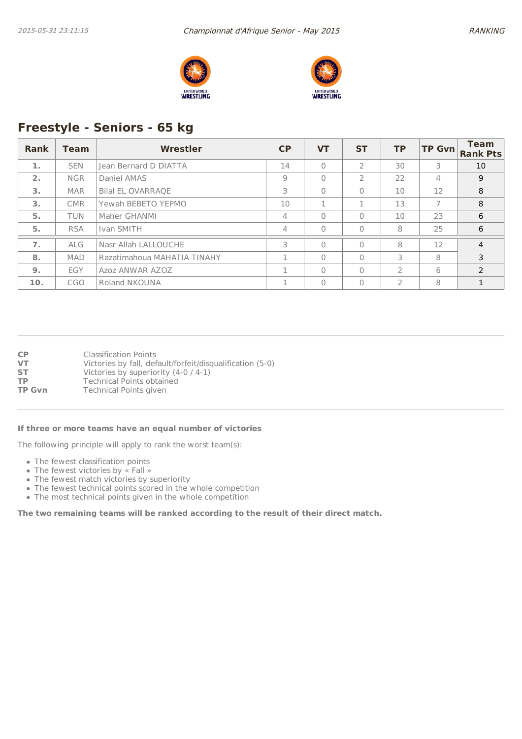## Freestyle - Seniors - 65 kg

| Rank | Team | Wrestler | CP | VT | ST | TP | TP Gvn | Team Rank Pts |
|---|---|---|---|---|---|---|---|---|
| 1. | SEN | Jean Bernard D DIATTA | 14 | 0 | 2 | 30 | 3 | 10 |
| 2. | NGR | Daniel AMAS | 9 | 0 | 2 | 22 | 4 | 9 |
| 3. | MAR | Bilal EL OVARRAQE | 3 | 0 | 0 | 10 | 12 | 8 |
| 3. | CMR | Yewah BEBETO YEPMO | 10 | 1 | 1 | 13 | 7 | 8 |
| 5. | TUN | Maher GHANMI | 4 | 0 | 0 | 10 | 23 | 6 |
| 5. | RSA | Ivan SMITH | 4 | 0 | 0 | 8 | 25 | 6 |
| 7. | ALG | Nasr Allah LALLOUCHE | 3 | 0 | 0 | 8 | 12 | 4 |
| 8. | MAD | Razatimahoua MAHATIA TINAHY | 1 | 0 | 0 | 3 | 8 | 3 |
| 9. | EGY | Azoz ANWAR AZOZ | 1 | 0 | 0 | 2 | 6 | 2 |
| 10. | CGO | Roland NKOUNA | 1 | 0 | 0 | 2 | 8 | 1 |

**CP** Classification Points
**VT** Victories by fall, default/forfeit/disqualification (5-0)
**ST** Victories by superiority (4-0 / 4-1)
**TP** Technical Points obtained
**TP Gvn** Technical Points given

**If three or more teams have an equal number of victories**

The following principle will apply to rank the worst team(s):

- The fewest classification points
- The fewest victories by « Fall »
- The fewest match victories by superiority
- The fewest technical points scored in the whole competition
- The most technical points given in the whole competition

**The two remaining teams will be ranked according to the result of their direct match.**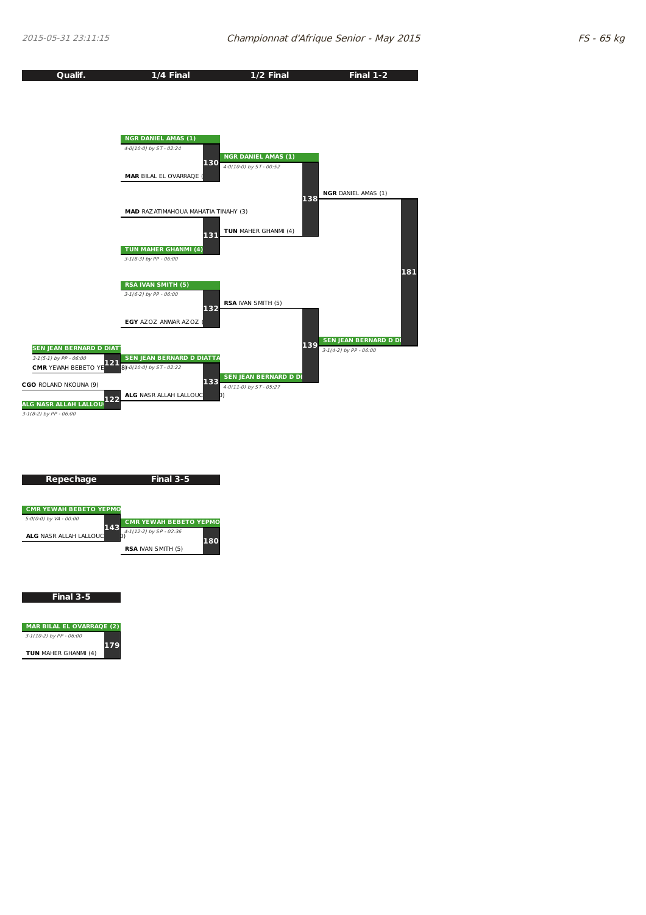# Championnat d'Afrique Senior - May 2015

FS - 65 kg

## Qualif. / 1/4 Final / 1/2 Final / Final 1-2

**Qualif.**

- Bout 121: **SEN JEAN BERNARD D DIATT** vs **CMR** YEWAH BEBETO YE — *3-1(5-1) by PP - 06:00*
- Bout 122: **CGO** ROLAND NKOUNA (9) vs **ALG NASR ALLAH LALLOU** — *3-1(8-2) by PP - 06:00*

**1/4 Final**

- Bout 130: **NGR DANIEL AMAS (1)** vs **MAR** BILAL EL OVARRAQE ( — *4-0(10-0) by ST - 02:24*
- Bout 131: **MAD** RAZATIMAHOUA MAHATIA TINAHY (3) vs **TUN MAHER GHANMI (4)** — *3-1(8-3) by PP - 06:00*
- Bout 132: **RSA IVAN SMITH (5)** vs **EGY** AZOZ ANWAR AZOZ ( — *3-1(6-2) by PP - 06:00*
- Bout 133: **SEN JEAN BERNARD D DIATTA** vs **ALG** NASR ALLAH LALLOUC — *4-0(10-0) by ST - 02:22*

**1/2 Final**

- Bout 138: **NGR DANIEL AMAS (1)** vs **TUN** MAHER GHANMI (4) — *4-0(10-0) by ST - 00:52*
- Bout 139: **RSA** IVAN SMITH (5) vs **SEN JEAN BERNARD D DI** — *4-0(11-0) by ST - 05:27*

**Final 1-2**

- Bout 181: **NGR** DANIEL AMAS (1) vs **SEN JEAN BERNARD D DI** — *3-1(4-2) by PP - 06:00*

## Repechage / Final 3-5

- Bout 143: **CMR YEWAH BEBETO YEPMO** vs **ALG** NASR ALLAH LALLOUC — *5-0(0-0) by VA - 00:00*
- Bout 180: **CMR YEWAH BEBETO YEPMO** vs **RSA** IVAN SMITH (5) — *4-1(12-2) by SP - 02:36*

## Final 3-5

- Bout 179: **MAR BILAL EL OVARRAQE (2)** vs **TUN** MAHER GHANMI (4) — *3-1(10-2) by PP - 06:00*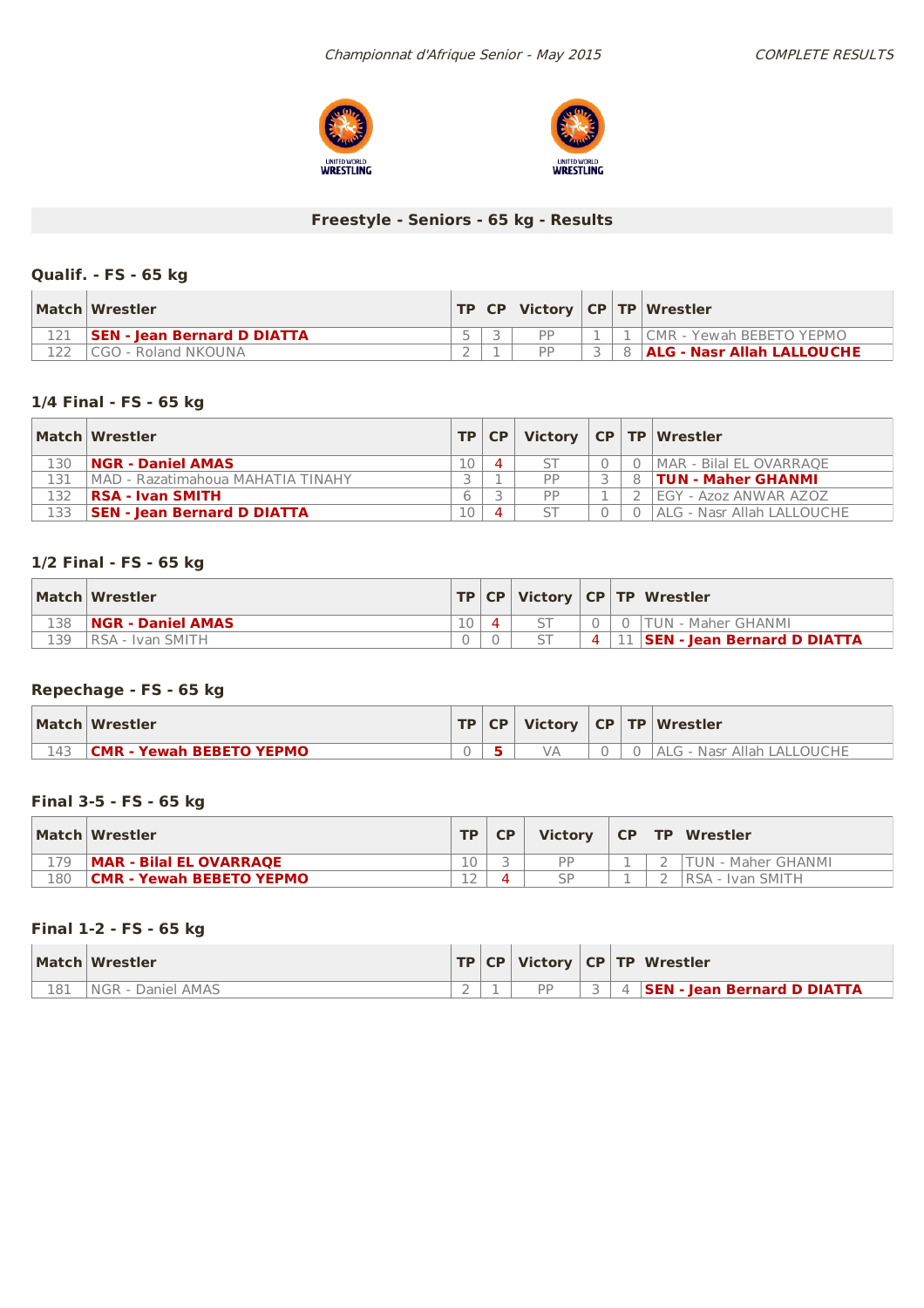*Championnat d'Afrique Senior - May 2015*

*COMPLETE RESULTS*

## Freestyle - Seniors - 65 kg - Results

### Qualif. - FS - 65 kg

| Match | Wrestler | TP | CP | Victory | CP | TP | Wrestler |
|---|---|---|---|---|---|---|---|
| 121 | **SEN - Jean Bernard D DIATTA** | 5 | 3 | PP | 1 | 1 | CMR - Yewah BEBETO YEPMO |
| 122 | CGO - Roland NKOUNA | 2 | 1 | PP | 3 | 8 | **ALG - Nasr Allah LALLOUCHE** |

### 1/4 Final - FS - 65 kg

| Match | Wrestler | TP | CP | Victory | CP | TP | Wrestler |
|---|---|---|---|---|---|---|---|
| 130 | **NGR - Daniel AMAS** | 10 | 4 | ST | 0 | 0 | MAR - Bilal EL OVARRAQE |
| 131 | MAD - Razatimahoua MAHATIA TINAHY | 3 | 1 | PP | 3 | 8 | **TUN - Maher GHANMI** |
| 132 | **RSA - Ivan SMITH** | 6 | 3 | PP | 1 | 2 | EGY - Azoz ANWAR AZOZ |
| 133 | **SEN - Jean Bernard D DIATTA** | 10 | 4 | ST | 0 | 0 | ALG - Nasr Allah LALLOUCHE |

### 1/2 Final - FS - 65 kg

| Match | Wrestler | TP | CP | Victory | CP | TP | Wrestler |
|---|---|---|---|---|---|---|---|
| 138 | **NGR - Daniel AMAS** | 10 | 4 | ST | 0 | 0 | TUN - Maher GHANMI |
| 139 | RSA - Ivan SMITH | 0 | 0 | ST | 4 | 11 | **SEN - Jean Bernard D DIATTA** |

### Repechage - FS - 65 kg

| Match | Wrestler | TP | CP | Victory | CP | TP | Wrestler |
|---|---|---|---|---|---|---|---|
| 143 | **CMR - Yewah BEBETO YEPMO** | 0 | 5 | VA | 0 | 0 | ALG - Nasr Allah LALLOUCHE |

### Final 3-5 - FS - 65 kg

| Match | Wrestler | TP | CP | Victory | CP | TP | Wrestler |
|---|---|---|---|---|---|---|---|
| 179 | **MAR - Bilal EL OVARRAQE** | 10 | 3 | PP | 1 | 2 | TUN - Maher GHANMI |
| 180 | **CMR - Yewah BEBETO YEPMO** | 12 | 4 | SP | 1 | 2 | RSA - Ivan SMITH |

### Final 1-2 - FS - 65 kg

| Match | Wrestler | TP | CP | Victory | CP | TP | Wrestler |
|---|---|---|---|---|---|---|---|
| 181 | NGR - Daniel AMAS | 2 | 1 | PP | 3 | 4 | **SEN - Jean Bernard D DIATTA** |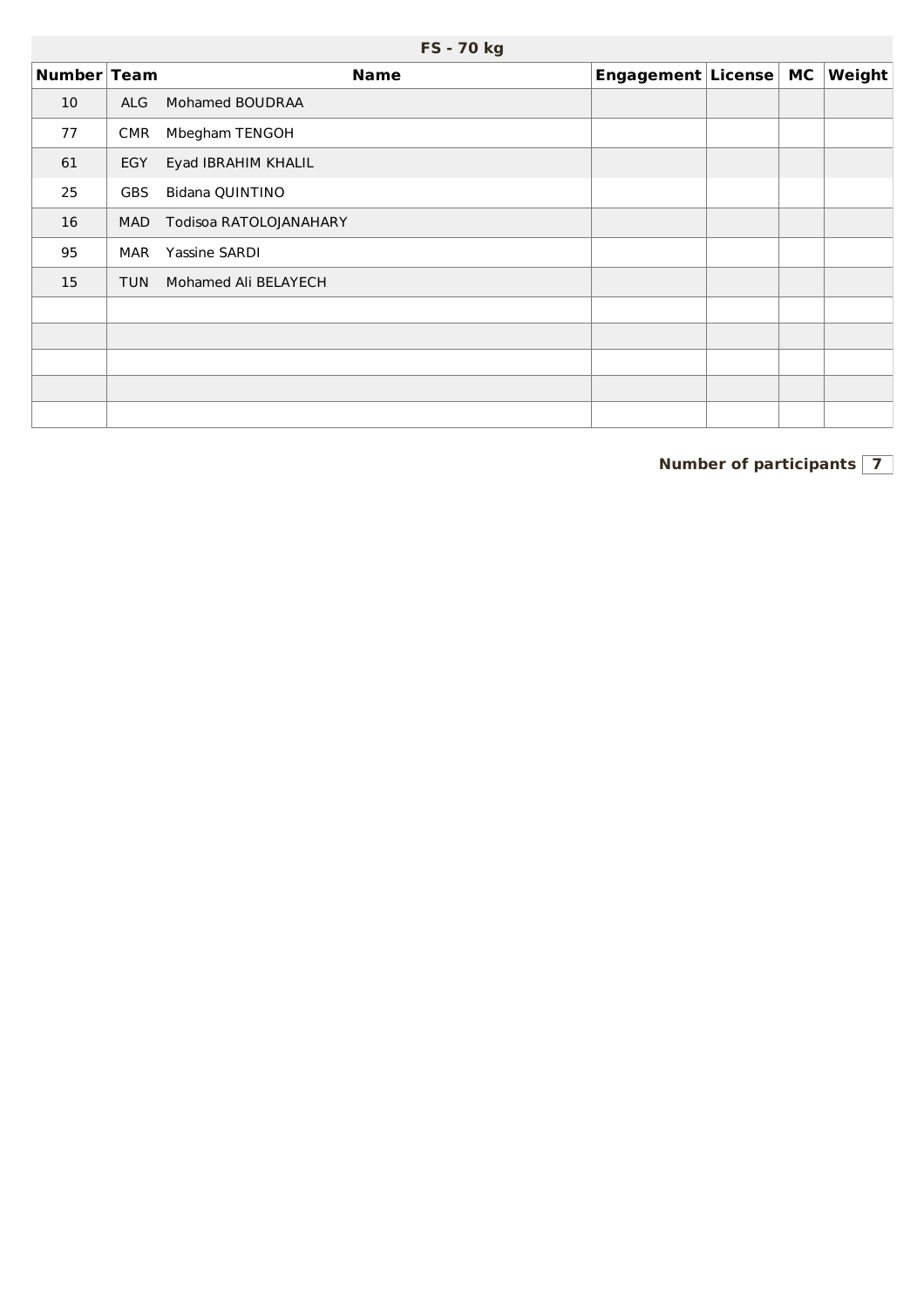## FS - 70 kg

| Number | Team | Name | Engagement | License | MC | Weight |
|---|---|---|---|---|---|---|
| 10 | ALG | Mohamed BOUDRAA | | | | |
| 77 | CMR | Mbegham TENGOH | | | | |
| 61 | EGY | Eyad IBRAHIM KHALIL | | | | |
| 25 | GBS | Bidana QUINTINO | | | | |
| 16 | MAD | Todisoa RATOLOJANAHARY | | | | |
| 95 | MAR | Yassine SARDI | | | | |
| 15 | TUN | Mohamed Ali BELAYECH | | | | |
| | | | | | | |
| | | | | | | |
| | | | | | | |
| | | | | | | |
| | | | | | | |

**Number of participants** 7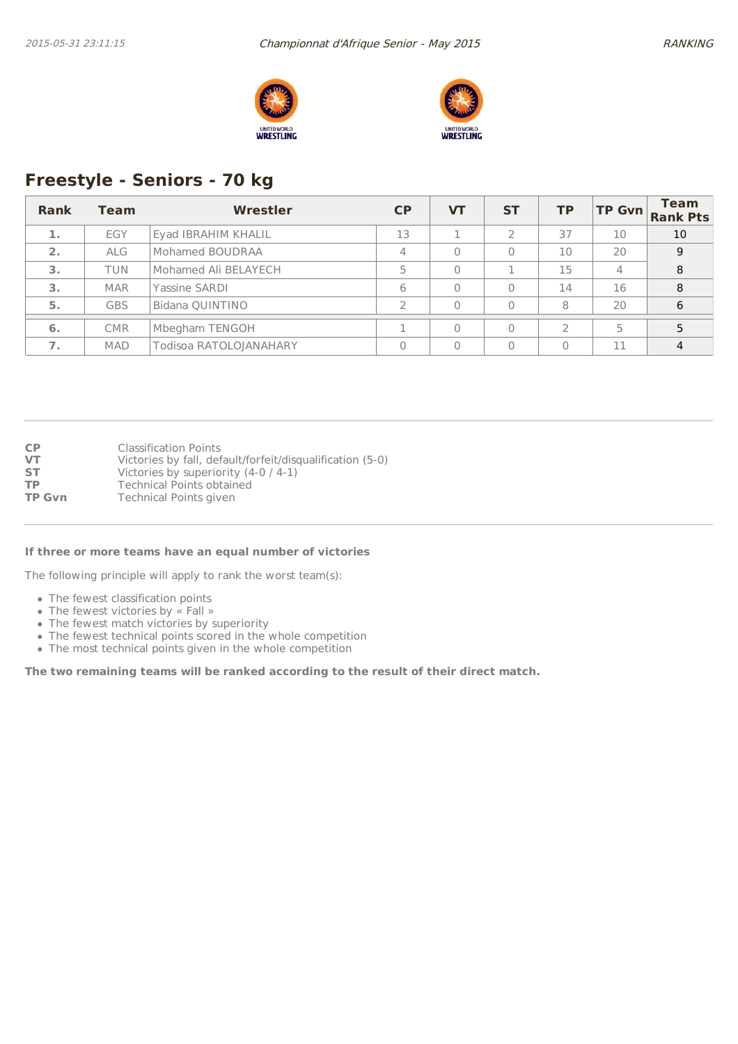## Freestyle - Seniors - 70 kg

| Rank | Team | Wrestler | CP | VT | ST | TP | TP Gvn | Team Rank Pts |
|---|---|---|---|---|---|---|---|---|
| 1. | EGY | Eyad IBRAHIM KHALIL | 13 | 1 | 2 | 37 | 10 | 10 |
| 2. | ALG | Mohamed BOUDRAA | 4 | 0 | 0 | 10 | 20 | 9 |
| 3. | TUN | Mohamed Ali BELAYECH | 5 | 0 | 1 | 15 | 4 | 8 |
| 3. | MAR | Yassine SARDI | 6 | 0 | 0 | 14 | 16 | 8 |
| 5. | GBS | Bidana QUINTINO | 2 | 0 | 0 | 8 | 20 | 6 |
| 6. | CMR | Mbegham TENGOH | 1 | 0 | 0 | 2 | 5 | 5 |
| 7. | MAD | Todisoa RATOLOJANAHARY | 0 | 0 | 0 | 0 | 11 | 4 |

**CP** Classification Points
**VT** Victories by fall, default/forfeit/disqualification (5-0)
**ST** Victories by superiority (4-0 / 4-1)
**TP** Technical Points obtained
**TP Gvn** Technical Points given

**If three or more teams have an equal number of victories**

The following principle will apply to rank the worst team(s):

- The fewest classification points
- The fewest victories by « Fall »
- The fewest match victories by superiority
- The fewest technical points scored in the whole competition
- The most technical points given in the whole competition

**The two remaining teams will be ranked according to the result of their direct match.**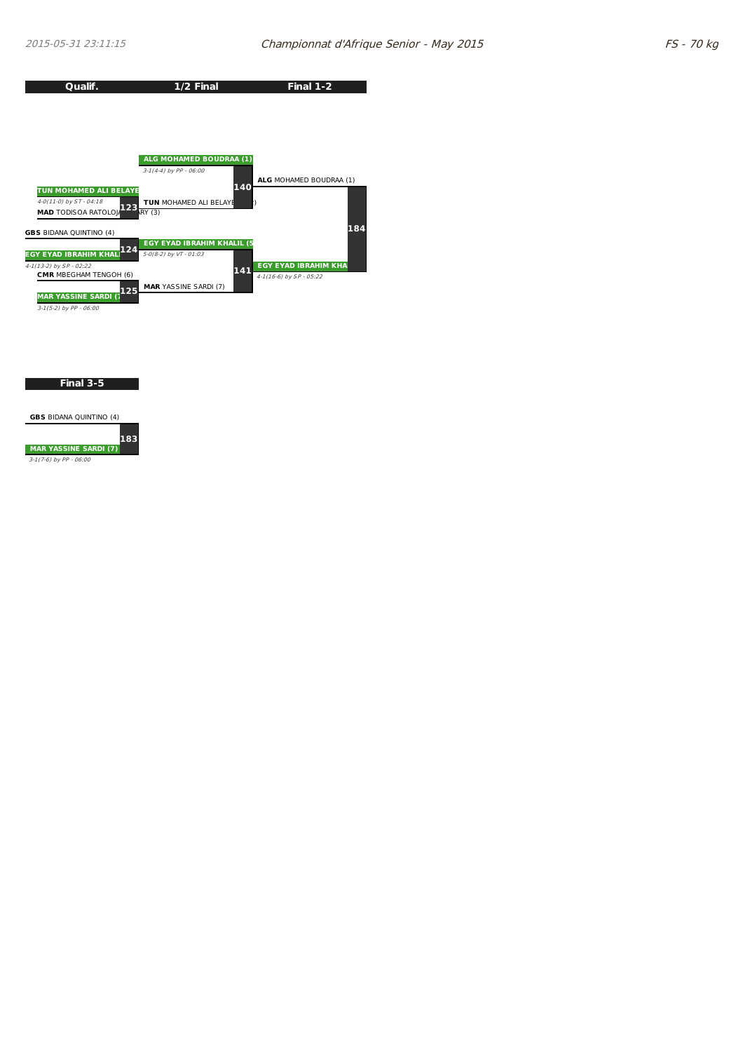## Qualif. | 1/2 Final | Final 1-2

**Qualif.**

- Match 123: **TUN** MOHAMED ALI BELAYE... (winner) vs **MAD** TODISOA RATOLOJ...ARY (3) — 4-0(11-0) by ST - 04:18
- Match 124: **GBS** BIDANA QUINTINO (4) vs **EGY** EYAD IBRAHIM KHALI... (winner) — 4-1(13-2) by SP - 02:22
- Match 125: **CMR** MBEGHAM TENGOH (6) vs **MAR** YASSINE SARDI (7) (winner) — 3-1(5-2) by PP - 06:00

**1/2 Final**

- Match 140: **ALG** MOHAMED BOUDRAA (1) (winner) vs **TUN** MOHAMED ALI BELAYE... — 3-1(4-4) by PP - 06:00
- Match 141: **EGY** EYAD IBRAHIM KHALIL (5) (winner) vs **MAR** YASSINE SARDI (7) — 5-0(8-2) by VT - 01:03

**Final 1-2**

- Match 184: **ALG** MOHAMED BOUDRAA (1) vs **EGY** EYAD IBRAHIM KHA... (winner) — 4-1(16-6) by SP - 05:22

## Final 3-5

- Match 183: **GBS** BIDANA QUINTINO (4) vs **MAR** YASSINE SARDI (7) (winner) — 3-1(7-6) by PP - 06:00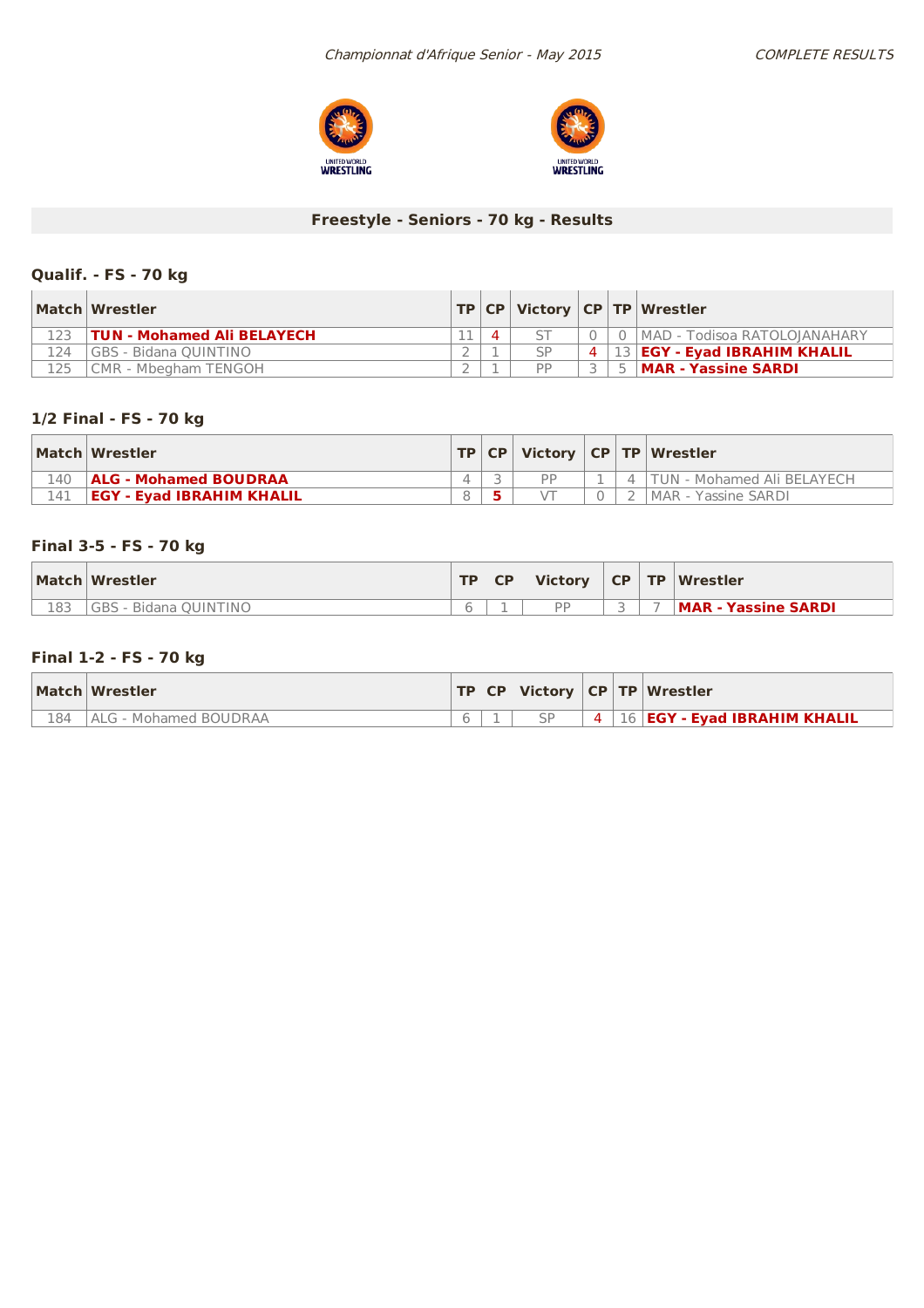## Freestyle - Seniors - 70 kg - Results

### Qualif. - FS - 70 kg

| Match | Wrestler | TP | CP | Victory | CP | TP | Wrestler |
|---|---|---|---|---|---|---|---|
| 123 | **TUN - Mohamed Ali BELAYECH** | 11 | 4 | ST | 0 | 0 | MAD - Todisoa RATOLOJANAHARY |
| 124 | GBS - Bidana QUINTINO | 2 | 1 | SP | 4 | 13 | **EGY - Eyad IBRAHIM KHALIL** |
| 125 | CMR - Mbegham TENGOH | 2 | 1 | PP | 3 | 5 | **MAR - Yassine SARDI** |

### 1/2 Final - FS - 70 kg

| Match | Wrestler | TP | CP | Victory | CP | TP | Wrestler |
|---|---|---|---|---|---|---|---|
| 140 | **ALG - Mohamed BOUDRAA** | 4 | 3 | PP | 1 | 4 | TUN - Mohamed Ali BELAYECH |
| 141 | **EGY - Eyad IBRAHIM KHALIL** | 8 | 5 | VT | 0 | 2 | MAR - Yassine SARDI |

### Final 3-5 - FS - 70 kg

| Match | Wrestler | TP | CP | Victory | CP | TP | Wrestler |
|---|---|---|---|---|---|---|---|
| 183 | GBS - Bidana QUINTINO | 6 | 1 | PP | 3 | 7 | **MAR - Yassine SARDI** |

### Final 1-2 - FS - 70 kg

| Match | Wrestler | TP | CP | Victory | CP | TP | Wrestler |
|---|---|---|---|---|---|---|---|
| 184 | ALG - Mohamed BOUDRAA | 6 | 1 | SP | 4 | 16 | **EGY - Eyad IBRAHIM KHALIL** |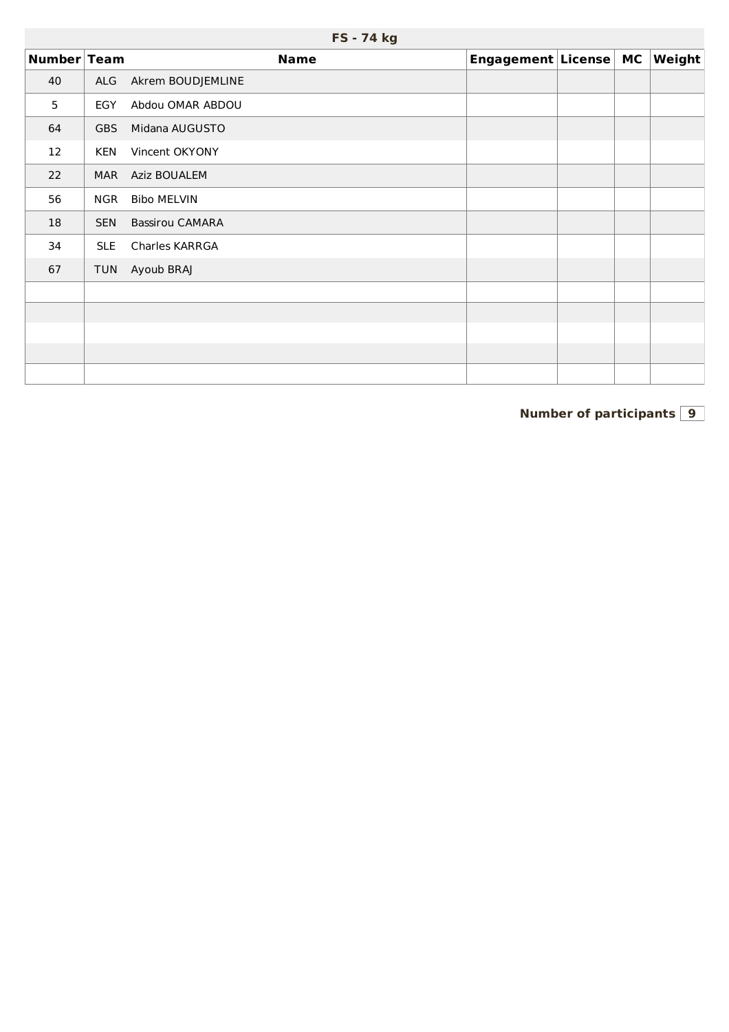## FS - 74 kg

| Number | Team | Name | Engagement | License | MC | Weight |
|---|---|---|---|---|---|---|
| 40 | ALG | Akrem BOUDJEMLINE | | | | |
| 5 | EGY | Abdou OMAR ABDOU | | | | |
| 64 | GBS | Midana AUGUSTO | | | | |
| 12 | KEN | Vincent OKYONY | | | | |
| 22 | MAR | Aziz BOUALEM | | | | |
| 56 | NGR | Bibo MELVIN | | | | |
| 18 | SEN | Bassirou CAMARA | | | | |
| 34 | SLE | Charles KARRGA | | | | |
| 67 | TUN | Ayoub BRAJ | | | | |
| | | | | | | |
| | | | | | | |
| | | | | | | |
| | | | | | | |
| | | | | | | |

**Number of participants** 9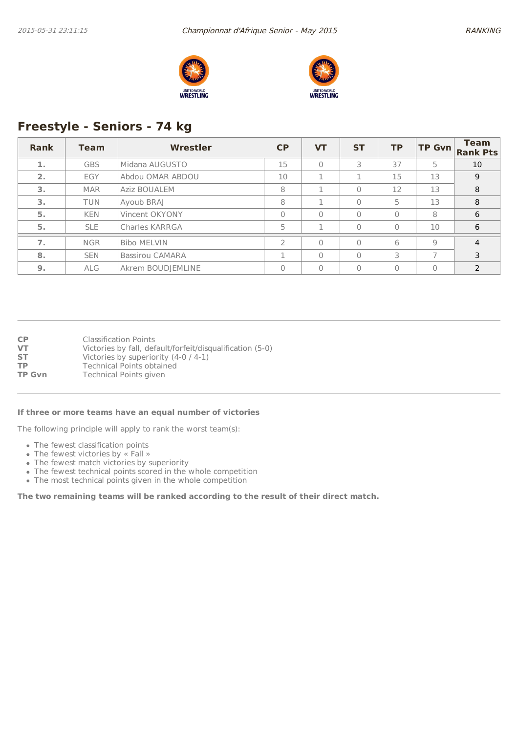## Freestyle - Seniors - 74 kg

| Rank | Team | Wrestler | CP | VT | ST | TP | TP Gvn | Team Rank Pts |
|---|---|---|---|---|---|---|---|---|
| 1. | GBS | Midana AUGUSTO | 15 | 0 | 3 | 37 | 5 | 10 |
| 2. | EGY | Abdou OMAR ABDOU | 10 | 1 | 1 | 15 | 13 | 9 |
| 3. | MAR | Aziz BOUALEM | 8 | 1 | 0 | 12 | 13 | 8 |
| 3. | TUN | Ayoub BRAJ | 8 | 1 | 0 | 5 | 13 | 8 |
| 5. | KEN | Vincent OKYONY | 0 | 0 | 0 | 0 | 8 | 6 |
| 5. | SLE | Charles KARRGA | 5 | 1 | 0 | 0 | 10 | 6 |
| 7. | NGR | Bibo MELVIN | 2 | 0 | 0 | 6 | 9 | 4 |
| 8. | SEN | Bassirou CAMARA | 1 | 0 | 0 | 3 | 7 | 3 |
| 9. | ALG | Akrem BOUDJEMLINE | 0 | 0 | 0 | 0 | 0 | 2 |

**CP** Classification Points
**VT** Victories by fall, default/forfeit/disqualification (5-0)
**ST** Victories by superiority (4-0 / 4-1)
**TP** Technical Points obtained
**TP Gvn** Technical Points given

**If three or more teams have an equal number of victories**

The following principle will apply to rank the worst team(s):

- The fewest classification points
- The fewest victories by « Fall »
- The fewest match victories by superiority
- The fewest technical points scored in the whole competition
- The most technical points given in the whole competition

**The two remaining teams will be ranked according to the result of their direct match.**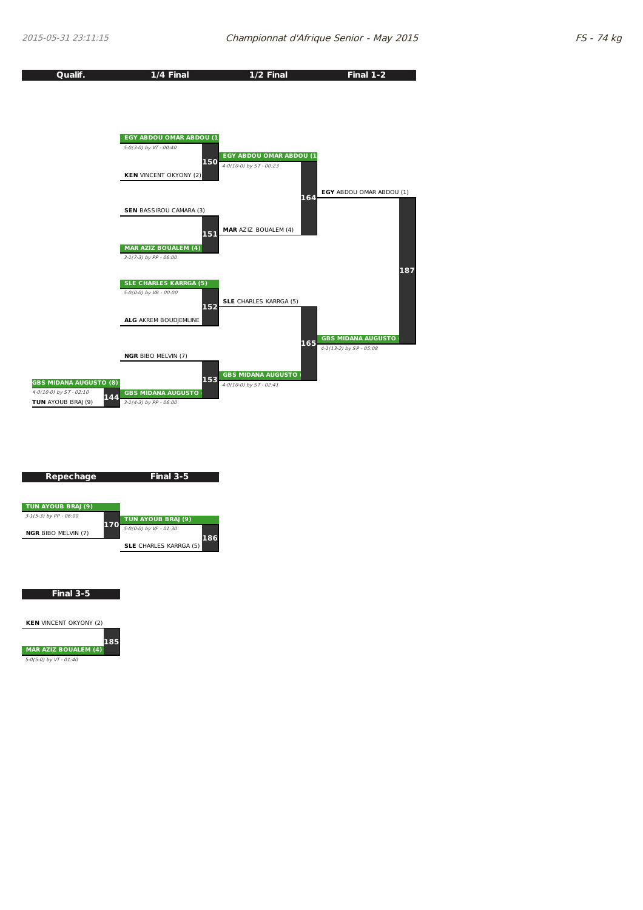# Championnat d'Afrique Senior - May 2015

FS - 74 kg

## Qualif. / 1/4 Final / 1/2 Final / Final 1-2

**Qualif.**

| Match | Wrestlers | Result |
|---|---|---|
| 144 | GBS MIDANA AUGUSTO (8) vs TUN AYOUB BRAJ (9) | Winner: GBS MIDANA AUGUSTO (8) — 4-0(10-0) by ST - 02:10 |

**1/4 Final**

| Match | Wrestlers | Result |
|---|---|---|
| 150 | EGY ABDOU OMAR ABDOU (1) vs KEN VINCENT OKYONY (2) | Winner: EGY ABDOU OMAR ABDOU (1) — 5-0(3-0) by VT - 00:40 |
| 151 | SEN BASSIROU CAMARA (3) vs MAR AZIZ BOUALEM (4) | Winner: MAR AZIZ BOUALEM (4) — 3-1(7-3) by PP - 06:00 |
| 152 | SLE CHARLES KARRGA (5) vs ALG AKREM BOUDJEMLINE | Winner: SLE CHARLES KARRGA (5) — 5-0(0-0) by VB - 00:00 |
| 153 | NGR BIBO MELVIN (7) vs GBS MIDANA AUGUSTO | Winner: GBS MIDANA AUGUSTO — 3-1(4-3) by PP - 06:00 |

**1/2 Final**

| Match | Wrestlers | Result |
|---|---|---|
| 164 | EGY ABDOU OMAR ABDOU (1) vs MAR AZIZ BOUALEM (4) | Winner: EGY ABDOU OMAR ABDOU (1) — 4-0(10-0) by ST - 00:23 |
| 165 | SLE CHARLES KARRGA (5) vs GBS MIDANA AUGUSTO | Winner: GBS MIDANA AUGUSTO — 4-0(10-0) by ST - 02:41 |

**Final 1-2**

| Match | Wrestlers | Result |
|---|---|---|
| 187 | EGY ABDOU OMAR ABDOU (1) vs GBS MIDANA AUGUSTO | Winner: GBS MIDANA AUGUSTO — 4-1(13-2) by SP - 05:08 |

## Repechage / Final 3-5

| Match | Wrestlers | Result |
|---|---|---|
| 170 | TUN AYOUB BRAJ (9) vs NGR BIBO MELVIN (7) | Winner: TUN AYOUB BRAJ (9) — 3-1(5-3) by PP - 06:00 |
| 186 | TUN AYOUB BRAJ (9) vs SLE CHARLES KARRGA (5) | Winner: TUN AYOUB BRAJ (9) — 5-0(0-0) by VF - 01:30 |

## Final 3-5

| Match | Wrestlers | Result |
|---|---|---|
| 185 | KEN VINCENT OKYONY (2) vs MAR AZIZ BOUALEM (4) | Winner: MAR AZIZ BOUALEM (4) — 5-0(5-0) by VT - 01:40 |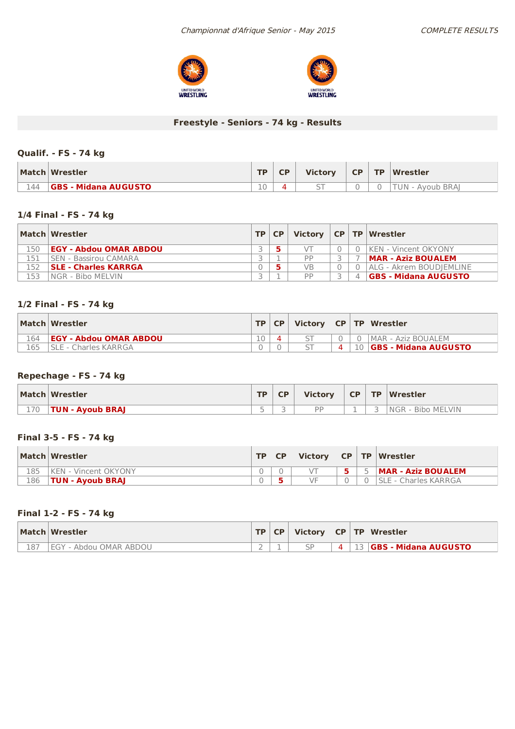*Championnat d'Afrique Senior - May 2015*

*COMPLETE RESULTS*

## Freestyle - Seniors - 74 kg - Results

### Qualif. - FS - 74 kg

| Match | Wrestler | TP | CP | Victory | CP | TP | Wrestler |
|---|---|---|---|---|---|---|---|
| 144 | **GBS - Midana AUGUSTO** | 10 | 4 | ST | 0 | 0 | TUN - Ayoub BRAJ |

### 1/4 Final - FS - 74 kg

| Match | Wrestler | TP | CP | Victory | CP | TP | Wrestler |
|---|---|---|---|---|---|---|---|
| 150 | **EGY - Abdou OMAR ABDOU** | 3 | 5 | VT | 0 | 0 | KEN - Vincent OKYONY |
| 151 | SEN - Bassirou CAMARA | 3 | 1 | PP | 3 | 7 | **MAR - Aziz BOUALEM** |
| 152 | **SLE - Charles KARRGA** | 0 | 5 | VB | 0 | 0 | ALG - Akrem BOUDJEMLINE |
| 153 | NGR - Bibo MELVIN | 3 | 1 | PP | 3 | 4 | **GBS - Midana AUGUSTO** |

### 1/2 Final - FS - 74 kg

| Match | Wrestler | TP | CP | Victory | CP | TP | Wrestler |
|---|---|---|---|---|---|---|---|
| 164 | **EGY - Abdou OMAR ABDOU** | 10 | 4 | ST | 0 | 0 | MAR - Aziz BOUALEM |
| 165 | SLE - Charles KARRGA | 0 | 0 | ST | 4 | 10 | **GBS - Midana AUGUSTO** |

### Repechage - FS - 74 kg

| Match | Wrestler | TP | CP | Victory | CP | TP | Wrestler |
|---|---|---|---|---|---|---|---|
| 170 | **TUN - Ayoub BRAJ** | 5 | 3 | PP | 1 | 3 | NGR - Bibo MELVIN |

### Final 3-5 - FS - 74 kg

| Match | Wrestler | TP | CP | Victory | CP | TP | Wrestler |
|---|---|---|---|---|---|---|---|
| 185 | KEN - Vincent OKYONY | 0 | 0 | VT | 5 | 5 | **MAR - Aziz BOUALEM** |
| 186 | **TUN - Ayoub BRAJ** | 0 | 5 | VF | 0 | 0 | SLE - Charles KARRGA |

### Final 1-2 - FS - 74 kg

| Match | Wrestler | TP | CP | Victory | CP | TP | Wrestler |
|---|---|---|---|---|---|---|---|
| 187 | EGY - Abdou OMAR ABDOU | 2 | 1 | SP | 4 | 13 | **GBS - Midana AUGUSTO** |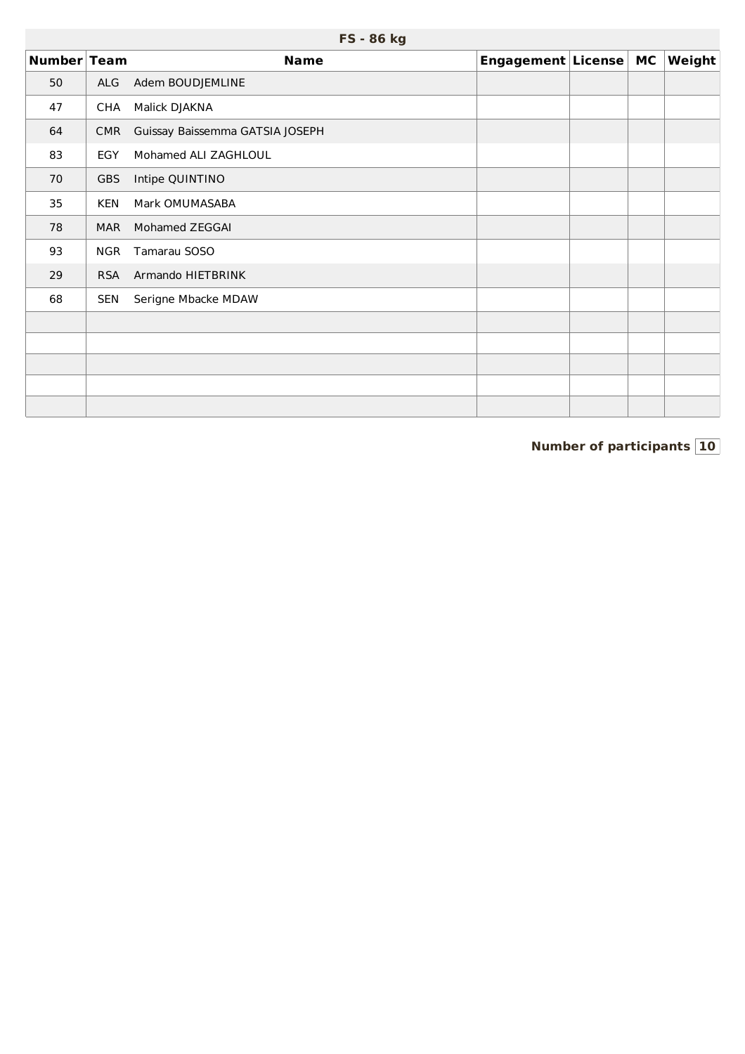## FS - 86 kg

| Number | Team | Name | Engagement | License | MC | Weight |
|---|---|---|---|---|---|---|
| 50 | ALG | Adem BOUDJEMLINE | | | | |
| 47 | CHA | Malick DJAKNA | | | | |
| 64 | CMR | Guissay Baissemma GATSIA JOSEPH | | | | |
| 83 | EGY | Mohamed ALI ZAGHLOUL | | | | |
| 70 | GBS | Intipe QUINTINO | | | | |
| 35 | KEN | Mark OMUMASABA | | | | |
| 78 | MAR | Mohamed ZEGGAI | | | | |
| 93 | NGR | Tamarau SOSO | | | | |
| 29 | RSA | Armando HIETBRINK | | | | |
| 68 | SEN | Serigne Mbacke MDAW | | | | |
| | | | | | | |
| | | | | | | |
| | | | | | | |
| | | | | | | |
| | | | | | | |

**Number of participants** 10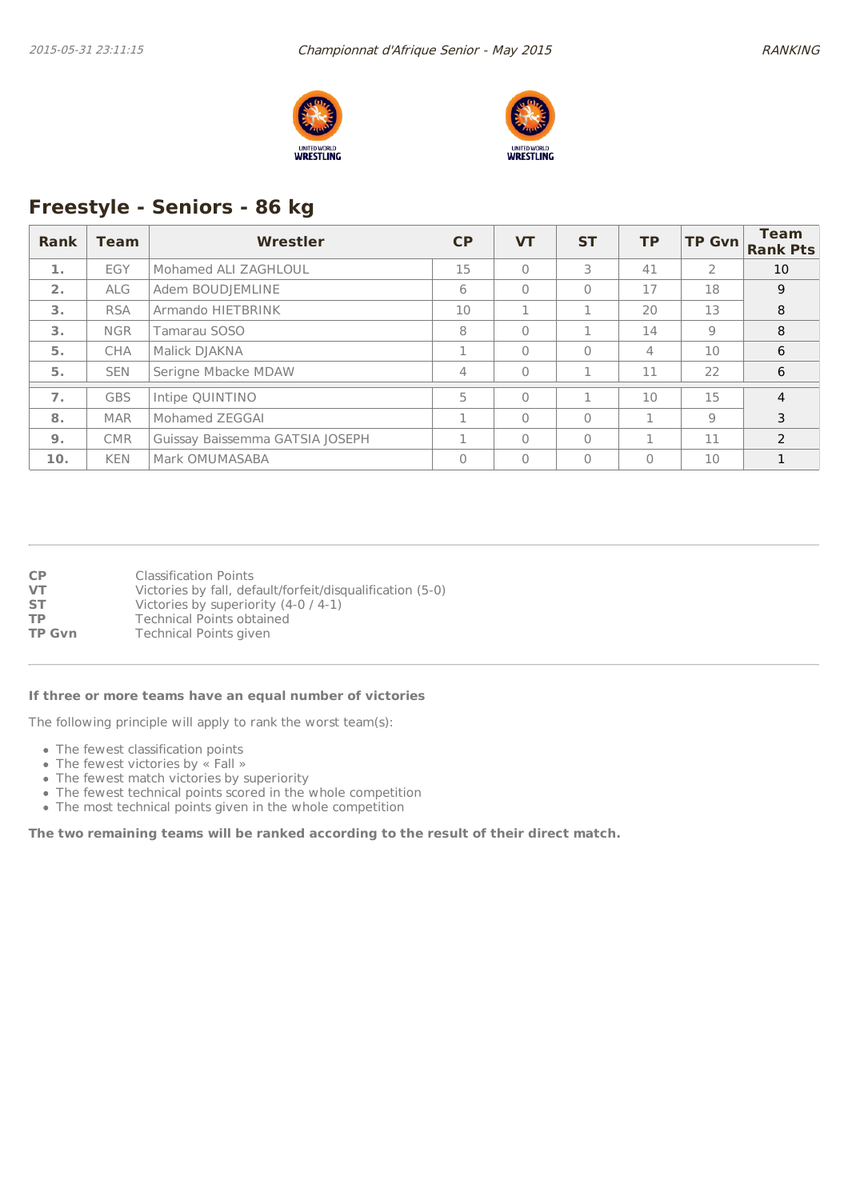## Freestyle - Seniors - 86 kg

| Rank | Team | Wrestler | CP | VT | ST | TP | TP Gvn | Team Rank Pts |
|---|---|---|---|---|---|---|---|---|
| 1. | EGY | Mohamed ALI ZAGHLOUL | 15 | 0 | 3 | 41 | 2 | 10 |
| 2. | ALG | Adem BOUDJEMLINE | 6 | 0 | 0 | 17 | 18 | 9 |
| 3. | RSA | Armando HIETBRINK | 10 | 1 | 1 | 20 | 13 | 8 |
| 3. | NGR | Tamarau SOSO | 8 | 0 | 1 | 14 | 9 | 8 |
| 5. | CHA | Malick DJAKNA | 1 | 0 | 0 | 4 | 10 | 6 |
| 5. | SEN | Serigne Mbacke MDAW | 4 | 0 | 1 | 11 | 22 | 6 |
| 7. | GBS | Intipe QUINTINO | 5 | 0 | 1 | 10 | 15 | 4 |
| 8. | MAR | Mohamed ZEGGAI | 1 | 0 | 0 | 1 | 9 | 3 |
| 9. | CMR | Guissay Baissemma GATSIA JOSEPH | 1 | 0 | 0 | 1 | 11 | 2 |
| 10. | KEN | Mark OMUMASABA | 0 | 0 | 0 | 0 | 10 | 1 |

**CP** Classification Points
**VT** Victories by fall, default/forfeit/disqualification (5-0)
**ST** Victories by superiority (4-0 / 4-1)
**TP** Technical Points obtained
**TP Gvn** Technical Points given

**If three or more teams have an equal number of victories**

The following principle will apply to rank the worst team(s):

- The fewest classification points
- The fewest victories by « Fall »
- The fewest match victories by superiority
- The fewest technical points scored in the whole competition
- The most technical points given in the whole competition

**The two remaining teams will be ranked according to the result of their direct match.**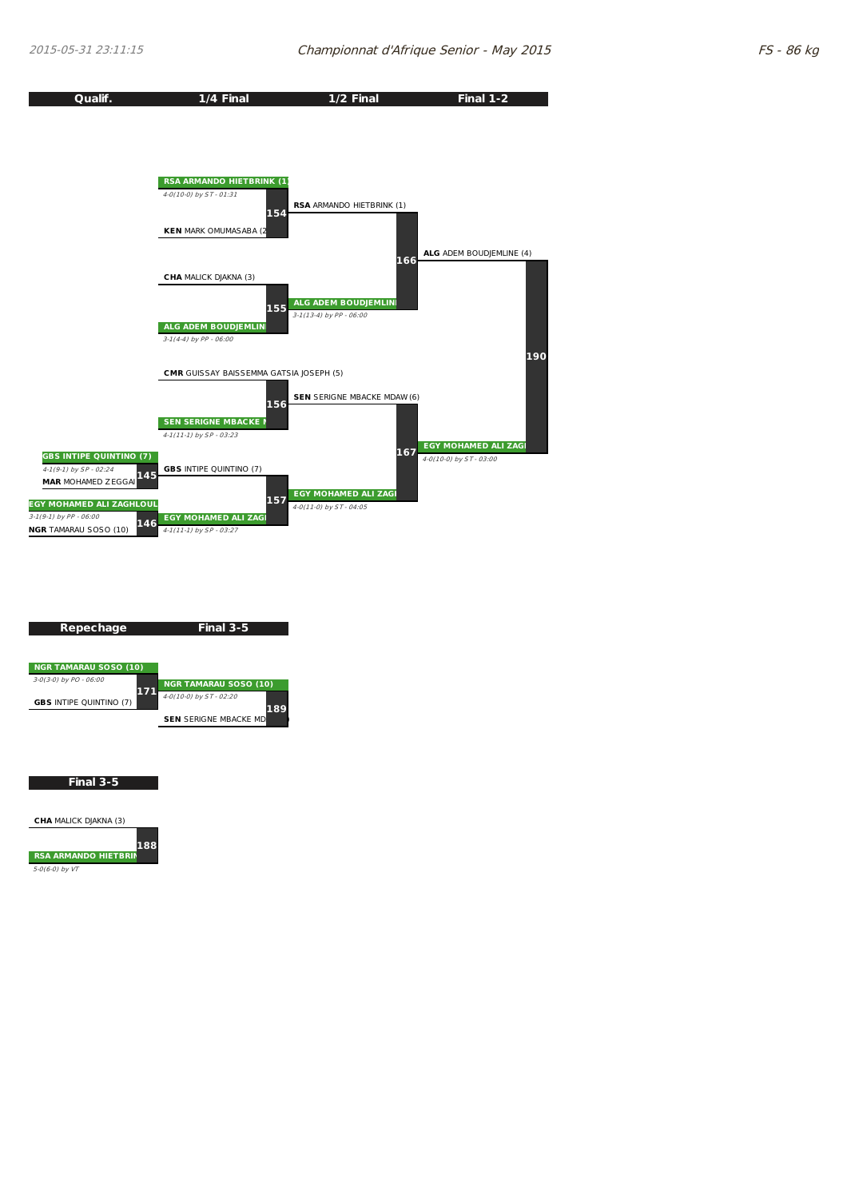Championnat d'Afrique Senior - May 2015

FS - 86 kg

## Qualif. / 1/4 Final / 1/2 Final / Final 1-2

**Qualif.**

Match 145:
- **GBS INTIPE QUINTINO (7)** — *4-1(9-1) by SP - 02:24*
- **MAR** MOHAMED ZEGGAI

Match 146:
- **EGY MOHAMED ALI ZAGHLOUL** — *3-1(9-1) by PP - 06:00*
- **NGR** TAMARAU SOSO (10)

**1/4 Final**

Match 154:
- **RSA ARMANDO HIETBRINK (1)** — *4-0(10-0) by ST - 01:31*
- **KEN** MARK OMUMASABA (2

Match 155:
- **CHA** MALICK DJAKNA (3)
- **ALG ADEM BOUDJEMLIN** — *3-1(4-4) by PP - 06:00*

Match 156:
- **CMR** GUISSAY BAISSEMMA GATSIA JOSEPH (5)
- **SEN SERIGNE MBACKE** — *4-1(11-1) by SP - 03:23*

Match 157:
- **GBS** INTIPE QUINTINO (7)
- **EGY MOHAMED ALI ZAG** — *4-1(11-1) by SP - 03:27*

**1/2 Final**

Match 166:
- **RSA** ARMANDO HIETBRINK (1)
- **ALG ADEM BOUDJEMLIN** — *3-1(13-4) by PP - 06:00*

Match 167:
- **SEN** SERIGNE MBACKE MDAW (6)
- **EGY MOHAMED ALI ZAG** — *4-0(11-0) by ST - 04:05*

**Final 1-2**

Match 190:
- **ALG** ADEM BOUDJEMLINE (4)
- **EGY MOHAMED ALI ZAG** — *4-0(10-0) by ST - 03:00*

## Repechage / Final 3-5

**Repechage**

Match 171:
- **NGR TAMARAU SOSO (10)** — *3-0(3-0) by PO - 06:00*
- **GBS** INTIPE QUINTINO (7)

**Final 3-5**

Match 189:
- **NGR TAMARAU SOSO (10)** — *4-0(10-0) by ST - 02:20*
- **SEN** SERIGNE MBACKE MD

## Final 3-5

Match 188:
- **CHA** MALICK DJAKNA (3)
- **RSA ARMANDO HIETBRIN** — *5-0(6-0) by VT*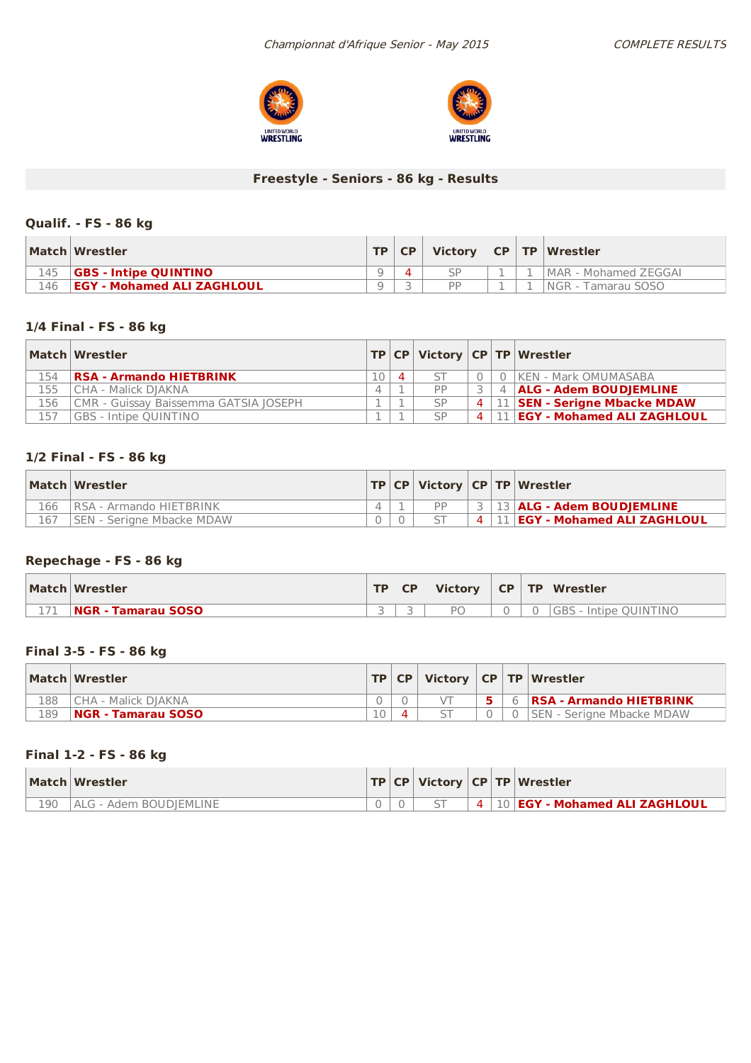## Freestyle - Seniors - 86 kg - Results

### Qualif. - FS - 86 kg

| Match | Wrestler | TP | CP | Victory | CP | TP | Wrestler |
|---|---|---|---|---|---|---|---|
| 145 | **GBS - Intipe QUINTINO** | 9 | 4 | SP | 1 | 1 | MAR - Mohamed ZEGGAI |
| 146 | **EGY - Mohamed ALI ZAGHLOUL** | 9 | 3 | PP | 1 | 1 | NGR - Tamarau SOSO |

### 1/4 Final - FS - 86 kg

| Match | Wrestler | TP | CP | Victory | CP | TP | Wrestler |
|---|---|---|---|---|---|---|---|
| 154 | **RSA - Armando HIETBRINK** | 10 | 4 | ST | 0 | 0 | KEN - Mark OMUMASABA |
| 155 | CHA - Malick DJAKNA | 4 | 1 | PP | 3 | 4 | **ALG - Adem BOUDJEMLINE** |
| 156 | CMR - Guissay Baissemma GATSIA JOSEPH | 1 | 1 | SP | 4 | 11 | **SEN - Serigne Mbacke MDAW** |
| 157 | GBS - Intipe QUINTINO | 1 | 1 | SP | 4 | 11 | **EGY - Mohamed ALI ZAGHLOUL** |

### 1/2 Final - FS - 86 kg

| Match | Wrestler | TP | CP | Victory | CP | TP | Wrestler |
|---|---|---|---|---|---|---|---|
| 166 | RSA - Armando HIETBRINK | 4 | 1 | PP | 3 | 13 | **ALG - Adem BOUDJEMLINE** |
| 167 | SEN - Serigne Mbacke MDAW | 0 | 0 | ST | 4 | 11 | **EGY - Mohamed ALI ZAGHLOUL** |

### Repechage - FS - 86 kg

| Match | Wrestler | TP | CP | Victory | CP | TP | Wrestler |
|---|---|---|---|---|---|---|---|
| 171 | **NGR - Tamarau SOSO** | 3 | 3 | PO | 0 | 0 | GBS - Intipe QUINTINO |

### Final 3-5 - FS - 86 kg

| Match | Wrestler | TP | CP | Victory | CP | TP | Wrestler |
|---|---|---|---|---|---|---|---|
| 188 | CHA - Malick DJAKNA | 0 | 0 | VT | 5 | 6 | **RSA - Armando HIETBRINK** |
| 189 | **NGR - Tamarau SOSO** | 10 | 4 | ST | 0 | 0 | SEN - Serigne Mbacke MDAW |

### Final 1-2 - FS - 86 kg

| Match | Wrestler | TP | CP | Victory | CP | TP | Wrestler |
|---|---|---|---|---|---|---|---|
| 190 | ALG - Adem BOUDJEMLINE | 0 | 0 | ST | 4 | 10 | **EGY - Mohamed ALI ZAGHLOUL** |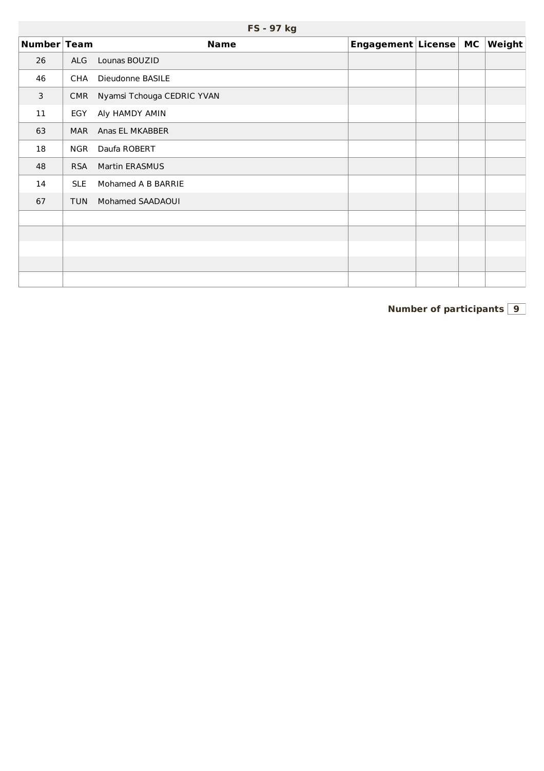| FS - 97 kg | | | | | | |
|---|---|---|---|---|---|---|
| **Number** | **Team** | **Name** | **Engagement** | **License** | **MC** | **Weight** |
| 26 | ALG | Lounas BOUZID | | | | |
| 46 | CHA | Dieudonne BASILE | | | | |
| 3 | CMR | Nyamsi Tchouga CEDRIC YVAN | | | | |
| 11 | EGY | Aly HAMDY AMIN | | | | |
| 63 | MAR | Anas EL MKABBER | | | | |
| 18 | NGR | Daufa ROBERT | | | | |
| 48 | RSA | Martin ERASMUS | | | | |
| 14 | SLE | Mohamed A B BARRIE | | | | |
| 67 | TUN | Mohamed SAADAOUI | | | | |
| | | | | | | |
| | | | | | | |
| | | | | | | |
| | | | | | | |
| | | | | | | |

**Number of participants** 9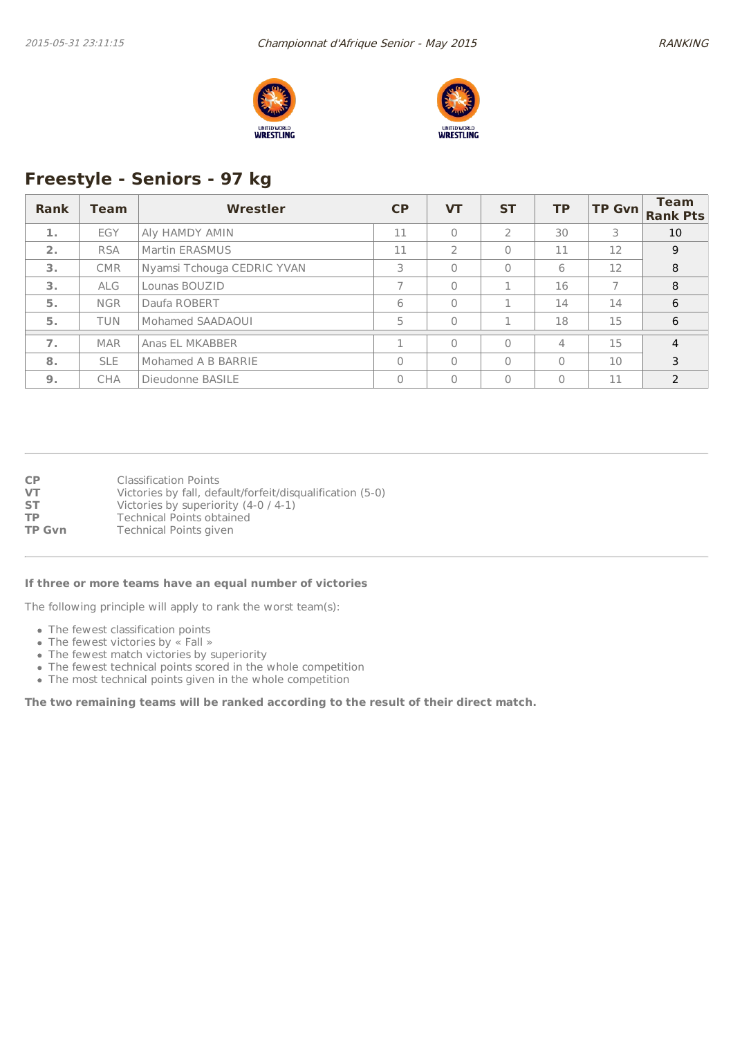## Freestyle - Seniors - 97 kg

| Rank | Team | Wrestler | CP | VT | ST | TP | TP Gvn | Team Rank Pts |
|---|---|---|---|---|---|---|---|---|
| 1. | EGY | Aly HAMDY AMIN | 11 | 0 | 2 | 30 | 3 | 10 |
| 2. | RSA | Martin ERASMUS | 11 | 2 | 0 | 11 | 12 | 9 |
| 3. | CMR | Nyamsi Tchouga CEDRIC YVAN | 3 | 0 | 0 | 6 | 12 | 8 |
| 3. | ALG | Lounas BOUZID | 7 | 0 | 1 | 16 | 7 | 8 |
| 5. | NGR | Daufa ROBERT | 6 | 0 | 1 | 14 | 14 | 6 |
| 5. | TUN | Mohamed SAADAOUI | 5 | 0 | 1 | 18 | 15 | 6 |
| 7. | MAR | Anas EL MKABBER | 1 | 0 | 0 | 4 | 15 | 4 |
| 8. | SLE | Mohamed A B BARRIE | 0 | 0 | 0 | 0 | 10 | 3 |
| 9. | CHA | Dieudonne BASILE | 0 | 0 | 0 | 0 | 11 | 2 |

**CP** Classification Points
**VT** Victories by fall, default/forfeit/disqualification (5-0)
**ST** Victories by superiority (4-0 / 4-1)
**TP** Technical Points obtained
**TP Gvn** Technical Points given

**If three or more teams have an equal number of victories**

The following principle will apply to rank the worst team(s):

- The fewest classification points
- The fewest victories by « Fall »
- The fewest match victories by superiority
- The fewest technical points scored in the whole competition
- The most technical points given in the whole competition

**The two remaining teams will be ranked according to the result of their direct match.**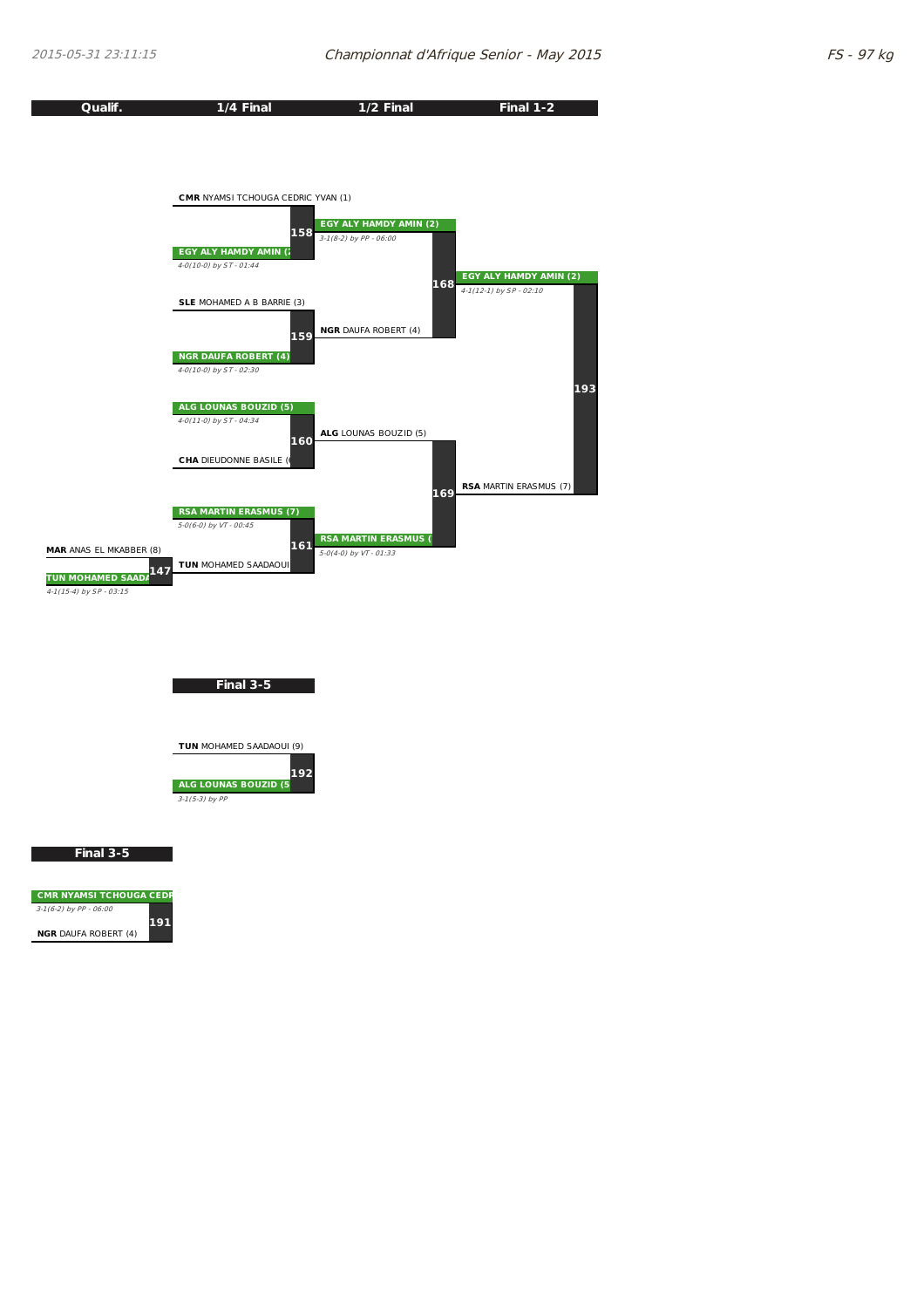# Championnat d'Afrique Senior - May 2015

FS - 97 kg

| Qualif. | 1/4 Final | 1/2 Final | Final 1-2 |
|---|---|---|---|

**Match 158**
- **CMR** NYAMSI TCHOUGA CEDRIC YVAN (1)
- **EGY ALY HAMDY AMIN (2)** — *4-0(10-0) by ST - 01:44*

**Match 159**
- **SLE** MOHAMED A B BARRIE (3)
- **NGR DAUFA ROBERT (4)** — *4-0(10-0) by ST - 02:30*

**Match 160**
- **ALG LOUNAS BOUZID (5)** — *4-0(11-0) by ST - 04:34*
- **CHA** DIEUDONNE BASILE (6)

**Match 147**
- **MAR** ANAS EL MKABBER (8)
- **TUN MOHAMED SAADAOUI** — *4-1(15-4) by SP - 03:15*

**Match 161**
- **RSA MARTIN ERASMUS (7)** — *5-0(6-0) by VT - 00:45*
- **TUN** MOHAMED SAADAOUI

**Match 168**
- **EGY ALY HAMDY AMIN (2)** — *3-1(8-2) by PP - 06:00*
- **NGR** DAUFA ROBERT (4)

**Match 169**
- **ALG** LOUNAS BOUZID (5)
- **RSA MARTIN ERASMUS (7)** — *5-0(4-0) by VT - 01:33*

**Match 193**
- **EGY ALY HAMDY AMIN (2)** — *4-1(12-1) by SP - 02:10*
- **RSA** MARTIN ERASMUS (7)

## Final 3-5

**Match 192**
- **TUN** MOHAMED SAADAOUI (9)
- **ALG LOUNAS BOUZID (5)** — *3-1(5-3) by PP*

## Final 3-5

**Match 191**
- **CMR NYAMSI TCHOUGA CEDRIC YVAN (1)** — *3-1(6-2) by PP - 06:00*
- **NGR** DAUFA ROBERT (4)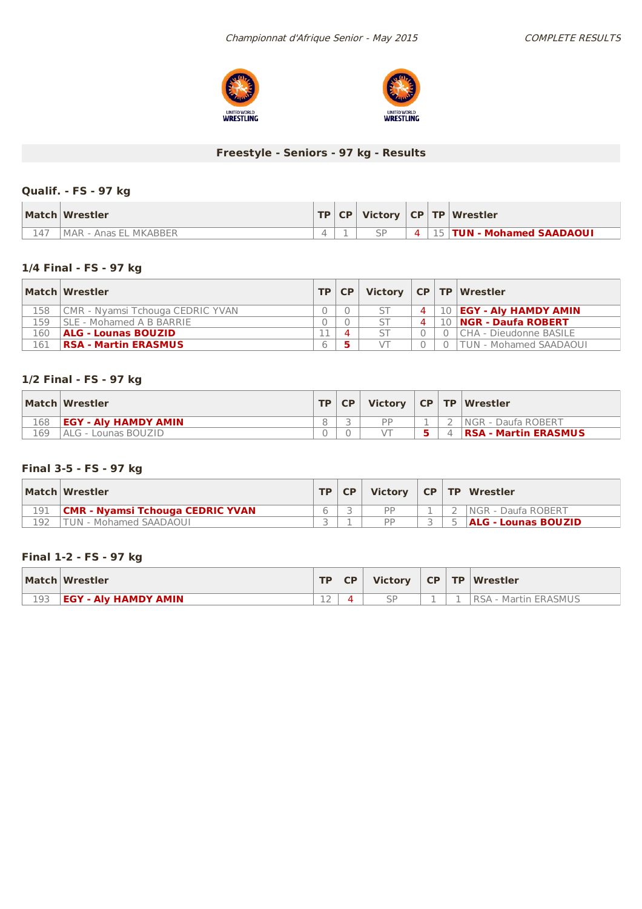## Freestyle - Seniors - 97 kg - Results

### Qualif. - FS - 97 kg

| Match | Wrestler | TP | CP | Victory | CP | TP | Wrestler |
|---|---|---|---|---|---|---|---|
| 147 | MAR - Anas EL MKABBER | 4 | 1 | SP | 4 | 15 | **TUN - Mohamed SAADAOUI** |

### 1/4 Final - FS - 97 kg

| Match | Wrestler | TP | CP | Victory | CP | TP | Wrestler |
|---|---|---|---|---|---|---|---|
| 158 | CMR - Nyamsi Tchouga CEDRIC YVAN | 0 | 0 | ST | 4 | 10 | **EGY - Aly HAMDY AMIN** |
| 159 | SLE - Mohamed A B BARRIE | 0 | 0 | ST | 4 | 10 | **NGR - Daufa ROBERT** |
| 160 | **ALG - Lounas BOUZID** | 11 | 4 | ST | 0 | 0 | CHA - Dieudonne BASILE |
| 161 | **RSA - Martin ERASMUS** | 6 | 5 | VT | 0 | 0 | TUN - Mohamed SAADAOUI |

### 1/2 Final - FS - 97 kg

| Match | Wrestler | TP | CP | Victory | CP | TP | Wrestler |
|---|---|---|---|---|---|---|---|
| 168 | **EGY - Aly HAMDY AMIN** | 8 | 3 | PP | 1 | 2 | NGR - Daufa ROBERT |
| 169 | ALG - Lounas BOUZID | 0 | 0 | VT | 5 | 4 | **RSA - Martin ERASMUS** |

### Final 3-5 - FS - 97 kg

| Match | Wrestler | TP | CP | Victory | CP | TP | Wrestler |
|---|---|---|---|---|---|---|---|
| 191 | **CMR - Nyamsi Tchouga CEDRIC YVAN** | 6 | 3 | PP | 1 | 2 | NGR - Daufa ROBERT |
| 192 | TUN - Mohamed SAADAOUI | 3 | 1 | PP | 3 | 5 | **ALG - Lounas BOUZID** |

### Final 1-2 - FS - 97 kg

| Match | Wrestler | TP | CP | Victory | CP | TP | Wrestler |
|---|---|---|---|---|---|---|---|
| 193 | **EGY - Aly HAMDY AMIN** | 12 | 4 | SP | 1 | 1 | RSA - Martin ERASMUS |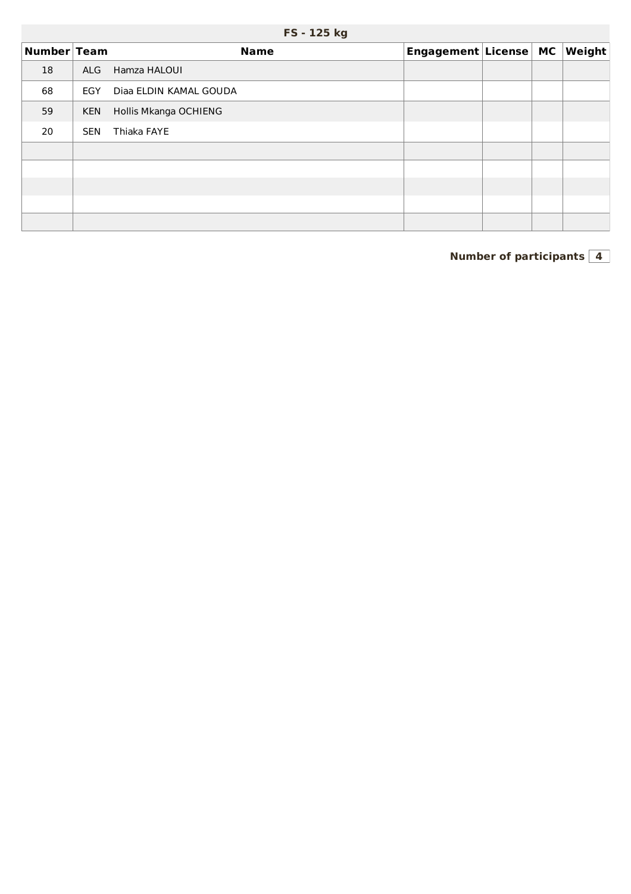## FS - 125 kg

| Number | Team | Name | Engagement | License | MC | Weight |
|---|---|---|---|---|---|---|
| 18 | ALG | Hamza HALOUI | | | | |
| 68 | EGY | Diaa ELDIN KAMAL GOUDA | | | | |
| 59 | KEN | Hollis Mkanga OCHIENG | | | | |
| 20 | SEN | Thiaka FAYE | | | | |
| | | | | | | |
| | | | | | | |
| | | | | | | |
| | | | | | | |
| | | | | | | |

**Number of participants** 4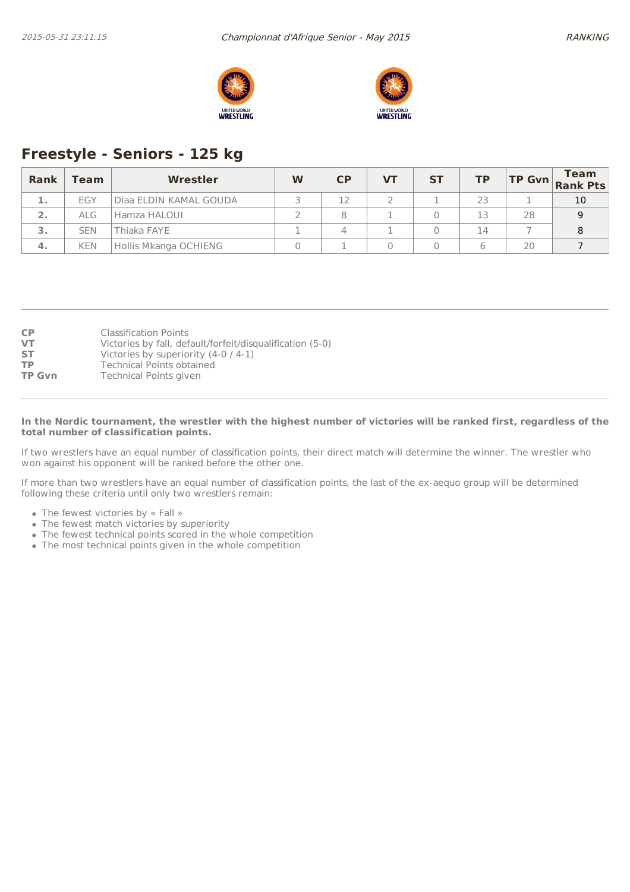## Freestyle - Seniors - 125 kg

| Rank | Team | Wrestler | W | CP | VT | ST | TP | TP Gvn | Team Rank Pts |
|---|---|---|---|---|---|---|---|---|---|
| 1. | EGY | Diaa ELDIN KAMAL GOUDA | 3 | 12 | 2 | 1 | 23 | 1 | 10 |
| 2. | ALG | Hamza HALOUI | 2 | 8 | 1 | 0 | 13 | 28 | 9 |
| 3. | SEN | Thiaka FAYE | 1 | 4 | 1 | 0 | 14 | 7 | 8 |
| 4. | KEN | Hollis Mkanga OCHIENG | 0 | 1 | 0 | 0 | 6 | 20 | 7 |

**CP** Classification Points
**VT** Victories by fall, default/forfeit/disqualification (5-0)
**ST** Victories by superiority (4-0 / 4-1)
**TP** Technical Points obtained
**TP Gvn** Technical Points given

**In the Nordic tournament, the wrestler with the highest number of victories will be ranked first, regardless of the total number of classification points.**

If two wrestlers have an equal number of classification points, their direct match will determine the winner. The wrestler who won against his opponent will be ranked before the other one.

If more than two wrestlers have an equal number of classification points, the last of the ex-aequo group will be determined following these criteria until only two wrestlers remain:

- The fewest victories by « Fall »
- The fewest match victories by superiority
- The fewest technical points scored in the whole competition
- The most technical points given in the whole competition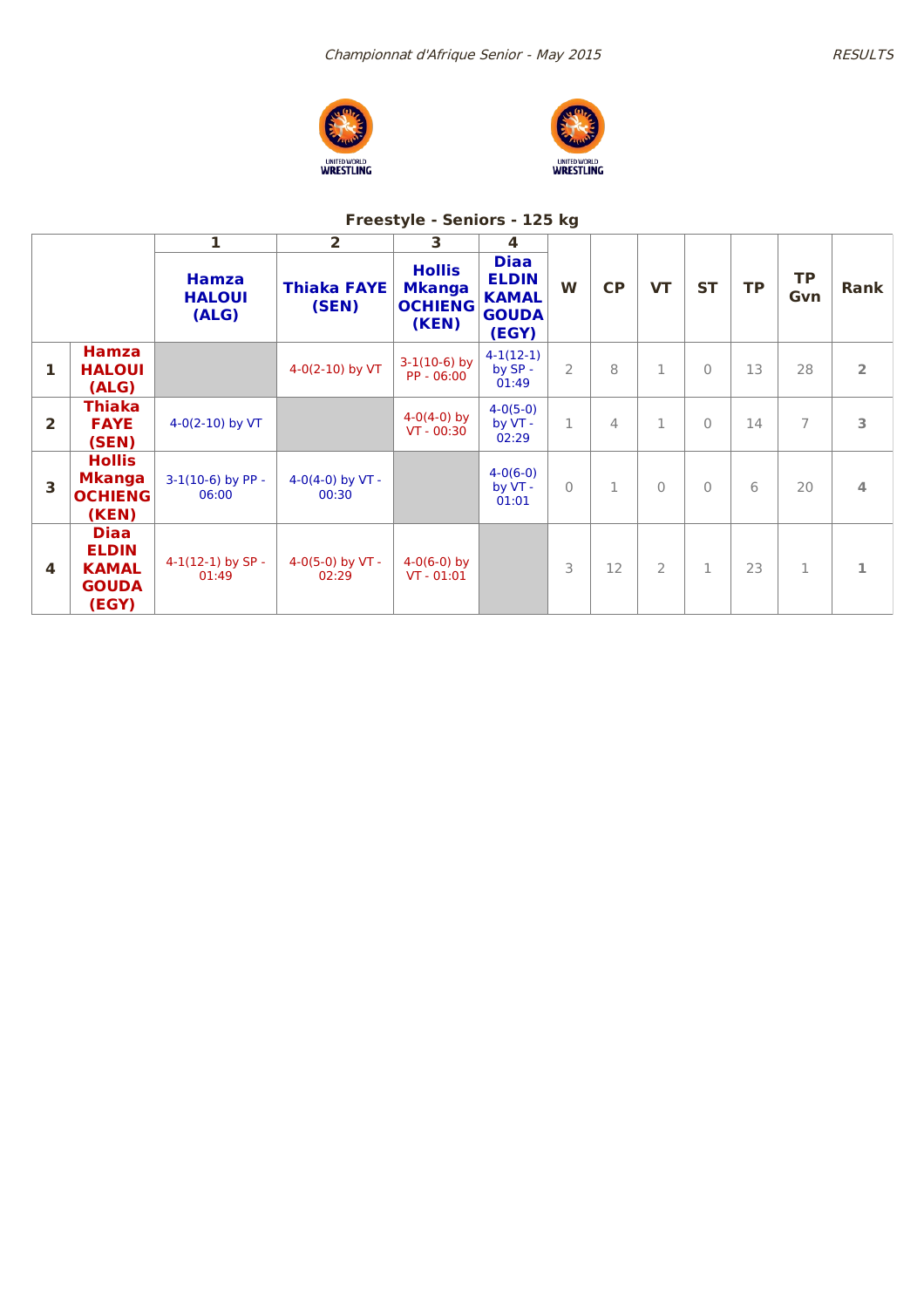*Championnat d'Afrique Senior - May 2015*

## Freestyle - Seniors - 125 kg

| | | 1 | 2 | 3 | 4 | | | | | | | |
|---|---|---|---|---|---|---|---|---|---|---|---|---|
| | | **Hamza HALOUI (ALG)** | **Thiaka FAYE (SEN)** | **Hollis Mkanga OCHIENG (KEN)** | **Diaa ELDIN KAMAL GOUDA (EGY)** | **W** | **CP** | **VT** | **ST** | **TP** | **TP Gvn** | **Rank** |
| **1** | **Hamza HALOUI (ALG)** | | 4-0(2-10) by VT | 3-1(10-6) by PP - 06:00 | 4-1(12-1) by SP - 01:49 | 2 | 8 | 1 | 0 | 13 | 28 | 2 |
| **2** | **Thiaka FAYE (SEN)** | 4-0(2-10) by VT | | 4-0(4-0) by VT - 00:30 | 4-0(5-0) by VT - 02:29 | 1 | 4 | 1 | 0 | 14 | 7 | 3 |
| **3** | **Hollis Mkanga OCHIENG (KEN)** | 3-1(10-6) by PP - 06:00 | 4-0(4-0) by VT - 00:30 | | 4-0(6-0) by VT - 01:01 | 0 | 1 | 0 | 0 | 6 | 20 | 4 |
| **4** | **Diaa ELDIN KAMAL GOUDA (EGY)** | 4-1(12-1) by SP - 01:49 | 4-0(5-0) by VT - 02:29 | 4-0(6-0) by VT - 01:01 | | 3 | 12 | 2 | 1 | 23 | 1 | 1 |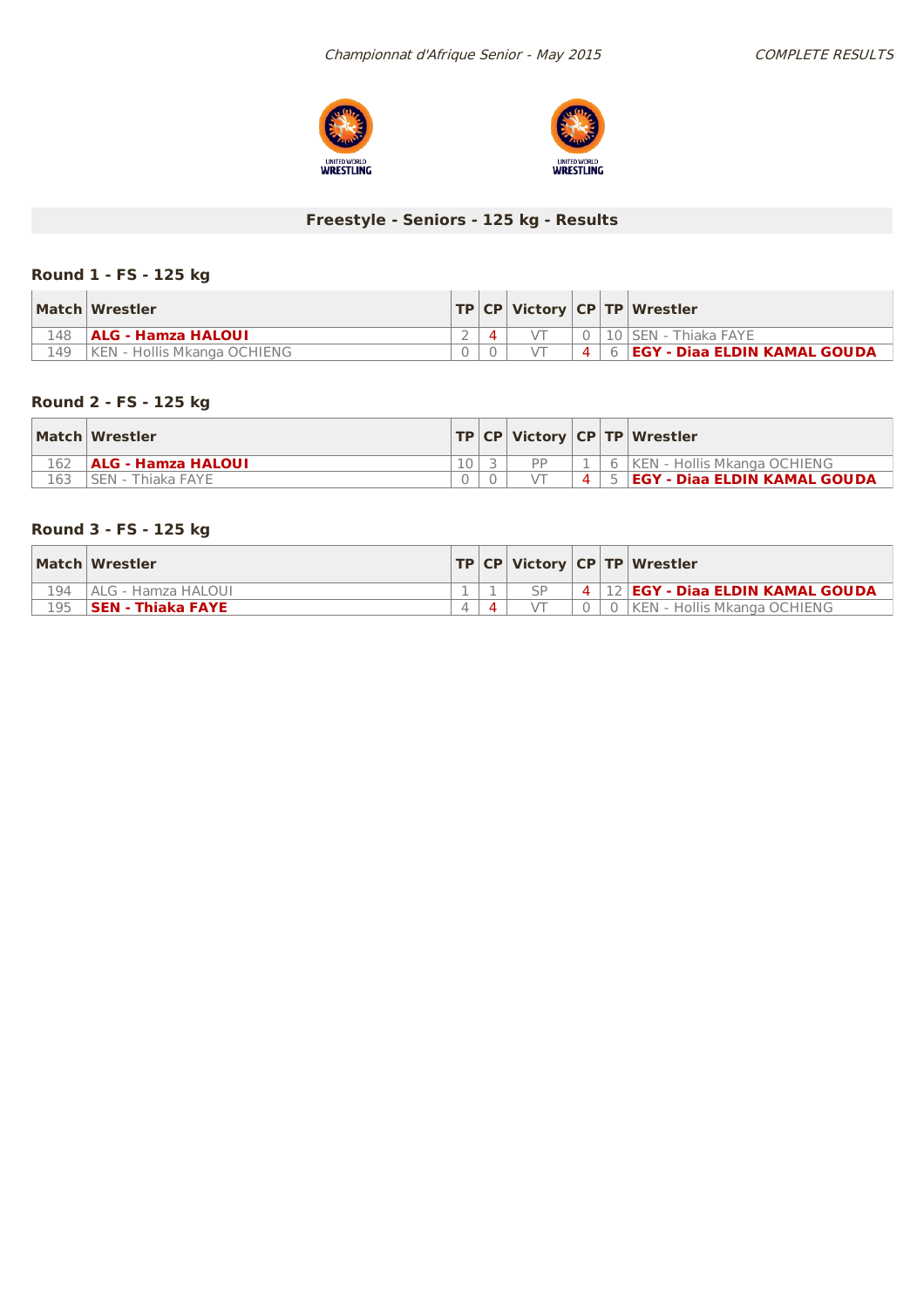## Freestyle - Seniors - 125 kg - Results

### Round 1 - FS - 125 kg

| Match | Wrestler | TP | CP | Victory | CP | TP | Wrestler |
|---|---|---|---|---|---|---|---|
| 148 | **ALG - Hamza HALOUI** | 2 | 4 | VT | 0 | 10 | SEN - Thiaka FAYE |
| 149 | KEN - Hollis Mkanga OCHIENG | 0 | 0 | VT | 4 | 6 | **EGY - Diaa ELDIN KAMAL GOUDA** |

### Round 2 - FS - 125 kg

| Match | Wrestler | TP | CP | Victory | CP | TP | Wrestler |
|---|---|---|---|---|---|---|---|
| 162 | **ALG - Hamza HALOUI** | 10 | 3 | PP | 1 | 6 | KEN - Hollis Mkanga OCHIENG |
| 163 | SEN - Thiaka FAYE | 0 | 0 | VT | 4 | 5 | **EGY - Diaa ELDIN KAMAL GOUDA** |

### Round 3 - FS - 125 kg

| Match | Wrestler | TP | CP | Victory | CP | TP | Wrestler |
|---|---|---|---|---|---|---|---|
| 194 | ALG - Hamza HALOUI | 1 | 1 | SP | 4 | 12 | **EGY - Diaa ELDIN KAMAL GOUDA** |
| 195 | **SEN - Thiaka FAYE** | 4 | 4 | VT | 0 | 0 | KEN - Hollis Mkanga OCHIENG |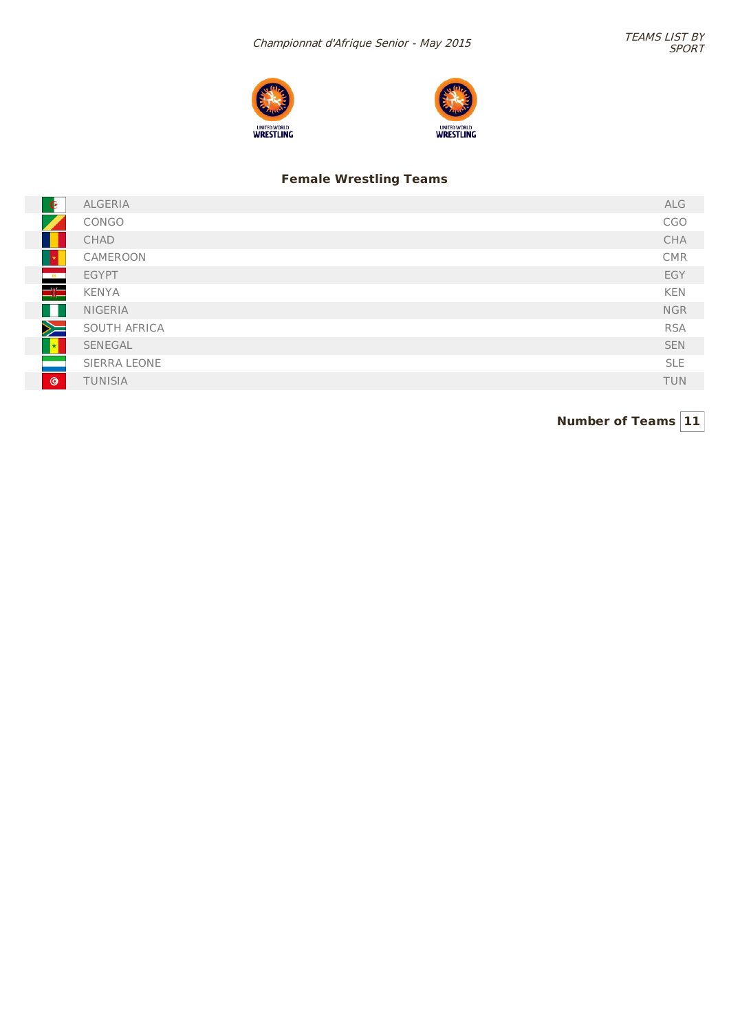*Championnat d'Afrique Senior - May 2015*

*TEAMS LIST BY SPORT*

## Female Wrestling Teams

| Country | Code |
|---|---|
| ALGERIA | ALG |
| CONGO | CGO |
| CHAD | CHA |
| CAMEROON | CMR |
| EGYPT | EGY |
| KENYA | KEN |
| NIGERIA | NGR |
| SOUTH AFRICA | RSA |
| SENEGAL | SEN |
| SIERRA LEONE | SLE |
| TUNISIA | TUN |

**Number of Teams** **11**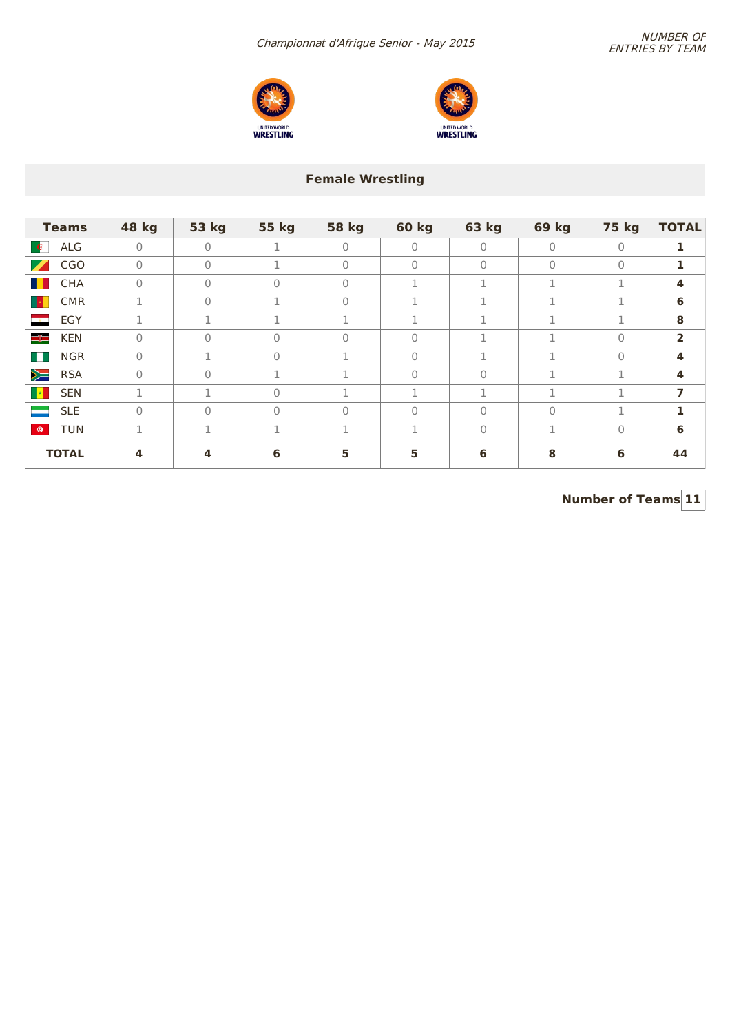*Championnat d'Afrique Senior - May 2015*

*NUMBER OF ENTRIES BY TEAM*

## Female Wrestling

| Teams | 48 kg | 53 kg | 55 kg | 58 kg | 60 kg | 63 kg | 69 kg | 75 kg | TOTAL |
|---|---|---|---|---|---|---|---|---|---|
| ALG | 0 | 0 | 1 | 0 | 0 | 0 | 0 | 0 | **1** |
| CGO | 0 | 0 | 1 | 0 | 0 | 0 | 0 | 0 | **1** |
| CHA | 0 | 0 | 0 | 0 | 1 | 1 | 1 | 1 | **4** |
| CMR | 1 | 0 | 1 | 0 | 1 | 1 | 1 | 1 | **6** |
| EGY | 1 | 1 | 1 | 1 | 1 | 1 | 1 | 1 | **8** |
| KEN | 0 | 0 | 0 | 0 | 0 | 1 | 1 | 0 | **2** |
| NGR | 0 | 1 | 0 | 1 | 0 | 1 | 1 | 0 | **4** |
| RSA | 0 | 0 | 1 | 1 | 0 | 0 | 1 | 1 | **4** |
| SEN | 1 | 1 | 0 | 1 | 1 | 1 | 1 | 1 | **7** |
| SLE | 0 | 0 | 0 | 0 | 0 | 0 | 0 | 1 | **1** |
| TUN | 1 | 1 | 1 | 1 | 1 | 0 | 1 | 0 | **6** |
| **TOTAL** | **4** | **4** | **6** | **5** | **5** | **6** | **8** | **6** | **44** |

**Number of Teams 11**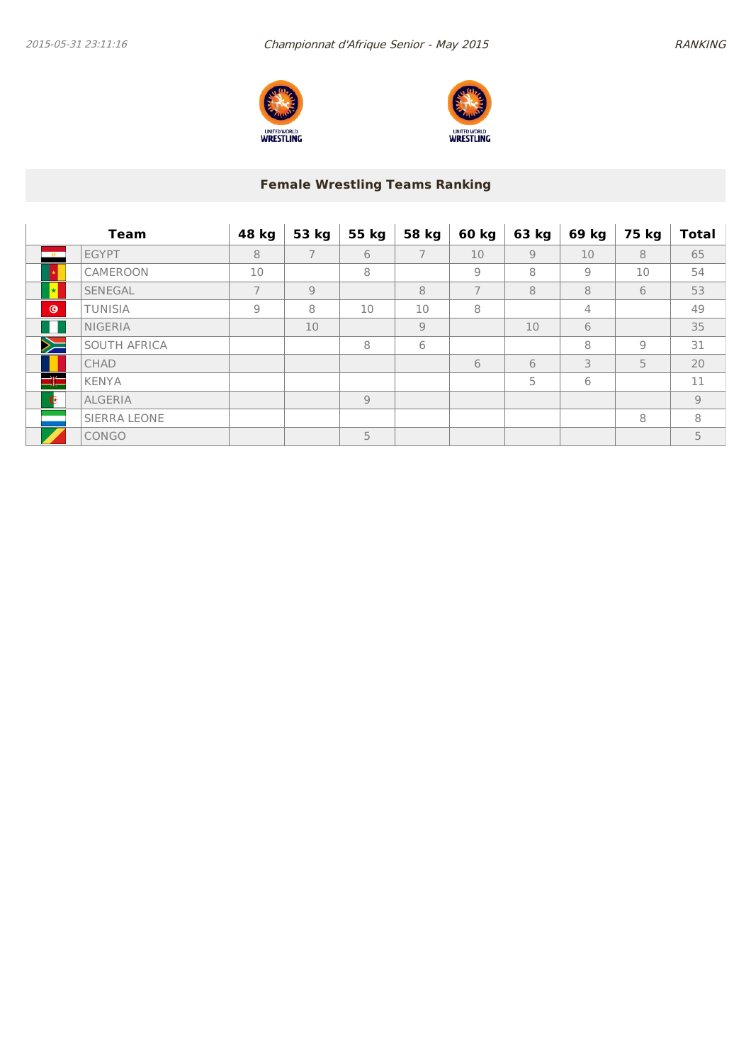## Female Wrestling Teams Ranking

| Team | 48 kg | 53 kg | 55 kg | 58 kg | 60 kg | 63 kg | 69 kg | 75 kg | Total |
|---|---|---|---|---|---|---|---|---|---|
| EGYPT | 8 | 7 | 6 | 7 | 10 | 9 | 10 | 8 | 65 |
| CAMEROON | 10 | | 8 | | 9 | 8 | 9 | 10 | 54 |
| SENEGAL | 7 | 9 | | 8 | 7 | 8 | 8 | 6 | 53 |
| TUNISIA | 9 | 8 | 10 | 10 | 8 | | 4 | | 49 |
| NIGERIA | | 10 | | 9 | | 10 | 6 | | 35 |
| SOUTH AFRICA | | | 8 | 6 | | | 8 | 9 | 31 |
| CHAD | | | | | 6 | 6 | 3 | 5 | 20 |
| KENYA | | | | | | 5 | 6 | | 11 |
| ALGERIA | | | 9 | | | | | | 9 |
| SIERRA LEONE | | | | | | | | 8 | 8 |
| CONGO | | | 5 | | | | | | 5 |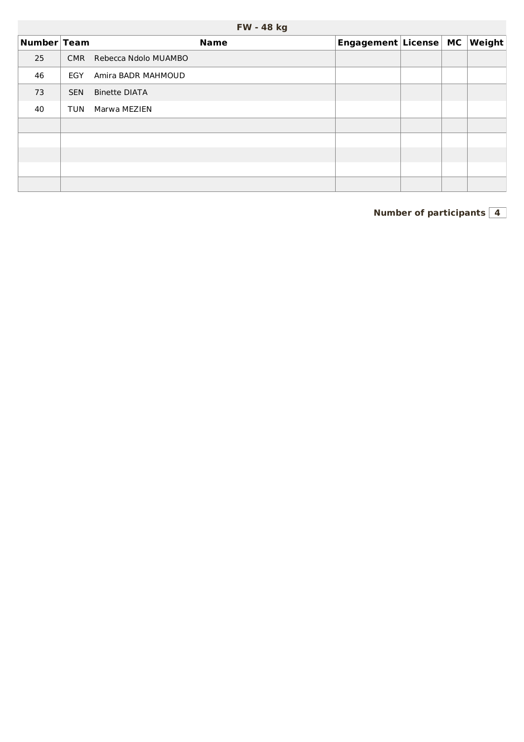## FW - 48 kg

| Number | Team | Name | Engagement | License | MC | Weight |
|---|---|---|---|---|---|---|
| 25 | CMR | Rebecca Ndolo MUAMBO | | | | |
| 46 | EGY | Amira BADR MAHMOUD | | | | |
| 73 | SEN | Binette DIATA | | | | |
| 40 | TUN | Marwa MEZIEN | | | | |
| | | | | | | |
| | | | | | | |
| | | | | | | |
| | | | | | | |
| | | | | | | |

**Number of participants** 4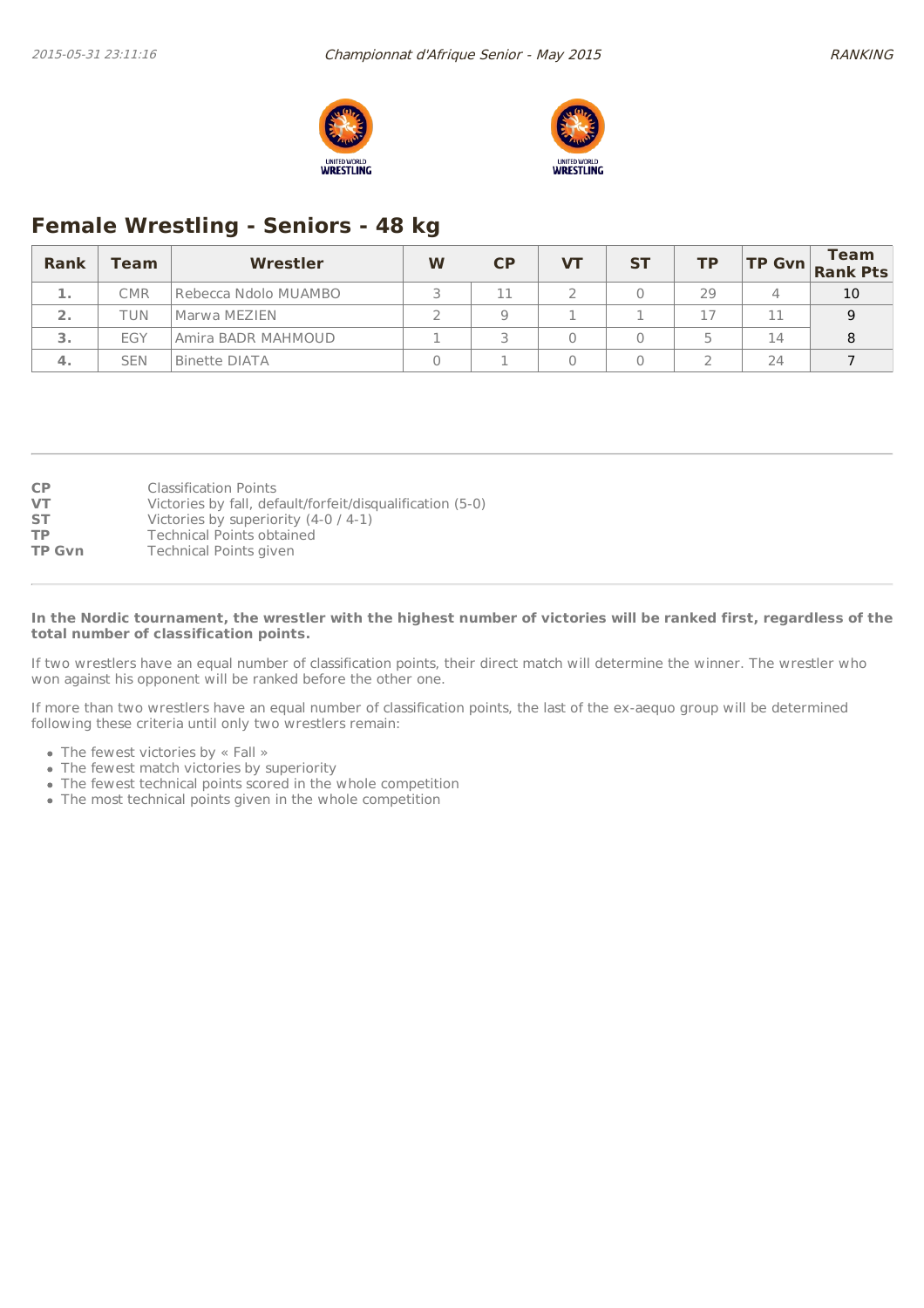## Female Wrestling - Seniors - 48 kg

| Rank | Team | Wrestler | W | CP | VT | ST | TP | TP Gvn | Team Rank Pts |
|---|---|---|---|---|---|---|---|---|---|
| 1. | CMR | Rebecca Ndolo MUAMBO | 3 | 11 | 2 | 0 | 29 | 4 | 10 |
| 2. | TUN | Marwa MEZIEN | 2 | 9 | 1 | 1 | 17 | 11 | 9 |
| 3. | EGY | Amira BADR MAHMOUD | 1 | 3 | 0 | 0 | 5 | 14 | 8 |
| 4. | SEN | Binette DIATA | 0 | 1 | 0 | 0 | 2 | 24 | 7 |

**CP** Classification Points
**VT** Victories by fall, default/forfeit/disqualification (5-0)
**ST** Victories by superiority (4-0 / 4-1)
**TP** Technical Points obtained
**TP Gvn** Technical Points given

**In the Nordic tournament, the wrestler with the highest number of victories will be ranked first, regardless of the total number of classification points.**

If two wrestlers have an equal number of classification points, their direct match will determine the winner. The wrestler who won against his opponent will be ranked before the other one.

If more than two wrestlers have an equal number of classification points, the last of the ex-aequo group will be determined following these criteria until only two wrestlers remain:

- The fewest victories by « Fall »
- The fewest match victories by superiority
- The fewest technical points scored in the whole competition
- The most technical points given in the whole competition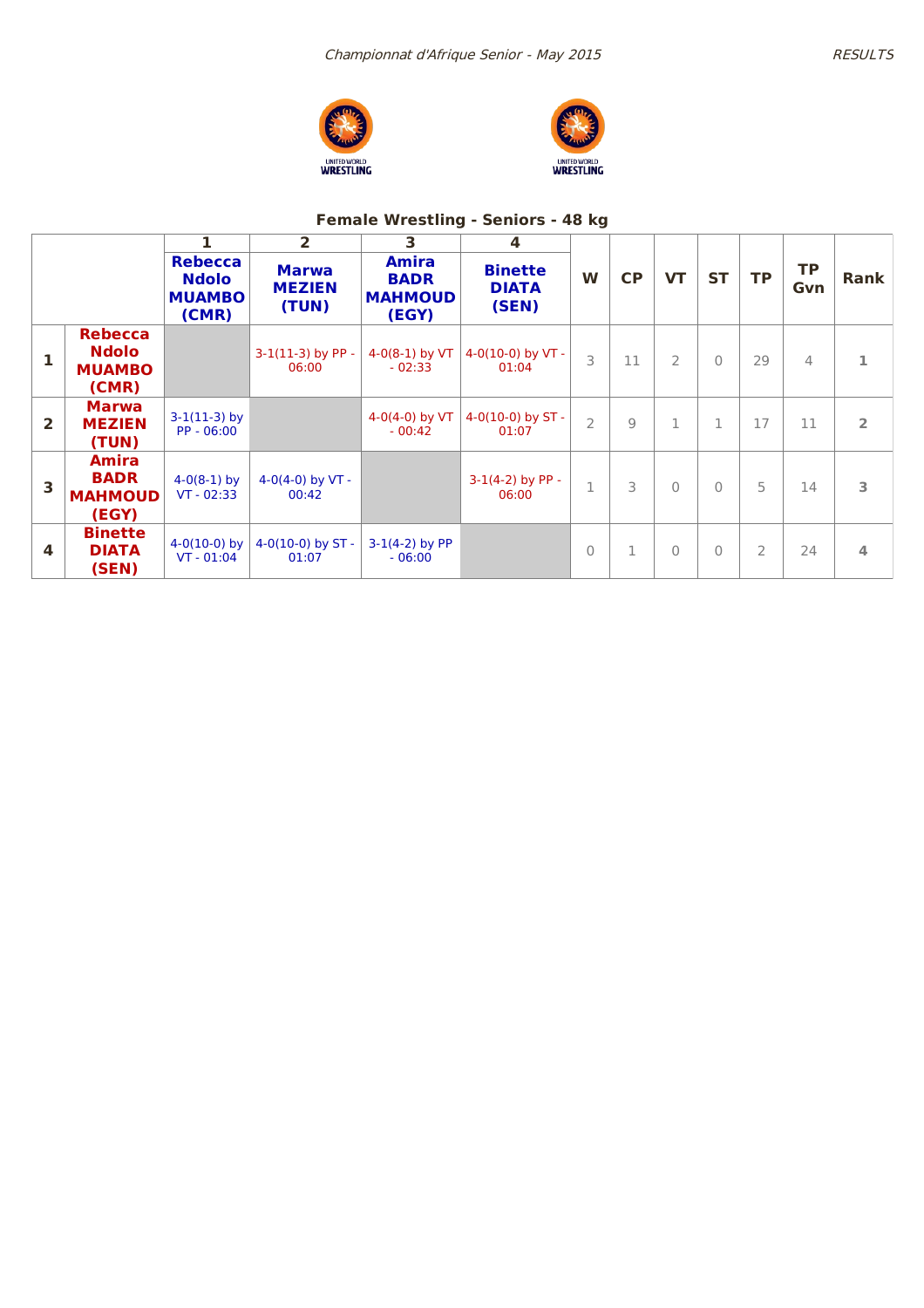*Championnat d'Afrique Senior - May 2015*

## Female Wrestling - Seniors - 48 kg

| | | 1 | 2 | 3 | 4 | | | | | | | |
|---|---|---|---|---|---|---|---|---|---|---|---|---|
| | | **Rebecca Ndolo MUAMBO (CMR)** | **Marwa MEZIEN (TUN)** | **Amira BADR MAHMOUD (EGY)** | **Binette DIATA (SEN)** | **W** | **CP** | **VT** | **ST** | **TP** | **TP Gvn** | **Rank** |
| **1** | **Rebecca Ndolo MUAMBO (CMR)** | | 3-1(11-3) by PP - 06:00 | 4-0(8-1) by VT - 02:33 | 4-0(10-0) by VT - 01:04 | 3 | 11 | 2 | 0 | 29 | 4 | **1** |
| **2** | **Marwa MEZIEN (TUN)** | 3-1(11-3) by PP - 06:00 | | 4-0(4-0) by VT - 00:42 | 4-0(10-0) by ST - 01:07 | 2 | 9 | 1 | 1 | 17 | 11 | **2** |
| **3** | **Amira BADR MAHMOUD (EGY)** | 4-0(8-1) by VT - 02:33 | 4-0(4-0) by VT - 00:42 | | 3-1(4-2) by PP - 06:00 | 1 | 3 | 0 | 0 | 5 | 14 | **3** |
| **4** | **Binette DIATA (SEN)** | 4-0(10-0) by VT - 01:04 | 4-0(10-0) by ST - 01:07 | 3-1(4-2) by PP - 06:00 | | 0 | 1 | 0 | 0 | 2 | 24 | **4** |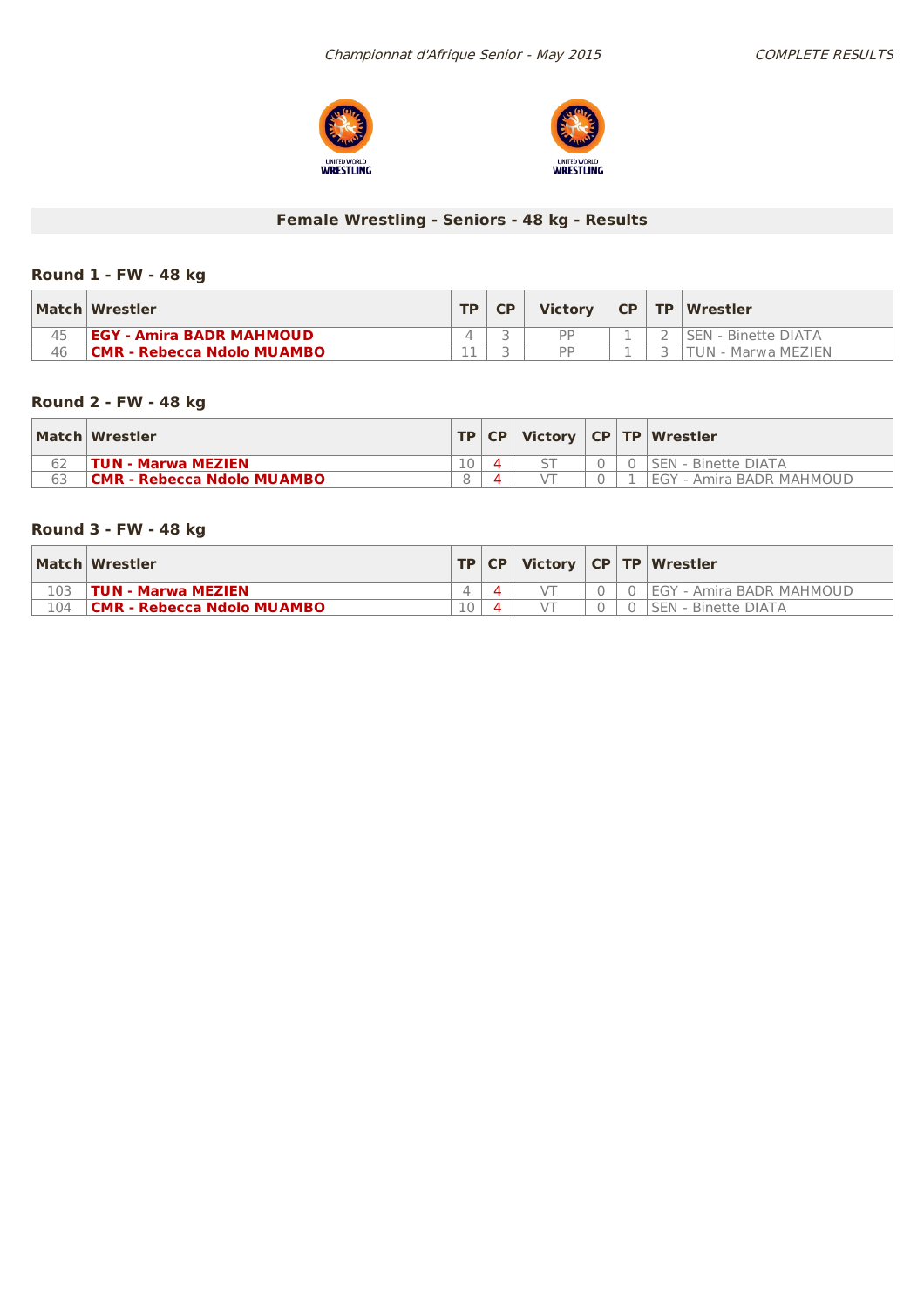## Female Wrestling - Seniors - 48 kg - Results

### Round 1 - FW - 48 kg

| Match | Wrestler | TP | CP | Victory | CP | TP | Wrestler |
|---|---|---|---|---|---|---|---|
| 45 | **EGY - Amira BADR MAHMOUD** | 4 | 3 | PP | 1 | 2 | SEN - Binette DIATA |
| 46 | **CMR - Rebecca Ndolo MUAMBO** | 11 | 3 | PP | 1 | 3 | TUN - Marwa MEZIEN |

### Round 2 - FW - 48 kg

| Match | Wrestler | TP | CP | Victory | CP | TP | Wrestler |
|---|---|---|---|---|---|---|---|
| 62 | **TUN - Marwa MEZIEN** | 10 | 4 | ST | 0 | 0 | SEN - Binette DIATA |
| 63 | **CMR - Rebecca Ndolo MUAMBO** | 8 | 4 | VT | 0 | 1 | EGY - Amira BADR MAHMOUD |

### Round 3 - FW - 48 kg

| Match | Wrestler | TP | CP | Victory | CP | TP | Wrestler |
|---|---|---|---|---|---|---|---|
| 103 | **TUN - Marwa MEZIEN** | 4 | 4 | VT | 0 | 0 | EGY - Amira BADR MAHMOUD |
| 104 | **CMR - Rebecca Ndolo MUAMBO** | 10 | 4 | VT | 0 | 0 | SEN - Binette DIATA |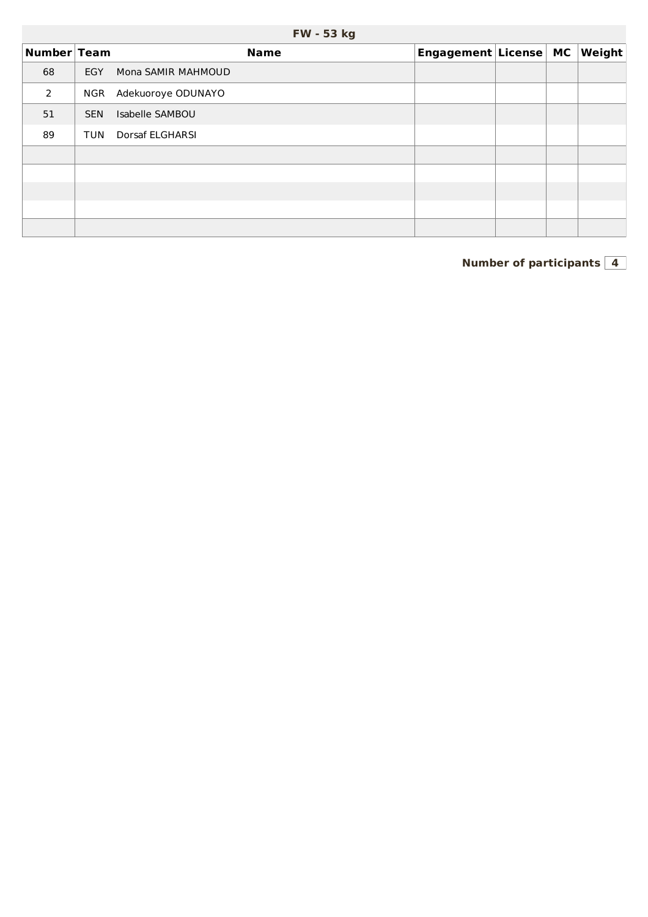## FW - 53 kg

| Number | Team | Name | Engagement | License | MC | Weight |
|---|---|---|---|---|---|---|
| 68 | EGY | Mona SAMIR MAHMOUD | | | | |
| 2 | NGR | Adekuoroye ODUNAYO | | | | |
| 51 | SEN | Isabelle SAMBOU | | | | |
| 89 | TUN | Dorsaf ELGHARSI | | | | |
| | | | | | | |
| | | | | | | |
| | | | | | | |
| | | | | | | |
| | | | | | | |

**Number of participants** 4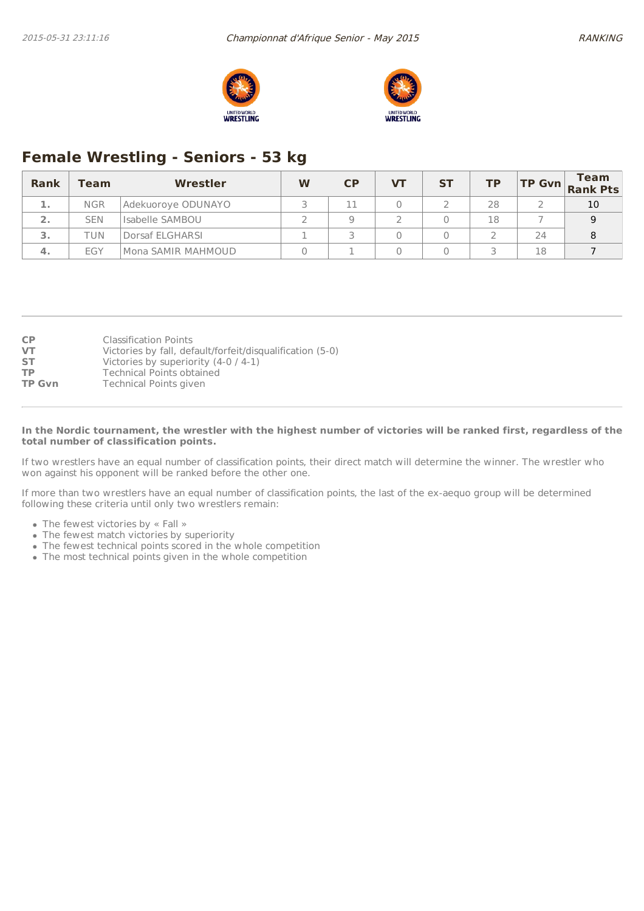# Female Wrestling - Seniors - 53 kg

| Rank | Team | Wrestler | W | CP | VT | ST | TP | TP Gvn | Team Rank Pts |
|---|---|---|---|---|---|---|---|---|---|
| 1. | NGR | Adekuoroye ODUNAYO | 3 | 11 | 0 | 2 | 28 | 2 | 10 |
| 2. | SEN | Isabelle SAMBOU | 2 | 9 | 2 | 0 | 18 | 7 | 9 |
| 3. | TUN | Dorsaf ELGHARSI | 1 | 3 | 0 | 0 | 2 | 24 | 8 |
| 4. | EGY | Mona SAMIR MAHMOUD | 0 | 1 | 0 | 0 | 3 | 18 | 7 |

**CP** Classification Points
**VT** Victories by fall, default/forfeit/disqualification (5-0)
**ST** Victories by superiority (4-0 / 4-1)
**TP** Technical Points obtained
**TP Gvn** Technical Points given

**In the Nordic tournament, the wrestler with the highest number of victories will be ranked first, regardless of the total number of classification points.**

If two wrestlers have an equal number of classification points, their direct match will determine the winner. The wrestler who won against his opponent will be ranked before the other one.

If more than two wrestlers have an equal number of classification points, the last of the ex-aequo group will be determined following these criteria until only two wrestlers remain:

- The fewest victories by « Fall »
- The fewest match victories by superiority
- The fewest technical points scored in the whole competition
- The most technical points given in the whole competition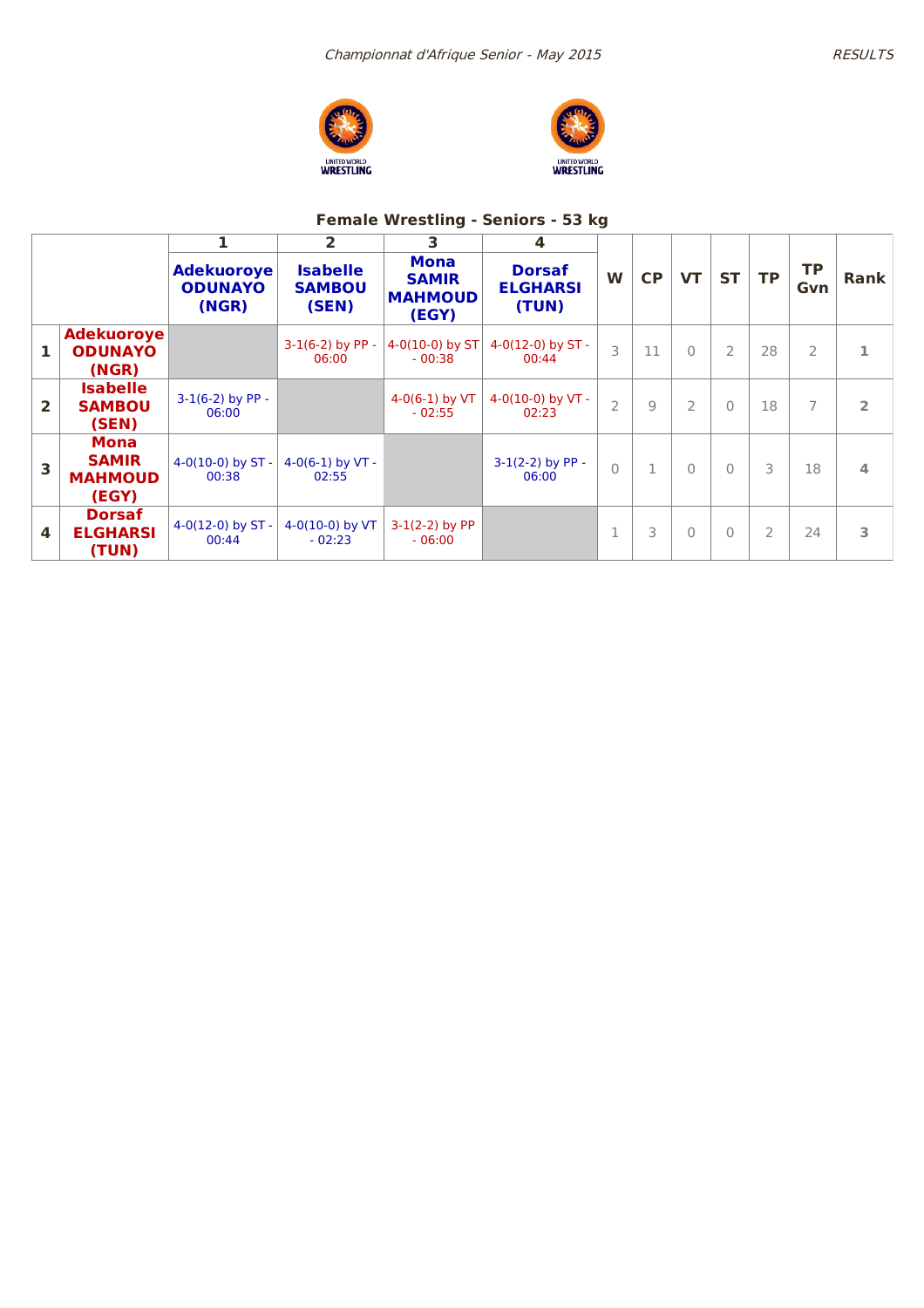*Championnat d'Afrique Senior - May 2015*

## Female Wrestling - Seniors - 53 kg

| | | 1 | 2 | 3 | 4 | | | | | | | |
|---|---|---|---|---|---|---|---|---|---|---|---|---|
| | | **Adekuoroye ODUNAYO (NGR)** | **Isabelle SAMBOU (SEN)** | **Mona SAMIR MAHMOUD (EGY)** | **Dorsaf ELGHARSI (TUN)** | **W** | **CP** | **VT** | **ST** | **TP** | **TP Gvn** | **Rank** |
| **1** | **Adekuoroye ODUNAYO (NGR)** | | 3-1(6-2) by PP - 06:00 | 4-0(10-0) by ST - 00:38 | 4-0(12-0) by ST - 00:44 | 3 | 11 | 0 | 2 | 28 | 2 | 1 |
| **2** | **Isabelle SAMBOU (SEN)** | 3-1(6-2) by PP - 06:00 | | 4-0(6-1) by VT - 02:55 | 4-0(10-0) by VT - 02:23 | 2 | 9 | 2 | 0 | 18 | 7 | 2 |
| **3** | **Mona SAMIR MAHMOUD (EGY)** | 4-0(10-0) by ST - 00:38 | 4-0(6-1) by VT - 02:55 | | 3-1(2-2) by PP - 06:00 | 0 | 1 | 0 | 0 | 3 | 18 | 4 |
| **4** | **Dorsaf ELGHARSI (TUN)** | 4-0(12-0) by ST - 00:44 | 4-0(10-0) by VT - 02:23 | 3-1(2-2) by PP - 06:00 | | 1 | 3 | 0 | 0 | 2 | 24 | 3 |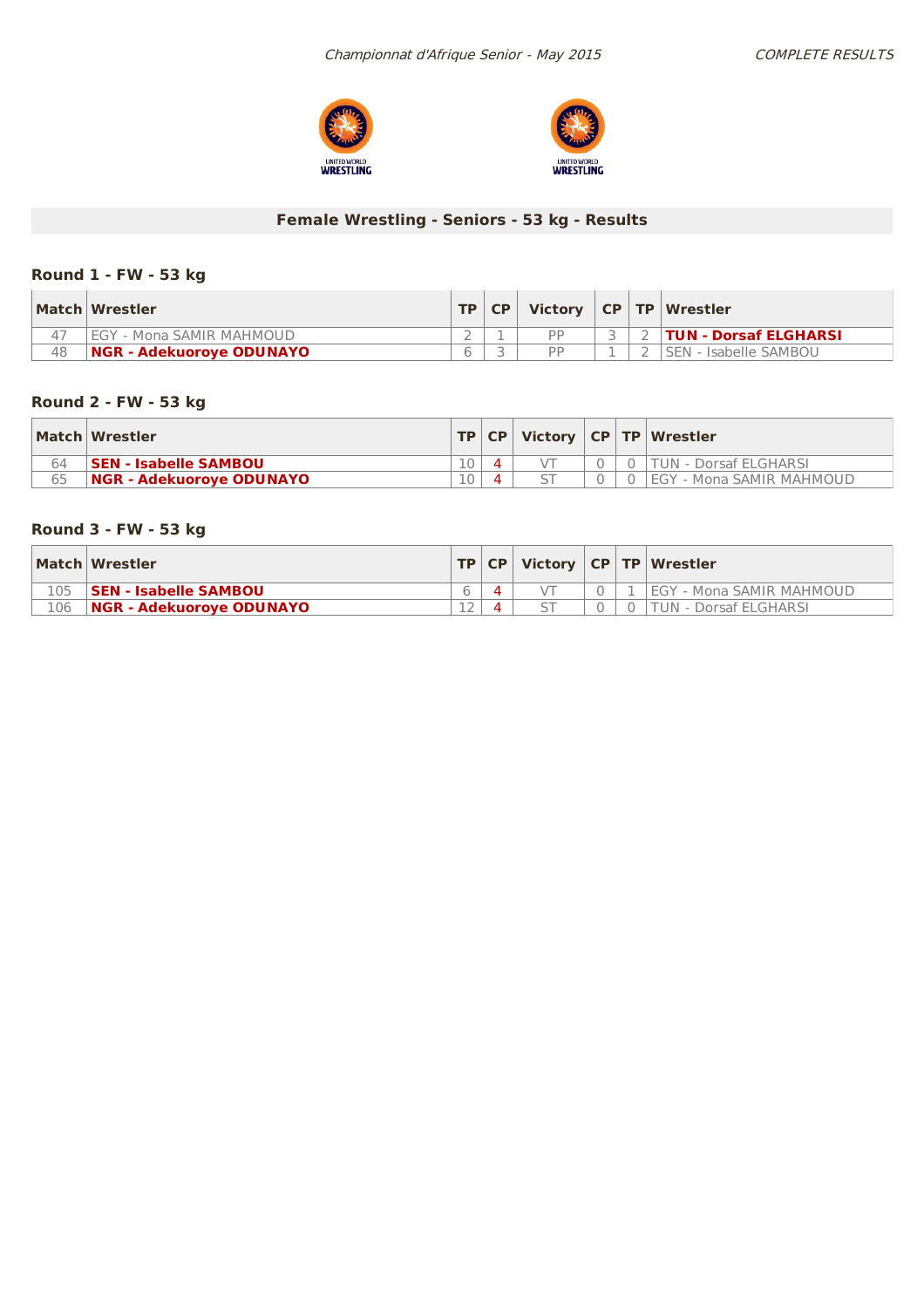*Championnat d'Afrique Senior - May 2015*

*COMPLETE RESULTS*

## Female Wrestling - Seniors - 53 kg - Results

### Round 1 - FW - 53 kg

| Match | Wrestler | TP | CP | Victory | CP | TP | Wrestler |
|---|---|---|---|---|---|---|---|
| 47 | EGY - Mona SAMIR MAHMOUD | 2 | 1 | PP | 3 | 2 | **TUN - Dorsaf ELGHARSI** |
| 48 | **NGR - Adekuoroye ODUNAYO** | 6 | 3 | PP | 1 | 2 | SEN - Isabelle SAMBOU |

### Round 2 - FW - 53 kg

| Match | Wrestler | TP | CP | Victory | CP | TP | Wrestler |
|---|---|---|---|---|---|---|---|
| 64 | **SEN - Isabelle SAMBOU** | 10 | 4 | VT | 0 | 0 | TUN - Dorsaf ELGHARSI |
| 65 | **NGR - Adekuoroye ODUNAYO** | 10 | 4 | ST | 0 | 0 | EGY - Mona SAMIR MAHMOUD |

### Round 3 - FW - 53 kg

| Match | Wrestler | TP | CP | Victory | CP | TP | Wrestler |
|---|---|---|---|---|---|---|---|
| 105 | **SEN - Isabelle SAMBOU** | 6 | 4 | VT | 0 | 1 | EGY - Mona SAMIR MAHMOUD |
| 106 | **NGR - Adekuoroye ODUNAYO** | 12 | 4 | ST | 0 | 0 | TUN - Dorsaf ELGHARSI |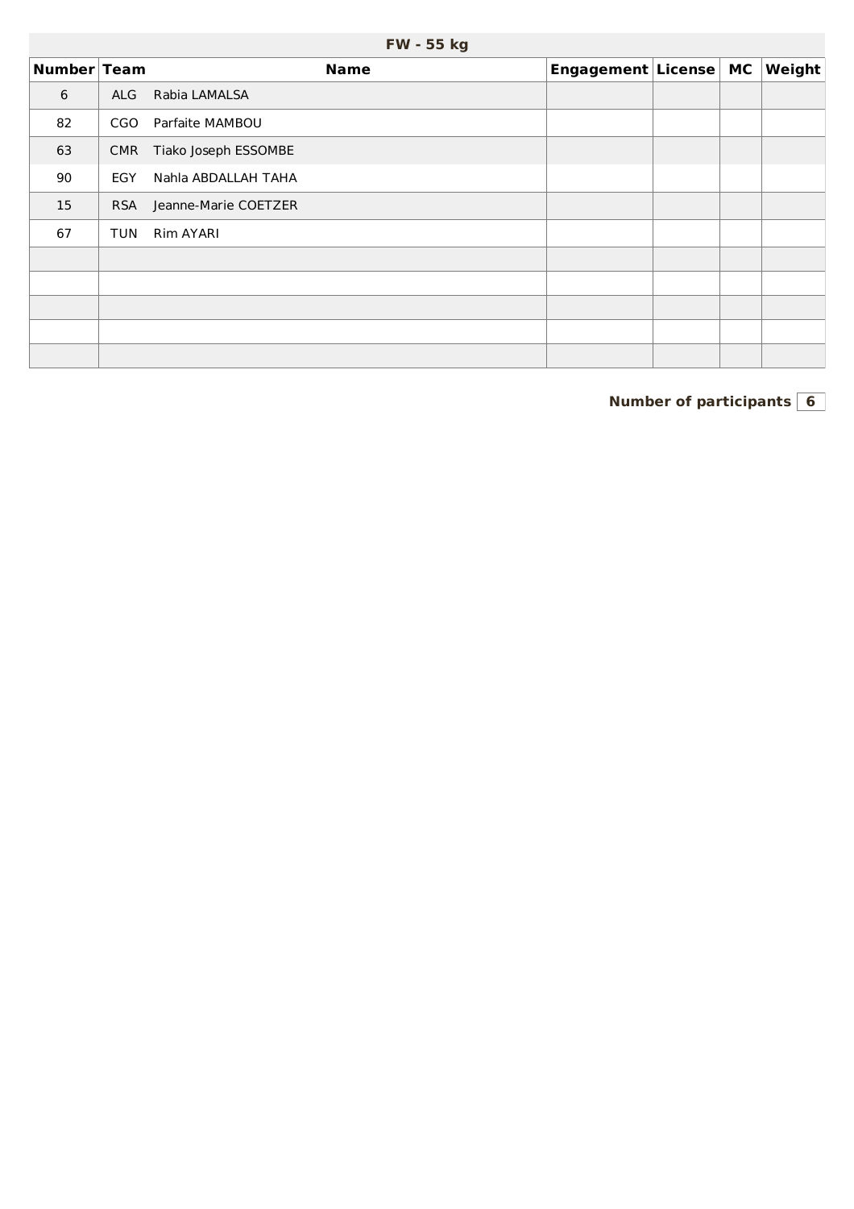## FW - 55 kg

| Number | Team | Name | Engagement | License | MC | Weight |
|---|---|---|---|---|---|---|
| 6 | ALG | Rabia LAMALSA | | | | |
| 82 | CGO | Parfaite MAMBOU | | | | |
| 63 | CMR | Tiako Joseph ESSOMBE | | | | |
| 90 | EGY | Nahla ABDALLAH TAHA | | | | |
| 15 | RSA | Jeanne-Marie COETZER | | | | |
| 67 | TUN | Rim AYARI | | | | |
| | | | | | | |
| | | | | | | |
| | | | | | | |
| | | | | | | |
| | | | | | | |

**Number of participants** 6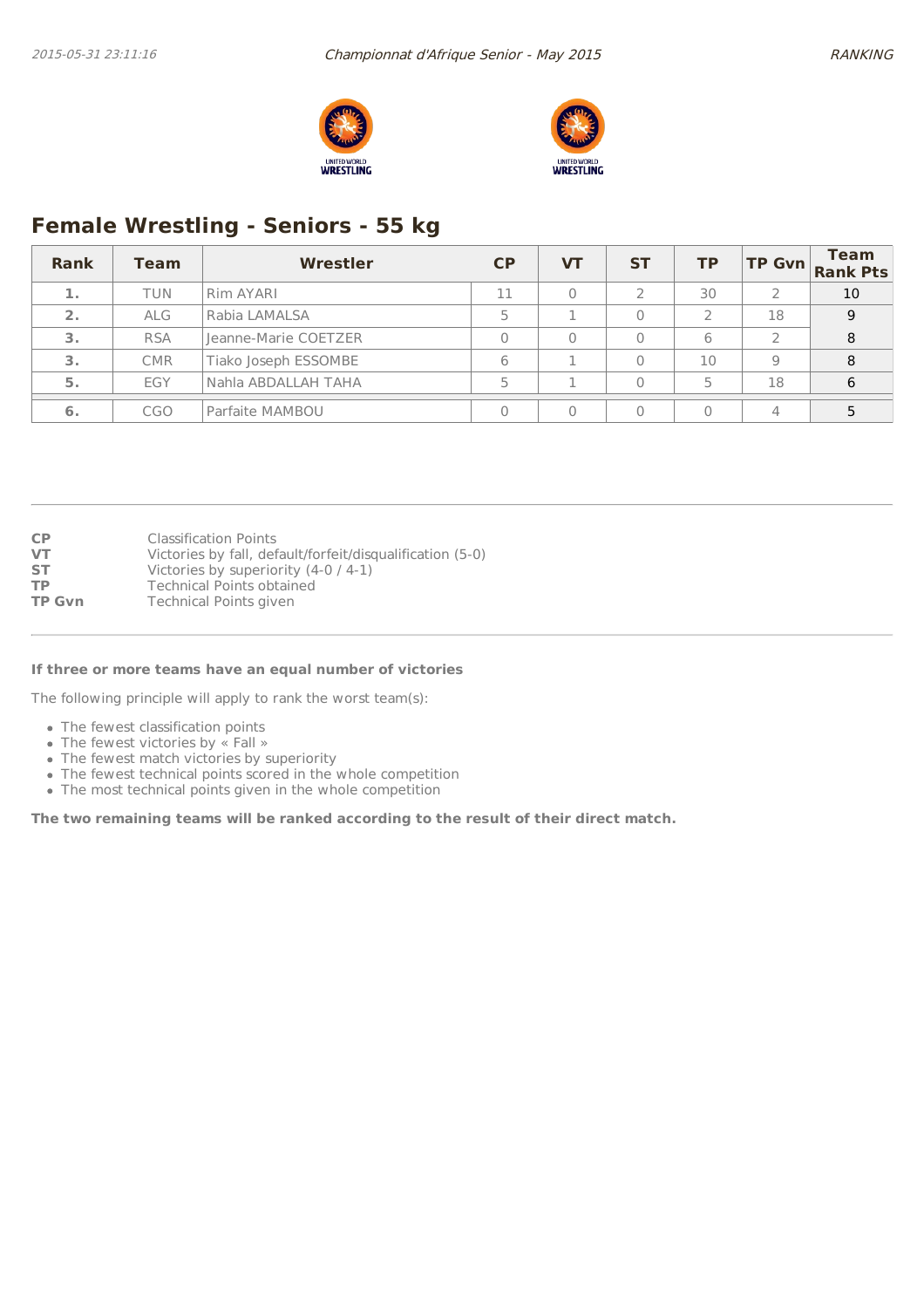## Female Wrestling - Seniors - 55 kg

| Rank | Team | Wrestler | CP | VT | ST | TP | TP Gvn | Team Rank Pts |
|---|---|---|---|---|---|---|---|---|
| 1. | TUN | Rim AYARI | 11 | 0 | 2 | 30 | 2 | 10 |
| 2. | ALG | Rabia LAMALSA | 5 | 1 | 0 | 2 | 18 | 9 |
| 3. | RSA | Jeanne-Marie COETZER | 0 | 0 | 0 | 6 | 2 | 8 |
| 3. | CMR | Tiako Joseph ESSOMBE | 6 | 1 | 0 | 10 | 9 | 8 |
| 5. | EGY | Nahla ABDALLAH TAHA | 5 | 1 | 0 | 5 | 18 | 6 |
| 6. | CGO | Parfaite MAMBOU | 0 | 0 | 0 | 0 | 4 | 5 |

**CP** Classification Points
**VT** Victories by fall, default/forfeit/disqualification (5-0)
**ST** Victories by superiority (4-0 / 4-1)
**TP** Technical Points obtained
**TP Gvn** Technical Points given

**If three or more teams have an equal number of victories**

The following principle will apply to rank the worst team(s):

- The fewest classification points
- The fewest victories by « Fall »
- The fewest match victories by superiority
- The fewest technical points scored in the whole competition
- The most technical points given in the whole competition

**The two remaining teams will be ranked according to the result of their direct match.**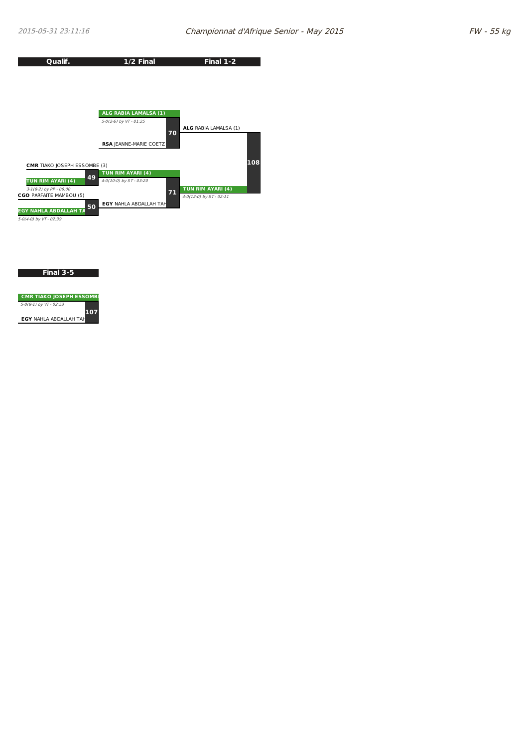# Championnat d'Afrique Senior - May 2015

## FW - 55 kg

| Qualif. | 1/2 Final | Final 1-2 |
|---|---|---|
| | **ALG RABIA LAMALSA (1)** *5-0(2-6) by VT - 01:25* vs **RSA** JEANNE-MARIE COETZ — Bout 70 | **ALG** RABIA LAMALSA (1) vs **TUN RIM AYARI (4)** *4-0(12-0) by ST - 02:11* — Bout 108 |
| **CMR** TIAKO JOSEPH ESSOMBE (3) vs **TUN RIM AYARI (4)** *3-1(8-2) by PP - 06:00* — Bout 49 | **TUN RIM AYARI (4)** *4-0(10-0) by ST - 03:20* vs **EGY** NAHLA ABDALLAH TAH — Bout 71 | |
| **CGO** PARFAITE MAMBOU (5) vs **EGY NAHLA ABDALLAH TA** *5-0(4-0) by VT - 02:39* — Bout 50 | | |

### Final 3-5

**CMR TIAKO JOSEPH ESSOMB** *5-0(8-1) by VT - 02:53* vs **EGY** NAHLA ABDALLAH TAH — Bout 107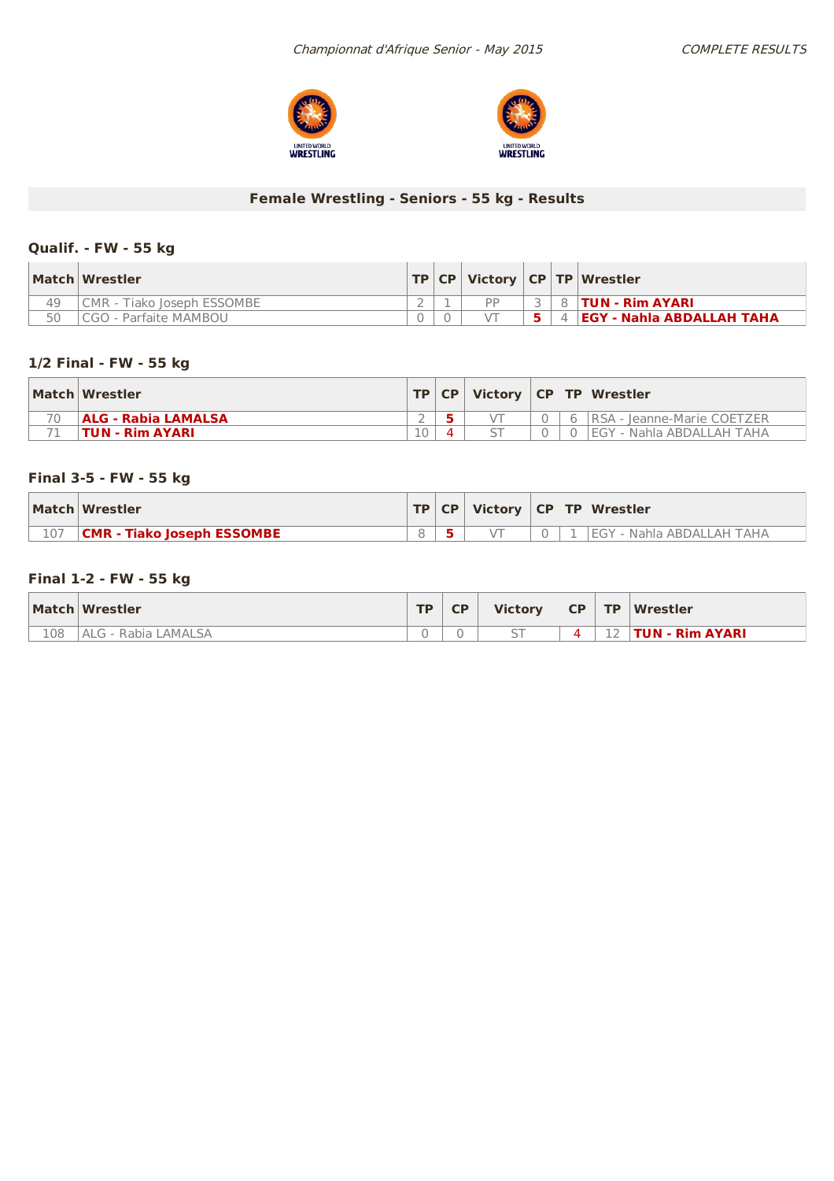*Championnat d'Afrique Senior - May 2015*

*COMPLETE RESULTS*

## Female Wrestling - Seniors - 55 kg - Results

### Qualif. - FW - 55 kg

| Match | Wrestler | TP | CP | Victory | CP | TP | Wrestler |
|---|---|---|---|---|---|---|---|
| 49 | CMR - Tiako Joseph ESSOMBE | 2 | 1 | PP | 3 | 8 | **TUN - Rim AYARI** |
| 50 | CGO - Parfaite MAMBOU | 0 | 0 | VT | **5** | 4 | **EGY - Nahla ABDALLAH TAHA** |

### 1/2 Final - FW - 55 kg

| Match | Wrestler | TP | CP | Victory | CP | TP | Wrestler |
|---|---|---|---|---|---|---|---|
| 70 | **ALG - Rabia LAMALSA** | 2 | **5** | VT | 0 | 6 | RSA - Jeanne-Marie COETZER |
| 71 | **TUN - Rim AYARI** | 10 | 4 | ST | 0 | 0 | EGY - Nahla ABDALLAH TAHA |

### Final 3-5 - FW - 55 kg

| Match | Wrestler | TP | CP | Victory | CP | TP | Wrestler |
|---|---|---|---|---|---|---|---|
| 107 | **CMR - Tiako Joseph ESSOMBE** | 8 | **5** | VT | 0 | 1 | EGY - Nahla ABDALLAH TAHA |

### Final 1-2 - FW - 55 kg

| Match | Wrestler | TP | CP | Victory | CP | TP | Wrestler |
|---|---|---|---|---|---|---|---|
| 108 | ALG - Rabia LAMALSA | 0 | 0 | ST | 4 | 12 | **TUN - Rim AYARI** |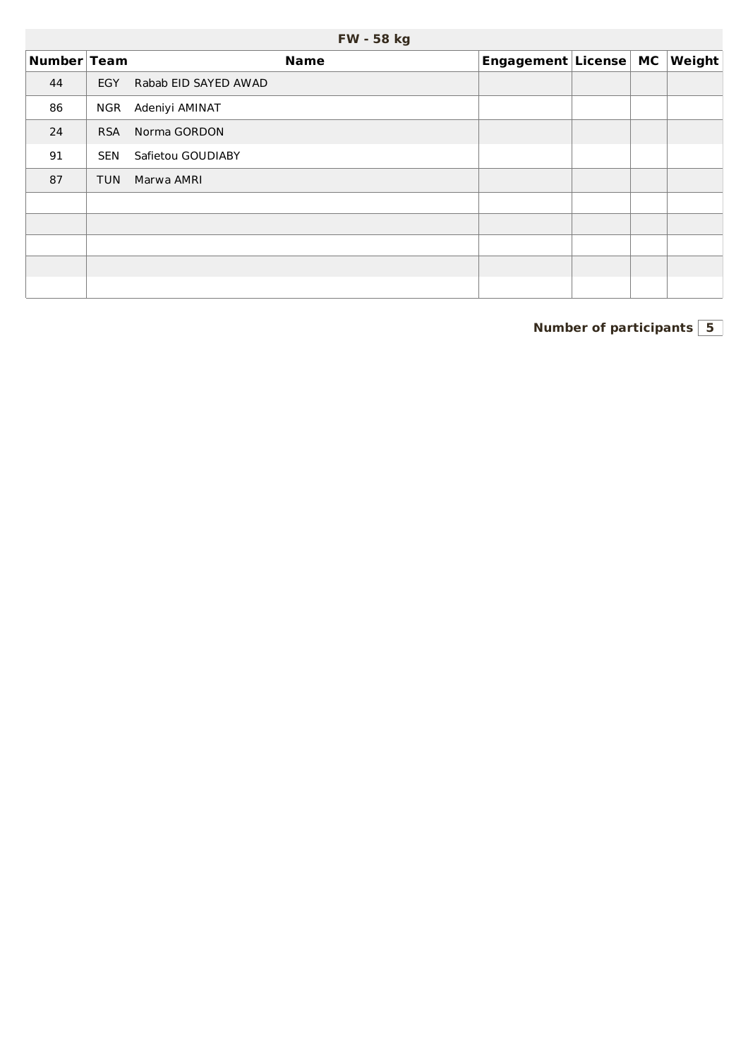## FW - 58 kg

| Number | Team | Name | Engagement | License | MC | Weight |
|---|---|---|---|---|---|---|
| 44 | EGY | Rabab EID SAYED AWAD | | | | |
| 86 | NGR | Adeniyi AMINAT | | | | |
| 24 | RSA | Norma GORDON | | | | |
| 91 | SEN | Safietou GOUDIABY | | | | |
| 87 | TUN | Marwa AMRI | | | | |
| | | | | | | |
| | | | | | | |
| | | | | | | |
| | | | | | | |
| | | | | | | |

**Number of participants** 5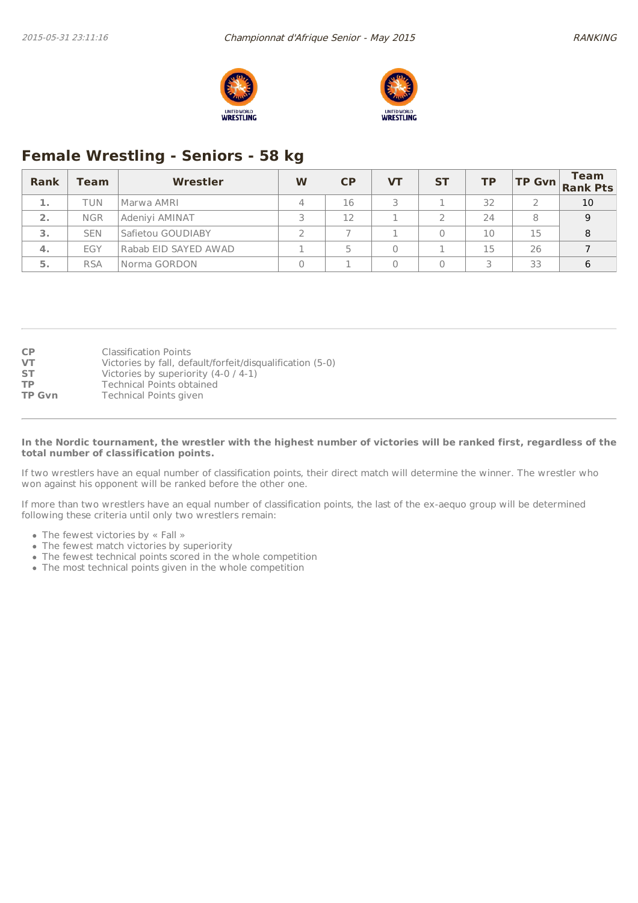## Female Wrestling - Seniors - 58 kg

| Rank | Team | Wrestler | W | CP | VT | ST | TP | TP Gvn | Team Rank Pts |
|---|---|---|---|---|---|---|---|---|---|
| 1. | TUN | Marwa AMRI | 4 | 16 | 3 | 1 | 32 | 2 | 10 |
| 2. | NGR | Adeniyi AMINAT | 3 | 12 | 1 | 2 | 24 | 8 | 9 |
| 3. | SEN | Safietou GOUDIABY | 2 | 7 | 1 | 0 | 10 | 15 | 8 |
| 4. | EGY | Rabab EID SAYED AWAD | 1 | 5 | 0 | 1 | 15 | 26 | 7 |
| 5. | RSA | Norma GORDON | 0 | 1 | 0 | 0 | 3 | 33 | 6 |

**CP** Classification Points
**VT** Victories by fall, default/forfeit/disqualification (5-0)
**ST** Victories by superiority (4-0 / 4-1)
**TP** Technical Points obtained
**TP Gvn** Technical Points given

**In the Nordic tournament, the wrestler with the highest number of victories will be ranked first, regardless of the total number of classification points.**

If two wrestlers have an equal number of classification points, their direct match will determine the winner. The wrestler who won against his opponent will be ranked before the other one.

If more than two wrestlers have an equal number of classification points, the last of the ex-aequo group will be determined following these criteria until only two wrestlers remain:

- The fewest victories by « Fall »
- The fewest match victories by superiority
- The fewest technical points scored in the whole competition
- The most technical points given in the whole competition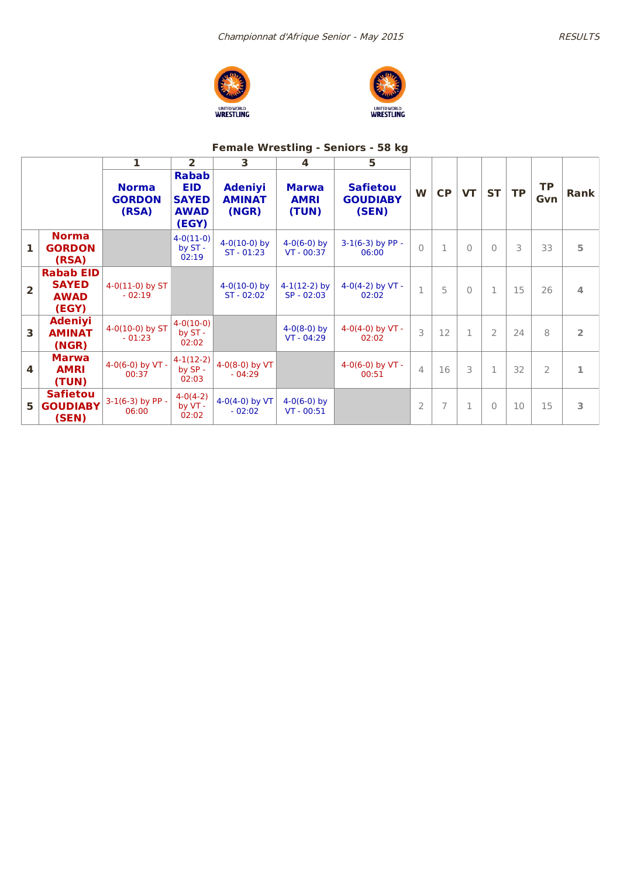*Championnat d'Afrique Senior - May 2015*

RESULTS

## Female Wrestling - Seniors - 58 kg

| | | 1 | 2 | 3 | 4 | 5 | | | | | | | |
|---|---|---|---|---|---|---|---|---|---|---|---|---|---|
| | | **Norma GORDON (RSA)** | **Rabab EID SAYED AWAD (EGY)** | **Adeniyi AMINAT (NGR)** | **Marwa AMRI (TUN)** | **Safietou GOUDIABY (SEN)** | **W** | **CP** | **VT** | **ST** | **TP** | **TP Gvn** | **Rank** |
| **1** | **Norma GORDON (RSA)** | | 4-0(11-0) by ST - 02:19 | 4-0(10-0) by ST - 01:23 | 4-0(6-0) by VT - 00:37 | 3-1(6-3) by PP - 06:00 | 0 | 1 | 0 | 0 | 3 | 33 | **5** |
| **2** | **Rabab EID SAYED AWAD (EGY)** | 4-0(11-0) by ST - 02:19 | | 4-0(10-0) by ST - 02:02 | 4-1(12-2) by SP - 02:03 | 4-0(4-2) by VT - 02:02 | 1 | 5 | 0 | 1 | 15 | 26 | **4** |
| **3** | **Adeniyi AMINAT (NGR)** | 4-0(10-0) by ST - 01:23 | 4-0(10-0) by ST - 02:02 | | 4-0(8-0) by VT - 04:29 | 4-0(4-0) by VT - 02:02 | 3 | 12 | 1 | 2 | 24 | 8 | **2** |
| **4** | **Marwa AMRI (TUN)** | 4-0(6-0) by VT - 00:37 | 4-1(12-2) by SP - 02:03 | 4-0(8-0) by VT - 04:29 | | 4-0(6-0) by VT - 00:51 | 4 | 16 | 3 | 1 | 32 | 2 | **1** |
| **5** | **Safietou GOUDIABY (SEN)** | 3-1(6-3) by PP - 06:00 | 4-0(4-2) by VT - 02:02 | 4-0(4-0) by VT - 02:02 | 4-0(6-0) by VT - 00:51 | | 2 | 7 | 1 | 0 | 10 | 15 | **3** |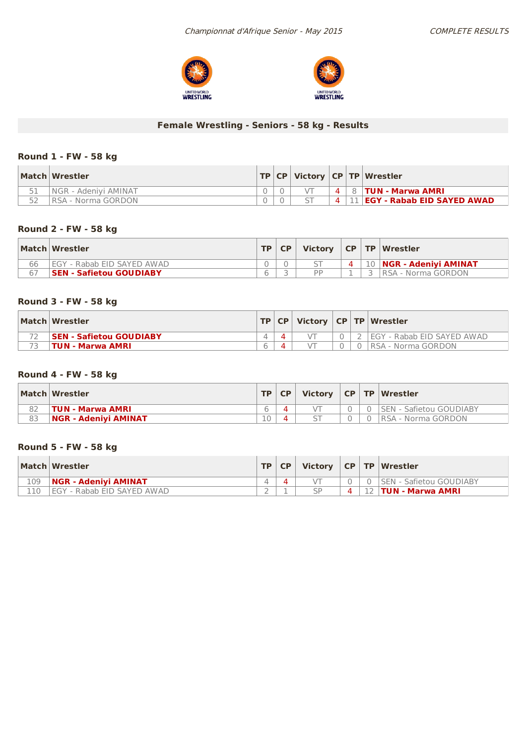## Female Wrestling - Seniors - 58 kg - Results

### Round 1 - FW - 58 kg

| Match | Wrestler | TP | CP | Victory | CP | TP | Wrestler |
|---|---|---|---|---|---|---|---|
| 51 | NGR - Adeniyi AMINAT | 0 | 0 | VT | 4 | 8 | **TUN - Marwa AMRI** |
| 52 | RSA - Norma GORDON | 0 | 0 | ST | 4 | 11 | **EGY - Rabab EID SAYED AWAD** |

### Round 2 - FW - 58 kg

| Match | Wrestler | TP | CP | Victory | CP | TP | Wrestler |
|---|---|---|---|---|---|---|---|
| 66 | EGY - Rabab EID SAYED AWAD | 0 | 0 | ST | 4 | 10 | **NGR - Adeniyi AMINAT** |
| 67 | **SEN - Safietou GOUDIABY** | 6 | 3 | PP | 1 | 3 | RSA - Norma GORDON |

### Round 3 - FW - 58 kg

| Match | Wrestler | TP | CP | Victory | CP | TP | Wrestler |
|---|---|---|---|---|---|---|---|
| 72 | **SEN - Safietou GOUDIABY** | 4 | 4 | VT | 0 | 2 | EGY - Rabab EID SAYED AWAD |
| 73 | **TUN - Marwa AMRI** | 6 | 4 | VT | 0 | 0 | RSA - Norma GORDON |

### Round 4 - FW - 58 kg

| Match | Wrestler | TP | CP | Victory | CP | TP | Wrestler |
|---|---|---|---|---|---|---|---|
| 82 | **TUN - Marwa AMRI** | 6 | 4 | VT | 0 | 0 | SEN - Safietou GOUDIABY |
| 83 | **NGR - Adeniyi AMINAT** | 10 | 4 | ST | 0 | 0 | RSA - Norma GORDON |

### Round 5 - FW - 58 kg

| Match | Wrestler | TP | CP | Victory | CP | TP | Wrestler |
|---|---|---|---|---|---|---|---|
| 109 | **NGR - Adeniyi AMINAT** | 4 | 4 | VT | 0 | 0 | SEN - Safietou GOUDIABY |
| 110 | EGY - Rabab EID SAYED AWAD | 2 | 1 | SP | 4 | 12 | **TUN - Marwa AMRI** |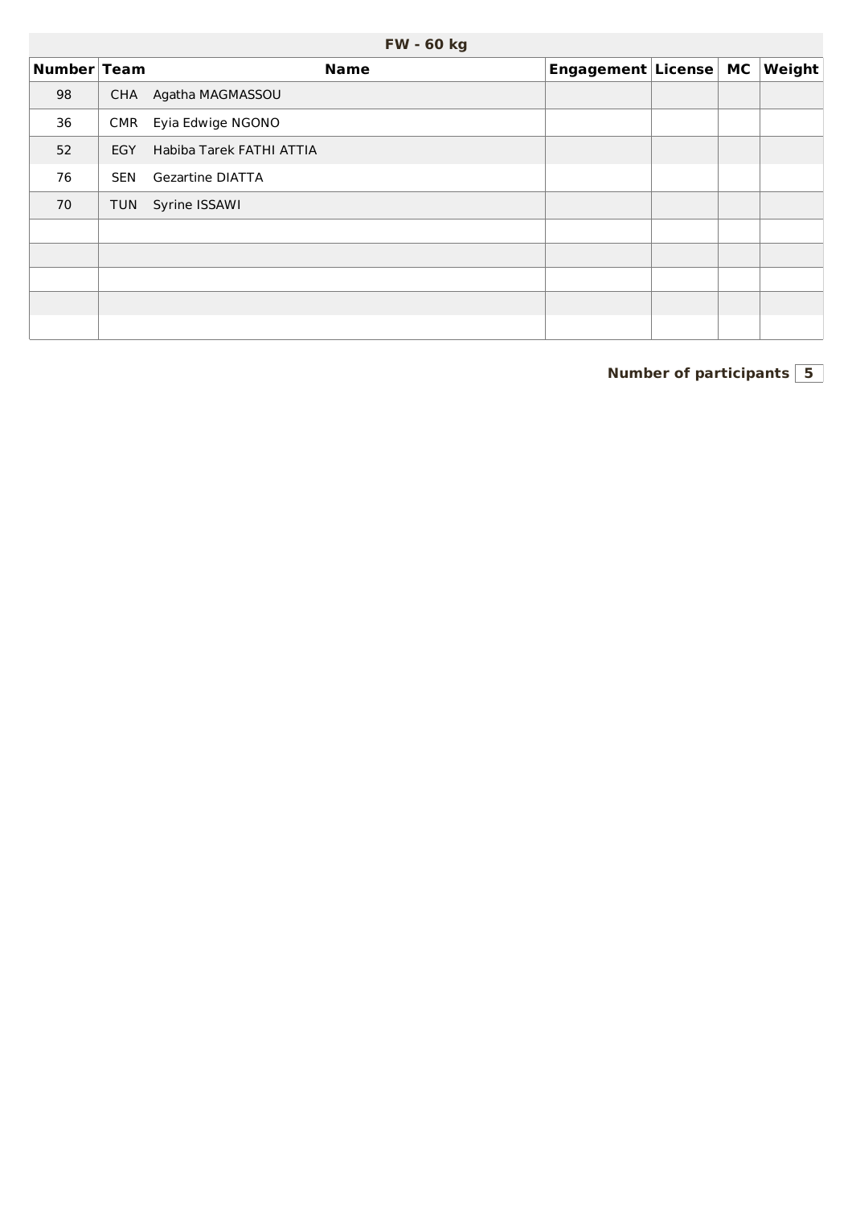## FW - 60 kg

| Number | Team | Name | Engagement | License | MC | Weight |
|---|---|---|---|---|---|---|
| 98 | CHA | Agatha MAGMASSOU | | | | |
| 36 | CMR | Eyia Edwige NGONO | | | | |
| 52 | EGY | Habiba Tarek FATHI ATTIA | | | | |
| 76 | SEN | Gezartine DIATTA | | | | |
| 70 | TUN | Syrine ISSAWI | | | | |
| | | | | | | |
| | | | | | | |
| | | | | | | |
| | | | | | | |
| | | | | | | |

**Number of participants** 5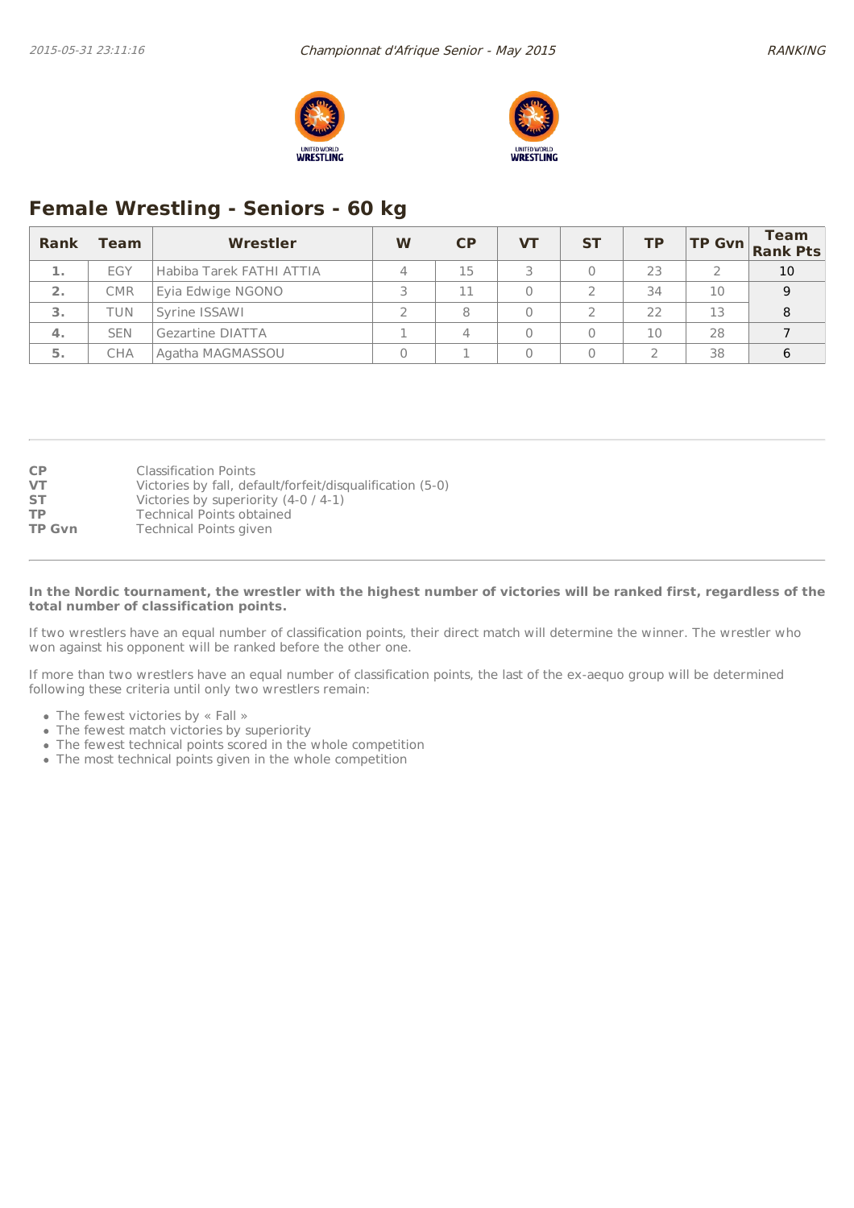## Female Wrestling - Seniors - 60 kg

| Rank | Team | Wrestler | W | CP | VT | ST | TP | TP Gvn | Team Rank Pts |
|---|---|---|---|---|---|---|---|---|---|
| 1. | EGY | Habiba Tarek FATHI ATTIA | 4 | 15 | 3 | 0 | 23 | 2 | 10 |
| 2. | CMR | Eyia Edwige NGONO | 3 | 11 | 0 | 2 | 34 | 10 | 9 |
| 3. | TUN | Syrine ISSAWI | 2 | 8 | 0 | 2 | 22 | 13 | 8 |
| 4. | SEN | Gezartine DIATTA | 1 | 4 | 0 | 0 | 10 | 28 | 7 |
| 5. | CHA | Agatha MAGMASSOU | 0 | 1 | 0 | 0 | 2 | 38 | 6 |

**CP** Classification Points
**VT** Victories by fall, default/forfeit/disqualification (5-0)
**ST** Victories by superiority (4-0 / 4-1)
**TP** Technical Points obtained
**TP Gvn** Technical Points given

**In the Nordic tournament, the wrestler with the highest number of victories will be ranked first, regardless of the total number of classification points.**

If two wrestlers have an equal number of classification points, their direct match will determine the winner. The wrestler who won against his opponent will be ranked before the other one.

If more than two wrestlers have an equal number of classification points, the last of the ex-aequo group will be determined following these criteria until only two wrestlers remain:

- The fewest victories by « Fall »
- The fewest match victories by superiority
- The fewest technical points scored in the whole competition
- The most technical points given in the whole competition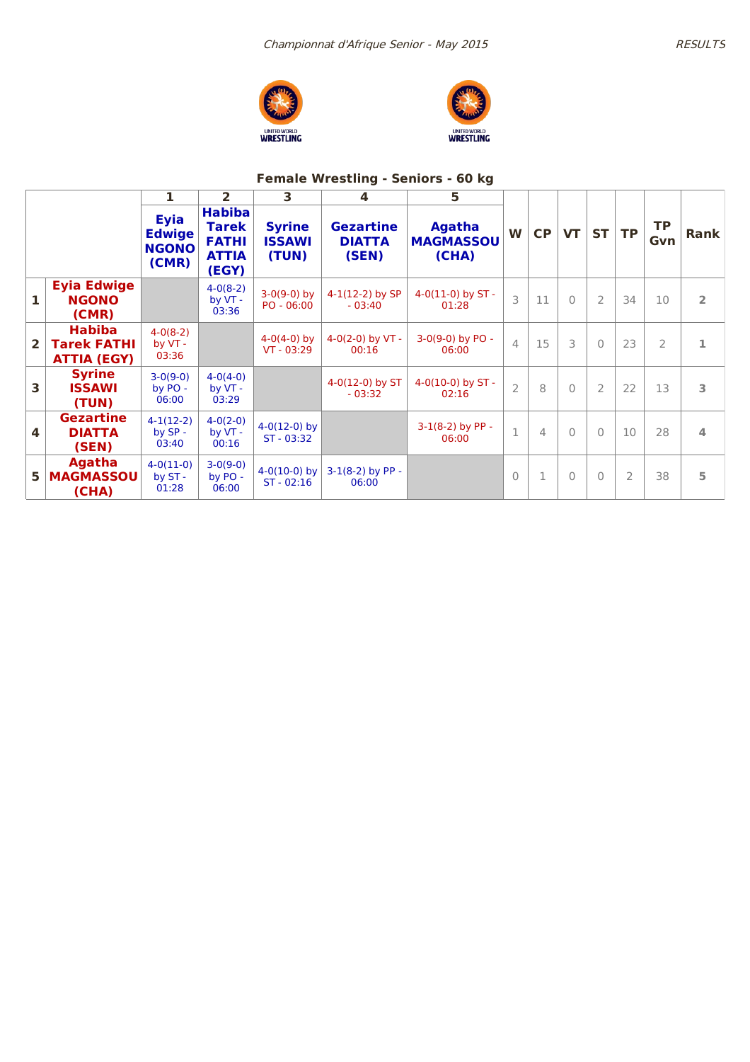*Championnat d'Afrique Senior - May 2015*

## Female Wrestling - Seniors - 60 kg

| | | 1 | 2 | 3 | 4 | 5 | W | CP | VT | ST | TP | TP Gvn | Rank |
|---|---|---|---|---|---|---|---|---|---|---|---|---|---|
| | | **Eyia Edwige NGONO (CMR)** | **Habiba Tarek FATHI ATTIA (EGY)** | **Syrine ISSAWI (TUN)** | **Gezartine DIATTA (SEN)** | **Agatha MAGMASSOU (CHA)** | | | | | | | |
| **1** | **Eyia Edwige NGONO (CMR)** | | 4-0(8-2) by VT - 03:36 | 3-0(9-0) by PO - 06:00 | 4-1(12-2) by SP - 03:40 | 4-0(11-0) by ST - 01:28 | 3 | 11 | 0 | 2 | 34 | 10 | **2** |
| **2** | **Habiba Tarek FATHI ATTIA (EGY)** | 4-0(8-2) by VT - 03:36 | | 4-0(4-0) by VT - 03:29 | 4-0(2-0) by VT - 00:16 | 3-0(9-0) by PO - 06:00 | 4 | 15 | 3 | 0 | 23 | 2 | **1** |
| **3** | **Syrine ISSAWI (TUN)** | 3-0(9-0) by PO - 06:00 | 4-0(4-0) by VT - 03:29 | | 4-0(12-0) by ST - 03:32 | 4-0(10-0) by ST - 02:16 | 2 | 8 | 0 | 2 | 22 | 13 | **3** |
| **4** | **Gezartine DIATTA (SEN)** | 4-1(12-2) by SP - 03:40 | 4-0(2-0) by VT - 00:16 | 4-0(12-0) by ST - 03:32 | | 3-1(8-2) by PP - 06:00 | 1 | 4 | 0 | 0 | 10 | 28 | **4** |
| **5** | **Agatha MAGMASSOU (CHA)** | 4-0(11-0) by ST - 01:28 | 3-0(9-0) by PO - 06:00 | 4-0(10-0) by ST - 02:16 | 3-1(8-2) by PP - 06:00 | | 0 | 1 | 0 | 0 | 2 | 38 | **5** |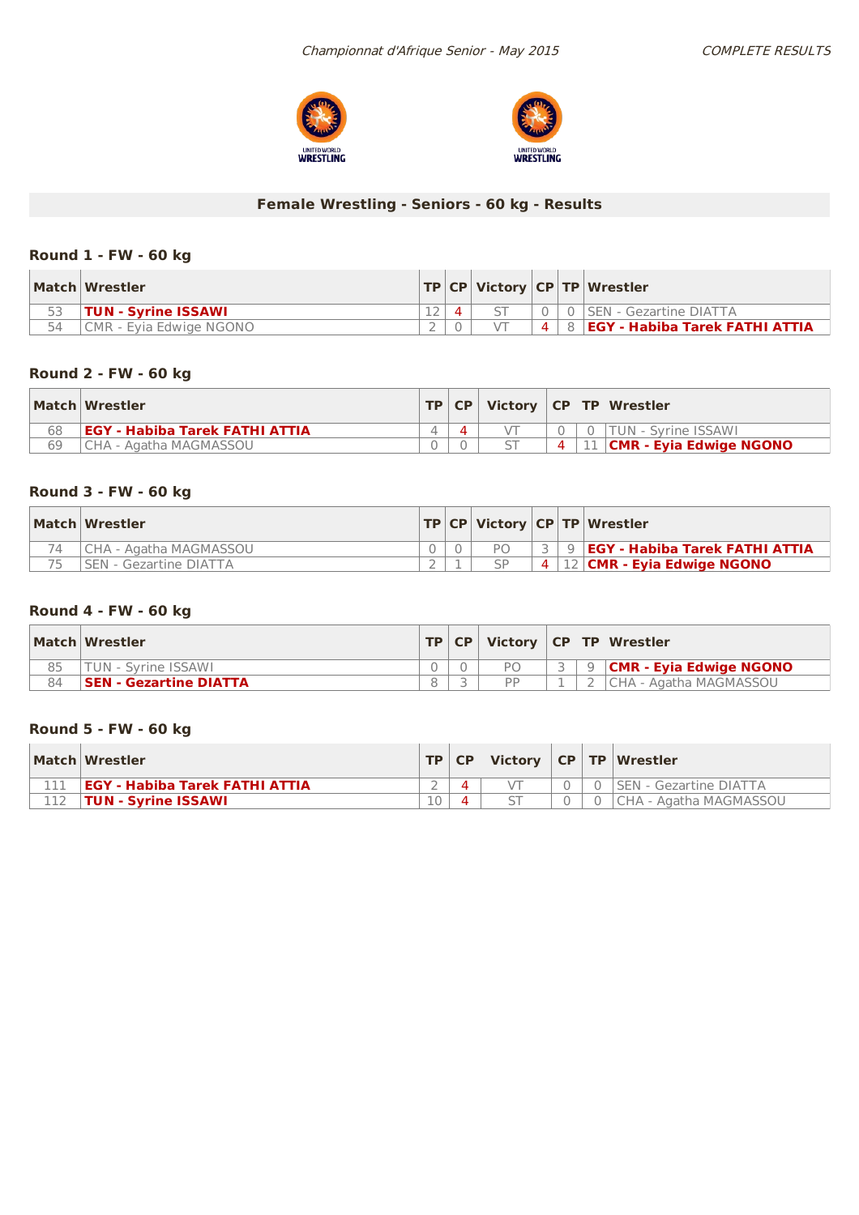*Championnat d'Afrique Senior - May 2015*

*COMPLETE RESULTS*

## Female Wrestling - Seniors - 60 kg - Results

### Round 1 - FW - 60 kg

| Match | Wrestler | TP | CP | Victory | CP | TP | Wrestler |
|---|---|---|---|---|---|---|---|
| 53 | **TUN - Syrine ISSAWI** | 12 | 4 | ST | 0 | 0 | SEN - Gezartine DIATTA |
| 54 | CMR - Eyia Edwige NGONO | 2 | 0 | VT | 4 | 8 | **EGY - Habiba Tarek FATHI ATTIA** |

### Round 2 - FW - 60 kg

| Match | Wrestler | TP | CP | Victory | CP | TP | Wrestler |
|---|---|---|---|---|---|---|---|
| 68 | **EGY - Habiba Tarek FATHI ATTIA** | 4 | 4 | VT | 0 | 0 | TUN - Syrine ISSAWI |
| 69 | CHA - Agatha MAGMASSOU | 0 | 0 | ST | 4 | 11 | **CMR - Eyia Edwige NGONO** |

### Round 3 - FW - 60 kg

| Match | Wrestler | TP | CP | Victory | CP | TP | Wrestler |
|---|---|---|---|---|---|---|---|
| 74 | CHA - Agatha MAGMASSOU | 0 | 0 | PO | 3 | 9 | **EGY - Habiba Tarek FATHI ATTIA** |
| 75 | SEN - Gezartine DIATTA | 2 | 1 | SP | 4 | 12 | **CMR - Eyia Edwige NGONO** |

### Round 4 - FW - 60 kg

| Match | Wrestler | TP | CP | Victory | CP | TP | Wrestler |
|---|---|---|---|---|---|---|---|
| 85 | TUN - Syrine ISSAWI | 0 | 0 | PO | 3 | 9 | **CMR - Eyia Edwige NGONO** |
| 84 | **SEN - Gezartine DIATTA** | 8 | 3 | PP | 1 | 2 | CHA - Agatha MAGMASSOU |

### Round 5 - FW - 60 kg

| Match | Wrestler | TP | CP | Victory | CP | TP | Wrestler |
|---|---|---|---|---|---|---|---|
| 111 | **EGY - Habiba Tarek FATHI ATTIA** | 2 | 4 | VT | 0 | 0 | SEN - Gezartine DIATTA |
| 112 | **TUN - Syrine ISSAWI** | 10 | 4 | ST | 0 | 0 | CHA - Agatha MAGMASSOU |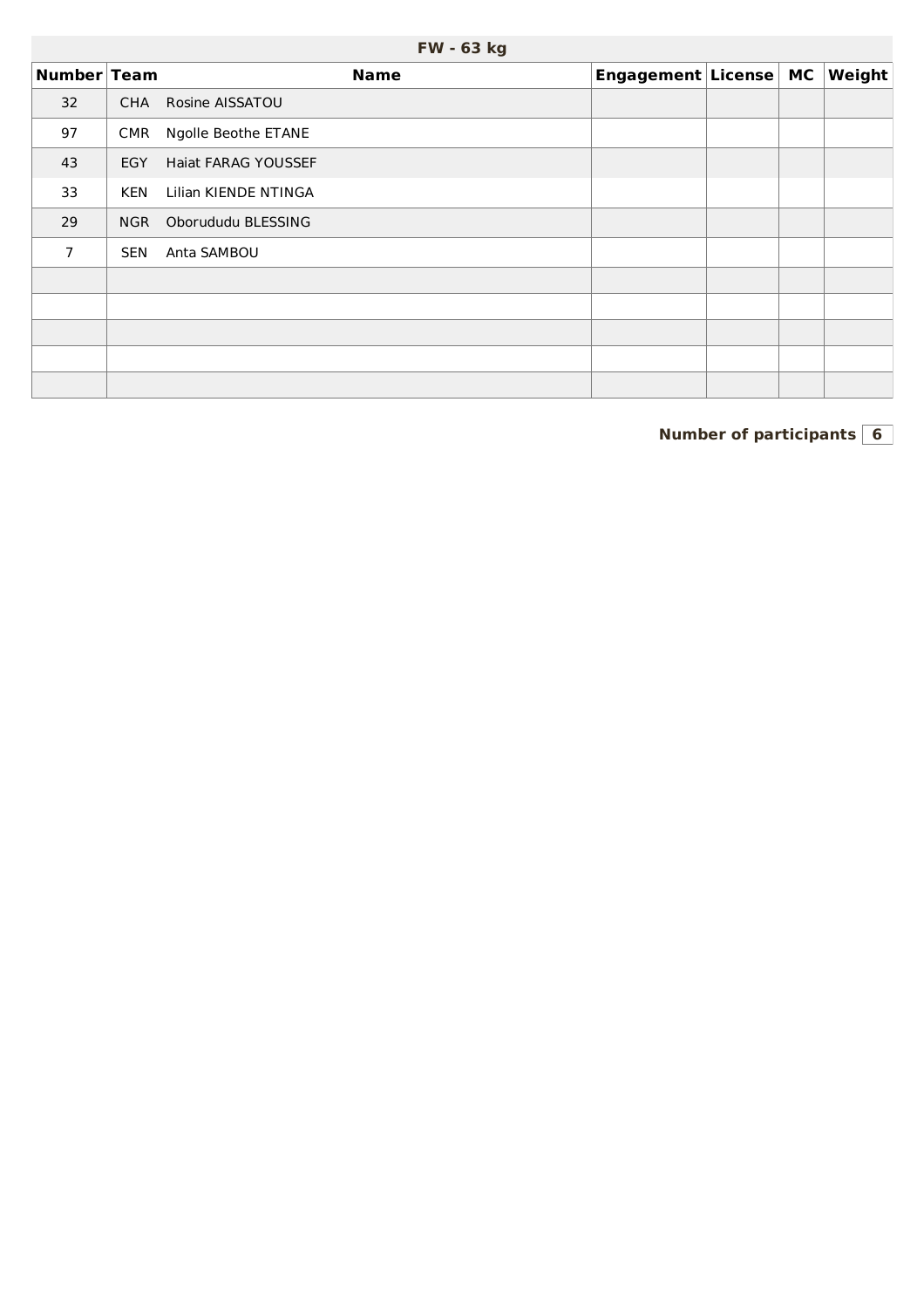## FW - 63 kg

| Number | Team | Name | Engagement | License | MC | Weight |
|---|---|---|---|---|---|---|
| 32 | CHA | Rosine AISSATOU | | | | |
| 97 | CMR | Ngolle Beothe ETANE | | | | |
| 43 | EGY | Haiat FARAG YOUSSEF | | | | |
| 33 | KEN | Lilian KIENDE NTINGA | | | | |
| 29 | NGR | Oborududu BLESSING | | | | |
| 7 | SEN | Anta SAMBOU | | | | |
| | | | | | | |
| | | | | | | |
| | | | | | | |
| | | | | | | |
| | | | | | | |

**Number of participants** 6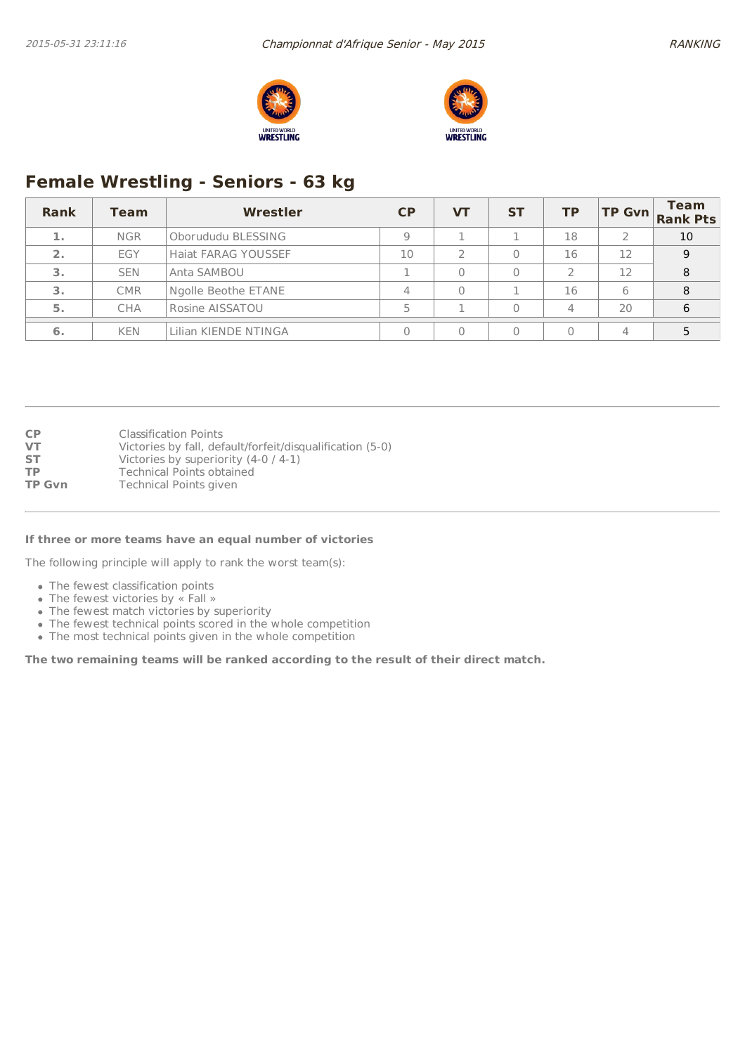## Female Wrestling - Seniors - 63 kg

| Rank | Team | Wrestler | CP | VT | ST | TP | TP Gvn | Team Rank Pts |
|---|---|---|---|---|---|---|---|---|
| 1. | NGR | Oborududu BLESSING | 9 | 1 | 1 | 18 | 2 | 10 |
| 2. | EGY | Haiat FARAG YOUSSEF | 10 | 2 | 0 | 16 | 12 | 9 |
| 3. | SEN | Anta SAMBOU | 1 | 0 | 0 | 2 | 12 | 8 |
| 3. | CMR | Ngolle Beothe ETANE | 4 | 0 | 1 | 16 | 6 | 8 |
| 5. | CHA | Rosine AISSATOU | 5 | 1 | 0 | 4 | 20 | 6 |
| 6. | KEN | Lilian KIENDE NTINGA | 0 | 0 | 0 | 0 | 4 | 5 |

**CP** Classification Points
**VT** Victories by fall, default/forfeit/disqualification (5-0)
**ST** Victories by superiority (4-0 / 4-1)
**TP** Technical Points obtained
**TP Gvn** Technical Points given

**If three or more teams have an equal number of victories**

The following principle will apply to rank the worst team(s):

- The fewest classification points
- The fewest victories by « Fall »
- The fewest match victories by superiority
- The fewest technical points scored in the whole competition
- The most technical points given in the whole competition

**The two remaining teams will be ranked according to the result of their direct match.**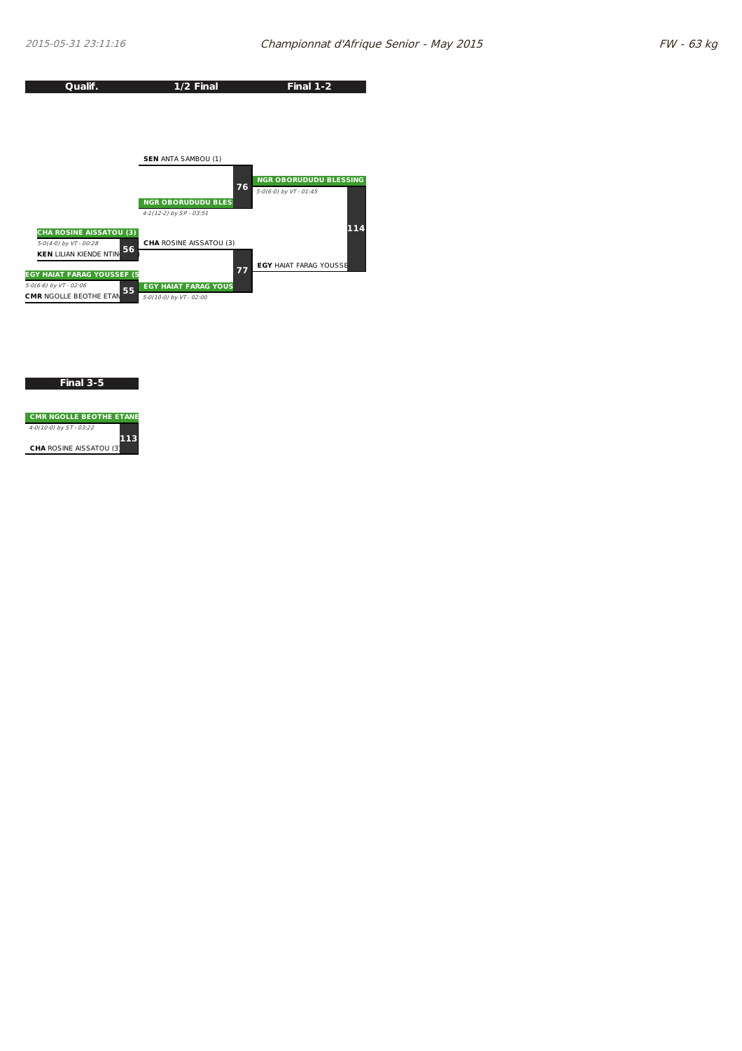## Championnat d'Afrique Senior - May 2015

### FW - 63 kg

| Qualif. | 1/2 Final | Final 1-2 |
| --- | --- | --- |
| | **SEN** ANTA SAMBOU (1) | |
| | Match 76 | |
| | **NGR OBORUDUDU BLES** | **NGR OBORUDUDU BLESSING** |
| | *4-1(12-2) by SP - 03:51* | *5-0(6-0) by VT - 01:45* |
| **CHA ROSINE AISSATOU (3)** | | Match 114 |
| *5-0(4-0) by VT - 00:28* | | |
| Match 56 | **CHA** ROSINE AISSATOU (3) | |
| **KEN** LILIAN KIENDE NTIN | | |
| | Match 77 | **EGY** HAIAT FARAG YOUSSE |
| **EGY HAIAT FARAG YOUSSEF (5** | | |
| *5-0(6-6) by VT - 02:06* | | |
| Match 55 | **EGY HAIAT FARAG YOUS** | |
| **CMR** NGOLLE BEOTHE ETAN | *5-0(10-0) by VT - 02:00* | |

### Final 3-5

| Final 3-5 |
| --- |
| **CMR NGOLLE BEOTHE ETANE** |
| *4-0(10-0) by ST - 03:22* |
| Match 113 |
| **CHA** ROSINE AISSATOU (3) |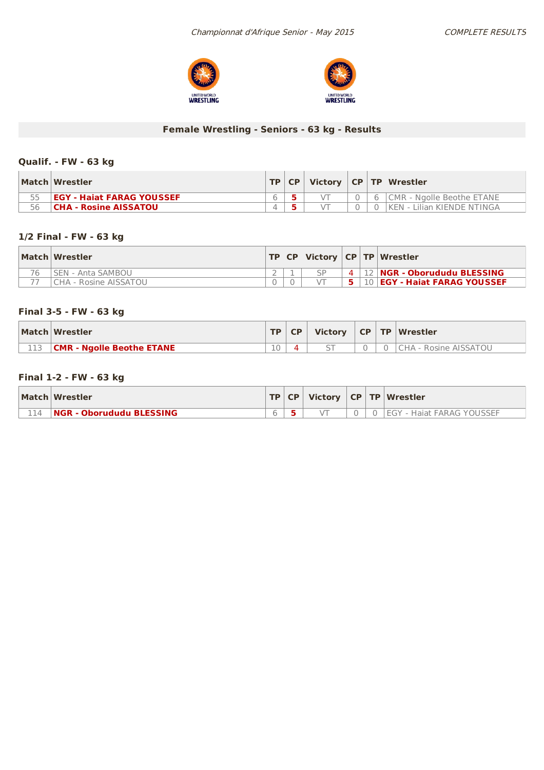*Championnat d'Afrique Senior - May 2015*

*COMPLETE RESULTS*

## Female Wrestling - Seniors - 63 kg - Results

### Qualif. - FW - 63 kg

| Match | Wrestler | TP | CP | Victory | CP | TP | Wrestler |
|---|---|---|---|---|---|---|---|
| 55 | **EGY - Haiat FARAG YOUSSEF** | 6 | **5** | VT | 0 | 6 | CMR - Ngolle Beothe ETANE |
| 56 | **CHA - Rosine AISSATOU** | 4 | **5** | VT | 0 | 0 | KEN - Lilian KIENDE NTINGA |

### 1/2 Final - FW - 63 kg

| Match | Wrestler | TP | CP | Victory | CP | TP | Wrestler |
|---|---|---|---|---|---|---|---|
| 76 | SEN - Anta SAMBOU | 2 | 1 | SP | 4 | 12 | **NGR - Oborududu BLESSING** |
| 77 | CHA - Rosine AISSATOU | 0 | 0 | VT | **5** | 10 | **EGY - Haiat FARAG YOUSSEF** |

### Final 3-5 - FW - 63 kg

| Match | Wrestler | TP | CP | Victory | CP | TP | Wrestler |
|---|---|---|---|---|---|---|---|
| 113 | **CMR - Ngolle Beothe ETANE** | 10 | 4 | ST | 0 | 0 | CHA - Rosine AISSATOU |

### Final 1-2 - FW - 63 kg

| Match | Wrestler | TP | CP | Victory | CP | TP | Wrestler |
|---|---|---|---|---|---|---|---|
| 114 | **NGR - Oborududu BLESSING** | 6 | **5** | VT | 0 | 0 | EGY - Haiat FARAG YOUSSEF |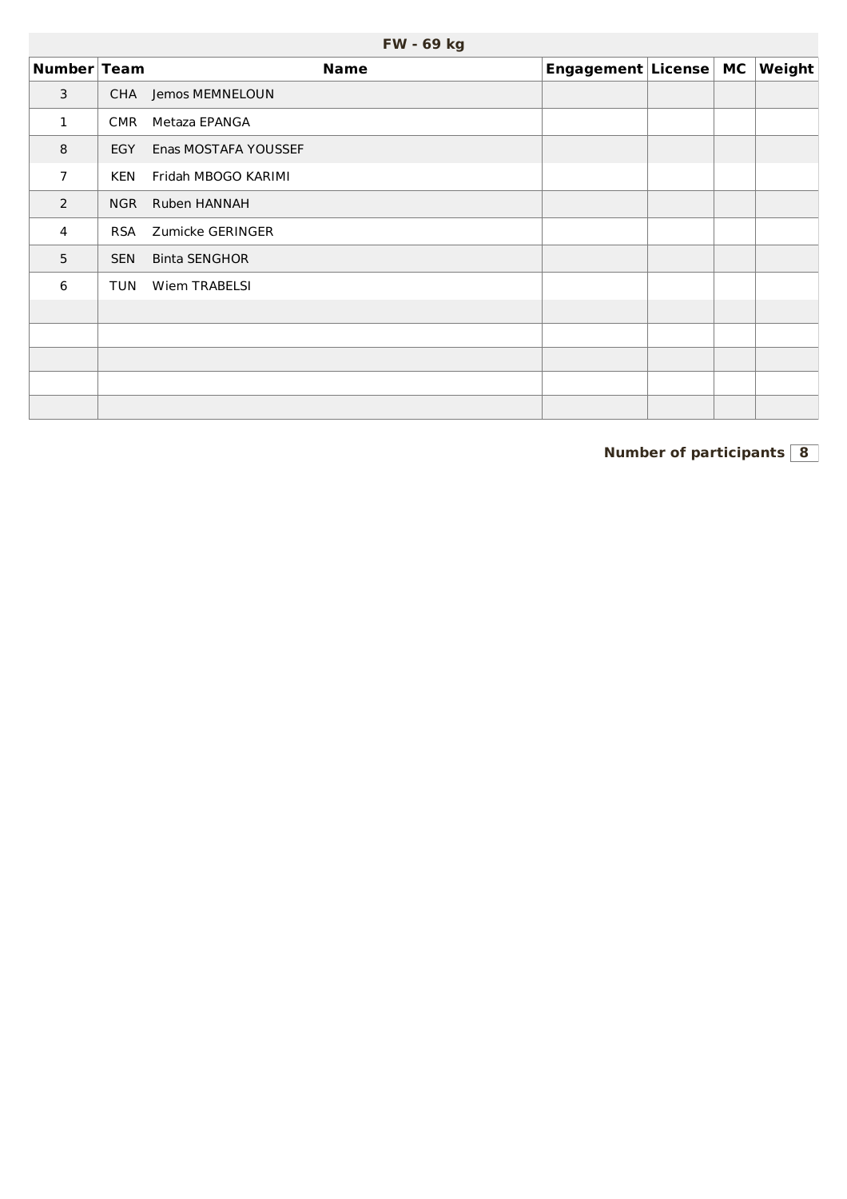## FW - 69 kg

| Number | Team | Name | Engagement | License | MC | Weight |
|---|---|---|---|---|---|---|
| 3 | CHA | Jemos MEMNELOUN | | | | |
| 1 | CMR | Metaza EPANGA | | | | |
| 8 | EGY | Enas MOSTAFA YOUSSEF | | | | |
| 7 | KEN | Fridah MBOGO KARIMI | | | | |
| 2 | NGR | Ruben HANNAH | | | | |
| 4 | RSA | Zumicke GERINGER | | | | |
| 5 | SEN | Binta SENGHOR | | | | |
| 6 | TUN | Wiem TRABELSI | | | | |
| | | | | | | |
| | | | | | | |
| | | | | | | |
| | | | | | | |
| | | | | | | |

**Number of participants** **8**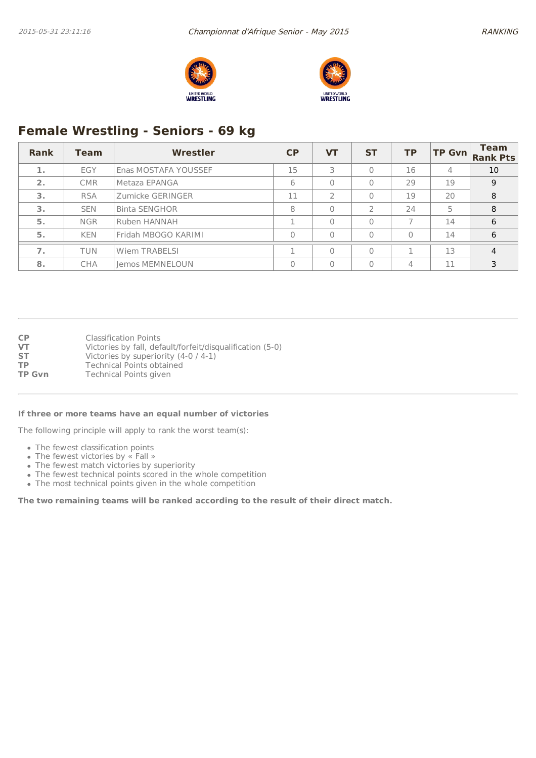## Female Wrestling - Seniors - 69 kg

| Rank | Team | Wrestler | CP | VT | ST | TP | TP Gvn | Team Rank Pts |
|---|---|---|---|---|---|---|---|---|
| 1. | EGY | Enas MOSTAFA YOUSSEF | 15 | 3 | 0 | 16 | 4 | 10 |
| 2. | CMR | Metaza EPANGA | 6 | 0 | 0 | 29 | 19 | 9 |
| 3. | RSA | Zumicke GERINGER | 11 | 2 | 0 | 19 | 20 | 8 |
| 3. | SEN | Binta SENGHOR | 8 | 0 | 2 | 24 | 5 | 8 |
| 5. | NGR | Ruben HANNAH | 1 | 0 | 0 | 7 | 14 | 6 |
| 5. | KEN | Fridah MBOGO KARIMI | 0 | 0 | 0 | 0 | 14 | 6 |
| 7. | TUN | Wiem TRABELSI | 1 | 0 | 0 | 1 | 13 | 4 |
| 8. | CHA | Jemos MEMNELOUN | 0 | 0 | 0 | 4 | 11 | 3 |

**CP** Classification Points
**VT** Victories by fall, default/forfeit/disqualification (5-0)
**ST** Victories by superiority (4-0 / 4-1)
**TP** Technical Points obtained
**TP Gvn** Technical Points given

**If three or more teams have an equal number of victories**

The following principle will apply to rank the worst team(s):

- The fewest classification points
- The fewest victories by « Fall »
- The fewest match victories by superiority
- The fewest technical points scored in the whole competition
- The most technical points given in the whole competition

**The two remaining teams will be ranked according to the result of their direct match.**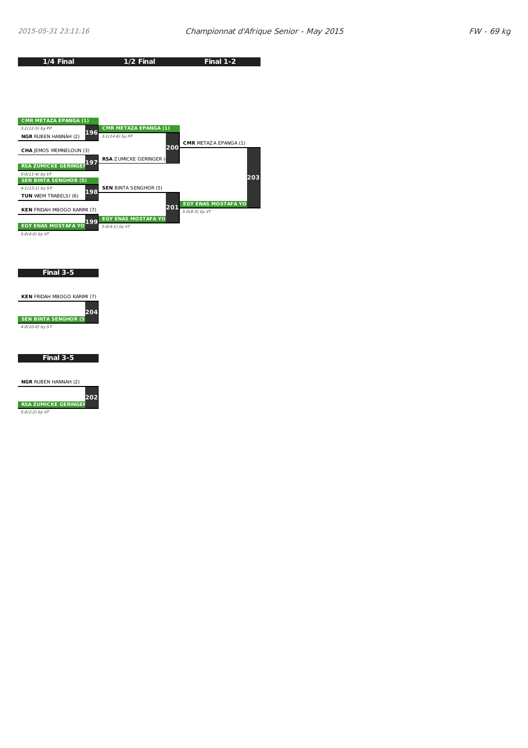2015-05-31 23:11:16 — Championnat d'Afrique Senior - May 2015 — FW - 69 kg

## 1/4 Final

| Match | Competitor | Competitor | Winner | Result |
|---|---|---|---|---|
| 196 | CMR METAZA EPANGA (1) | NGR RUBEN HANNAH (2) | CMR METAZA EPANGA (1) | 3-1(12-5) by PP |
| 197 | CHA JEMOS MEMNELOUN (3) | RSA ZUMICKE GERINGER | RSA ZUMICKE GERINGER | 5-0(11-4) by VT |
| 198 | SEN BINTA SENGHOR (5) | TUN WIEM TRABELSI (6) | SEN BINTA SENGHOR (5) | 4-1(13-1) by SP |
| 199 | KEN FRIDAH MBOGO KARIMI (7) | EGY ENAS MOSTAFA YO | EGY ENAS MOSTAFA YO | 5-0(4-0) by VT |

## 1/2 Final

| Match | Competitor | Competitor | Winner | Result |
|---|---|---|---|---|
| 200 | CMR METAZA EPANGA (1) | RSA ZUMICKE GERINGER ( | CMR METAZA EPANGA (1) | 3-1(14-6) by PP |
| 201 | SEN BINTA SENGHOR (5) | EGY ENAS MOSTAFA YO | EGY ENAS MOSTAFA YO | 5-0(4-1) by VT |

## Final 1-2

| Match | Competitor | Competitor | Winner | Result |
|---|---|---|---|---|
| 203 | CMR METAZA EPANGA (1) | EGY ENAS MOSTAFA YO | EGY ENAS MOSTAFA YO | 5-0(8-3) by VT |

## Final 3-5

| Match | Competitor | Competitor | Winner | Result |
|---|---|---|---|---|
| 204 | KEN FRIDAH MBOGO KARIMI (7) | SEN BINTA SENGHOR (5 | SEN BINTA SENGHOR (5 | 4-0(10-0) by ST |

## Final 3-5

| Match | Competitor | Competitor | Winner | Result |
|---|---|---|---|---|
| 202 | NGR RUBEN HANNAH (2) | RSA ZUMICKE GERINGER | RSA ZUMICKE GERINGER | 5-0(2-2) by VT |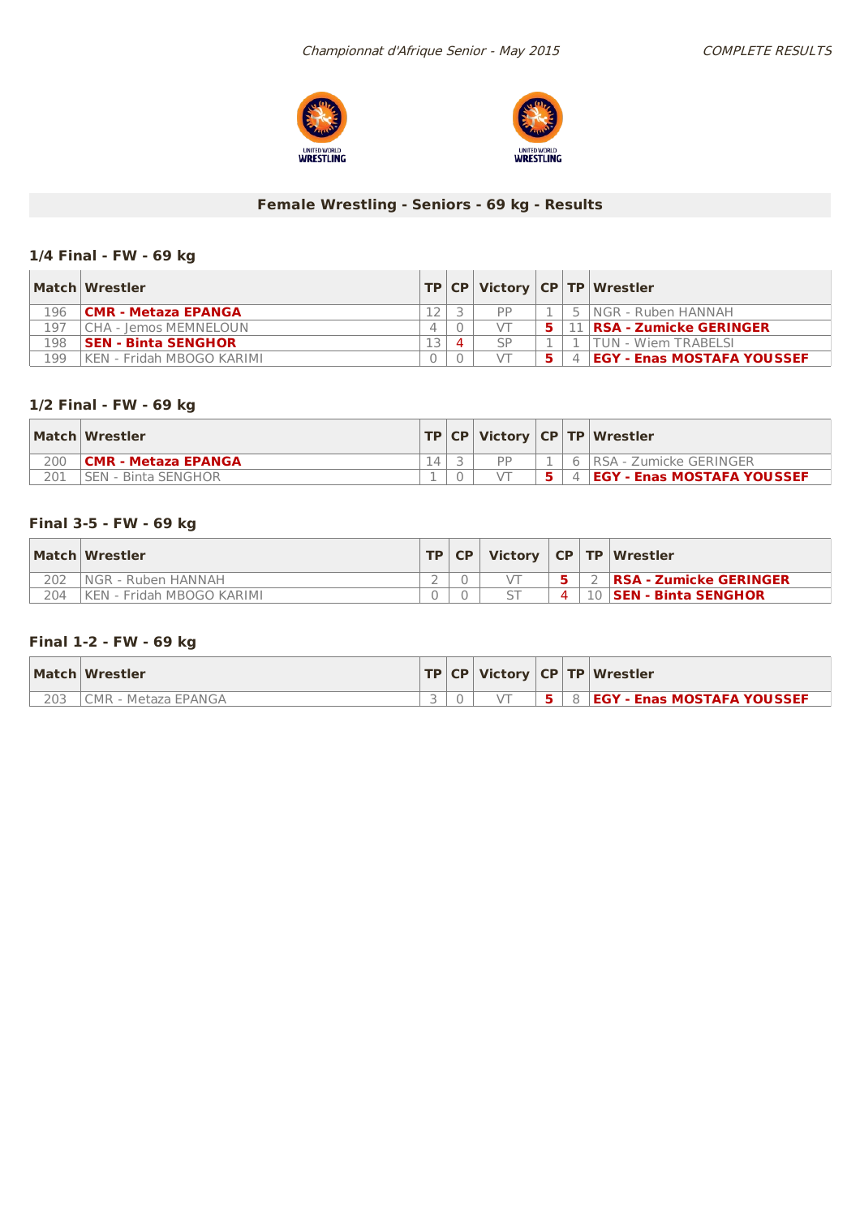# Female Wrestling - Seniors - 69 kg - Results

## 1/4 Final - FW - 69 kg

| Match | Wrestler | TP | CP | Victory | CP | TP | Wrestler |
|---|---|---|---|---|---|---|---|
| 196 | **CMR - Metaza EPANGA** | 12 | 3 | PP | 1 | 5 | NGR - Ruben HANNAH |
| 197 | CHA - Jemos MEMNELOUN | 4 | 0 | VT | **5** | 11 | **RSA - Zumicke GERINGER** |
| 198 | **SEN - Binta SENGHOR** | 13 | 4 | SP | 1 | 1 | TUN - Wiem TRABELSI |
| 199 | KEN - Fridah MBOGO KARIMI | 0 | 0 | VT | **5** | 4 | **EGY - Enas MOSTAFA YOUSSEF** |

## 1/2 Final - FW - 69 kg

| Match | Wrestler | TP | CP | Victory | CP | TP | Wrestler |
|---|---|---|---|---|---|---|---|
| 200 | **CMR - Metaza EPANGA** | 14 | 3 | PP | 1 | 6 | RSA - Zumicke GERINGER |
| 201 | SEN - Binta SENGHOR | 1 | 0 | VT | **5** | 4 | **EGY - Enas MOSTAFA YOUSSEF** |

## Final 3-5 - FW - 69 kg

| Match | Wrestler | TP | CP | Victory | CP | TP | Wrestler |
|---|---|---|---|---|---|---|---|
| 202 | NGR - Ruben HANNAH | 2 | 0 | VT | **5** | 2 | **RSA - Zumicke GERINGER** |
| 204 | KEN - Fridah MBOGO KARIMI | 0 | 0 | ST | 4 | 10 | **SEN - Binta SENGHOR** |

## Final 1-2 - FW - 69 kg

| Match | Wrestler | TP | CP | Victory | CP | TP | Wrestler |
|---|---|---|---|---|---|---|---|
| 203 | CMR - Metaza EPANGA | 3 | 0 | VT | **5** | 8 | **EGY - Enas MOSTAFA YOUSSEF** |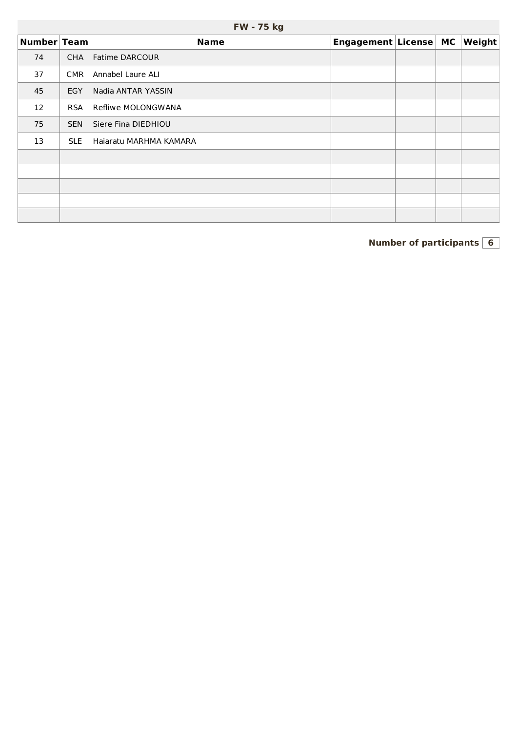| FW - 75 kg | | | | | | |
|---|---|---|---|---|---|---|
| **Number** | **Team** | **Name** | **Engagement** | **License** | **MC** | **Weight** |
| 74 | CHA | Fatime DARCOUR | | | | |
| 37 | CMR | Annabel Laure ALI | | | | |
| 45 | EGY | Nadia ANTAR YASSIN | | | | |
| 12 | RSA | Refliwe MOLONGWANA | | | | |
| 75 | SEN | Siere Fina DIEDHIOU | | | | |
| 13 | SLE | Haiaratu MARHMA KAMARA | | | | |
| | | | | | | |
| | | | | | | |
| | | | | | | |
| | | | | | | |
| | | | | | | |

**Number of participants** 6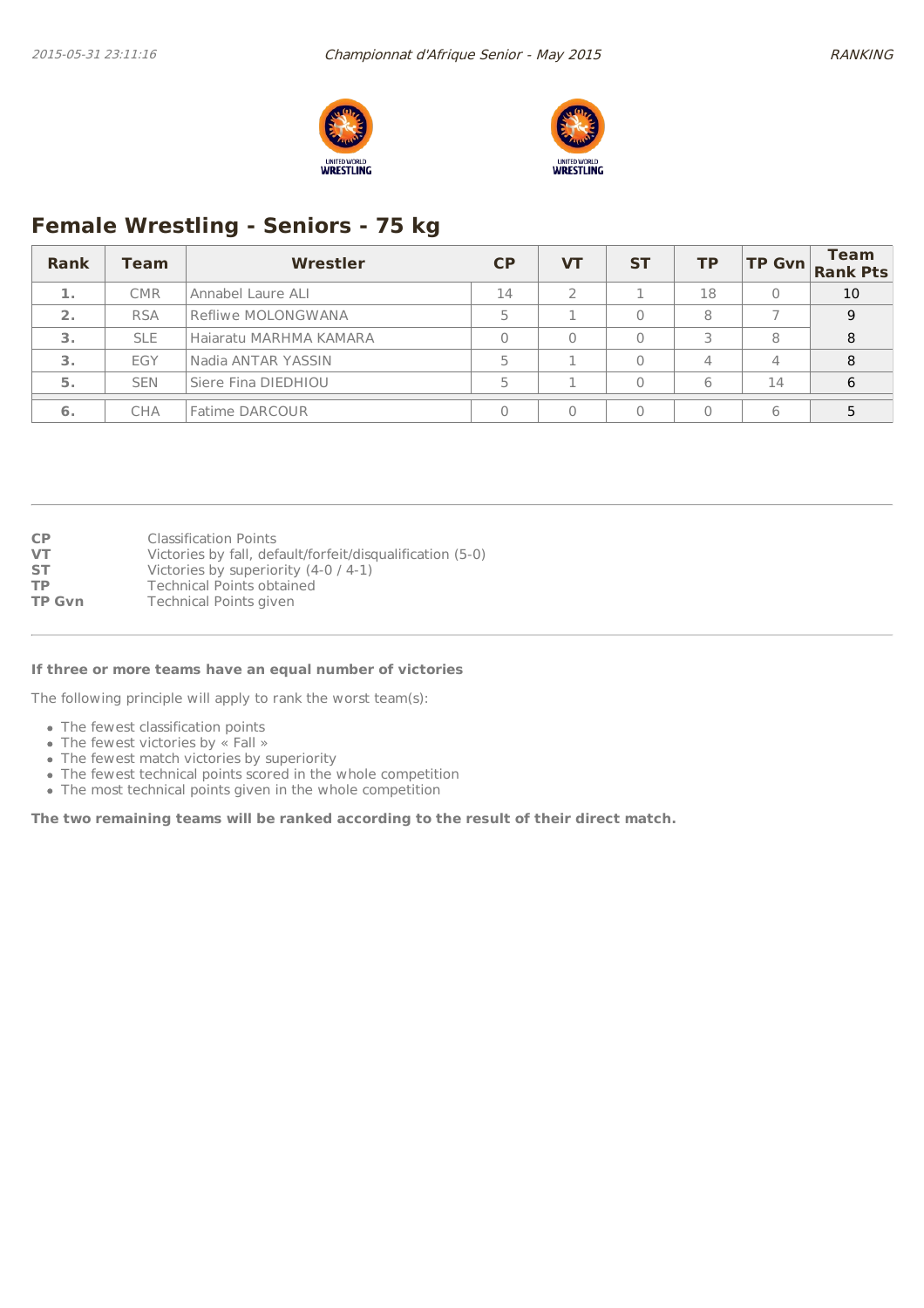## Female Wrestling - Seniors - 75 kg

| Rank | Team | Wrestler | CP | VT | ST | TP | TP Gvn | Team Rank Pts |
|---|---|---|---|---|---|---|---|---|
| 1. | CMR | Annabel Laure ALI | 14 | 2 | 1 | 18 | 0 | 10 |
| 2. | RSA | Refliwe MOLONGWANA | 5 | 1 | 0 | 8 | 7 | 9 |
| 3. | SLE | Haiaratu MARHMA KAMARA | 0 | 0 | 0 | 3 | 8 | 8 |
| 3. | EGY | Nadia ANTAR YASSIN | 5 | 1 | 0 | 4 | 4 | 8 |
| 5. | SEN | Siere Fina DIEDHIOU | 5 | 1 | 0 | 6 | 14 | 6 |
| 6. | CHA | Fatime DARCOUR | 0 | 0 | 0 | 0 | 6 | 5 |

**CP** Classification Points
**VT** Victories by fall, default/forfeit/disqualification (5-0)
**ST** Victories by superiority (4-0 / 4-1)
**TP** Technical Points obtained
**TP Gvn** Technical Points given

**If three or more teams have an equal number of victories**

The following principle will apply to rank the worst team(s):

- The fewest classification points
- The fewest victories by « Fall »
- The fewest match victories by superiority
- The fewest technical points scored in the whole competition
- The most technical points given in the whole competition

**The two remaining teams will be ranked according to the result of their direct match.**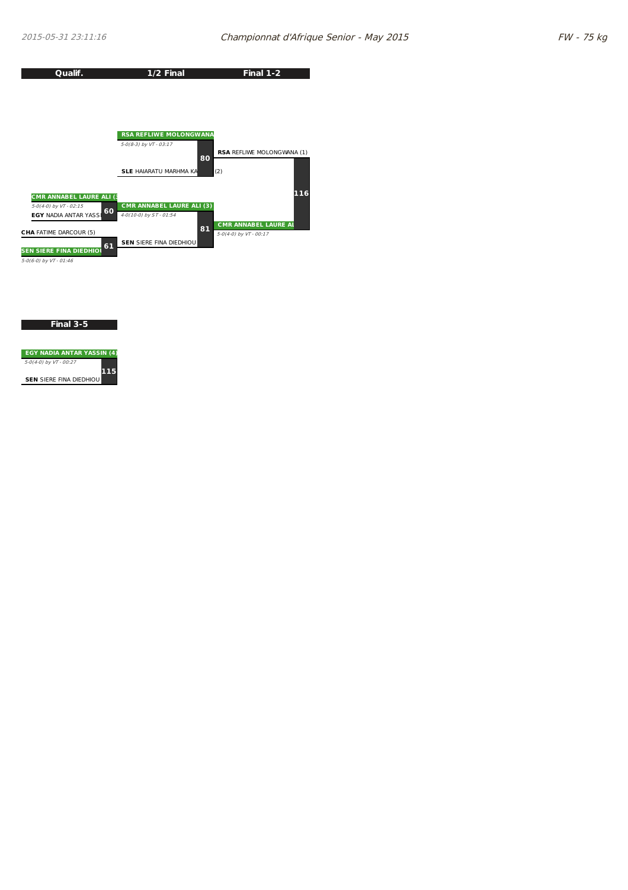2015-05-31 23:11:16 — Championnat d'Afrique Senior - May 2015 — FW - 75 kg

| Qualif. | 1/2 Final | Final 1-2 |
|---|---|---|
| | **RSA REFLIWE MOLONGWANA** — *5-0(8-3) by VT - 03:17* | |
| | Match 80 | **RSA** REFLIWE MOLONGWANA (1) |
| | **SLE** HAIARATU MARHMA KA (2) | |
| **CMR ANNABEL LAURE ALI (3)** — *5-0(4-0) by VT - 02:15* | | Match 116 |
| Match 60 | **CMR ANNABEL LAURE ALI (3)** — *4-0(10-0) by ST - 01:54* | |
| **EGY** NADIA ANTAR YASS | Match 81 | **CMR ANNABEL LAURE AL** — *5-0(4-0) by VT - 00:17* |
| **CHA** FATIME DARCOUR (5) | **SEN** SIERE FINA DIEDHIOU | |
| Match 61 | | |
| **SEN SIERE FINA DIEDHIOU** — *5-0(6-0) by VT - 01:46* | | |

## Final 3-5

| Final 3-5 |
|---|
| **EGY NADIA ANTAR YASSIN (4)** — *5-0(4-0) by VT - 00:27* |
| Match 115 |
| **SEN** SIERE FINA DIEDHIOU |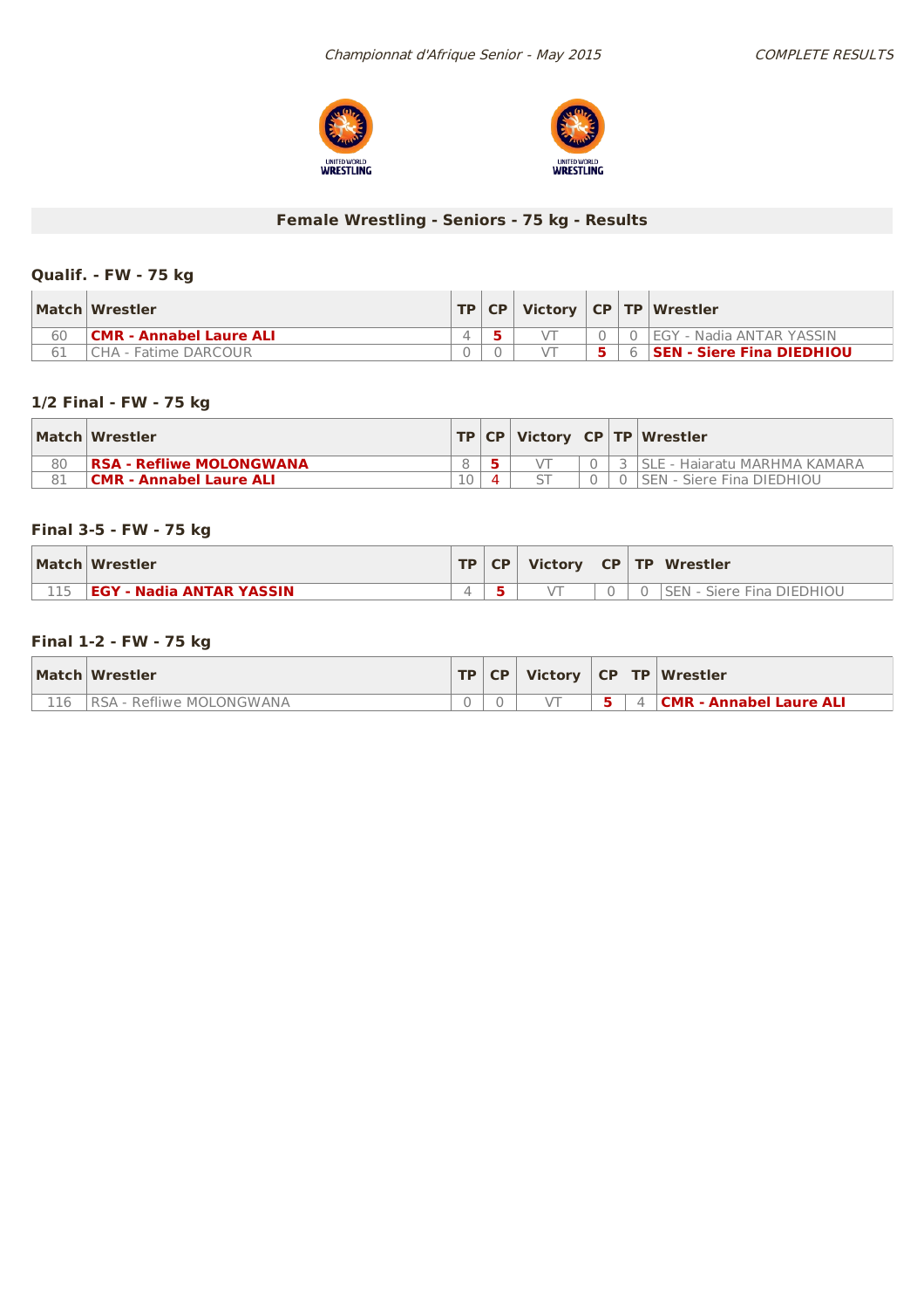## Female Wrestling - Seniors - 75 kg - Results

### Qualif. - FW - 75 kg

| Match | Wrestler | TP | CP | Victory | CP | TP | Wrestler |
|---|---|---|---|---|---|---|---|
| 60 | **CMR - Annabel Laure ALI** | 4 | **5** | VT | 0 | 0 | EGY - Nadia ANTAR YASSIN |
| 61 | CHA - Fatime DARCOUR | 0 | 0 | VT | **5** | 6 | **SEN - Siere Fina DIEDHIOU** |

### 1/2 Final - FW - 75 kg

| Match | Wrestler | TP | CP | Victory | CP | TP | Wrestler |
|---|---|---|---|---|---|---|---|
| 80 | **RSA - Refliwe MOLONGWANA** | 8 | **5** | VT | 0 | 3 | SLE - Haiaratu MARHMA KAMARA |
| 81 | **CMR - Annabel Laure ALI** | 10 | **4** | ST | 0 | 0 | SEN - Siere Fina DIEDHIOU |

### Final 3-5 - FW - 75 kg

| Match | Wrestler | TP | CP | Victory | CP | TP | Wrestler |
|---|---|---|---|---|---|---|---|
| 115 | **EGY - Nadia ANTAR YASSIN** | 4 | **5** | VT | 0 | 0 | SEN - Siere Fina DIEDHIOU |

### Final 1-2 - FW - 75 kg

| Match | Wrestler | TP | CP | Victory | CP | TP | Wrestler |
|---|---|---|---|---|---|---|---|
| 116 | RSA - Refliwe MOLONGWANA | 0 | 0 | VT | **5** | 4 | **CMR - Annabel Laure ALI** |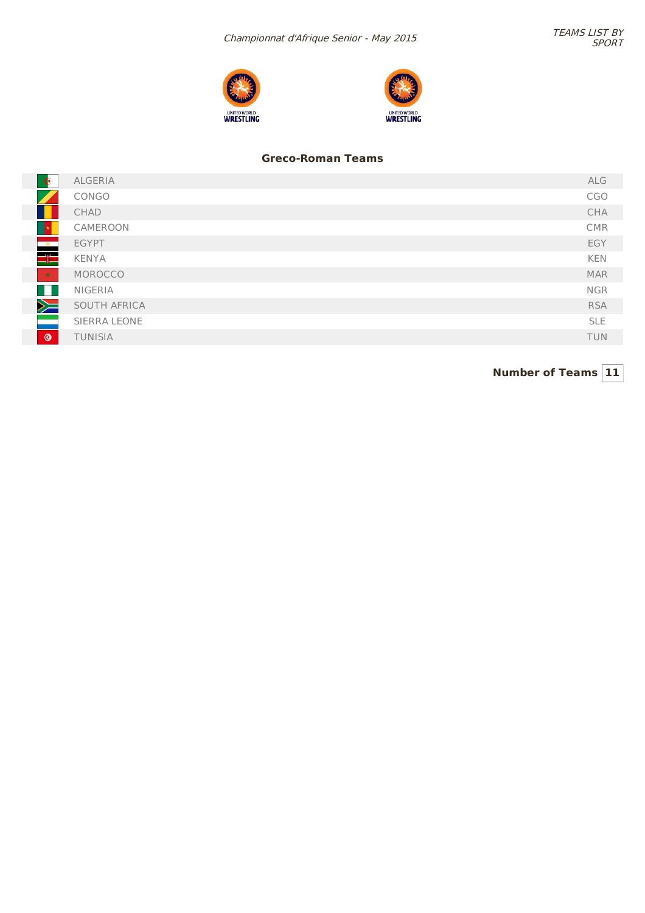*Championnat d'Afrique Senior - May 2015*

*TEAMS LIST BY SPORT*

## Greco-Roman Teams

| Team | Code |
|---|---|
| ALGERIA | ALG |
| CONGO | CGO |
| CHAD | CHA |
| CAMEROON | CMR |
| EGYPT | EGY |
| KENYA | KEN |
| MOROCCO | MAR |
| NIGERIA | NGR |
| SOUTH AFRICA | RSA |
| SIERRA LEONE | SLE |
| TUNISIA | TUN |

**Number of Teams** **11**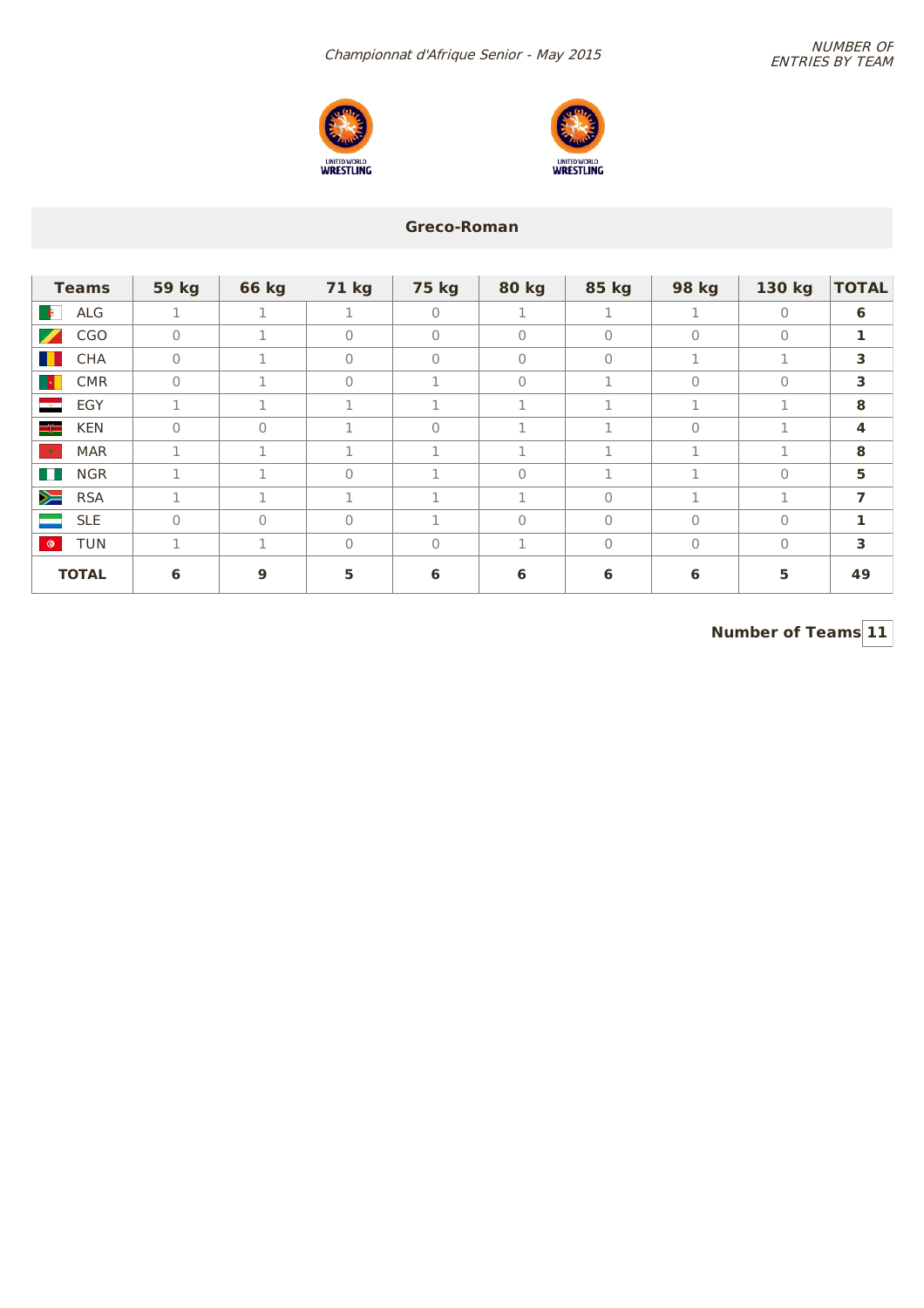*Championnat d'Afrique Senior - May 2015*

*NUMBER OF ENTRIES BY TEAM*

UNITED WORLD WRESTLING

UNITED WORLD WRESTLING

## Greco-Roman

| Teams | 59 kg | 66 kg | 71 kg | 75 kg | 80 kg | 85 kg | 98 kg | 130 kg | TOTAL |
|---|---|---|---|---|---|---|---|---|---|
| ALG | 1 | 1 | 1 | 0 | 1 | 1 | 1 | 0 | **6** |
| CGO | 0 | 1 | 0 | 0 | 0 | 0 | 0 | 0 | **1** |
| CHA | 0 | 1 | 0 | 0 | 0 | 0 | 1 | 1 | **3** |
| CMR | 0 | 1 | 0 | 1 | 0 | 1 | 0 | 0 | **3** |
| EGY | 1 | 1 | 1 | 1 | 1 | 1 | 1 | 1 | **8** |
| KEN | 0 | 0 | 1 | 0 | 1 | 1 | 0 | 1 | **4** |
| MAR | 1 | 1 | 1 | 1 | 1 | 1 | 1 | 1 | **8** |
| NGR | 1 | 1 | 0 | 1 | 0 | 1 | 1 | 0 | **5** |
| RSA | 1 | 1 | 1 | 1 | 1 | 0 | 1 | 1 | **7** |
| SLE | 0 | 0 | 0 | 1 | 0 | 0 | 0 | 0 | **1** |
| TUN | 1 | 1 | 0 | 0 | 1 | 0 | 0 | 0 | **3** |
| **TOTAL** | **6** | **9** | **5** | **6** | **6** | **6** | **6** | **5** | **49** |

**Number of Teams** **11**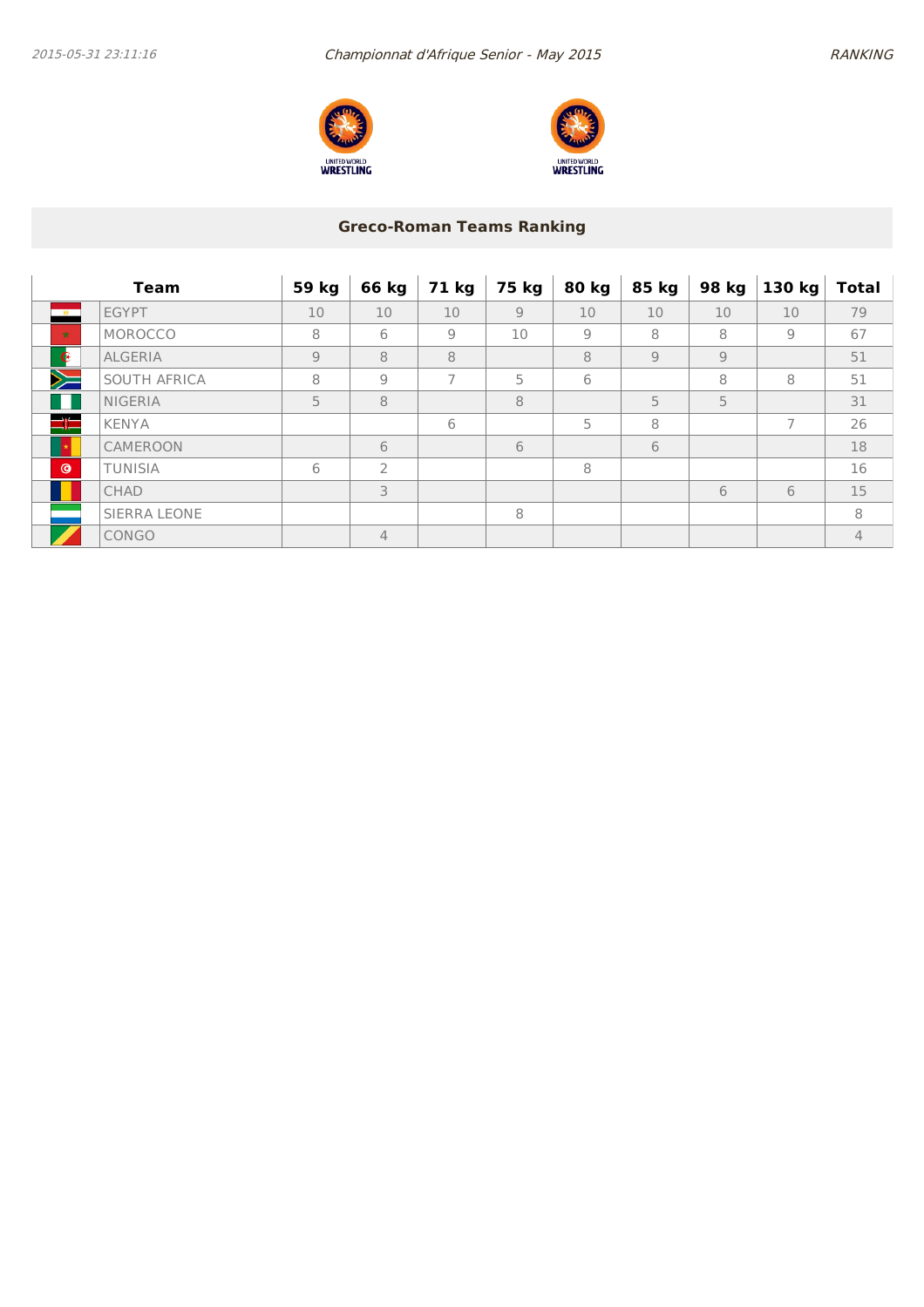## Greco-Roman Teams Ranking

| Team | 59 kg | 66 kg | 71 kg | 75 kg | 80 kg | 85 kg | 98 kg | 130 kg | Total |
|---|---|---|---|---|---|---|---|---|---|
| EGYPT | 10 | 10 | 10 | 9 | 10 | 10 | 10 | 10 | 79 |
| MOROCCO | 8 | 6 | 9 | 10 | 9 | 8 | 8 | 9 | 67 |
| ALGERIA | 9 | 8 | 8 | | 8 | 9 | 9 | | 51 |
| SOUTH AFRICA | 8 | 9 | 7 | 5 | 6 | | 8 | 8 | 51 |
| NIGERIA | 5 | 8 | | 8 | | 5 | 5 | | 31 |
| KENYA | | | 6 | | 5 | 8 | | 7 | 26 |
| CAMEROON | | 6 | | 6 | | 6 | | | 18 |
| TUNISIA | 6 | 2 | | | 8 | | | | 16 |
| CHAD | | 3 | | | | | 6 | 6 | 15 |
| SIERRA LEONE | | | | 8 | | | | | 8 |
| CONGO | | 4 | | | | | | | 4 |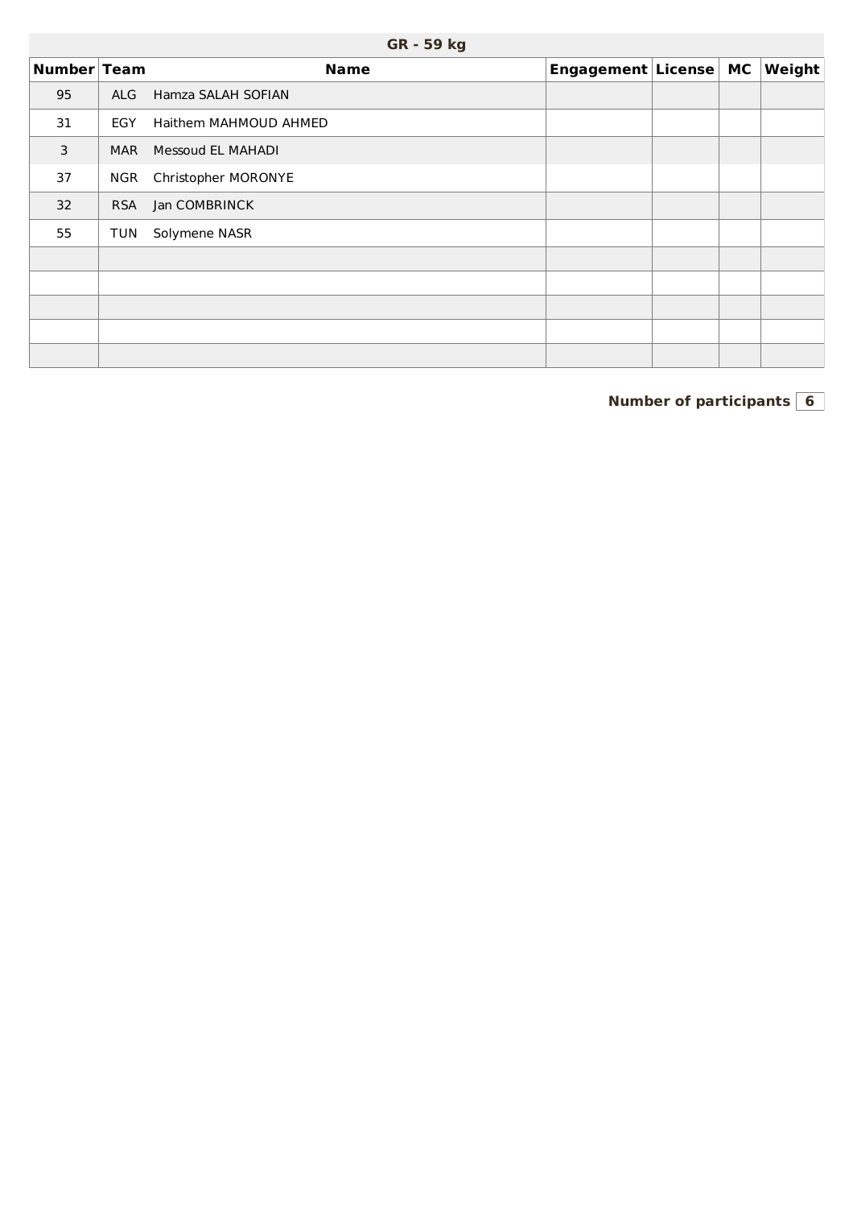| GR - 59 kg | | | | | | |
|---|---|---|---|---|---|---|
| **Number** | **Team** | **Name** | **Engagement** | **License** | **MC** | **Weight** |
| 95 | ALG | Hamza SALAH SOFIAN | | | | |
| 31 | EGY | Haithem MAHMOUD AHMED | | | | |
| 3 | MAR | Messoud EL MAHADI | | | | |
| 37 | NGR | Christopher MORONYE | | | | |
| 32 | RSA | Jan COMBRINCK | | | | |
| 55 | TUN | Solymene NASR | | | | |
| | | | | | | |
| | | | | | | |
| | | | | | | |
| | | | | | | |
| | | | | | | |

**Number of participants** 6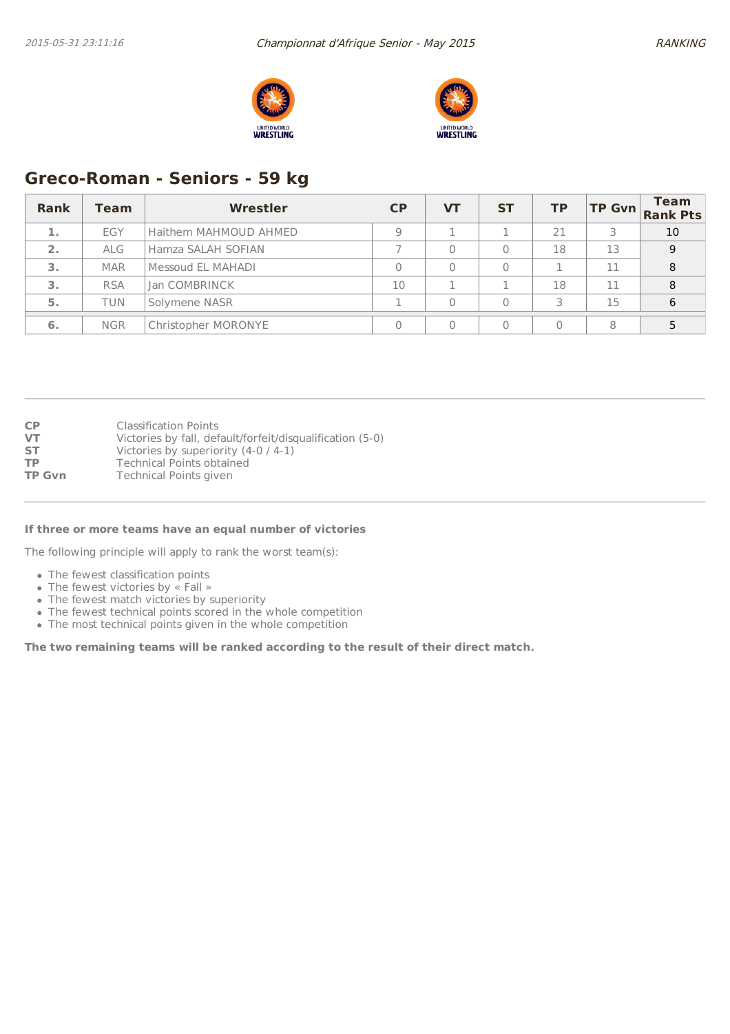## Greco-Roman - Seniors - 59 kg

| Rank | Team | Wrestler | CP | VT | ST | TP | TP Gvn | Team Rank Pts |
|---|---|---|---|---|---|---|---|---|
| 1. | EGY | Haithem MAHMOUD AHMED | 9 | 1 | 1 | 21 | 3 | 10 |
| 2. | ALG | Hamza SALAH SOFIAN | 7 | 0 | 0 | 18 | 13 | 9 |
| 3. | MAR | Messoud EL MAHADI | 0 | 0 | 0 | 1 | 11 | 8 |
| 3. | RSA | Jan COMBRINCK | 10 | 1 | 1 | 18 | 11 | 8 |
| 5. | TUN | Solymene NASR | 1 | 0 | 0 | 3 | 15 | 6 |
| 6. | NGR | Christopher MORONYE | 0 | 0 | 0 | 0 | 8 | 5 |

**CP** Classification Points
**VT** Victories by fall, default/forfeit/disqualification (5-0)
**ST** Victories by superiority (4-0 / 4-1)
**TP** Technical Points obtained
**TP Gvn** Technical Points given

**If three or more teams have an equal number of victories**

The following principle will apply to rank the worst team(s):

- The fewest classification points
- The fewest victories by « Fall »
- The fewest match victories by superiority
- The fewest technical points scored in the whole competition
- The most technical points given in the whole competition

**The two remaining teams will be ranked according to the result of their direct match.**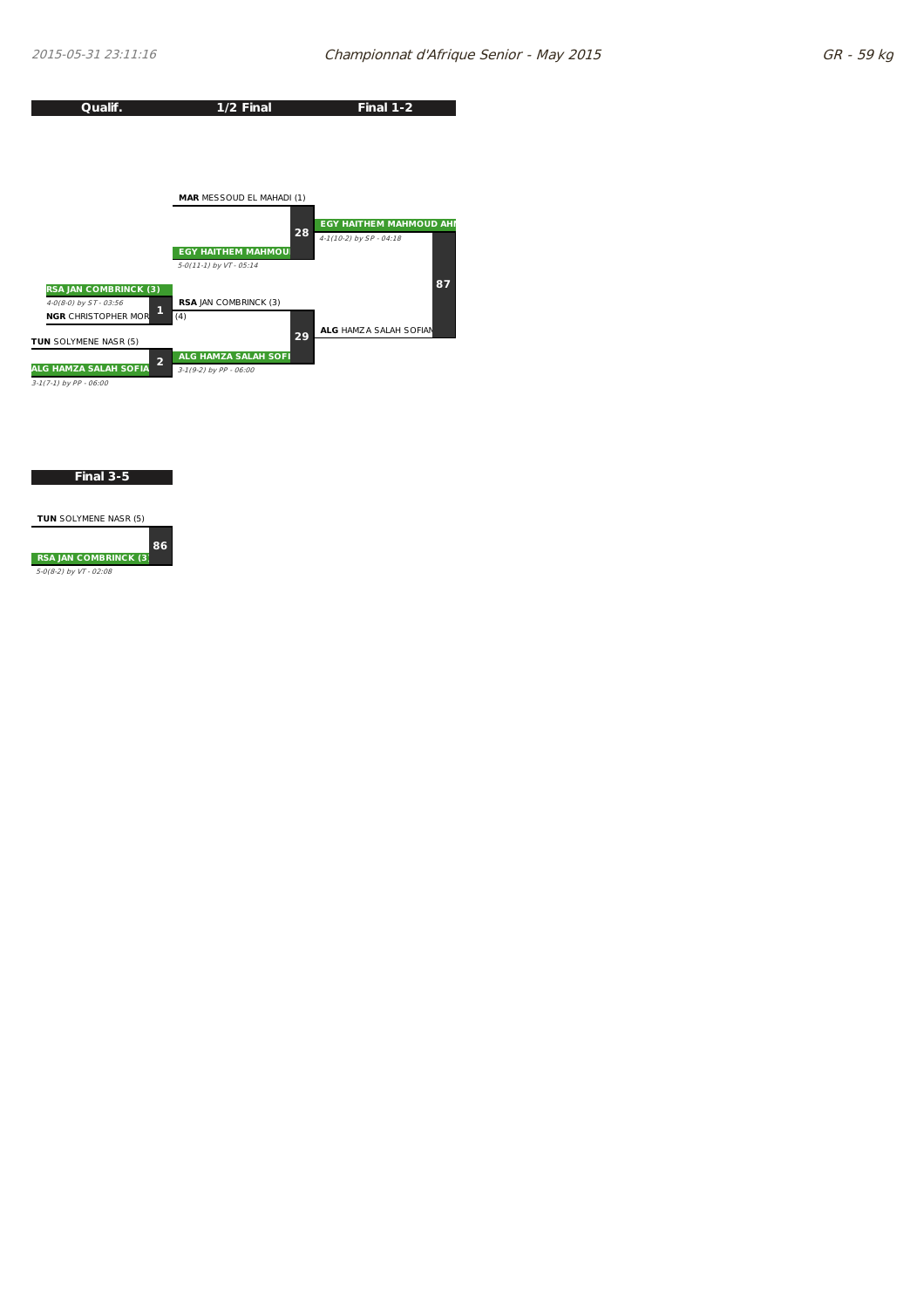2015-05-31 23:11:16 — Championnat d'Afrique Senior - May 2015 — GR - 59 kg

| Qualif. | 1/2 Final | Final 1-2 |
|---|---|---|

**1/2 Final – Match 28**

- **MAR** MESSOUD EL MAHADI (1)
- **EGY HAITHEM MAHMOU** (winner)
- *5-0(11-1) by VT - 05:14*

**Qualif. – Match 1**

- **RSA JAN COMBRINCK (3)** (winner)
- *4-0(8-0) by ST - 03:56*
- **NGR** CHRISTOPHER MOR (4)

**Qualif. – Match 2**

- **TUN** SOLYMENE NASR (5)
- **ALG HAMZA SALAH SOFIA** (winner)
- *3-1(7-1) by PP - 06:00*

**1/2 Final – Match 29**

- **RSA** JAN COMBRINCK (3)
- **ALG HAMZA SALAH SOFI** (winner)
- *3-1(9-2) by PP - 06:00*

**Final 1-2 – Match 87**

- **EGY HAITHEM MAHMOUD AHI** (winner)
- *4-1(10-2) by SP - 04:18*
- **ALG** HAMZA SALAH SOFIAN

## Final 3-5

**Match 86**

- **TUN** SOLYMENE NASR (5)
- **RSA JAN COMBRINCK (3)** (winner)
- *5-0(8-2) by VT - 02:08*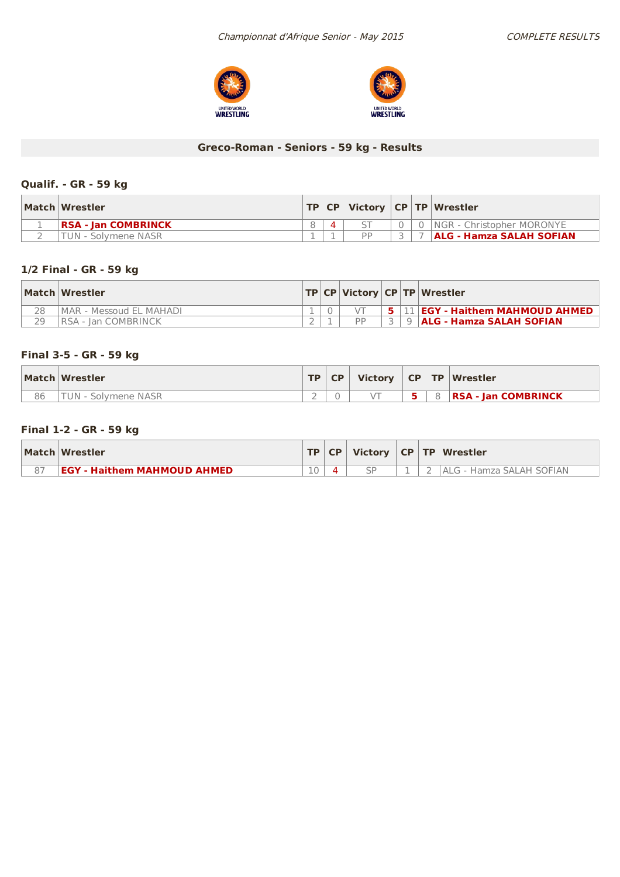*Championnat d'Afrique Senior - May 2015*

*COMPLETE RESULTS*

UNITED WORLD WRESTLING

UNITED WORLD WRESTLING

## Greco-Roman - Seniors - 59 kg - Results

### Qualif. - GR - 59 kg

| Match | Wrestler | TP | CP | Victory | CP | TP | Wrestler |
|---|---|---|---|---|---|---|---|
| 1 | **RSA - Jan COMBRINCK** | 8 | 4 | ST | 0 | 0 | NGR - Christopher MORONYE |
| 2 | TUN - Solymene NASR | 1 | 1 | PP | 3 | 7 | **ALG - Hamza SALAH SOFIAN** |

### 1/2 Final - GR - 59 kg

| Match | Wrestler | TP | CP | Victory | CP | TP | Wrestler |
|---|---|---|---|---|---|---|---|
| 28 | MAR - Messoud EL MAHADI | 1 | 0 | VT | 5 | 11 | **EGY - Haithem MAHMOUD AHMED** |
| 29 | RSA - Jan COMBRINCK | 2 | 1 | PP | 3 | 9 | **ALG - Hamza SALAH SOFIAN** |

### Final 3-5 - GR - 59 kg

| Match | Wrestler | TP | CP | Victory | CP | TP | Wrestler |
|---|---|---|---|---|---|---|---|
| 86 | TUN - Solymene NASR | 2 | 0 | VT | 5 | 8 | **RSA - Jan COMBRINCK** |

### Final 1-2 - GR - 59 kg

| Match | Wrestler | TP | CP | Victory | CP | TP | Wrestler |
|---|---|---|---|---|---|---|---|
| 87 | **EGY - Haithem MAHMOUD AHMED** | 10 | 4 | SP | 1 | 2 | ALG - Hamza SALAH SOFIAN |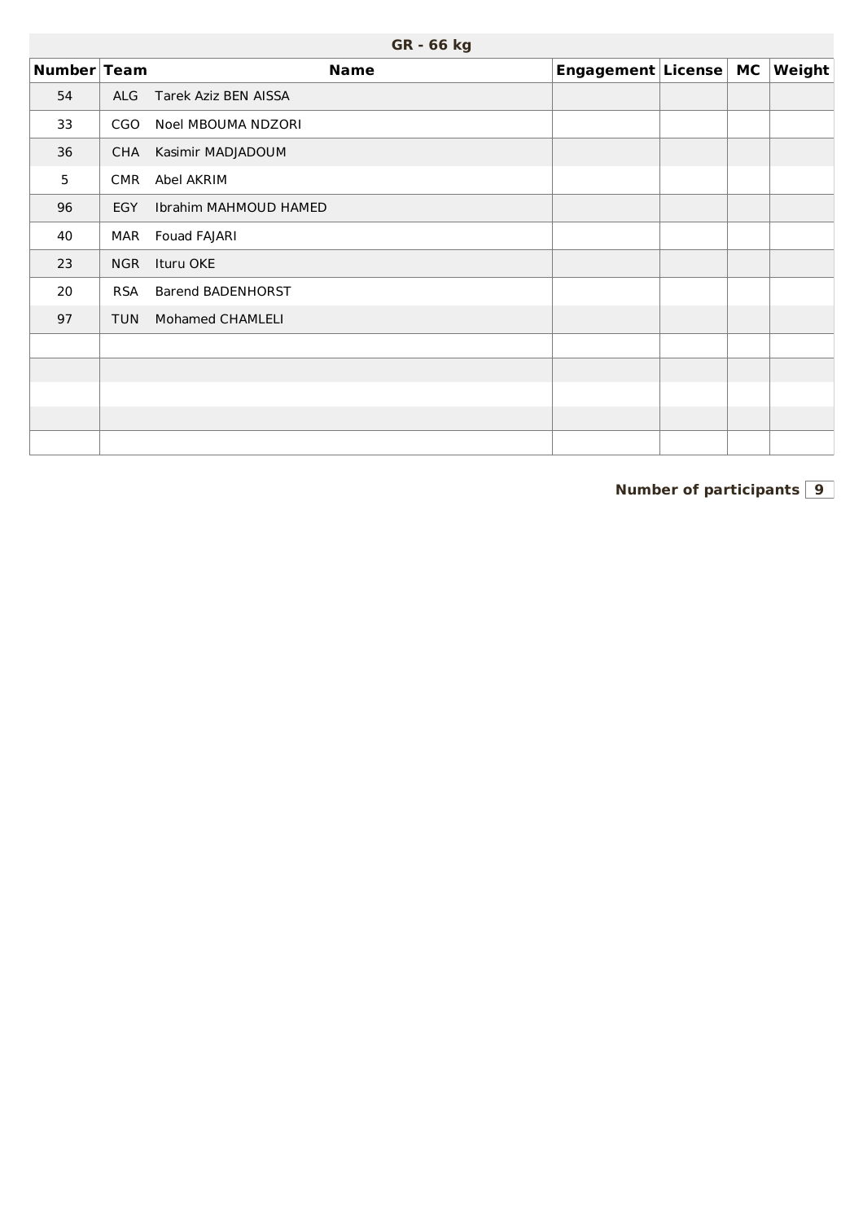## GR - 66 kg

| Number | Team | Name | Engagement | License | MC | Weight |
|---|---|---|---|---|---|---|
| 54 | ALG | Tarek Aziz BEN AISSA | | | | |
| 33 | CGO | Noel MBOUMA NDZORI | | | | |
| 36 | CHA | Kasimir MADJADOUM | | | | |
| 5 | CMR | Abel AKRIM | | | | |
| 96 | EGY | Ibrahim MAHMOUD HAMED | | | | |
| 40 | MAR | Fouad FAJARI | | | | |
| 23 | NGR | Ituru OKE | | | | |
| 20 | RSA | Barend BADENHORST | | | | |
| 97 | TUN | Mohamed CHAMLELI | | | | |
| | | | | | | |
| | | | | | | |
| | | | | | | |
| | | | | | | |
| | | | | | | |

**Number of participants** 9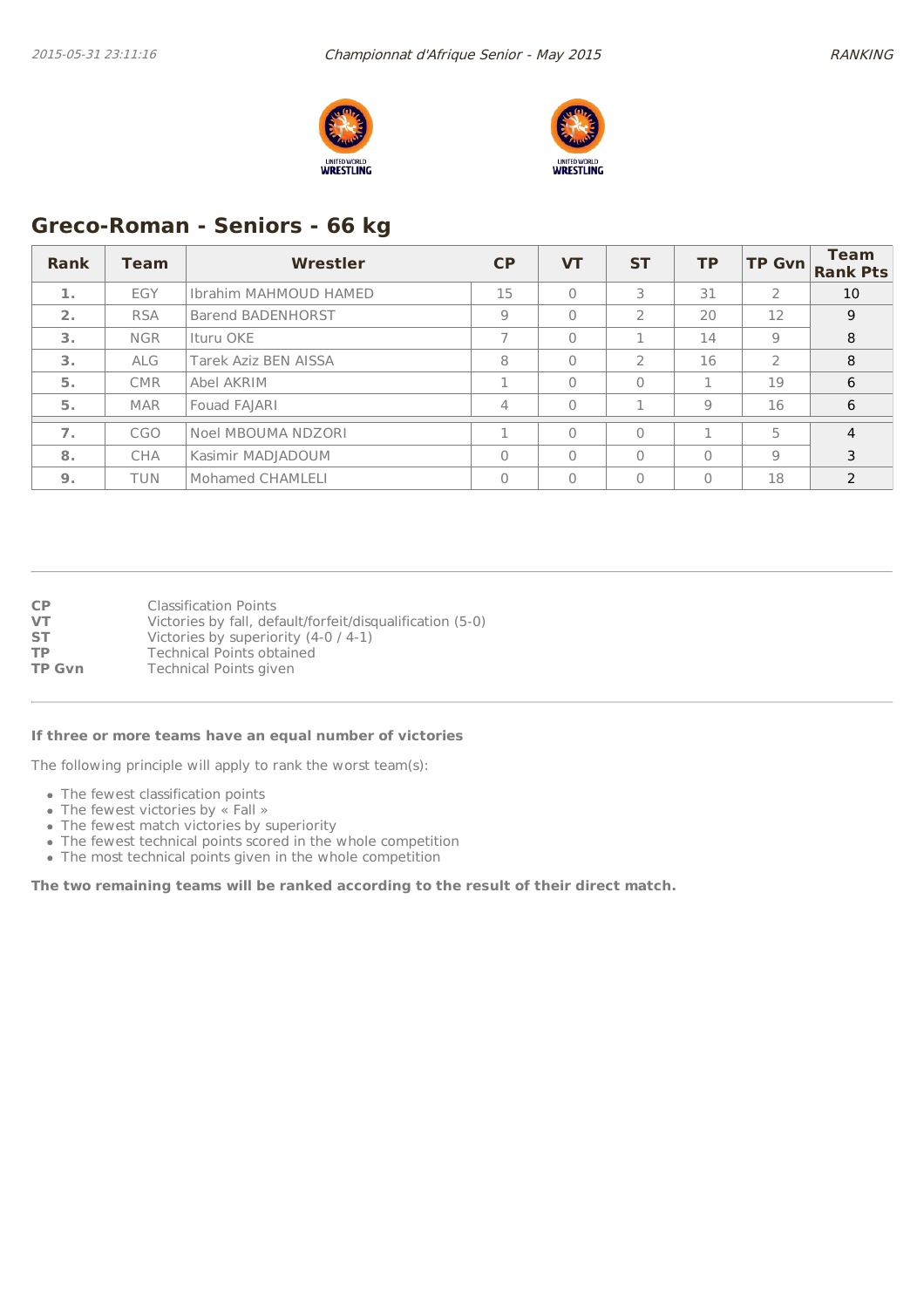## Greco-Roman - Seniors - 66 kg

| Rank | Team | Wrestler | CP | VT | ST | TP | TP Gvn | Team Rank Pts |
|---|---|---|---|---|---|---|---|---|
| 1. | EGY | Ibrahim MAHMOUD HAMED | 15 | 0 | 3 | 31 | 2 | 10 |
| 2. | RSA | Barend BADENHORST | 9 | 0 | 2 | 20 | 12 | 9 |
| 3. | NGR | Ituru OKE | 7 | 0 | 1 | 14 | 9 | 8 |
| 3. | ALG | Tarek Aziz BEN AISSA | 8 | 0 | 2 | 16 | 2 | 8 |
| 5. | CMR | Abel AKRIM | 1 | 0 | 0 | 1 | 19 | 6 |
| 5. | MAR | Fouad FAJARI | 4 | 0 | 1 | 9 | 16 | 6 |
| 7. | CGO | Noel MBOUMA NDZORI | 1 | 0 | 0 | 1 | 5 | 4 |
| 8. | CHA | Kasimir MADJADOUM | 0 | 0 | 0 | 0 | 9 | 3 |
| 9. | TUN | Mohamed CHAMLELI | 0 | 0 | 0 | 0 | 18 | 2 |

| | |
|---|---|
| **CP** | Classification Points |
| **VT** | Victories by fall, default/forfeit/disqualification (5-0) |
| **ST** | Victories by superiority (4-0 / 4-1) |
| **TP** | Technical Points obtained |
| **TP Gvn** | Technical Points given |

**If three or more teams have an equal number of victories**

The following principle will apply to rank the worst team(s):

- The fewest classification points
- The fewest victories by « Fall »
- The fewest match victories by superiority
- The fewest technical points scored in the whole competition
- The most technical points given in the whole competition

**The two remaining teams will be ranked according to the result of their direct match.**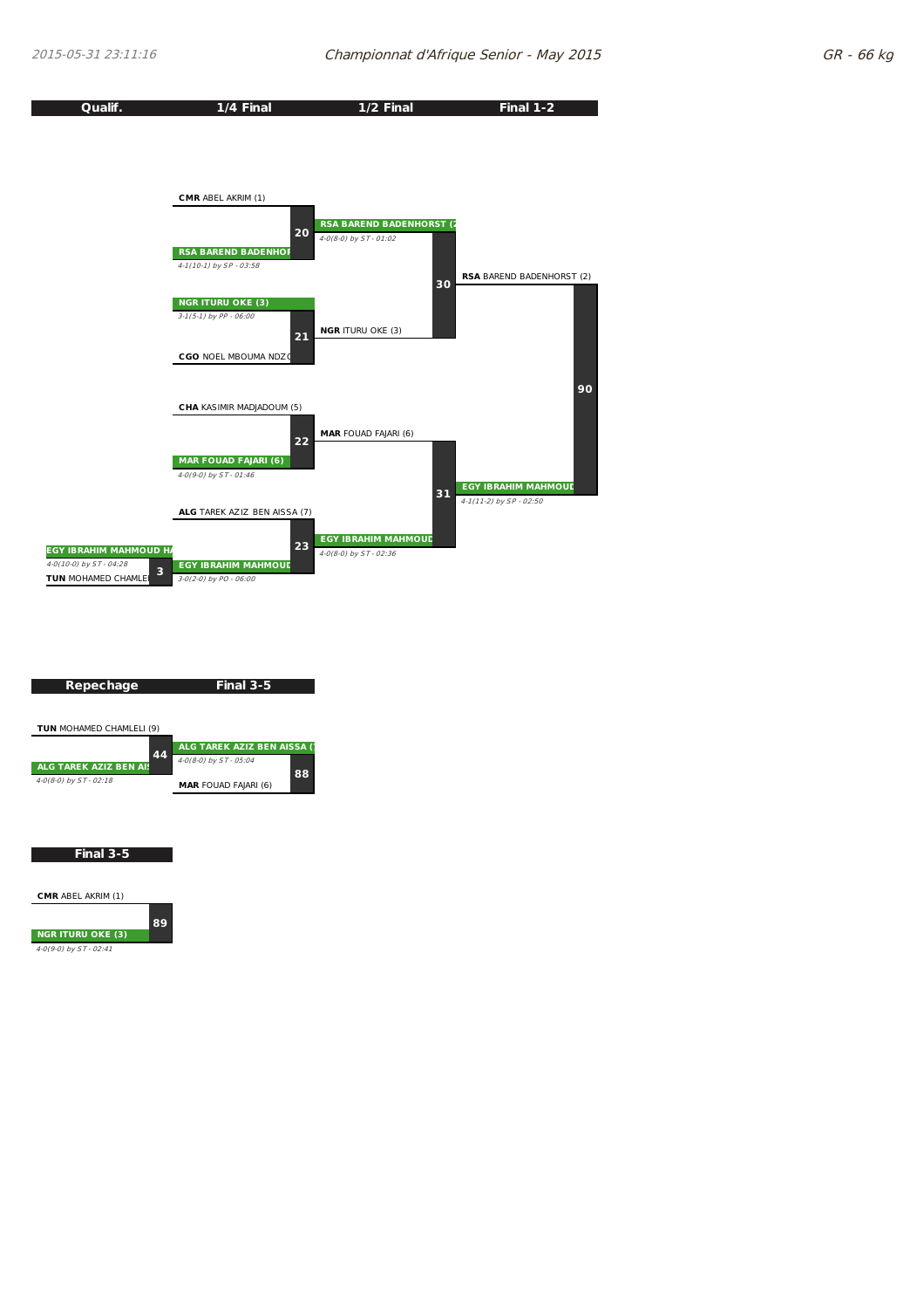# Championnat d'Afrique Senior - May 2015

## GR - 66 kg

### Qualif. / 1/4 Final / 1/2 Final / Final 1-2

**Qualif.**

- Match 3: **EGY** IBRAHIM MAHMOUD HA vs **TUN** MOHAMED CHAMLEI — Winner: EGY IBRAHIM MAHMOUD HA — *4-0(10-0) by ST - 04:28*

**1/4 Final**

- Match 20: **CMR** ABEL AKRIM (1) vs **RSA** BAREND BADENHOF — Winner: RSA BAREND BADENHOF — *4-1(10-1) by SP - 03:58*
- Match 21: **NGR** ITURU OKE (3) vs **CGO** NOEL MBOUMA NDZC — Winner: NGR ITURU OKE (3) — *3-1(5-1) by PP - 06:00*
- Match 22: **CHA** KASIMIR MADJADOUM (5) vs **MAR** FOUAD FAJARI (6) — Winner: MAR FOUAD FAJARI (6) — *4-0(9-0) by ST - 01:46*
- Match 23: **ALG** TAREK AZIZ BEN AISSA (7) vs **EGY** IBRAHIM MAHMOUD — Winner: EGY IBRAHIM MAHMOUD — *3-0(2-0) by PO - 06:00*

**1/2 Final**

- Match 30: **RSA** BAREND BADENHORST (2) vs **NGR** ITURU OKE (3) — Winner: RSA BAREND BADENHORST (2) — *4-0(8-0) by ST - 01:02*
- Match 31: **MAR** FOUAD FAJARI (6) vs **EGY** IBRAHIM MAHMOUD — Winner: EGY IBRAHIM MAHMOUD — *4-0(8-0) by ST - 02:36*

**Final 1-2**

- Match 90: **RSA** BAREND BADENHORST (2) vs **EGY** IBRAHIM MAHMOUD — Winner: EGY IBRAHIM MAHMOUD — *4-1(11-2) by SP - 02:50*

### Repechage / Final 3-5

- Match 44: **TUN** MOHAMED CHAMLELI (9) vs **ALG** TAREK AZIZ BEN AI — Winner: ALG TAREK AZIZ BEN AI — *4-0(8-0) by ST - 02:18*
- Match 88: **ALG** TAREK AZIZ BEN AISSA (7) vs **MAR** FOUAD FAJARI (6) — Winner: ALG TAREK AZIZ BEN AISSA (7) — *4-0(8-0) by ST - 05:04*

### Final 3-5

- Match 89: **CMR** ABEL AKRIM (1) vs **NGR** ITURU OKE (3) — Winner: NGR ITURU OKE (3) — *4-0(9-0) by ST - 02:41*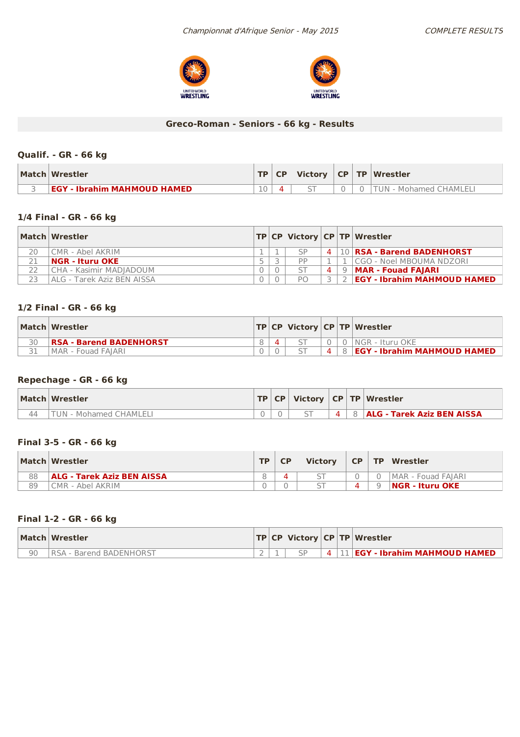*Championnat d'Afrique Senior - May 2015*

*COMPLETE RESULTS*

## Greco-Roman - Seniors - 66 kg - Results

### Qualif. - GR - 66 kg

| Match | Wrestler | TP | CP | Victory | CP | TP | Wrestler |
|---|---|---|---|---|---|---|---|
| 3 | **EGY - Ibrahim MAHMOUD HAMED** | 10 | 4 | ST | 0 | 0 | TUN - Mohamed CHAMLELI |

### 1/4 Final - GR - 66 kg

| Match | Wrestler | TP | CP | Victory | CP | TP | Wrestler |
|---|---|---|---|---|---|---|---|
| 20 | CMR - Abel AKRIM | 1 | 1 | SP | 4 | 10 | **RSA - Barend BADENHORST** |
| 21 | **NGR - Ituru OKE** | 5 | 3 | PP | 1 | 1 | CGO - Noel MBOUMA NDZORI |
| 22 | CHA - Kasimir MADJADOUM | 0 | 0 | ST | 4 | 9 | **MAR - Fouad FAJARI** |
| 23 | ALG - Tarek Aziz BEN AISSA | 0 | 0 | PO | 3 | 2 | **EGY - Ibrahim MAHMOUD HAMED** |

### 1/2 Final - GR - 66 kg

| Match | Wrestler | TP | CP | Victory | CP | TP | Wrestler |
|---|---|---|---|---|---|---|---|
| 30 | **RSA - Barend BADENHORST** | 8 | 4 | ST | 0 | 0 | NGR - Ituru OKE |
| 31 | MAR - Fouad FAJARI | 0 | 0 | ST | 4 | 8 | **EGY - Ibrahim MAHMOUD HAMED** |

### Repechage - GR - 66 kg

| Match | Wrestler | TP | CP | Victory | CP | TP | Wrestler |
|---|---|---|---|---|---|---|---|
| 44 | TUN - Mohamed CHAMLELI | 0 | 0 | ST | 4 | 8 | **ALG - Tarek Aziz BEN AISSA** |

### Final 3-5 - GR - 66 kg

| Match | Wrestler | TP | CP | Victory | CP | TP | Wrestler |
|---|---|---|---|---|---|---|---|
| 88 | **ALG - Tarek Aziz BEN AISSA** | 8 | 4 | ST | 0 | 0 | MAR - Fouad FAJARI |
| 89 | CMR - Abel AKRIM | 0 | 0 | ST | 4 | 9 | **NGR - Ituru OKE** |

### Final 1-2 - GR - 66 kg

| Match | Wrestler | TP | CP | Victory | CP | TP | Wrestler |
|---|---|---|---|---|---|---|---|
| 90 | RSA - Barend BADENHORST | 2 | 1 | SP | 4 | 11 | **EGY - Ibrahim MAHMOUD HAMED** |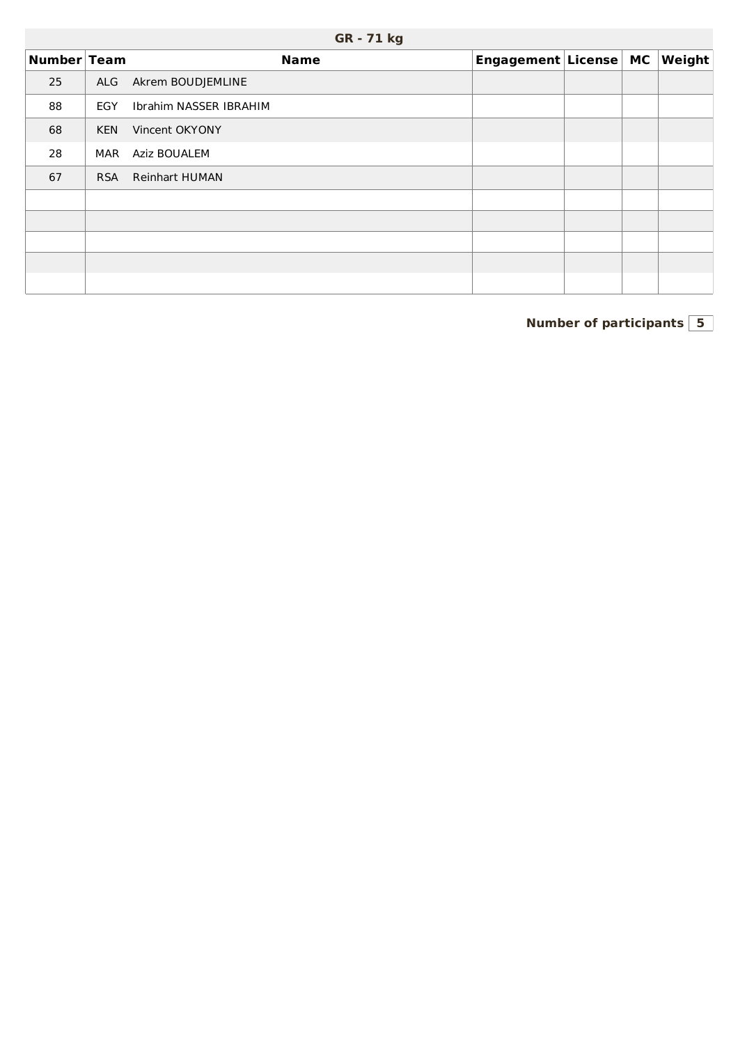## GR - 71 kg

| Number | Team | Name | Engagement | License | MC | Weight |
|---|---|---|---|---|---|---|
| 25 | ALG | Akrem BOUDJEMLINE | | | | |
| 88 | EGY | Ibrahim NASSER IBRAHIM | | | | |
| 68 | KEN | Vincent OKYONY | | | | |
| 28 | MAR | Aziz BOUALEM | | | | |
| 67 | RSA | Reinhart HUMAN | | | | |
| | | | | | | |
| | | | | | | |
| | | | | | | |
| | | | | | | |
| | | | | | | |

**Number of participants** **5**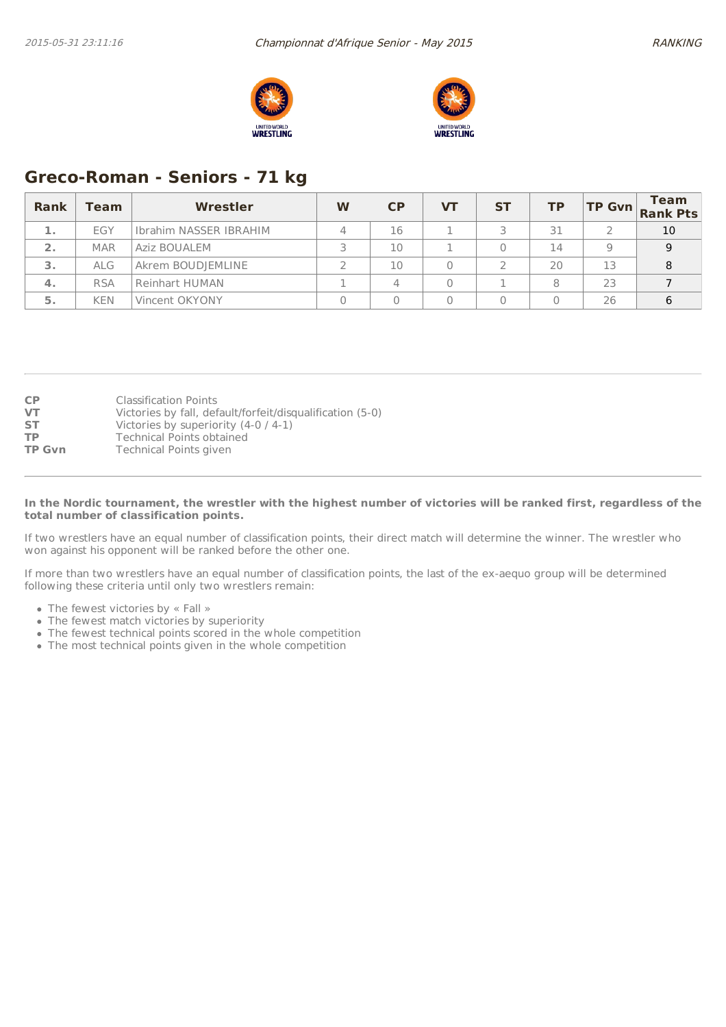## Greco-Roman - Seniors - 71 kg

| Rank | Team | Wrestler | W | CP | VT | ST | TP | TP Gvn | Team Rank Pts |
|---|---|---|---|---|---|---|---|---|---|
| 1. | EGY | Ibrahim NASSER IBRAHIM | 4 | 16 | 1 | 3 | 31 | 2 | 10 |
| 2. | MAR | Aziz BOUALEM | 3 | 10 | 1 | 0 | 14 | 9 | 9 |
| 3. | ALG | Akrem BOUDJEMLINE | 2 | 10 | 0 | 2 | 20 | 13 | 8 |
| 4. | RSA | Reinhart HUMAN | 1 | 4 | 0 | 1 | 8 | 23 | 7 |
| 5. | KEN | Vincent OKYONY | 0 | 0 | 0 | 0 | 0 | 26 | 6 |

**CP** Classification Points
**VT** Victories by fall, default/forfeit/disqualification (5-0)
**ST** Victories by superiority (4-0 / 4-1)
**TP** Technical Points obtained
**TP Gvn** Technical Points given

**In the Nordic tournament, the wrestler with the highest number of victories will be ranked first, regardless of the total number of classification points.**

If two wrestlers have an equal number of classification points, their direct match will determine the winner. The wrestler who won against his opponent will be ranked before the other one.

If more than two wrestlers have an equal number of classification points, the last of the ex-aequo group will be determined following these criteria until only two wrestlers remain:

- The fewest victories by « Fall »
- The fewest match victories by superiority
- The fewest technical points scored in the whole competition
- The most technical points given in the whole competition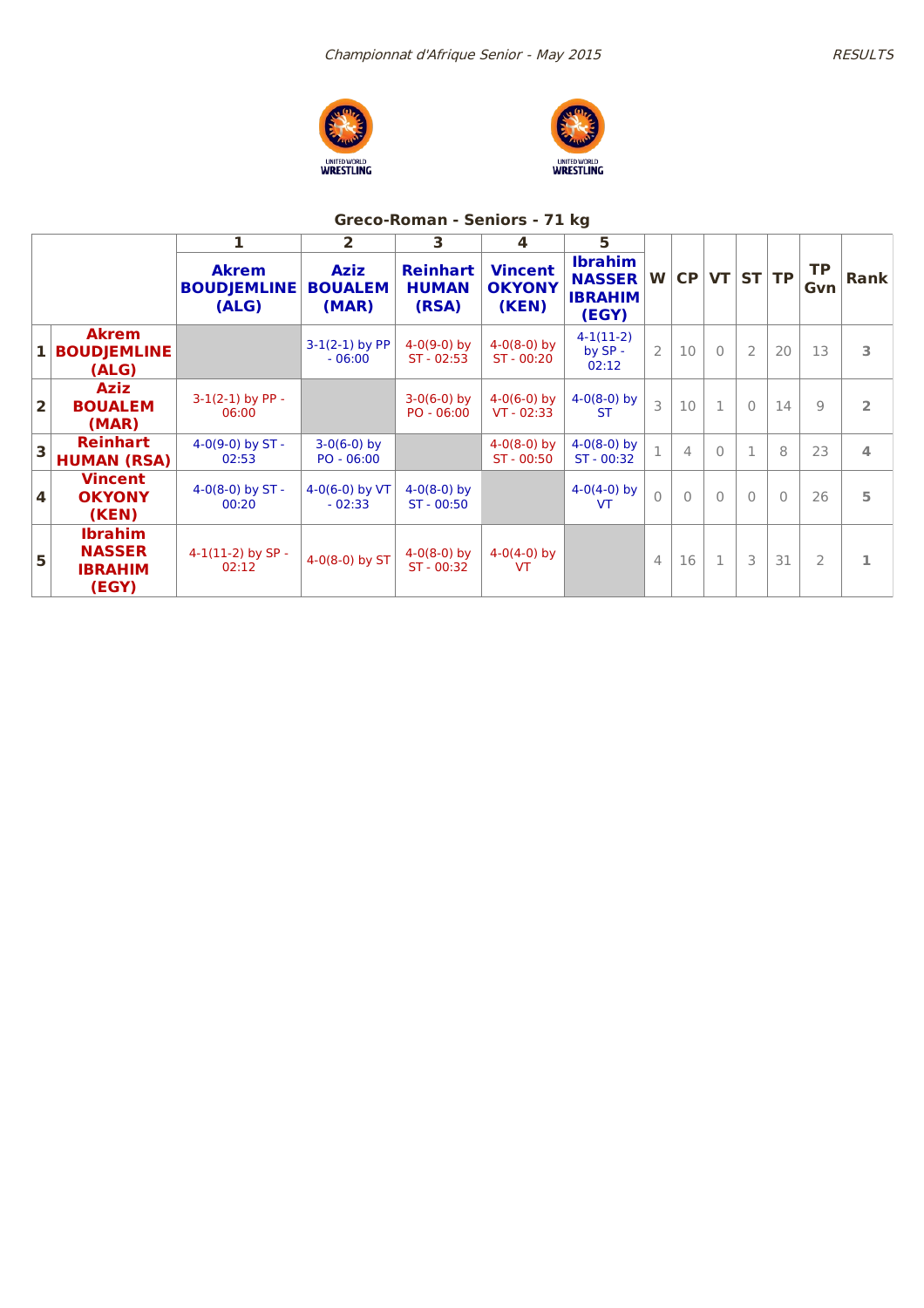*Championnat d'Afrique Senior - May 2015*

## Greco-Roman - Seniors - 71 kg

| | | 1 | 2 | 3 | 4 | 5 | | | | | | | |
|---|---|---|---|---|---|---|---|---|---|---|---|---|---|
| | | **Akrem BOUDJEMLINE (ALG)** | **Aziz BOUALEM (MAR)** | **Reinhart HUMAN (RSA)** | **Vincent OKYONY (KEN)** | **Ibrahim NASSER IBRAHIM (EGY)** | **W** | **CP** | **VT** | **ST** | **TP** | **TP Gvn** | **Rank** |
| **1** | **Akrem BOUDJEMLINE (ALG)** | | 3-1(2-1) by PP - 06:00 | 4-0(9-0) by ST - 02:53 | 4-0(8-0) by ST - 00:20 | 4-1(11-2) by SP - 02:12 | 2 | 10 | 0 | 2 | 20 | 13 | 3 |
| **2** | **Aziz BOUALEM (MAR)** | 3-1(2-1) by PP - 06:00 | | 3-0(6-0) by PO - 06:00 | 4-0(6-0) by VT - 02:33 | 4-0(8-0) by ST | 3 | 10 | 1 | 0 | 14 | 9 | 2 |
| **3** | **Reinhart HUMAN (RSA)** | 4-0(9-0) by ST - 02:53 | 3-0(6-0) by PO - 06:00 | | 4-0(8-0) by ST - 00:50 | 4-0(8-0) by ST - 00:32 | 1 | 4 | 0 | 1 | 8 | 23 | 4 |
| **4** | **Vincent OKYONY (KEN)** | 4-0(8-0) by ST - 00:20 | 4-0(6-0) by VT - 02:33 | 4-0(8-0) by ST - 00:50 | | 4-0(4-0) by VT | 0 | 0 | 0 | 0 | 0 | 26 | 5 |
| **5** | **Ibrahim NASSER IBRAHIM (EGY)** | 4-1(11-2) by SP - 02:12 | 4-0(8-0) by ST | 4-0(8-0) by ST - 00:32 | 4-0(4-0) by VT | | 4 | 16 | 1 | 3 | 31 | 2 | 1 |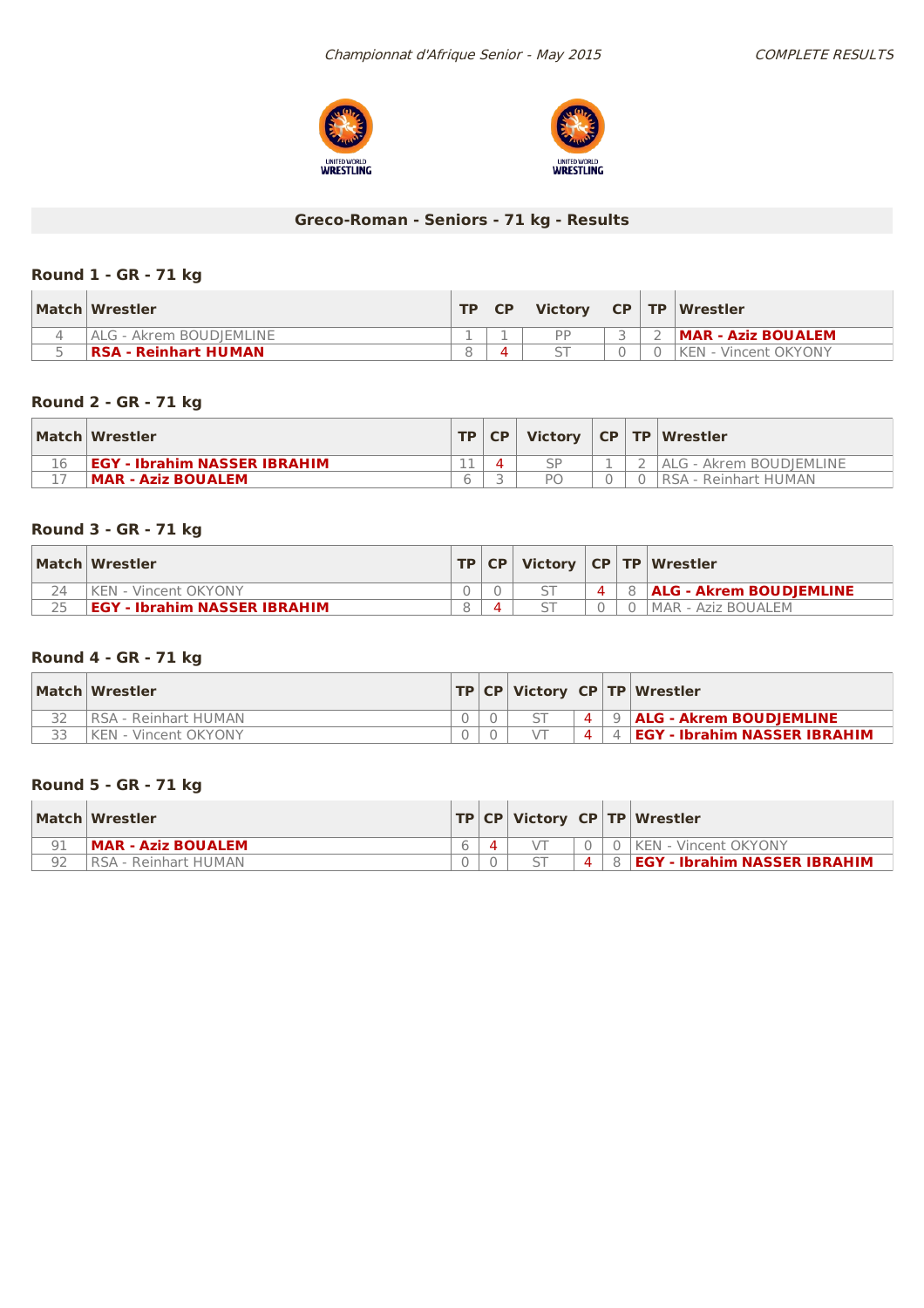*Championnat d'Afrique Senior - May 2015*

*COMPLETE RESULTS*

## Greco-Roman - Seniors - 71 kg - Results

### Round 1 - GR - 71 kg

| Match | Wrestler | TP | CP | Victory | CP | TP | Wrestler |
|---|---|---|---|---|---|---|---|
| 4 | ALG - Akrem BOUDJEMLINE | 1 | 1 | PP | 3 | 2 | **MAR - Aziz BOUALEM** |
| 5 | **RSA - Reinhart HUMAN** | 8 | 4 | ST | 0 | 0 | KEN - Vincent OKYONY |

### Round 2 - GR - 71 kg

| Match | Wrestler | TP | CP | Victory | CP | TP | Wrestler |
|---|---|---|---|---|---|---|---|
| 16 | **EGY - Ibrahim NASSER IBRAHIM** | 11 | 4 | SP | 1 | 2 | ALG - Akrem BOUDJEMLINE |
| 17 | **MAR - Aziz BOUALEM** | 6 | 3 | PO | 0 | 0 | RSA - Reinhart HUMAN |

### Round 3 - GR - 71 kg

| Match | Wrestler | TP | CP | Victory | CP | TP | Wrestler |
|---|---|---|---|---|---|---|---|
| 24 | KEN - Vincent OKYONY | 0 | 0 | ST | 4 | 8 | **ALG - Akrem BOUDJEMLINE** |
| 25 | **EGY - Ibrahim NASSER IBRAHIM** | 8 | 4 | ST | 0 | 0 | MAR - Aziz BOUALEM |

### Round 4 - GR - 71 kg

| Match | Wrestler | TP | CP | Victory | CP | TP | Wrestler |
|---|---|---|---|---|---|---|---|
| 32 | RSA - Reinhart HUMAN | 0 | 0 | ST | 4 | 9 | **ALG - Akrem BOUDJEMLINE** |
| 33 | KEN - Vincent OKYONY | 0 | 0 | VT | 4 | 4 | **EGY - Ibrahim NASSER IBRAHIM** |

### Round 5 - GR - 71 kg

| Match | Wrestler | TP | CP | Victory | CP | TP | Wrestler |
|---|---|---|---|---|---|---|---|
| 91 | **MAR - Aziz BOUALEM** | 6 | 4 | VT | 0 | 0 | KEN - Vincent OKYONY |
| 92 | RSA - Reinhart HUMAN | 0 | 0 | ST | 4 | 8 | **EGY - Ibrahim NASSER IBRAHIM** |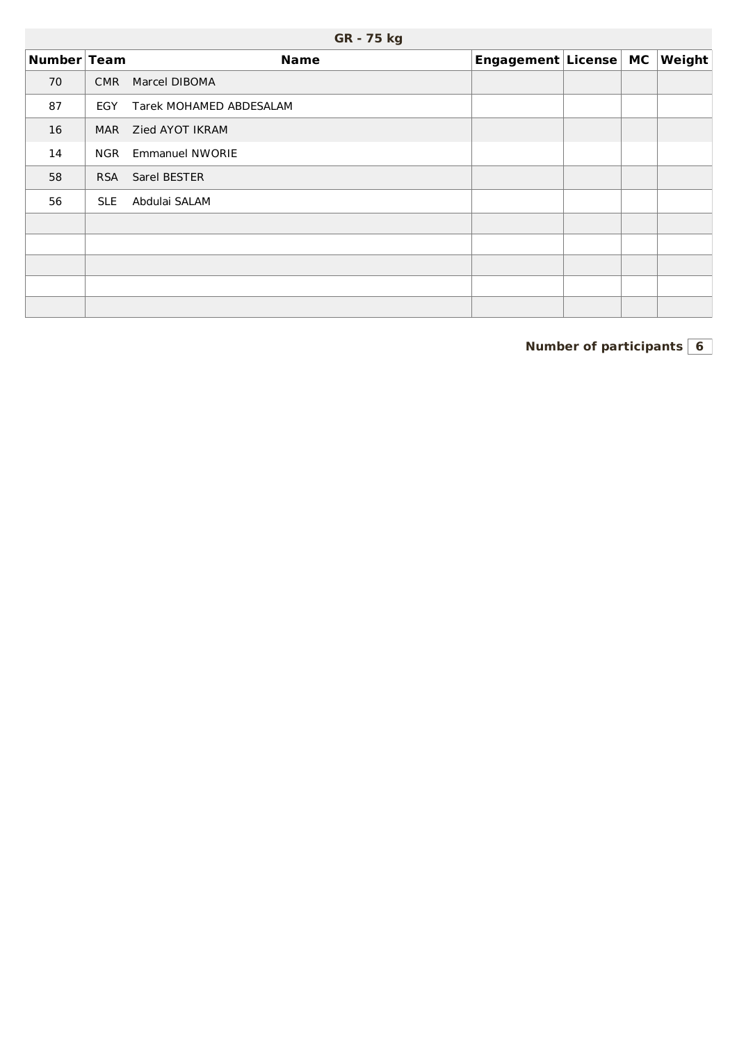## GR - 75 kg

| Number | Team | Name | Engagement | License | MC | Weight |
|---|---|---|---|---|---|---|
| 70 | CMR | Marcel DIBOMA | | | | |
| 87 | EGY | Tarek MOHAMED ABDESALAM | | | | |
| 16 | MAR | Zied AYOT IKRAM | | | | |
| 14 | NGR | Emmanuel NWORIE | | | | |
| 58 | RSA | Sarel BESTER | | | | |
| 56 | SLE | Abdulai SALAM | | | | |
| | | | | | | |
| | | | | | | |
| | | | | | | |
| | | | | | | |
| | | | | | | |

**Number of participants** 6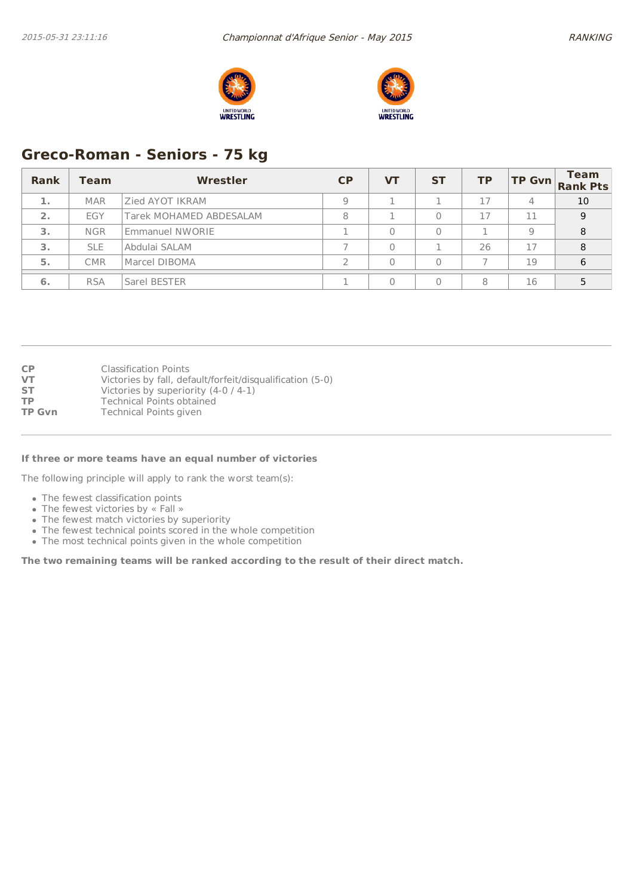## Greco-Roman - Seniors - 75 kg

| Rank | Team | Wrestler | CP | VT | ST | TP | TP Gvn | Team Rank Pts |
|---|---|---|---|---|---|---|---|---|
| 1. | MAR | Zied AYOT IKRAM | 9 | 1 | 1 | 17 | 4 | 10 |
| 2. | EGY | Tarek MOHAMED ABDESALAM | 8 | 1 | 0 | 17 | 11 | 9 |
| 3. | NGR | Emmanuel NWORIE | 1 | 0 | 0 | 1 | 9 | 8 |
| 3. | SLE | Abdulai SALAM | 7 | 0 | 1 | 26 | 17 | 8 |
| 5. | CMR | Marcel DIBOMA | 2 | 0 | 0 | 7 | 19 | 6 |
| 6. | RSA | Sarel BESTER | 1 | 0 | 0 | 8 | 16 | 5 |

**CP** Classification Points
**VT** Victories by fall, default/forfeit/disqualification (5-0)
**ST** Victories by superiority (4-0 / 4-1)
**TP** Technical Points obtained
**TP Gvn** Technical Points given

**If three or more teams have an equal number of victories**

The following principle will apply to rank the worst team(s):

- The fewest classification points
- The fewest victories by « Fall »
- The fewest match victories by superiority
- The fewest technical points scored in the whole competition
- The most technical points given in the whole competition

**The two remaining teams will be ranked according to the result of their direct match.**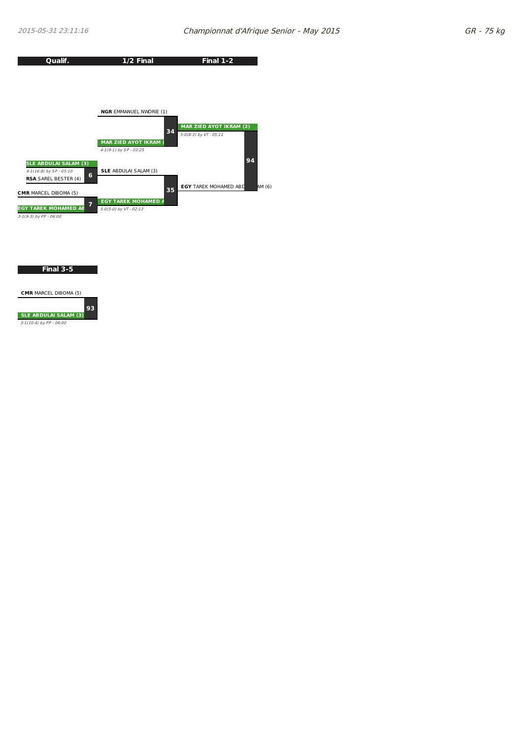Championnat d'Afrique Senior - May 2015

GR - 75 kg

| Qualif. | 1/2 Final | Final 1-2 |
|---|---|---|

**NGR** EMMANUEL NWORIE (1)

**34**

**MAR ZIED AYOT IKRAM (**

*4-1(9-1) by SP - 03:25*

**MAR ZIED AYOT IKRAM (2)**

*5-0(8-3) by VT - 05:11*

**94**

**SLE ABDULAI SALAM (3)**

*4-1(16-8) by SP - 05:10*

**6**

**RSA** SAREL BESTER (4)

**SLE** ABDULAI SALAM (3)

**35**

**EGY** TAREK MOHAMED ABD AM (6)

**CMR** MARCEL DIBOMA (5)

**7**

**EGY TAREK MOHAMED AB**

*3-1(9-3) by PP - 06:00*

**EGY TAREK MOHAMED A**

*5-0(5-0) by VT - 02:13*

## Final 3-5

**CMR** MARCEL DIBOMA (5)

**93**

**SLE ABDULAI SALAM (3)**

*3-1(10-4) by PP - 06:00*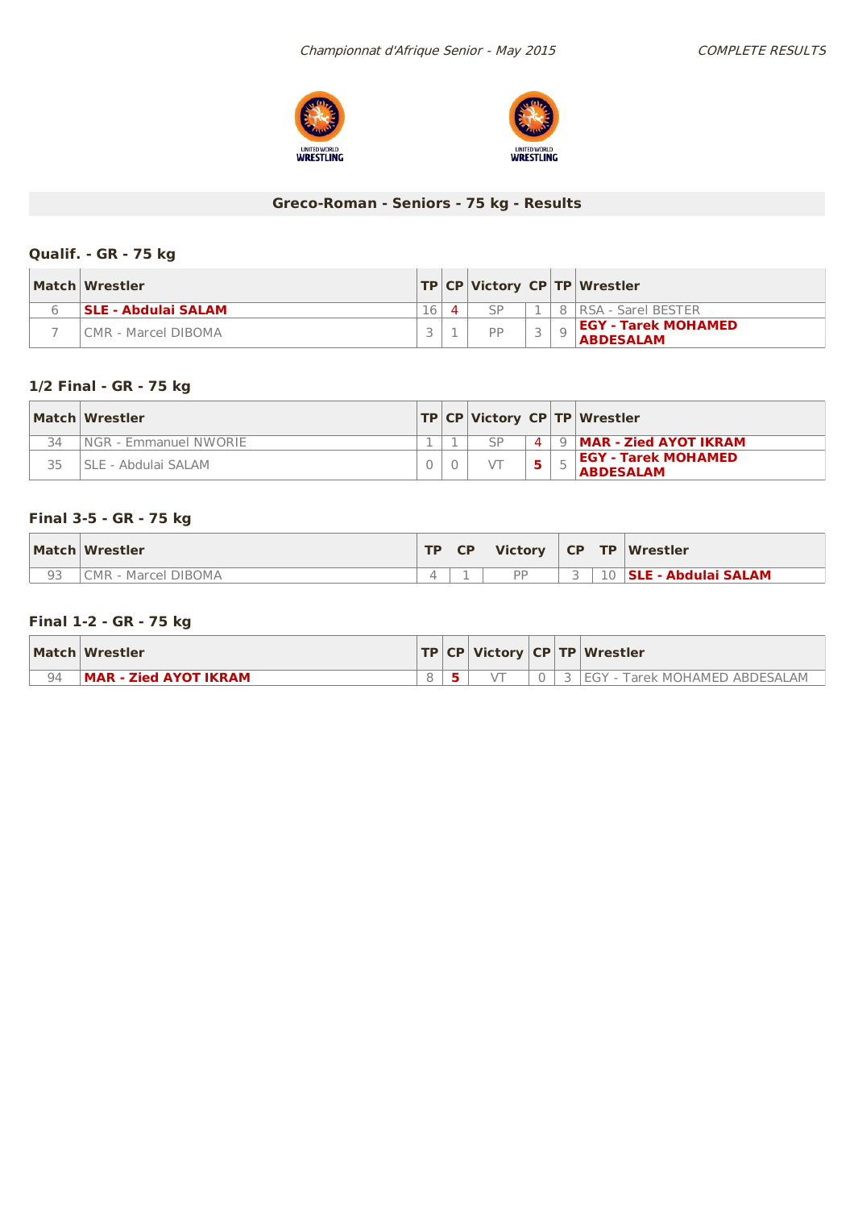*Championnat d'Afrique Senior - May 2015* *COMPLETE RESULTS*

## Greco-Roman - Seniors - 75 kg - Results

### Qualif. - GR - 75 kg

| Match | Wrestler | TP | CP | Victory | CP | TP | Wrestler |
|---|---|---|---|---|---|---|---|
| 6 | **SLE - Abdulai SALAM** | 16 | 4 | SP | 1 | 8 | RSA - Sarel BESTER |
| 7 | CMR - Marcel DIBOMA | 3 | 1 | PP | 3 | 9 | **EGY - Tarek MOHAMED ABDESALAM** |

### 1/2 Final - GR - 75 kg

| Match | Wrestler | TP | CP | Victory | CP | TP | Wrestler |
|---|---|---|---|---|---|---|---|
| 34 | NGR - Emmanuel NWORIE | 1 | 1 | SP | 4 | 9 | **MAR - Zied AYOT IKRAM** |
| 35 | SLE - Abdulai SALAM | 0 | 0 | VT | 5 | 5 | **EGY - Tarek MOHAMED ABDESALAM** |

### Final 3-5 - GR - 75 kg

| Match | Wrestler | TP | CP | Victory | CP | TP | Wrestler |
|---|---|---|---|---|---|---|---|
| 93 | CMR - Marcel DIBOMA | 4 | 1 | PP | 3 | 10 | **SLE - Abdulai SALAM** |

### Final 1-2 - GR - 75 kg

| Match | Wrestler | TP | CP | Victory | CP | TP | Wrestler |
|---|---|---|---|---|---|---|---|
| 94 | **MAR - Zied AYOT IKRAM** | 8 | 5 | VT | 0 | 3 | EGY - Tarek MOHAMED ABDESALAM |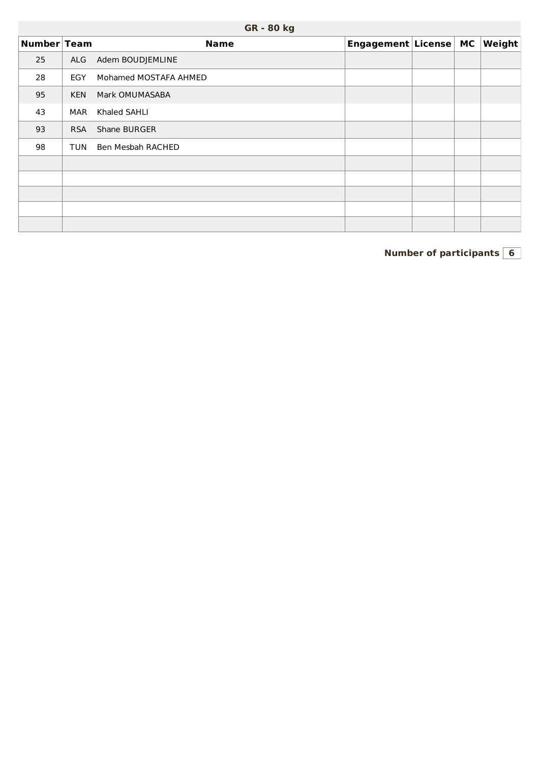## GR - 80 kg

| Number | Team | Name | Engagement | License | MC | Weight |
|---|---|---|---|---|---|---|
| 25 | ALG | Adem BOUDJEMLINE | | | | |
| 28 | EGY | Mohamed MOSTAFA AHMED | | | | |
| 95 | KEN | Mark OMUMASABA | | | | |
| 43 | MAR | Khaled SAHLI | | | | |
| 93 | RSA | Shane BURGER | | | | |
| 98 | TUN | Ben Mesbah RACHED | | | | |
| | | | | | | |
| | | | | | | |
| | | | | | | |
| | | | | | | |
| | | | | | | |

**Number of participants** 6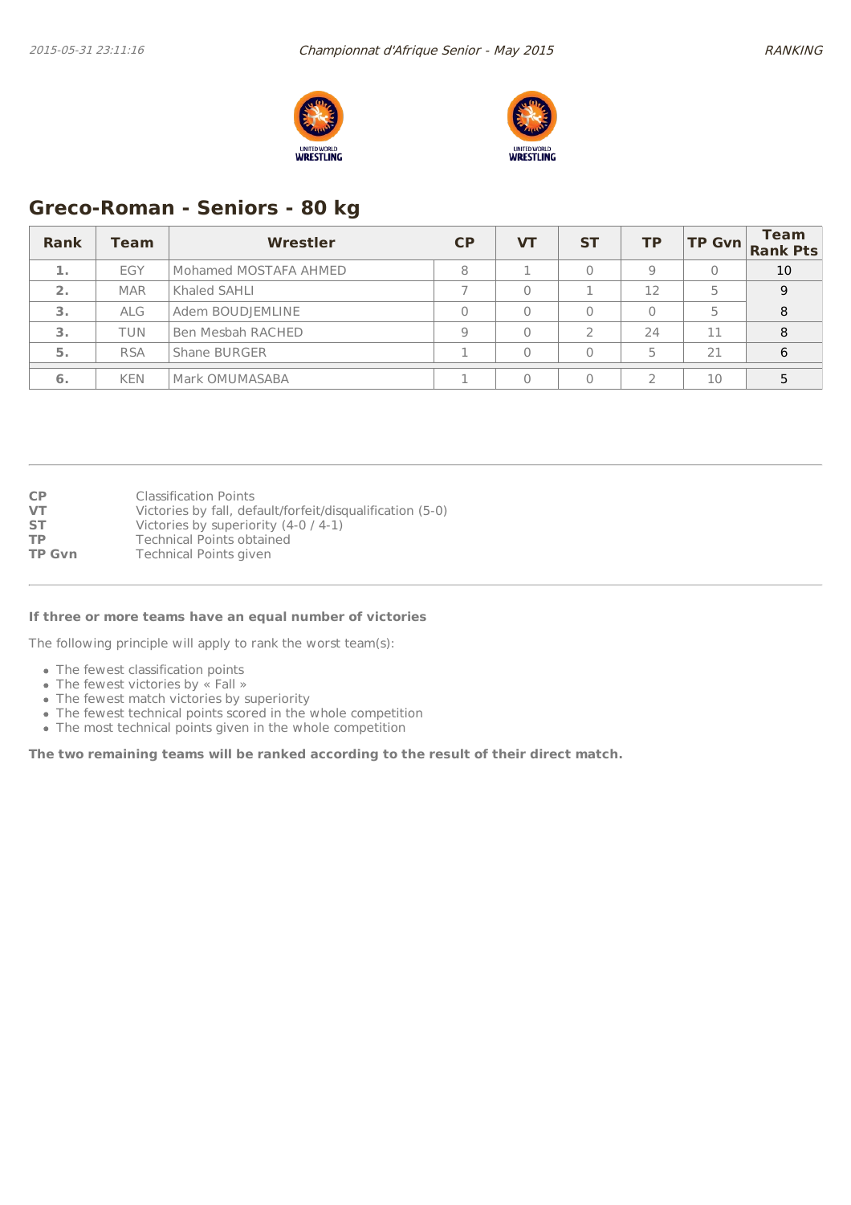## Greco-Roman - Seniors - 80 kg

| Rank | Team | Wrestler | CP | VT | ST | TP | TP Gvn | Team Rank Pts |
|---|---|---|---|---|---|---|---|---|
| 1. | EGY | Mohamed MOSTAFA AHMED | 8 | 1 | 0 | 9 | 0 | 10 |
| 2. | MAR | Khaled SAHLI | 7 | 0 | 1 | 12 | 5 | 9 |
| 3. | ALG | Adem BOUDJEMLINE | 0 | 0 | 0 | 0 | 5 | 8 |
| 3. | TUN | Ben Mesbah RACHED | 9 | 0 | 2 | 24 | 11 | 8 |
| 5. | RSA | Shane BURGER | 1 | 0 | 0 | 5 | 21 | 6 |
| 6. | KEN | Mark OMUMASABA | 1 | 0 | 0 | 2 | 10 | 5 |

**CP** Classification Points
**VT** Victories by fall, default/forfeit/disqualification (5-0)
**ST** Victories by superiority (4-0 / 4-1)
**TP** Technical Points obtained
**TP Gvn** Technical Points given

**If three or more teams have an equal number of victories**

The following principle will apply to rank the worst team(s):

- The fewest classification points
- The fewest victories by « Fall »
- The fewest match victories by superiority
- The fewest technical points scored in the whole competition
- The most technical points given in the whole competition

**The two remaining teams will be ranked according to the result of their direct match.**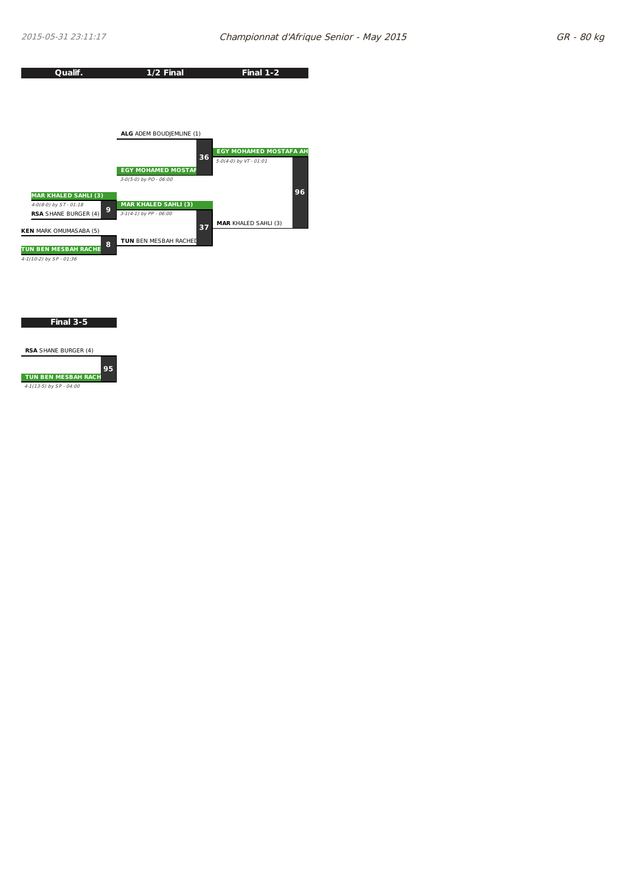## Championnat d'Afrique Senior - May 2015

### GR - 80 kg

| Qualif. | 1/2 Final | Final 1-2 |
|---|---|---|
| | **ALG** ADEM BOUDJEMLINE (1) | |
| | **EGY MOHAMED MOSTAF** | **EGY MOHAMED MOSTAFA AH** |
| | *3-0(5-0) by PO - 06:00* | *5-0(4-0) by VT - 01:01* |
| | Match 36 | |
| **MAR KHALED SAHLI (3)** | | |
| *4-0(8-0) by ST - 01:18* | | |
| **RSA** SHANE BURGER (4) | **MAR KHALED SAHLI (3)** | **MAR** KHALED SAHLI (3) |
| Match 9 | *3-1(4-1) by PP - 06:00* | |
| **KEN** MARK OMUMASABA (5) | | |
| **TUN BEN MESBAH RACHE** | **TUN** BEN MESBAH RACHED | |
| *4-1(10-2) by SP - 01:36* | | |
| Match 8 | Match 37 | Match 96 |

### Final 3-5

| Final 3-5 |
|---|
| **RSA** SHANE BURGER (4) |
| **TUN BEN MESBAH RACH** |
| *4-1(13-5) by SP - 04:00* |
| Match 95 |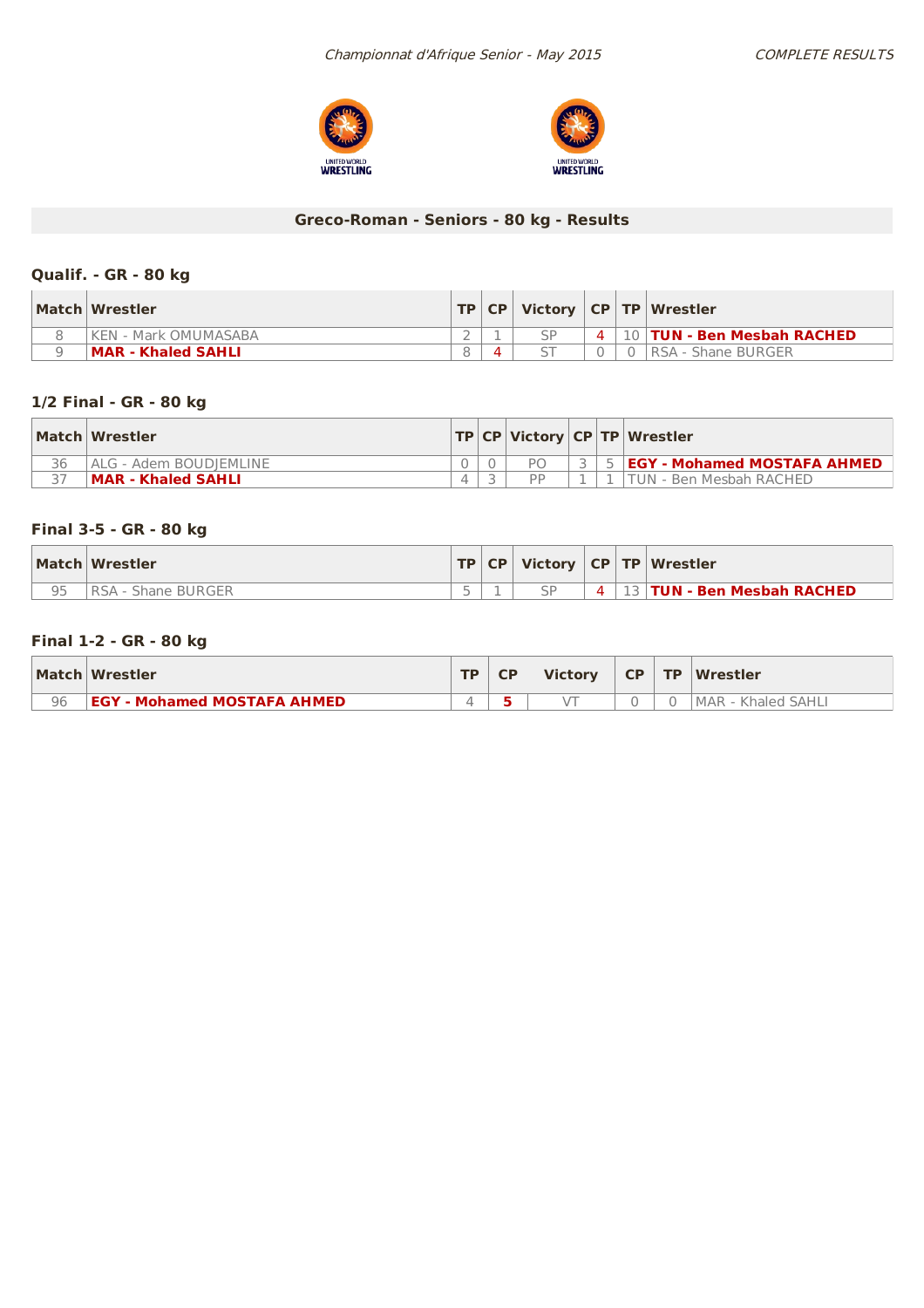## Greco-Roman - Seniors - 80 kg - Results

### Qualif. - GR - 80 kg

| Match | Wrestler | TP | CP | Victory | CP | TP | Wrestler |
|---|---|---|---|---|---|---|---|
| 8 | KEN - Mark OMUMASABA | 2 | 1 | SP | 4 | 10 | **TUN - Ben Mesbah RACHED** |
| 9 | **MAR - Khaled SAHLI** | 8 | 4 | ST | 0 | 0 | RSA - Shane BURGER |

### 1/2 Final - GR - 80 kg

| Match | Wrestler | TP | CP | Victory | CP | TP | Wrestler |
|---|---|---|---|---|---|---|---|
| 36 | ALG - Adem BOUDJEMLINE | 0 | 0 | PO | 3 | 5 | **EGY - Mohamed MOSTAFA AHMED** |
| 37 | **MAR - Khaled SAHLI** | 4 | 3 | PP | 1 | 1 | TUN - Ben Mesbah RACHED |

### Final 3-5 - GR - 80 kg

| Match | Wrestler | TP | CP | Victory | CP | TP | Wrestler |
|---|---|---|---|---|---|---|---|
| 95 | RSA - Shane BURGER | 5 | 1 | SP | 4 | 13 | **TUN - Ben Mesbah RACHED** |

### Final 1-2 - GR - 80 kg

| Match | Wrestler | TP | CP | Victory | CP | TP | Wrestler |
|---|---|---|---|---|---|---|---|
| 96 | **EGY - Mohamed MOSTAFA AHMED** | 4 | 5 | VT | 0 | 0 | MAR - Khaled SAHLI |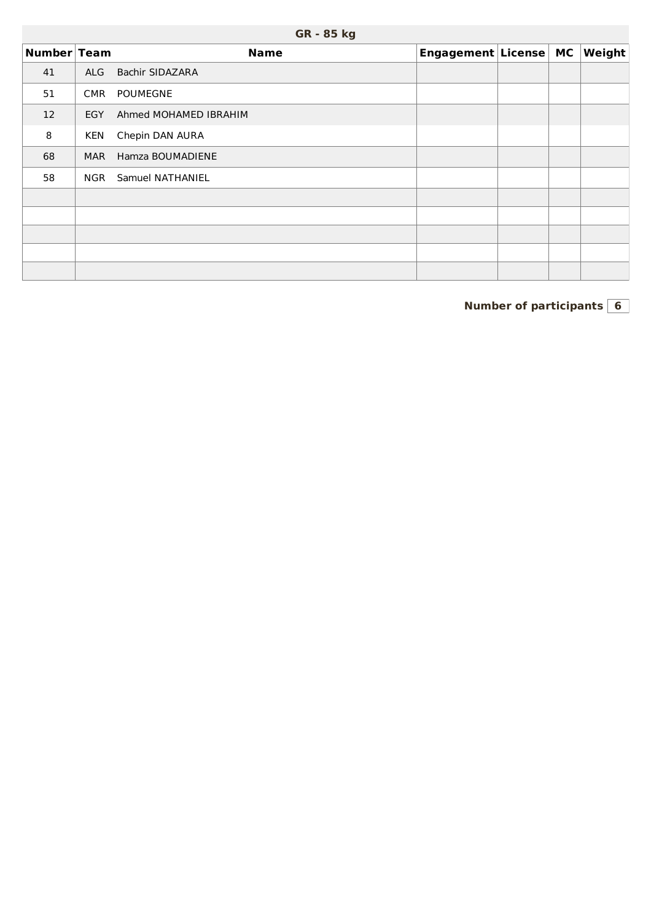## GR - 85 kg

| Number | Team | Name | Engagement | License | MC | Weight |
|---|---|---|---|---|---|---|
| 41 | ALG | Bachir SIDAZARA | | | | |
| 51 | CMR | POUMEGNE | | | | |
| 12 | EGY | Ahmed MOHAMED IBRAHIM | | | | |
| 8 | KEN | Chepin DAN AURA | | | | |
| 68 | MAR | Hamza BOUMADIENE | | | | |
| 58 | NGR | Samuel NATHANIEL | | | | |
| | | | | | | |
| | | | | | | |
| | | | | | | |
| | | | | | | |
| | | | | | | |

**Number of participants** **6**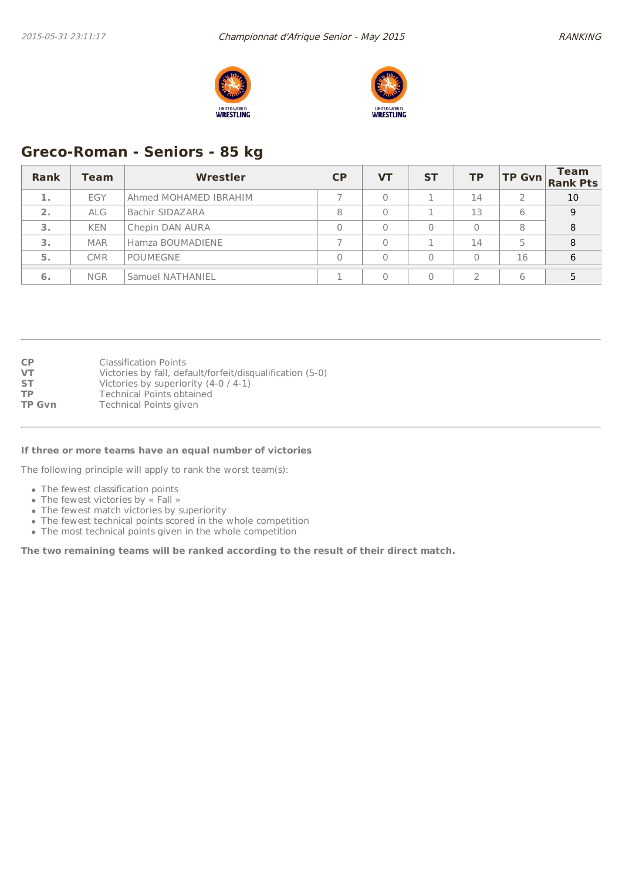## Greco-Roman - Seniors - 85 kg

| Rank | Team | Wrestler | CP | VT | ST | TP | TP Gvn | Team Rank Pts |
|---|---|---|---|---|---|---|---|---|
| 1. | EGY | Ahmed MOHAMED IBRAHIM | 7 | 0 | 1 | 14 | 2 | 10 |
| 2. | ALG | Bachir SIDAZARA | 8 | 0 | 1 | 13 | 6 | 9 |
| 3. | KEN | Chepin DAN AURA | 0 | 0 | 0 | 0 | 8 | 8 |
| 3. | MAR | Hamza BOUMADIENE | 7 | 0 | 1 | 14 | 5 | 8 |
| 5. | CMR | POUMEGNE | 0 | 0 | 0 | 0 | 16 | 6 |
| 6. | NGR | Samuel NATHANIEL | 1 | 0 | 0 | 2 | 6 | 5 |

**CP** Classification Points
**VT** Victories by fall, default/forfeit/disqualification (5-0)
**ST** Victories by superiority (4-0 / 4-1)
**TP** Technical Points obtained
**TP Gvn** Technical Points given

**If three or more teams have an equal number of victories**

The following principle will apply to rank the worst team(s):

- The fewest classification points
- The fewest victories by « Fall »
- The fewest match victories by superiority
- The fewest technical points scored in the whole competition
- The most technical points given in the whole competition

**The two remaining teams will be ranked according to the result of their direct match.**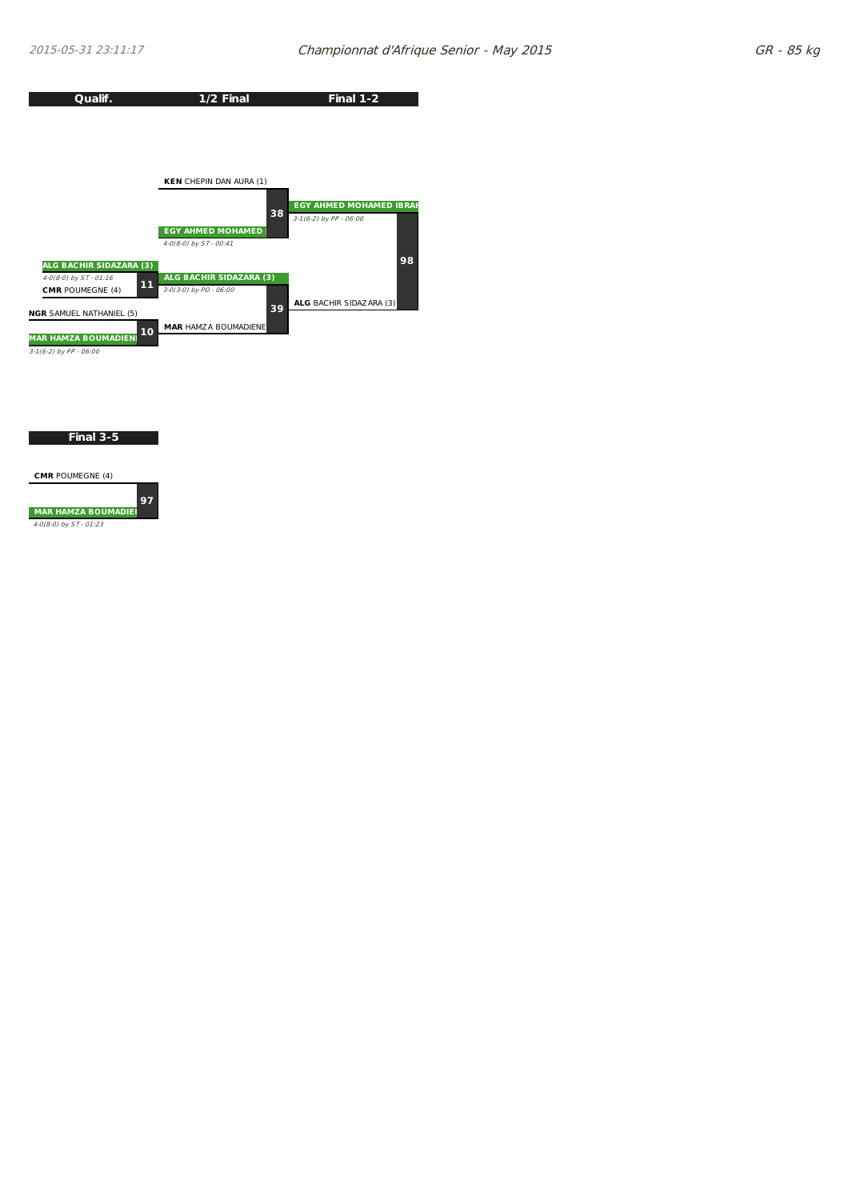2015-05-31 23:11:17

# Championnat d'Afrique Senior - May 2015

## GR - 85 kg

| Qualif. | 1/2 Final | Final 1-2 |
|---|---|---|
| | **KEN** CHEPIN DAN AURA (1) | |
| | *38* | **EGY AHMED MOHAMED IBRAH** |
| | **EGY AHMED MOHAMED** | *3-1(6-2) by PP - 06:00* |
| | *4-0(8-0) by ST - 00:41* | |
| **ALG BACHIR SIDAZARA (3)** | | *98* |
| *4-0(8-0) by ST - 01:16* | **ALG BACHIR SIDAZARA (3)** | |
| *11* | *3-0(3-0) by PO - 06:00* | |
| **CMR** POUMEGNE (4) | | |
| **NGR** SAMUEL NATHANIEL (5) | *39* | **ALG** BACHIR SIDAZARA (3) |
| *10* | **MAR** HAMZA BOUMADIENE | |
| **MAR HAMZA BOUMADIENI** | | |
| *3-1(6-2) by PP - 06:00* | | |

### Final 3-5

| Final 3-5 |
|---|
| **CMR** POUMEGNE (4) |
| *97* |
| **MAR HAMZA BOUMADIEI** |
| *4-0(8-0) by ST - 01:23* |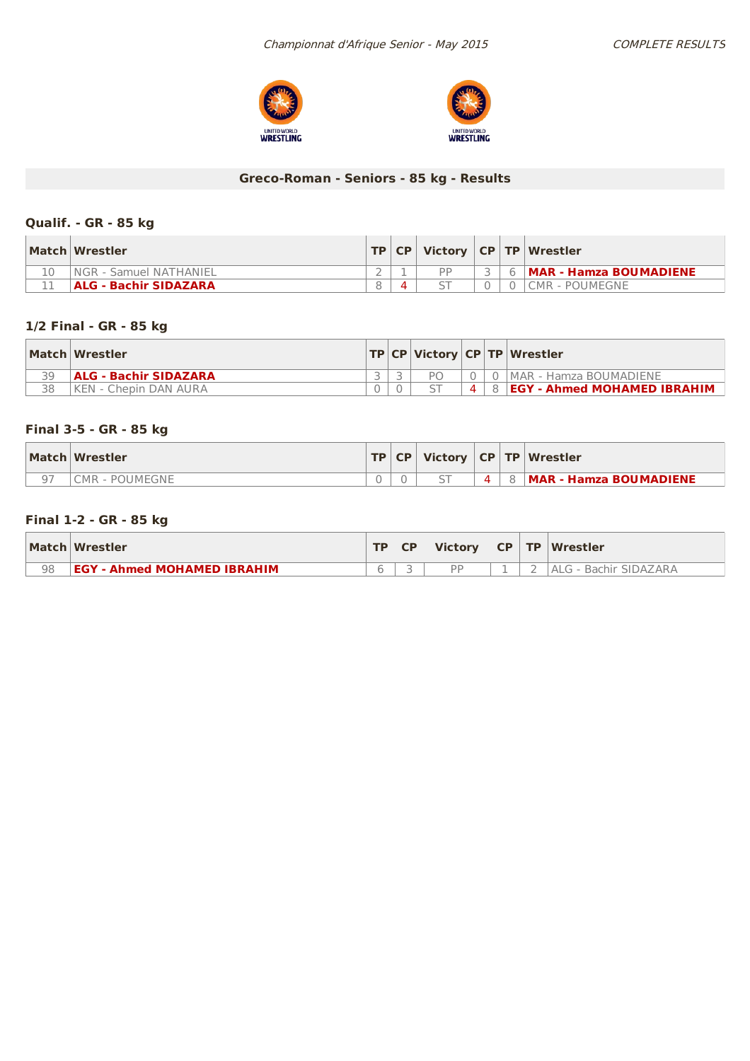## Greco-Roman - Seniors - 85 kg - Results

### Qualif. - GR - 85 kg

| Match | Wrestler | TP | CP | Victory | CP | TP | Wrestler |
|---|---|---|---|---|---|---|---|
| 10 | NGR - Samuel NATHANIEL | 2 | 1 | PP | 3 | 6 | **MAR - Hamza BOUMADIENE** |
| 11 | **ALG - Bachir SIDAZARA** | 8 | 4 | ST | 0 | 0 | CMR - POUMEGNE |

### 1/2 Final - GR - 85 kg

| Match | Wrestler | TP | CP | Victory | CP | TP | Wrestler |
|---|---|---|---|---|---|---|---|
| 39 | **ALG - Bachir SIDAZARA** | 3 | 3 | PO | 0 | 0 | MAR - Hamza BOUMADIENE |
| 38 | KEN - Chepin DAN AURA | 0 | 0 | ST | 4 | 8 | **EGY - Ahmed MOHAMED IBRAHIM** |

### Final 3-5 - GR - 85 kg

| Match | Wrestler | TP | CP | Victory | CP | TP | Wrestler |
|---|---|---|---|---|---|---|---|
| 97 | CMR - POUMEGNE | 0 | 0 | ST | 4 | 8 | **MAR - Hamza BOUMADIENE** |

### Final 1-2 - GR - 85 kg

| Match | Wrestler | TP | CP | Victory | CP | TP | Wrestler |
|---|---|---|---|---|---|---|---|
| 98 | **EGY - Ahmed MOHAMED IBRAHIM** | 6 | 3 | PP | 1 | 2 | ALG - Bachir SIDAZARA |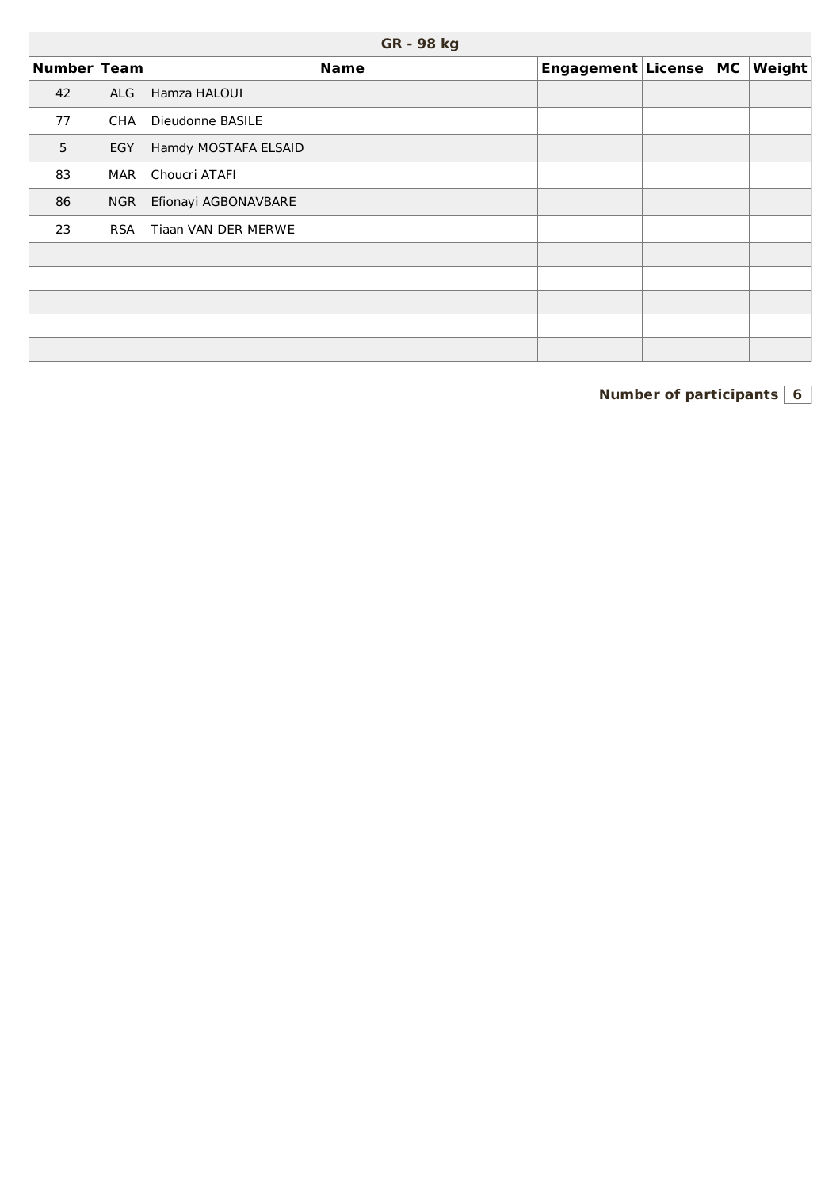## GR - 98 kg

| Number | Team | Name | Engagement | License | MC | Weight |
|---|---|---|---|---|---|---|
| 42 | ALG | Hamza HALOUI | | | | |
| 77 | CHA | Dieudonne BASILE | | | | |
| 5 | EGY | Hamdy MOSTAFA ELSAID | | | | |
| 83 | MAR | Choucri ATAFI | | | | |
| 86 | NGR | Efionayi AGBONAVBARE | | | | |
| 23 | RSA | Tiaan VAN DER MERWE | | | | |
| | | | | | | |
| | | | | | | |
| | | | | | | |
| | | | | | | |
| | | | | | | |

**Number of participants** **6**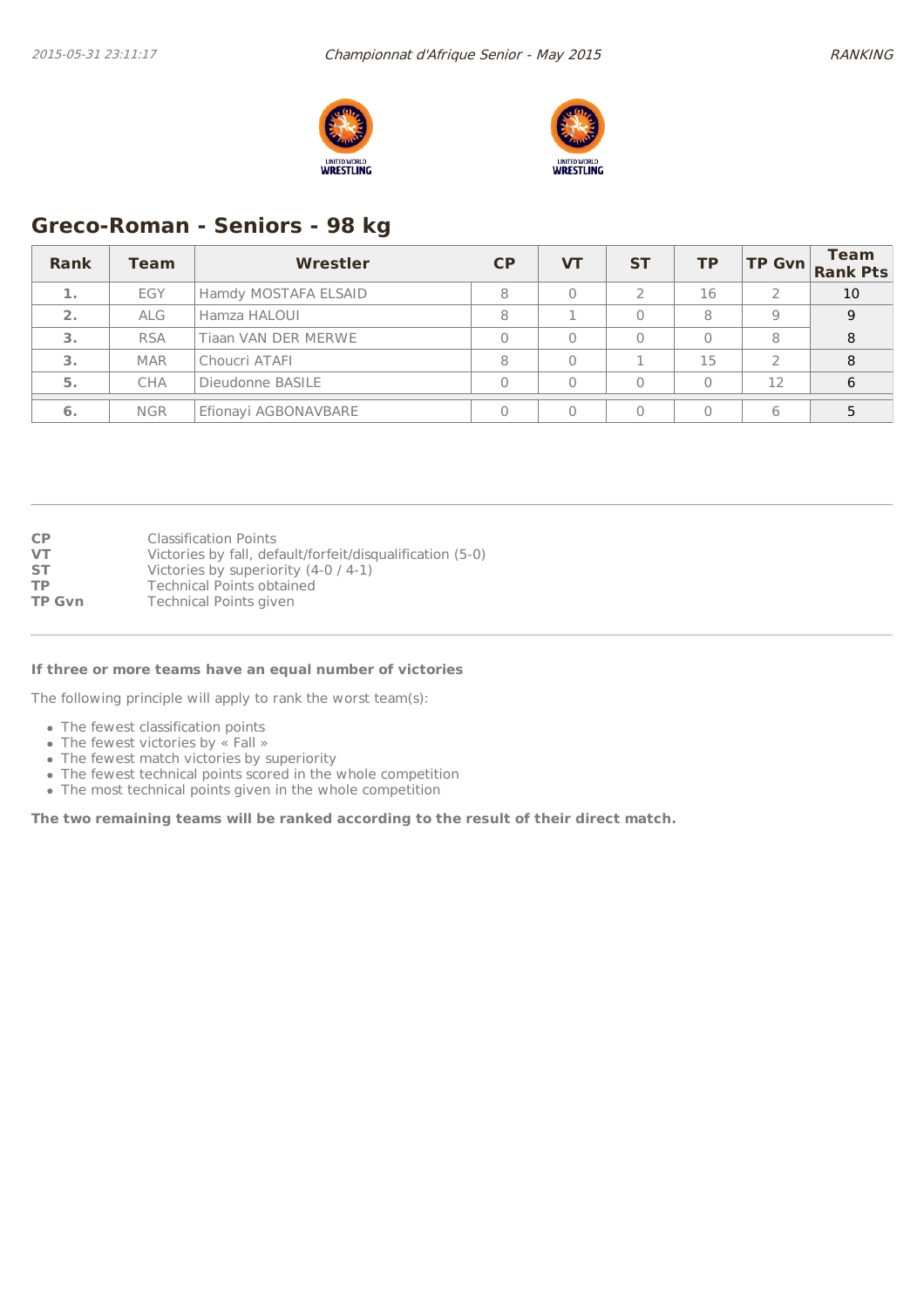## Greco-Roman - Seniors - 98 kg

| Rank | Team | Wrestler | CP | VT | ST | TP | TP Gvn | Team Rank Pts |
|---|---|---|---|---|---|---|---|---|
| 1. | EGY | Hamdy MOSTAFA ELSAID | 8 | 0 | 2 | 16 | 2 | 10 |
| 2. | ALG | Hamza HALOUI | 8 | 1 | 0 | 8 | 9 | 9 |
| 3. | RSA | Tiaan VAN DER MERWE | 0 | 0 | 0 | 0 | 8 | 8 |
| 3. | MAR | Choucri ATAFI | 8 | 0 | 1 | 15 | 2 | 8 |
| 5. | CHA | Dieudonne BASILE | 0 | 0 | 0 | 0 | 12 | 6 |
| 6. | NGR | Efionayi AGBONAVBARE | 0 | 0 | 0 | 0 | 6 | 5 |

**CP** Classification Points
**VT** Victories by fall, default/forfeit/disqualification (5-0)
**ST** Victories by superiority (4-0 / 4-1)
**TP** Technical Points obtained
**TP Gvn** Technical Points given

**If three or more teams have an equal number of victories**

The following principle will apply to rank the worst team(s):

- The fewest classification points
- The fewest victories by « Fall »
- The fewest match victories by superiority
- The fewest technical points scored in the whole competition
- The most technical points given in the whole competition

**The two remaining teams will be ranked according to the result of their direct match.**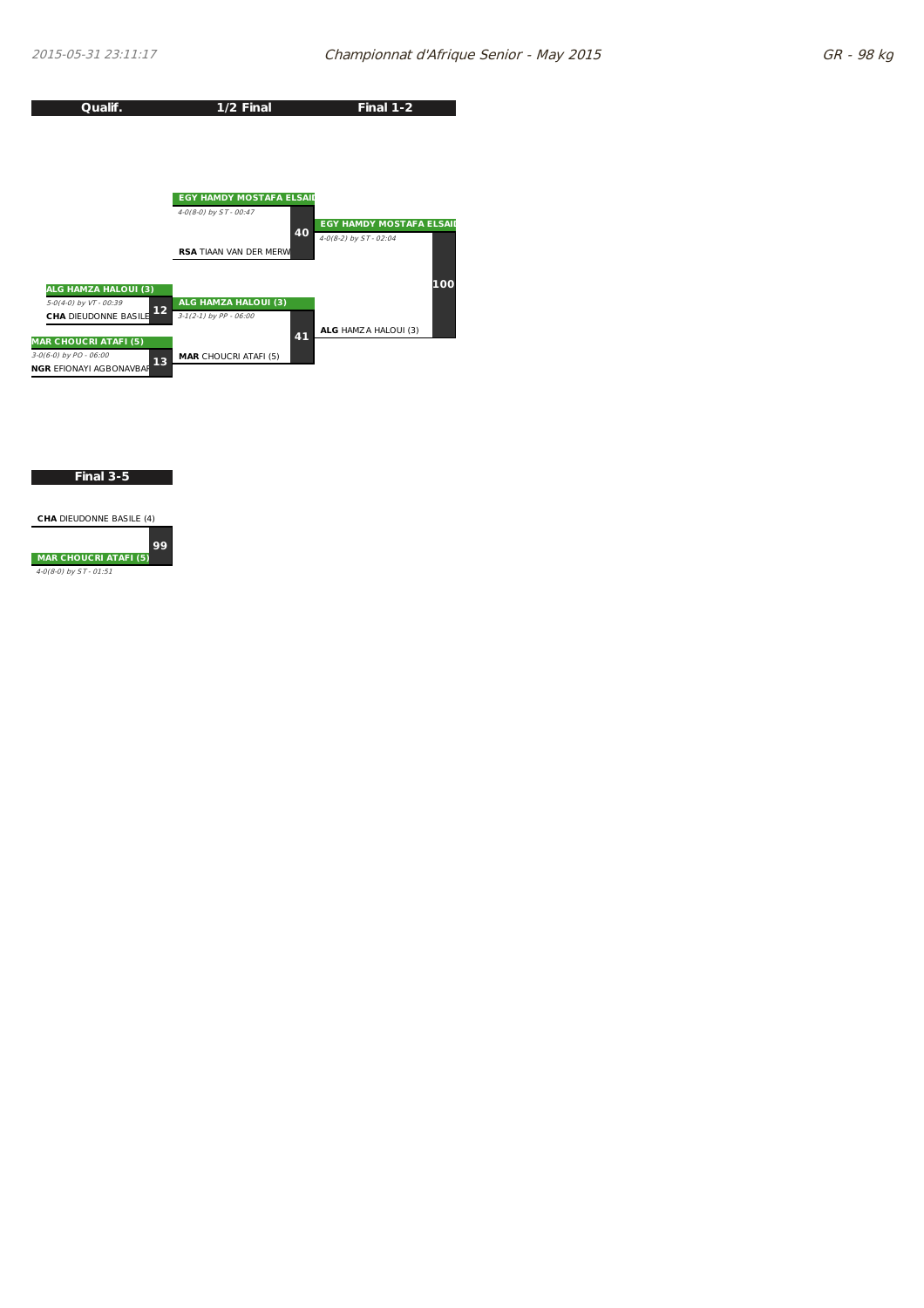Championnat d'Afrique Senior - May 2015

GR - 98 kg

| Qualif. | 1/2 Final | Final 1-2 |
|---|---|---|
| | **EGY HAMDY MOSTAFA ELSAID** | |
| | *4-0(8-0) by ST - 00:47* | |
| | 40 | **EGY HAMDY MOSTAFA ELSAID** |
| | **RSA** TIAAN VAN DER MERW | *4-0(8-2) by ST - 02:04* |
| **ALG HAMZA HALOUI (3)** | | 100 |
| *5-0(4-0) by VT - 00:39* | | |
| 12 | **ALG HAMZA HALOUI (3)** | **ALG** HAMZA HALOUI (3) |
| **CHA** DIEUDONNE BASILE | *3-1(2-1) by PP - 06:00* | |
| **MAR CHOUCRI ATAFI (5)** | 41 | |
| *3-0(6-0) by PO - 06:00* | | |
| 13 | **MAR** CHOUCRI ATAFI (5) | |
| **NGR** EFIONAYI AGBONAVBAR | | |

## Final 3-5

**CHA** DIEUDONNE BASILE (4)

99

**MAR CHOUCRI ATAFI (5)**

*4-0(8-0) by ST - 01:51*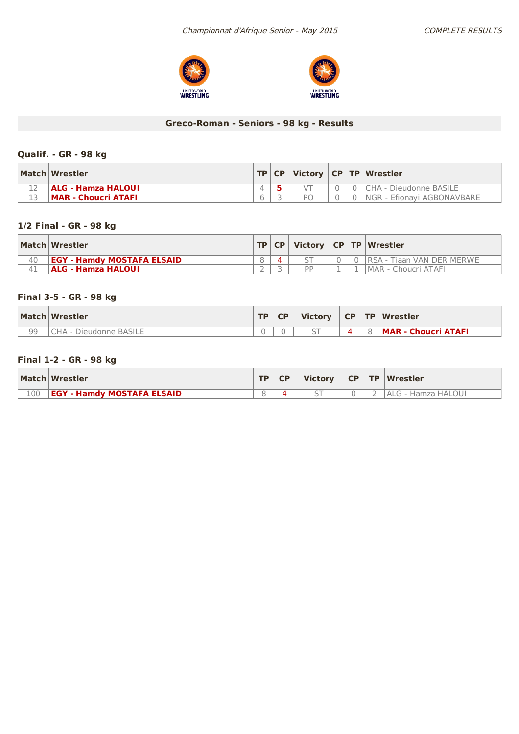*Championnat d'Afrique Senior - May 2015*

*COMPLETE RESULTS*

## Greco-Roman - Seniors - 98 kg - Results

### Qualif. - GR - 98 kg

| Match | Wrestler | TP | CP | Victory | CP | TP | Wrestler |
|---|---|---|---|---|---|---|---|
| 12 | **ALG - Hamza HALOUI** | 4 | **5** | VT | 0 | 0 | CHA - Dieudonne BASILE |
| 13 | **MAR - Choucri ATAFI** | 6 | 3 | PO | 0 | 0 | NGR - Efionayi AGBONAVBARE |

### 1/2 Final - GR - 98 kg

| Match | Wrestler | TP | CP | Victory | CP | TP | Wrestler |
|---|---|---|---|---|---|---|---|
| 40 | **EGY - Hamdy MOSTAFA ELSAID** | 8 | 4 | ST | 0 | 0 | RSA - Tiaan VAN DER MERWE |
| 41 | **ALG - Hamza HALOUI** | 2 | 3 | PP | 1 | 1 | MAR - Choucri ATAFI |

### Final 3-5 - GR - 98 kg

| Match | Wrestler | TP | CP | Victory | CP | TP | Wrestler |
|---|---|---|---|---|---|---|---|
| 99 | CHA - Dieudonne BASILE | 0 | 0 | ST | 4 | 8 | **MAR - Choucri ATAFI** |

### Final 1-2 - GR - 98 kg

| Match | Wrestler | TP | CP | Victory | CP | TP | Wrestler |
|---|---|---|---|---|---|---|---|
| 100 | **EGY - Hamdy MOSTAFA ELSAID** | 8 | 4 | ST | 0 | 2 | ALG - Hamza HALOUI |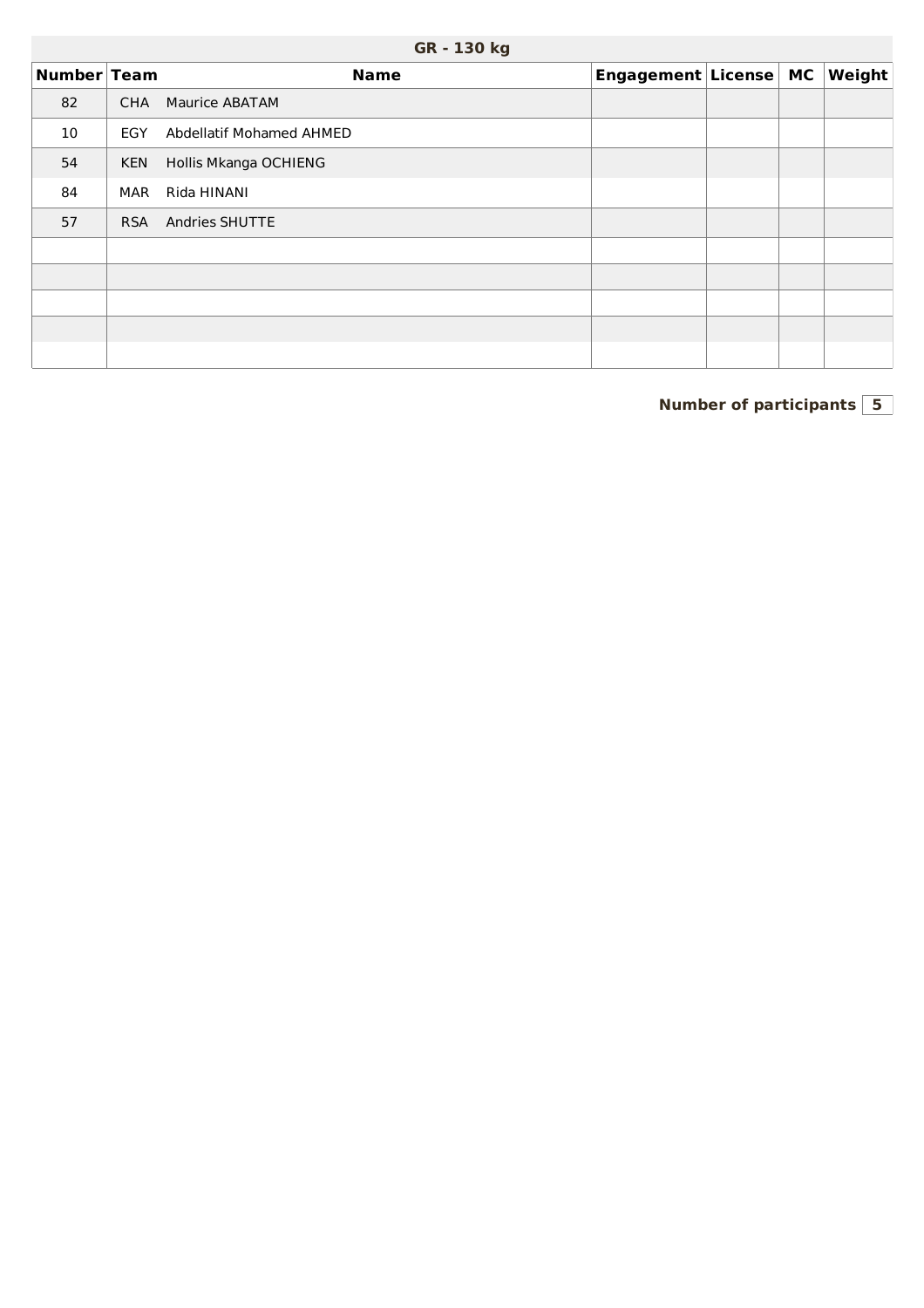| GR - 130 kg | | | | | | |
|---|---|---|---|---|---|---|
| **Number** | **Team** | **Name** | **Engagement** | **License** | **MC** | **Weight** |
| 82 | CHA | Maurice ABATAM | | | | |
| 10 | EGY | Abdellatif Mohamed AHMED | | | | |
| 54 | KEN | Hollis Mkanga OCHIENG | | | | |
| 84 | MAR | Rida HINANI | | | | |
| 57 | RSA | Andries SHUTTE | | | | |
| | | | | | | |
| | | | | | | |
| | | | | | | |
| | | | | | | |
| | | | | | | |

**Number of participants** 5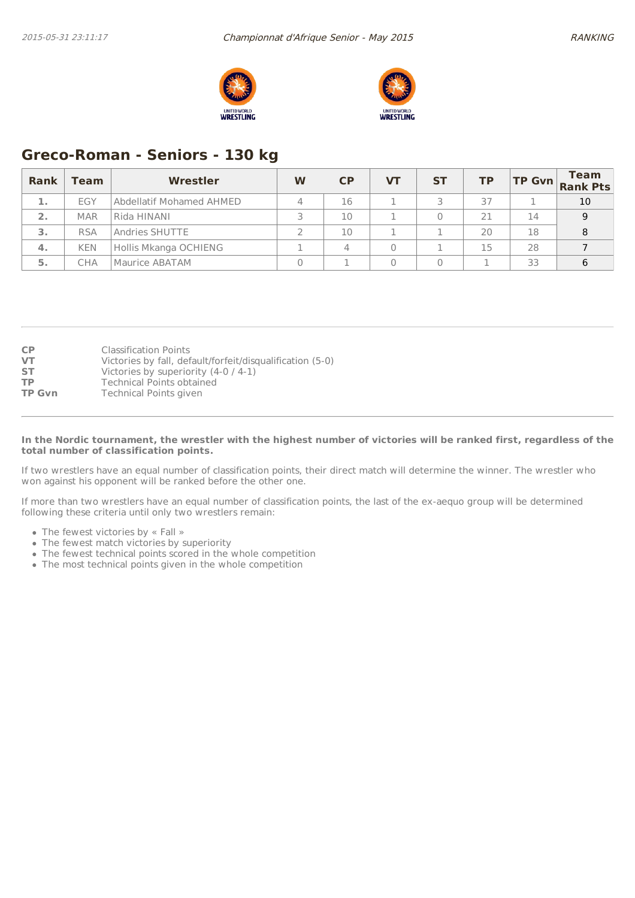## Greco-Roman - Seniors - 130 kg

| Rank | Team | Wrestler | W | CP | VT | ST | TP | TP Gvn | Team Rank Pts |
|---|---|---|---|---|---|---|---|---|---|
| 1. | EGY | Abdellatif Mohamed AHMED | 4 | 16 | 1 | 3 | 37 | 1 | 10 |
| 2. | MAR | Rida HINANI | 3 | 10 | 1 | 0 | 21 | 14 | 9 |
| 3. | RSA | Andries SHUTTE | 2 | 10 | 1 | 1 | 20 | 18 | 8 |
| 4. | KEN | Hollis Mkanga OCHIENG | 1 | 4 | 0 | 1 | 15 | 28 | 7 |
| 5. | CHA | Maurice ABATAM | 0 | 1 | 0 | 0 | 1 | 33 | 6 |

**CP** Classification Points
**VT** Victories by fall, default/forfeit/disqualification (5-0)
**ST** Victories by superiority (4-0 / 4-1)
**TP** Technical Points obtained
**TP Gvn** Technical Points given

**In the Nordic tournament, the wrestler with the highest number of victories will be ranked first, regardless of the total number of classification points.**

If two wrestlers have an equal number of classification points, their direct match will determine the winner. The wrestler who won against his opponent will be ranked before the other one.

If more than two wrestlers have an equal number of classification points, the last of the ex-aequo group will be determined following these criteria until only two wrestlers remain:

- The fewest victories by « Fall »
- The fewest match victories by superiority
- The fewest technical points scored in the whole competition
- The most technical points given in the whole competition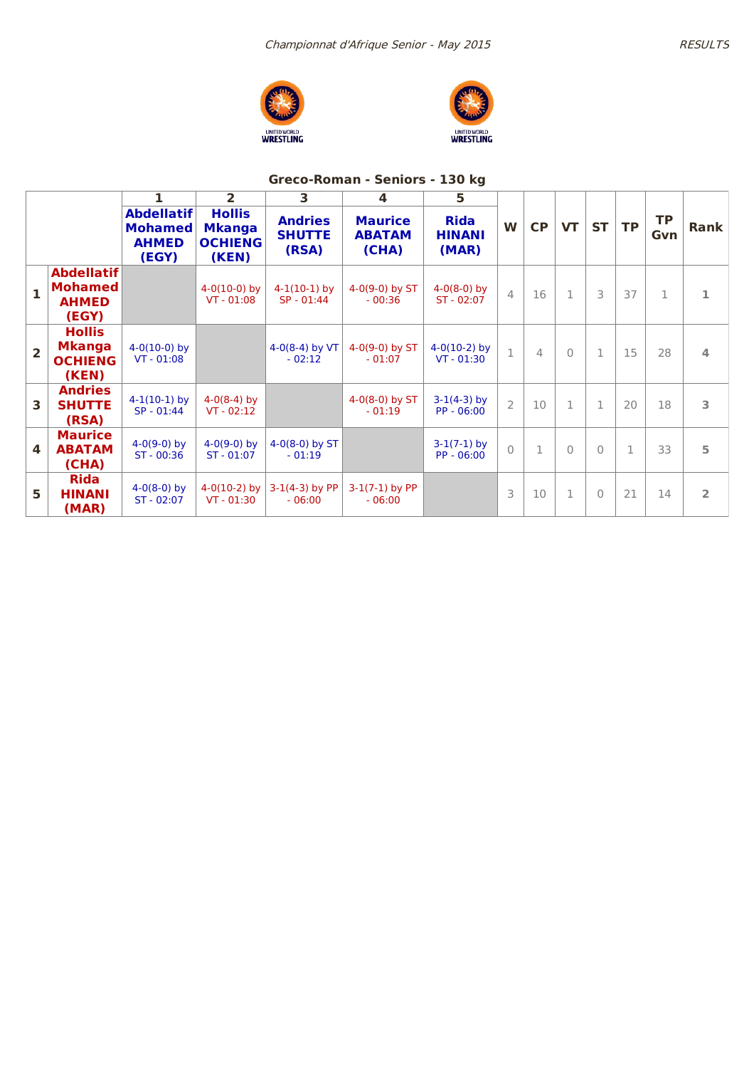*Championnat d'Afrique Senior - May 2015*

## Greco-Roman - Seniors - 130 kg

| | | 1 | 2 | 3 | 4 | 5 | W | CP | VT | ST | TP | TP Gvn | Rank |
|---|---|---|---|---|---|---|---|---|---|---|---|---|---|
| | | **Abdellatif Mohamed AHMED (EGY)** | **Hollis Mkanga OCHIENG (KEN)** | **Andries SHUTTE (RSA)** | **Maurice ABATAM (CHA)** | **Rida HINANI (MAR)** | | | | | | | |
| **1** | **Abdellatif Mohamed AHMED (EGY)** | | 4-0(10-0) by VT - 01:08 | 4-1(10-1) by SP - 01:44 | 4-0(9-0) by ST - 00:36 | 4-0(8-0) by ST - 02:07 | 4 | 16 | 1 | 3 | 37 | 1 | 1 |
| **2** | **Hollis Mkanga OCHIENG (KEN)** | 4-0(10-0) by VT - 01:08 | | 4-0(8-4) by VT - 02:12 | 4-0(9-0) by ST - 01:07 | 4-0(10-2) by VT - 01:30 | 1 | 4 | 0 | 1 | 15 | 28 | 4 |
| **3** | **Andries SHUTTE (RSA)** | 4-1(10-1) by SP - 01:44 | 4-0(8-4) by VT - 02:12 | | 4-0(8-0) by ST - 01:19 | 3-1(4-3) by PP - 06:00 | 2 | 10 | 1 | 1 | 20 | 18 | 3 |
| **4** | **Maurice ABATAM (CHA)** | 4-0(9-0) by ST - 00:36 | 4-0(9-0) by ST - 01:07 | 4-0(8-0) by ST - 01:19 | | 3-1(7-1) by PP - 06:00 | 0 | 1 | 0 | 0 | 1 | 33 | 5 |
| **5** | **Rida HINANI (MAR)** | 4-0(8-0) by ST - 02:07 | 4-0(10-2) by VT - 01:30 | 3-1(4-3) by PP - 06:00 | 3-1(7-1) by PP - 06:00 | | 3 | 10 | 1 | 0 | 21 | 14 | 2 |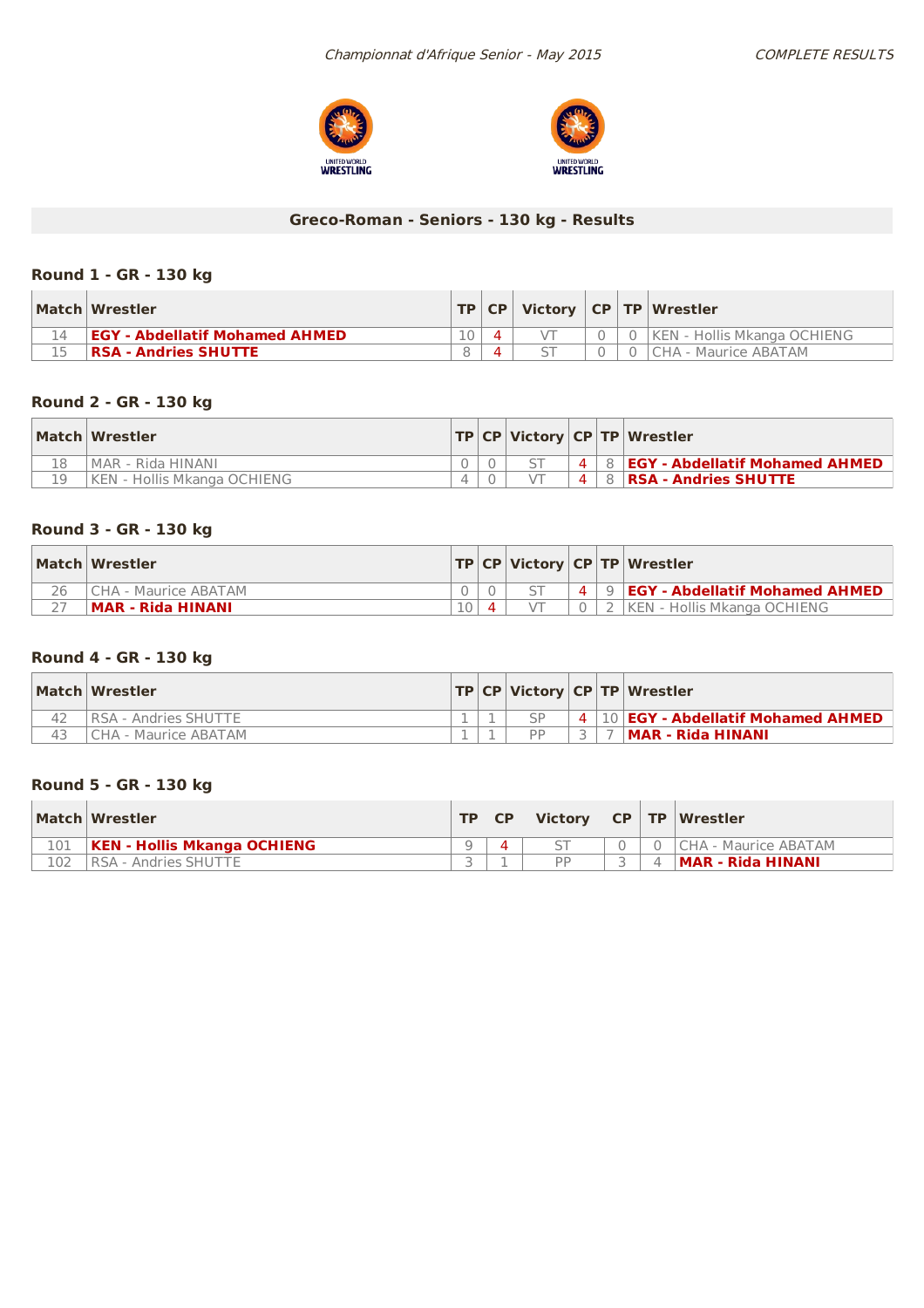## Greco-Roman - Seniors - 130 kg - Results

### Round 1 - GR - 130 kg

| Match | Wrestler | TP | CP | Victory | CP | TP | Wrestler |
|---|---|---|---|---|---|---|---|
| 14 | **EGY - Abdellatif Mohamed AHMED** | 10 | 4 | VT | 0 | 0 | KEN - Hollis Mkanga OCHIENG |
| 15 | **RSA - Andries SHUTTE** | 8 | 4 | ST | 0 | 0 | CHA - Maurice ABATAM |

### Round 2 - GR - 130 kg

| Match | Wrestler | TP | CP | Victory | CP | TP | Wrestler |
|---|---|---|---|---|---|---|---|
| 18 | MAR - Rida HINANI | 0 | 0 | ST | 4 | 8 | **EGY - Abdellatif Mohamed AHMED** |
| 19 | KEN - Hollis Mkanga OCHIENG | 4 | 0 | VT | 4 | 8 | **RSA - Andries SHUTTE** |

### Round 3 - GR - 130 kg

| Match | Wrestler | TP | CP | Victory | CP | TP | Wrestler |
|---|---|---|---|---|---|---|---|
| 26 | CHA - Maurice ABATAM | 0 | 0 | ST | 4 | 9 | **EGY - Abdellatif Mohamed AHMED** |
| 27 | **MAR - Rida HINANI** | 10 | 4 | VT | 0 | 2 | KEN - Hollis Mkanga OCHIENG |

### Round 4 - GR - 130 kg

| Match | Wrestler | TP | CP | Victory | CP | TP | Wrestler |
|---|---|---|---|---|---|---|---|
| 42 | RSA - Andries SHUTTE | 1 | 1 | SP | 4 | 10 | **EGY - Abdellatif Mohamed AHMED** |
| 43 | CHA - Maurice ABATAM | 1 | 1 | PP | 3 | 7 | **MAR - Rida HINANI** |

### Round 5 - GR - 130 kg

| Match | Wrestler | TP | CP | Victory | CP | TP | Wrestler |
|---|---|---|---|---|---|---|---|
| 101 | **KEN - Hollis Mkanga OCHIENG** | 9 | 4 | ST | 0 | 0 | CHA - Maurice ABATAM |
| 102 | RSA - Andries SHUTTE | 3 | 1 | PP | 3 | 4 | **MAR - Rida HINANI** |